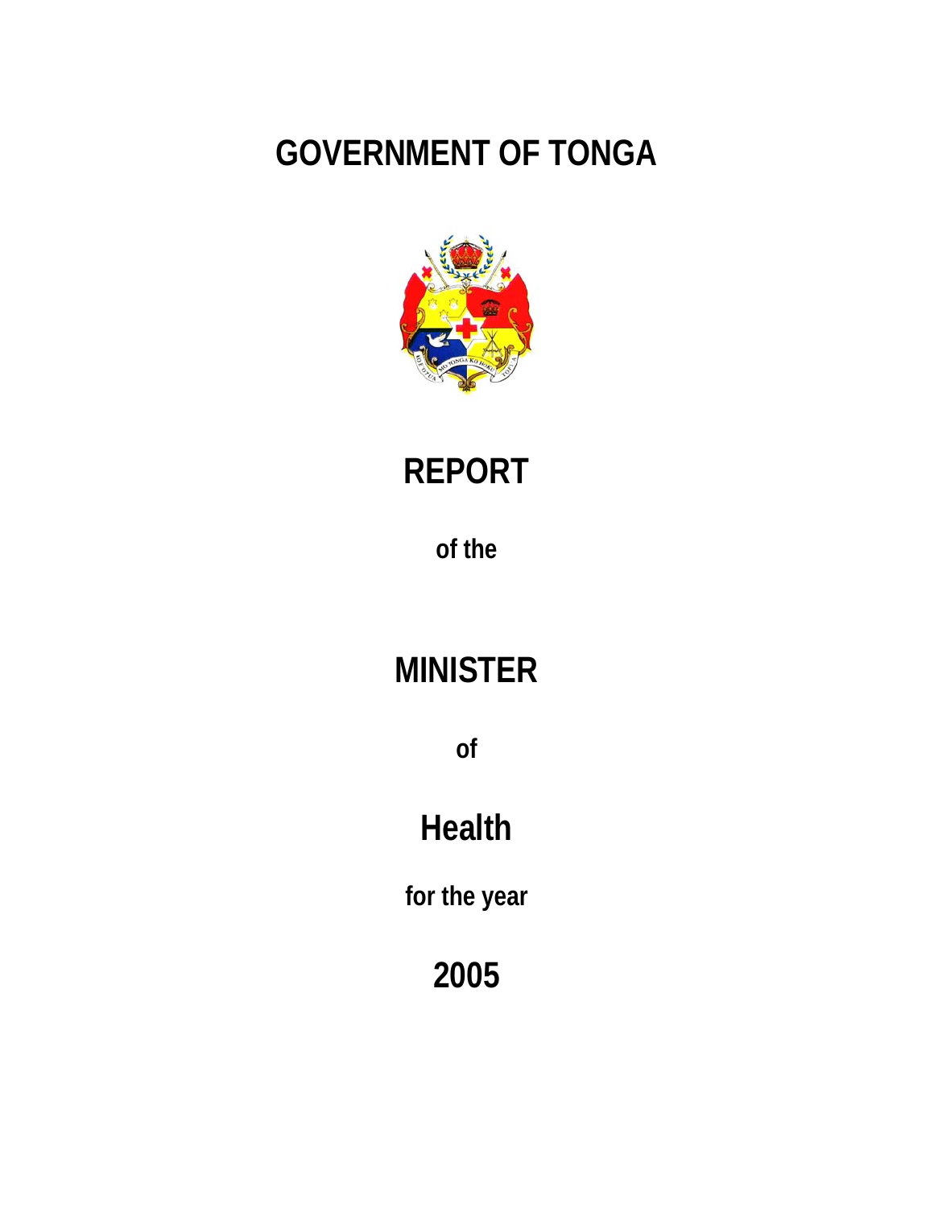# GOVERNMENT OF TONGA

# REPORT

**of the**

# MINISTER

**of**

# Health

**for the year**

# 2005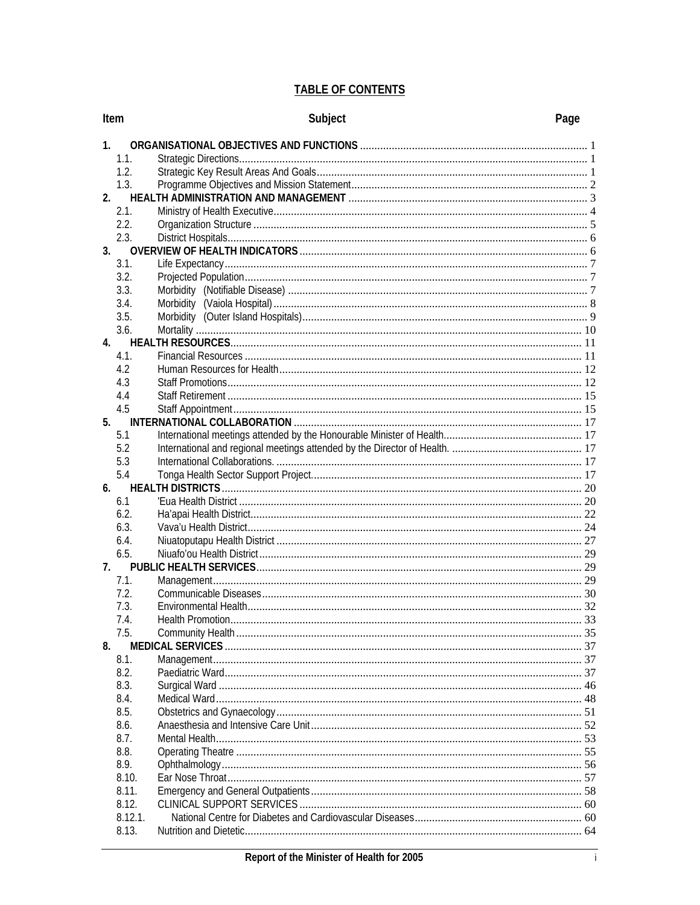# TABLE OF CONTENTS

| Item | Subject | Page |
|---|---|---|
| **1.** | **ORGANISATIONAL OBJECTIVES AND FUNCTIONS** | 1 |
| 1.1. | Strategic Directions | 1 |
| 1.2. | Strategic Key Result Areas And Goals | 1 |
| 1.3. | Programme Objectives and Mission Statement | 2 |
| **2.** | **HEALTH ADMINISTRATION AND MANAGEMENT** | 3 |
| 2.1. | Ministry of Health Executive | 4 |
| 2.2. | Organization Structure | 5 |
| 2.3. | District Hospitals | 6 |
| **3.** | **OVERVIEW OF HEALTH INDICATORS** | 6 |
| 3.1. | Life Expectancy | 7 |
| 3.2. | Projected Population | 7 |
| 3.3. | Morbidity (Notifiable Disease) | 7 |
| 3.4. | Morbidity (Vaiola Hospital) | 8 |
| 3.5. | Morbidity (Outer Island Hospitals) | 9 |
| 3.6. | Mortality | 10 |
| **4.** | **HEALTH RESOURCES** | 11 |
| 4.1. | Financial Resources | 11 |
| 4.2 | Human Resources for Health | 12 |
| 4.3 | Staff Promotions | 12 |
| 4.4 | Staff Retirement | 15 |
| 4.5 | Staff Appointment | 15 |
| **5.** | **INTERNATIONAL COLLABORATION** | 17 |
| 5.1 | International meetings attended by the Honourable Minister of Health | 17 |
| 5.2 | International and regional meetings attended by the Director of Health. | 17 |
| 5.3 | International Collaborations. | 17 |
| 5.4 | Tonga Health Sector Support Project. | 17 |
| **6.** | **HEALTH DISTRICTS** | 20 |
| 6.1 | 'Eua Health District | 20 |
| 6.2. | Ha'apai Health District. | 22 |
| 6.3. | Vava'u Health District | 24 |
| 6.4. | Niuatoputapu Health District | 27 |
| 6.5. | Niuafo'ou Health District | 29 |
| **7.** | **PUBLIC HEALTH SERVICES** | 29 |
| 7.1. | Management | 29 |
| 7.2. | Communicable Diseases | 30 |
| 7.3. | Environmental Health | 32 |
| 7.4. | Health Promotion | 33 |
| 7.5. | Community Health | 35 |
| **8.** | **MEDICAL SERVICES** | 37 |
| 8.1. | Management | 37 |
| 8.2. | Paediatric Ward | 37 |
| 8.3. | Surgical Ward | 46 |
| 8.4. | Medical Ward | 48 |
| 8.5. | Obstetrics and Gynaecology | 51 |
| 8.6. | Anaesthesia and Intensive Care Unit | 52 |
| 8.7. | Mental Health | 53 |
| 8.8. | Operating Theatre | 55 |
| 8.9. | Ophthalmology | 56 |
| 8.10. | Ear Nose Throat | 57 |
| 8.11. | Emergency and General Outpatients | 58 |
| 8.12. | CLINICAL SUPPORT SERVICES | 60 |
| 8.12.1. | National Centre for Diabetes and Cardiovascular Diseases | 60 |
| 8.13. | Nutrition and Dietetic | 64 |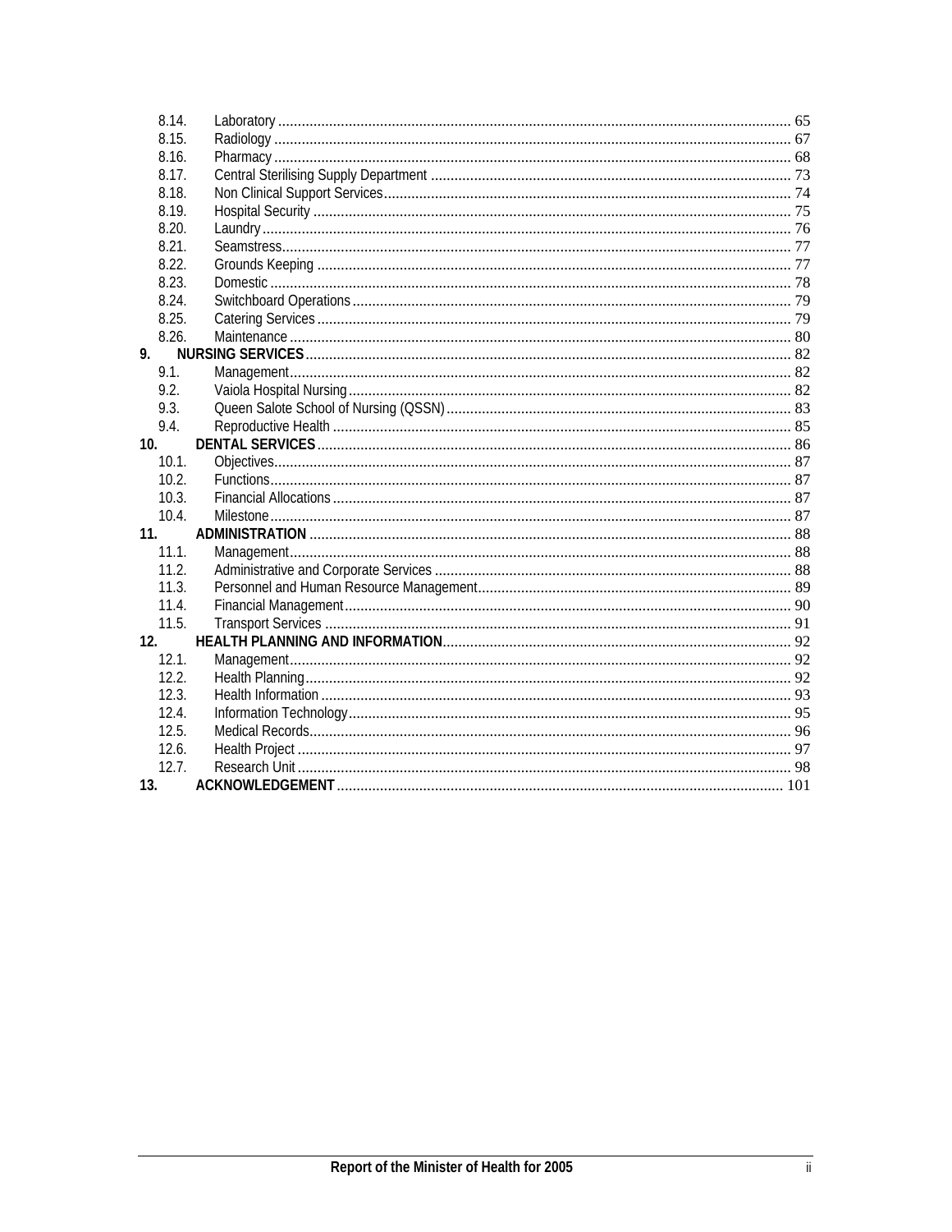| | | |
|---|---|---|
| 8.14. | Laboratory | 65 |
| 8.15. | Radiology | 67 |
| 8.16. | Pharmacy | 68 |
| 8.17. | Central Sterilising Supply Department | 73 |
| 8.18. | Non Clinical Support Services | 74 |
| 8.19. | Hospital Security | 75 |
| 8.20. | Laundry | 76 |
| 8.21. | Seamstress | 77 |
| 8.22. | Grounds Keeping | 77 |
| 8.23. | Domestic | 78 |
| 8.24. | Switchboard Operations | 79 |
| 8.25. | Catering Services | 79 |
| 8.26. | Maintenance | 80 |
| **9.** | **NURSING SERVICES** | 82 |
| 9.1. | Management | 82 |
| 9.2. | Vaiola Hospital Nursing | 82 |
| 9.3. | Queen Salote School of Nursing (QSSN) | 83 |
| 9.4. | Reproductive Health | 85 |
| **10.** | **DENTAL SERVICES** | 86 |
| 10.1. | Objectives | 87 |
| 10.2. | Functions | 87 |
| 10.3. | Financial Allocations | 87 |
| 10.4. | Milestone | 87 |
| **11.** | **ADMINISTRATION** | 88 |
| 11.1. | Management | 88 |
| 11.2. | Administrative and Corporate Services | 88 |
| 11.3. | Personnel and Human Resource Management | 89 |
| 11.4. | Financial Management | 90 |
| 11.5. | Transport Services | 91 |
| **12.** | **HEALTH PLANNING AND INFORMATION** | 92 |
| 12.1. | Management | 92 |
| 12.2. | Health Planning | 92 |
| 12.3. | Health Information | 93 |
| 12.4. | Information Technology | 95 |
| 12.5. | Medical Records | 96 |
| 12.6. | Health Project | 97 |
| 12.7. | Research Unit | 98 |
| **13.** | **ACKNOWLEDGEMENT** | 101 |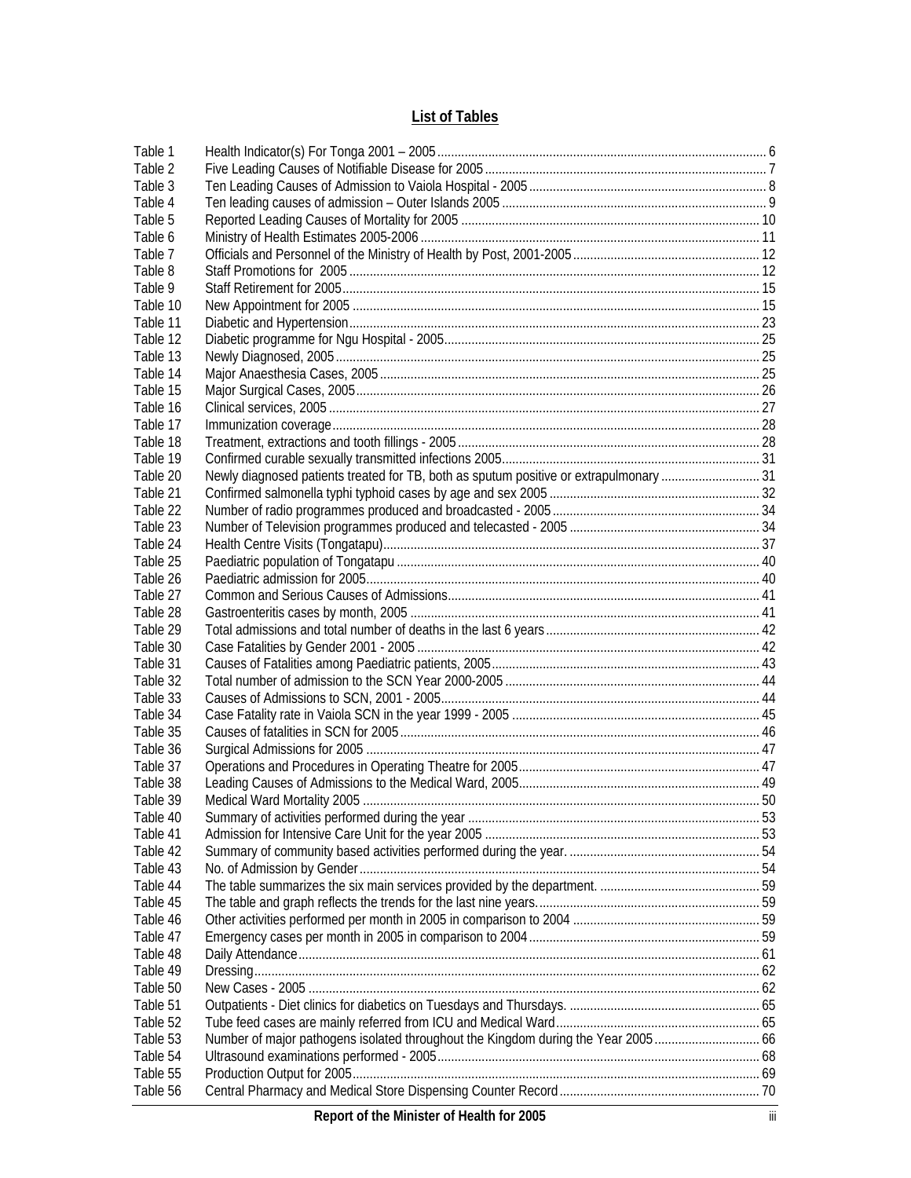## List of Tables

| | | |
|---|---|---|
| Table 1 | Health Indicator(s) For Tonga 2001 – 2005 | 6 |
| Table 2 | Five Leading Causes of Notifiable Disease for 2005 | 7 |
| Table 3 | Ten Leading Causes of Admission to Vaiola Hospital - 2005 | 8 |
| Table 4 | Ten leading causes of admission – Outer Islands 2005 | 9 |
| Table 5 | Reported Leading Causes of Mortality for 2005 | 10 |
| Table 6 | Ministry of Health Estimates 2005-2006 | 11 |
| Table 7 | Officials and Personnel of the Ministry of Health by Post, 2001-2005 | 12 |
| Table 8 | Staff Promotions for 2005 | 12 |
| Table 9 | Staff Retirement for 2005 | 15 |
| Table 10 | New Appointment for 2005 | 15 |
| Table 11 | Diabetic and Hypertension | 23 |
| Table 12 | Diabetic programme for Ngu Hospital - 2005 | 25 |
| Table 13 | Newly Diagnosed, 2005 | 25 |
| Table 14 | Major Anaesthesia Cases, 2005 | 25 |
| Table 15 | Major Surgical Cases, 2005 | 26 |
| Table 16 | Clinical services, 2005 | 27 |
| Table 17 | Immunization coverage | 28 |
| Table 18 | Treatment, extractions and tooth fillings - 2005 | 28 |
| Table 19 | Confirmed curable sexually transmitted infections 2005 | 31 |
| Table 20 | Newly diagnosed patients treated for TB, both as sputum positive or extrapulmonary | 31 |
| Table 21 | Confirmed salmonella typhi typhoid cases by age and sex 2005 | 32 |
| Table 22 | Number of radio programmes produced and broadcasted - 2005 | 34 |
| Table 23 | Number of Television programmes produced and telecasted - 2005 | 34 |
| Table 24 | Health Centre Visits (Tongatapu) | 37 |
| Table 25 | Paediatric population of Tongatapu | 40 |
| Table 26 | Paediatric admission for 2005 | 40 |
| Table 27 | Common and Serious Causes of Admissions | 41 |
| Table 28 | Gastroenteritis cases by month, 2005 | 41 |
| Table 29 | Total admissions and total number of deaths in the last 6 years | 42 |
| Table 30 | Case Fatalities by Gender 2001 - 2005 | 42 |
| Table 31 | Causes of Fatalities among Paediatric patients, 2005 | 43 |
| Table 32 | Total number of admission to the SCN Year 2000-2005 | 44 |
| Table 33 | Causes of Admissions to SCN, 2001 - 2005 | 44 |
| Table 34 | Case Fatality rate in Vaiola SCN in the year 1999 - 2005 | 45 |
| Table 35 | Causes of fatalities in SCN for 2005 | 46 |
| Table 36 | Surgical Admissions for 2005 | 47 |
| Table 37 | Operations and Procedures in Operating Theatre for 2005 | 47 |
| Table 38 | Leading Causes of Admissions to the Medical Ward, 2005 | 49 |
| Table 39 | Medical Ward Mortality 2005 | 50 |
| Table 40 | Summary of activities performed during the year | 53 |
| Table 41 | Admission for Intensive Care Unit for the year 2005 | 53 |
| Table 42 | Summary of community based activities performed during the year. | 54 |
| Table 43 | No. of Admission by Gender | 54 |
| Table 44 | The table summarizes the six main services provided by the department. | 59 |
| Table 45 | The table and graph reflects the trends for the last nine years. | 59 |
| Table 46 | Other activities performed per month in 2005 in comparison to 2004 | 59 |
| Table 47 | Emergency cases per month in 2005 in comparison to 2004 | 59 |
| Table 48 | Daily Attendance | 61 |
| Table 49 | Dressing | 62 |
| Table 50 | New Cases - 2005 | 62 |
| Table 51 | Outpatients - Diet clinics for diabetics on Tuesdays and Thursdays. | 65 |
| Table 52 | Tube feed cases are mainly referred from ICU and Medical Ward | 65 |
| Table 53 | Number of major pathogens isolated throughout the Kingdom during the Year 2005 | 66 |
| Table 54 | Ultrasound examinations performed - 2005 | 68 |
| Table 55 | Production Output for 2005 | 69 |
| Table 56 | Central Pharmacy and Medical Store Dispensing Counter Record | 70 |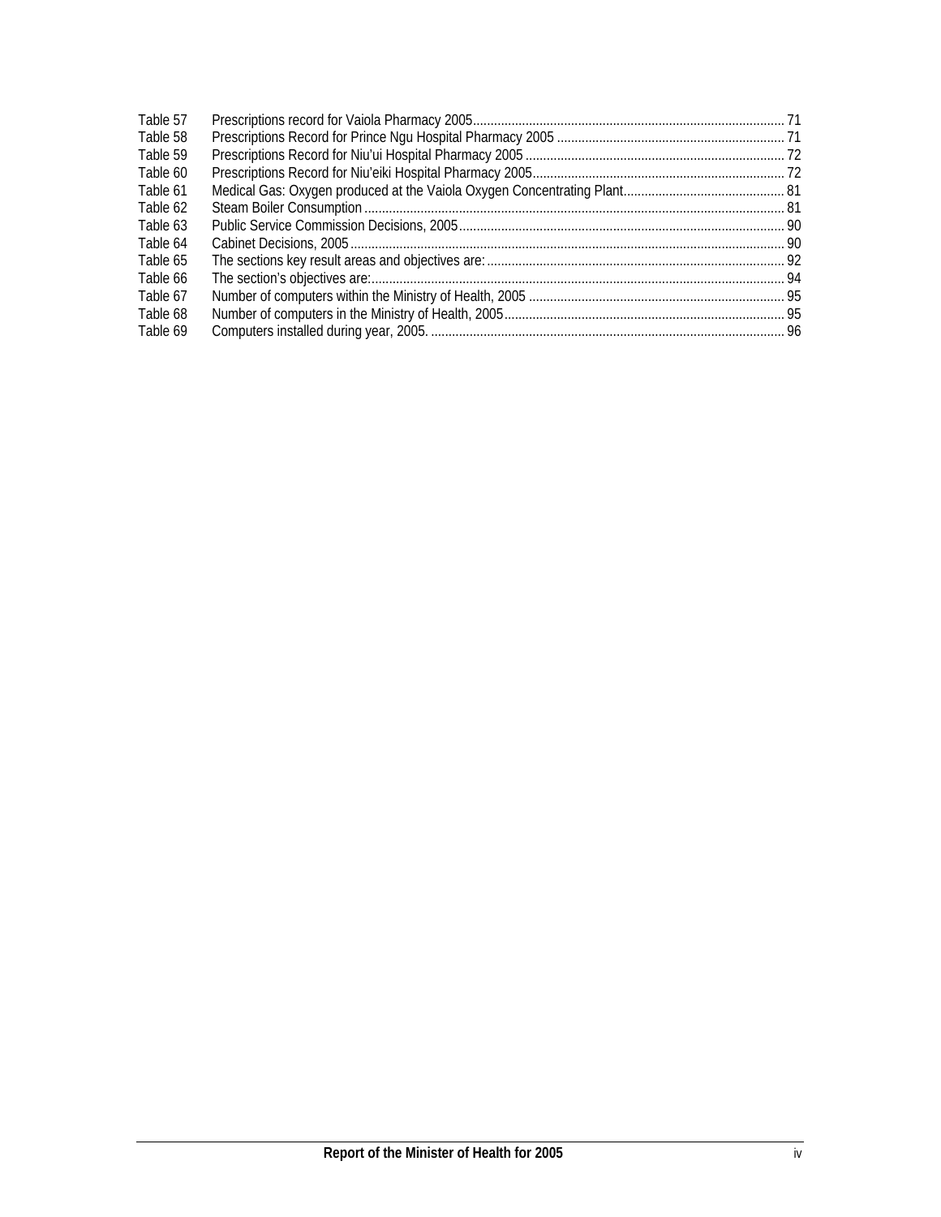| | | |
|---|---|---|
| Table 57 | Prescriptions record for Vaiola Pharmacy 2005 | 71 |
| Table 58 | Prescriptions Record for Prince Ngu Hospital Pharmacy 2005 | 71 |
| Table 59 | Prescriptions Record for Niu'ui Hospital Pharmacy 2005 | 72 |
| Table 60 | Prescriptions Record for Niu'eiki Hospital Pharmacy 2005 | 72 |
| Table 61 | Medical Gas: Oxygen produced at the Vaiola Oxygen Concentrating Plant | 81 |
| Table 62 | Steam Boiler Consumption | 81 |
| Table 63 | Public Service Commission Decisions, 2005 | 90 |
| Table 64 | Cabinet Decisions, 2005 | 90 |
| Table 65 | The sections key result areas and objectives are: | 92 |
| Table 66 | The section's objectives are: | 94 |
| Table 67 | Number of computers within the Ministry of Health, 2005 | 95 |
| Table 68 | Number of computers in the Ministry of Health, 2005 | 95 |
| Table 69 | Computers installed during year, 2005. | 96 |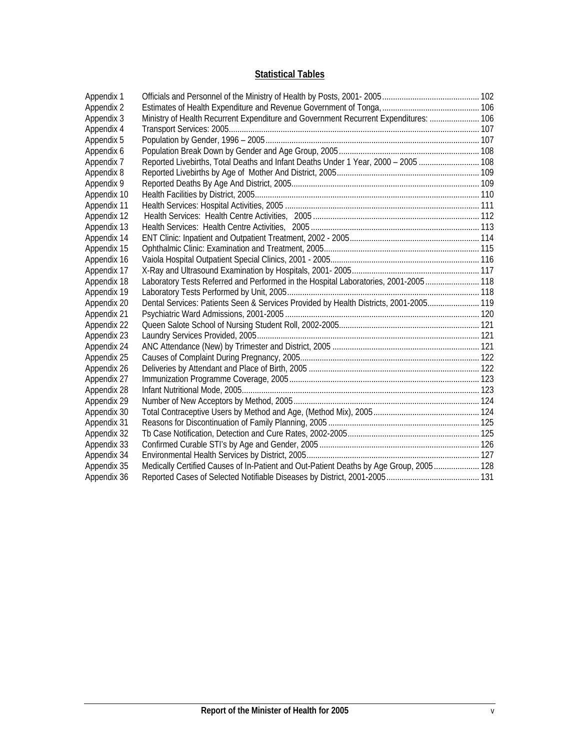## Statistical Tables

| | | |
|---|---|---|
| Appendix 1 | Officials and Personnel of the Ministry of Health by Posts, 2001- 2005 | 102 |
| Appendix 2 | Estimates of Health Expenditure and Revenue Government of Tonga, | 106 |
| Appendix 3 | Ministry of Health Recurrent Expenditure and Government Recurrent Expenditures: | 106 |
| Appendix 4 | Transport Services: 2005 | 107 |
| Appendix 5 | Population by Gender, 1996 – 2005 | 107 |
| Appendix 6 | Population Break Down by Gender and Age Group, 2005 | 108 |
| Appendix 7 | Reported Livebirths, Total Deaths and Infant Deaths Under 1 Year, 2000 – 2005 | 108 |
| Appendix 8 | Reported Livebirths by Age of Mother And District, 2005 | 109 |
| Appendix 9 | Reported Deaths By Age And District, 2005 | 109 |
| Appendix 10 | Health Facilities by District, 2005 | 110 |
| Appendix 11 | Health Services: Hospital Activities, 2005 | 111 |
| Appendix 12 | Health Services: Health Centre Activities, 2005 | 112 |
| Appendix 13 | Health Services: Health Centre Activities, 2005 | 113 |
| Appendix 14 | ENT Clinic: Inpatient and Outpatient Treatment, 2002 - 2005 | 114 |
| Appendix 15 | Ophthalmic Clinic: Examination and Treatment, 2005 | 115 |
| Appendix 16 | Vaiola Hospital Outpatient Special Clinics, 2001 - 2005 | 116 |
| Appendix 17 | X-Ray and Ultrasound Examination by Hospitals, 2001- 2005 | 117 |
| Appendix 18 | Laboratory Tests Referred and Performed in the Hospital Laboratories, 2001-2005 | 118 |
| Appendix 19 | Laboratory Tests Performed by Unit, 2005 | 118 |
| Appendix 20 | Dental Services: Patients Seen & Services Provided by Health Districts, 2001-2005 | 119 |
| Appendix 21 | Psychiatric Ward Admissions, 2001-2005 | 120 |
| Appendix 22 | Queen Salote School of Nursing Student Roll, 2002-2005 | 121 |
| Appendix 23 | Laundry Services Provided, 2005 | 121 |
| Appendix 24 | ANC Attendance (New) by Trimester and District, 2005 | 121 |
| Appendix 25 | Causes of Complaint During Pregnancy, 2005 | 122 |
| Appendix 26 | Deliveries by Attendant and Place of Birth, 2005 | 122 |
| Appendix 27 | Immunization Programme Coverage, 2005 | 123 |
| Appendix 28 | Infant Nutritional Mode, 2005 | 123 |
| Appendix 29 | Number of New Acceptors by Method, 2005 | 124 |
| Appendix 30 | Total Contraceptive Users by Method and Age, (Method Mix), 2005 | 124 |
| Appendix 31 | Reasons for Discontinuation of Family Planning, 2005 | 125 |
| Appendix 32 | Tb Case Notification, Detection and Cure Rates, 2002-2005 | 125 |
| Appendix 33 | Confirmed Curable STI's by Age and Gender, 2005 | 126 |
| Appendix 34 | Environmental Health Services by District, 2005 | 127 |
| Appendix 35 | Medically Certified Causes of In-Patient and Out-Patient Deaths by Age Group, 2005 | 128 |
| Appendix 36 | Reported Cases of Selected Notifiable Diseases by District, 2001-2005 | 131 |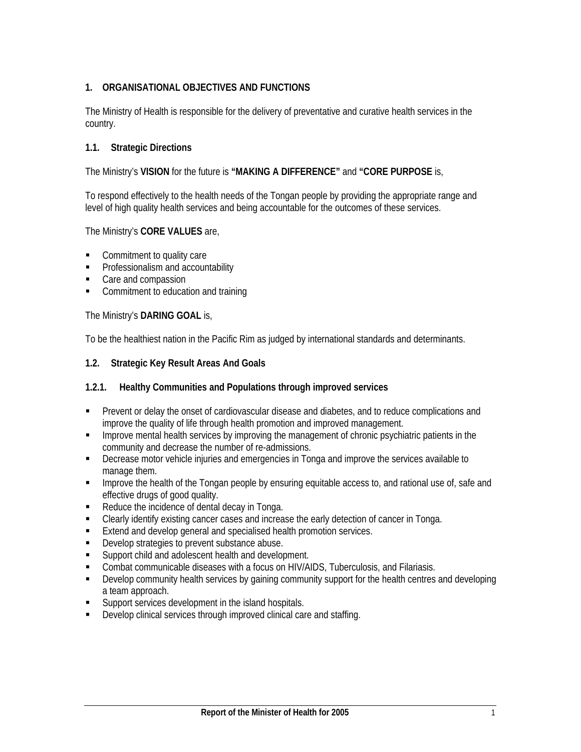# 1. ORGANISATIONAL OBJECTIVES AND FUNCTIONS

The Ministry of Health is responsible for the delivery of preventative and curative health services in the country.

## 1.1. Strategic Directions

The Ministry's **VISION** for the future is **"MAKING A DIFFERENCE"** and **"CORE PURPOSE** is,

To respond effectively to the health needs of the Tongan people by providing the appropriate range and level of high quality health services and being accountable for the outcomes of these services.

The Ministry's **CORE VALUES** are,

- Commitment to quality care
- Professionalism and accountability
- Care and compassion
- Commitment to education and training

The Ministry's **DARING GOAL** is,

To be the healthiest nation in the Pacific Rim as judged by international standards and determinants.

## 1.2. Strategic Key Result Areas And Goals

### 1.2.1. Healthy Communities and Populations through improved services

- Prevent or delay the onset of cardiovascular disease and diabetes, and to reduce complications and improve the quality of life through health promotion and improved management.
- Improve mental health services by improving the management of chronic psychiatric patients in the community and decrease the number of re-admissions.
- Decrease motor vehicle injuries and emergencies in Tonga and improve the services available to manage them.
- Improve the health of the Tongan people by ensuring equitable access to, and rational use of, safe and effective drugs of good quality.
- Reduce the incidence of dental decay in Tonga.
- Clearly identify existing cancer cases and increase the early detection of cancer in Tonga.
- Extend and develop general and specialised health promotion services.
- Develop strategies to prevent substance abuse.
- Support child and adolescent health and development.
- Combat communicable diseases with a focus on HIV/AIDS, Tuberculosis, and Filariasis.
- Develop community health services by gaining community support for the health centres and developing a team approach.
- Support services development in the island hospitals.
- Develop clinical services through improved clinical care and staffing.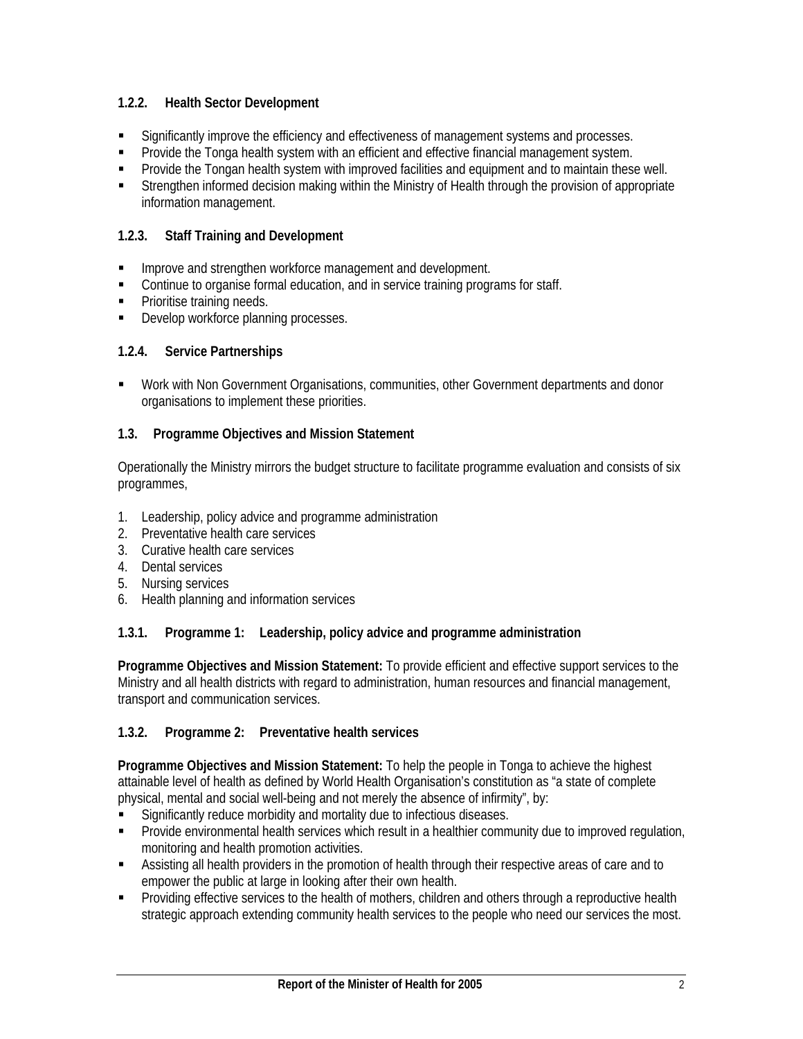### 1.2.2. Health Sector Development

- Significantly improve the efficiency and effectiveness of management systems and processes.
- Provide the Tonga health system with an efficient and effective financial management system.
- Provide the Tongan health system with improved facilities and equipment and to maintain these well.
- Strengthen informed decision making within the Ministry of Health through the provision of appropriate information management.

### 1.2.3. Staff Training and Development

- Improve and strengthen workforce management and development.
- Continue to organise formal education, and in service training programs for staff.
- Prioritise training needs.
- Develop workforce planning processes.

### 1.2.4. Service Partnerships

- Work with Non Government Organisations, communities, other Government departments and donor organisations to implement these priorities.

## 1.3. Programme Objectives and Mission Statement

Operationally the Ministry mirrors the budget structure to facilitate programme evaluation and consists of six programmes,

1. Leadership, policy advice and programme administration
2. Preventative health care services
3. Curative health care services
4. Dental services
5. Nursing services
6. Health planning and information services

### 1.3.1. Programme 1: Leadership, policy advice and programme administration

**Programme Objectives and Mission Statement:** To provide efficient and effective support services to the Ministry and all health districts with regard to administration, human resources and financial management, transport and communication services.

### 1.3.2. Programme 2: Preventative health services

**Programme Objectives and Mission Statement:** To help the people in Tonga to achieve the highest attainable level of health as defined by World Health Organisation's constitution as "a state of complete physical, mental and social well-being and not merely the absence of infirmity", by:

- Significantly reduce morbidity and mortality due to infectious diseases.
- Provide environmental health services which result in a healthier community due to improved regulation, monitoring and health promotion activities.
- Assisting all health providers in the promotion of health through their respective areas of care and to empower the public at large in looking after their own health.
- Providing effective services to the health of mothers, children and others through a reproductive health strategic approach extending community health services to the people who need our services the most.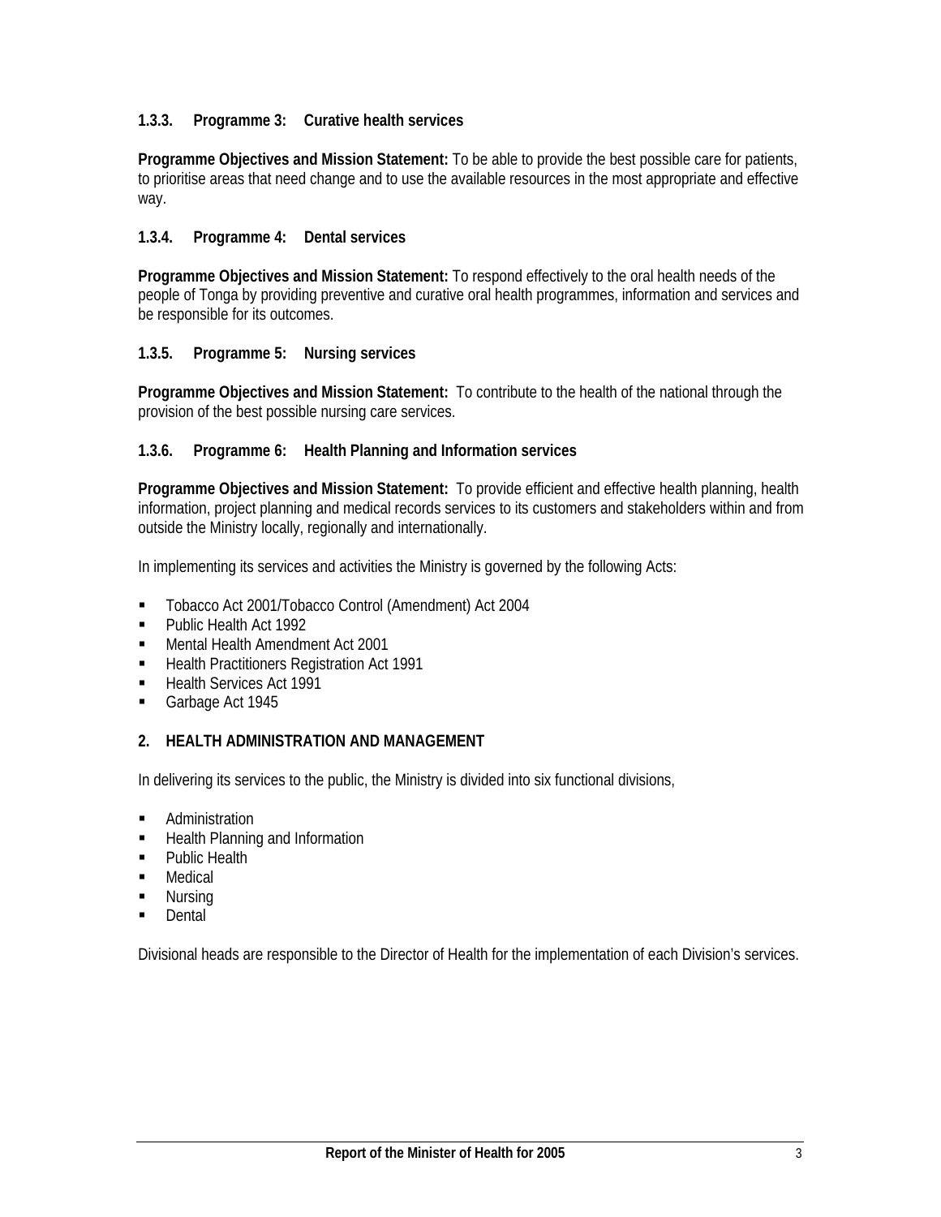### 1.3.3. Programme 3: Curative health services

**Programme Objectives and Mission Statement:** To be able to provide the best possible care for patients, to prioritise areas that need change and to use the available resources in the most appropriate and effective way.

### 1.3.4. Programme 4: Dental services

**Programme Objectives and Mission Statement:** To respond effectively to the oral health needs of the people of Tonga by providing preventive and curative oral health programmes, information and services and be responsible for its outcomes.

### 1.3.5. Programme 5: Nursing services

**Programme Objectives and Mission Statement:** To contribute to the health of the national through the provision of the best possible nursing care services.

### 1.3.6. Programme 6: Health Planning and Information services

**Programme Objectives and Mission Statement:** To provide efficient and effective health planning, health information, project planning and medical records services to its customers and stakeholders within and from outside the Ministry locally, regionally and internationally.

In implementing its services and activities the Ministry is governed by the following Acts:

- Tobacco Act 2001/Tobacco Control (Amendment) Act 2004
- Public Health Act 1992
- Mental Health Amendment Act 2001
- Health Practitioners Registration Act 1991
- Health Services Act 1991
- Garbage Act 1945

## 2. HEALTH ADMINISTRATION AND MANAGEMENT

In delivering its services to the public, the Ministry is divided into six functional divisions,

- Administration
- Health Planning and Information
- Public Health
- Medical
- Nursing
- Dental

Divisional heads are responsible to the Director of Health for the implementation of each Division's services.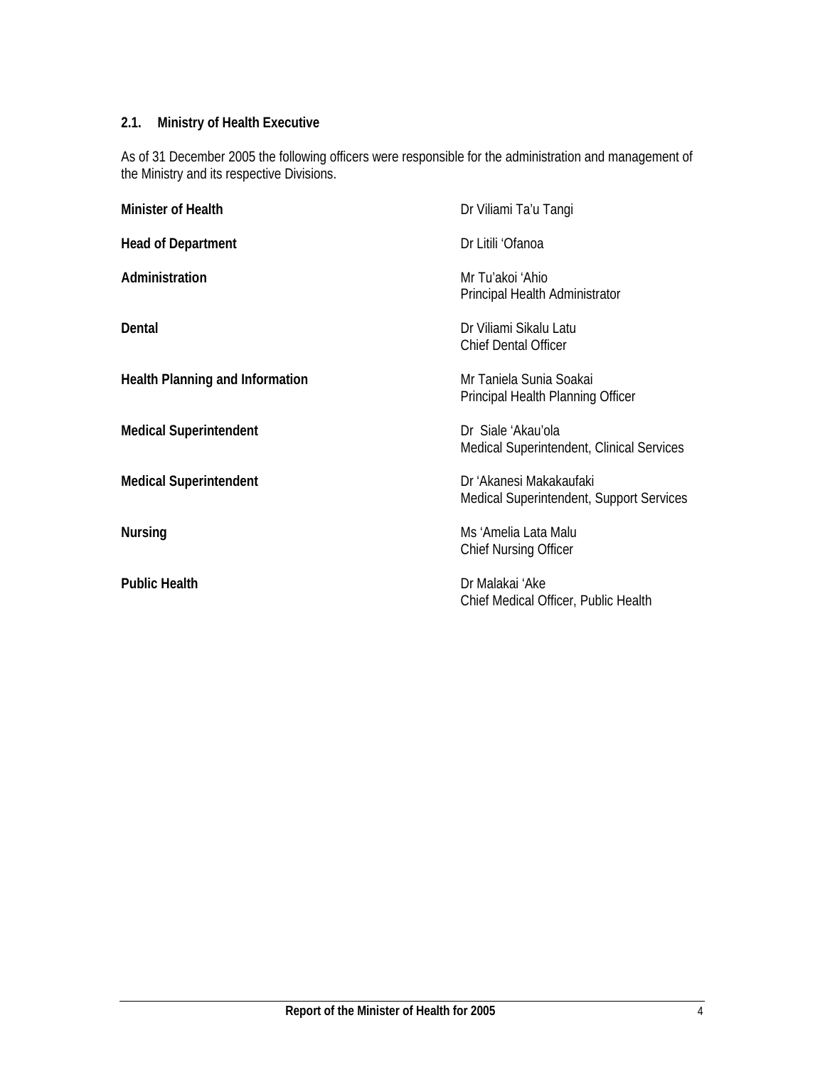## 2.1. Ministry of Health Executive

As of 31 December 2005 the following officers were responsible for the administration and management of the Ministry and its respective Divisions.

| | |
|---|---|
| **Minister of Health** | Dr Viliami Ta'u Tangi |
| **Head of Department** | Dr Litili 'Ofanoa |
| **Administration** | Mr Tu'akoi 'Ahio<br>Principal Health Administrator |
| **Dental** | Dr Viliami Sikalu Latu<br>Chief Dental Officer |
| **Health Planning and Information** | Mr Taniela Sunia Soakai<br>Principal Health Planning Officer |
| **Medical Superintendent** | Dr Siale 'Akau'ola<br>Medical Superintendent, Clinical Services |
| **Medical Superintendent** | Dr 'Akanesi Makakaufaki<br>Medical Superintendent, Support Services |
| **Nursing** | Ms 'Amelia Lata Malu<br>Chief Nursing Officer |
| **Public Health** | Dr Malakai 'Ake<br>Chief Medical Officer, Public Health |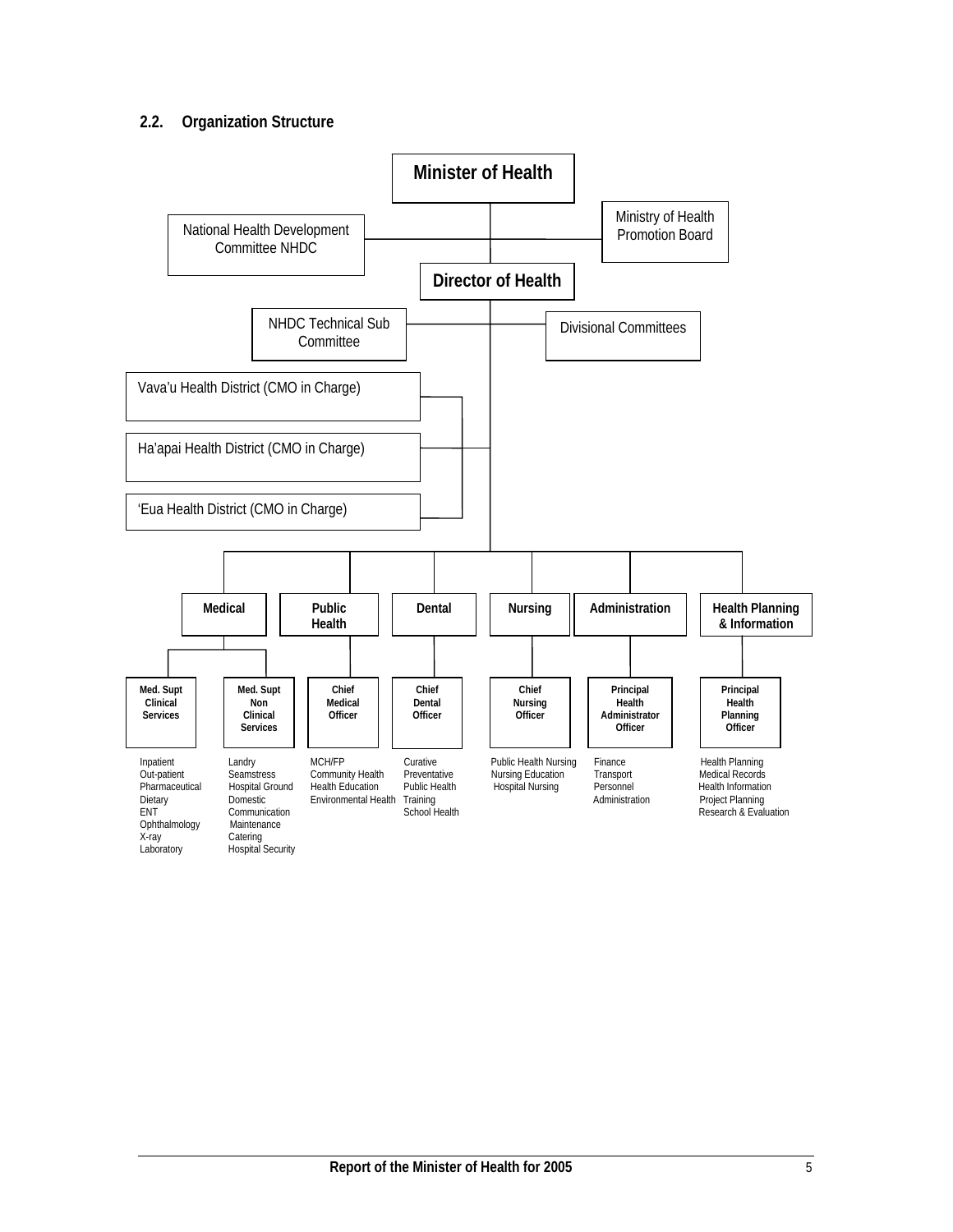## 2.2. Organization Structure

**Minister of Health**

- National Health Development Committee NHDC
- Ministry of Health Promotion Board

**Director of Health**

- NHDC Technical Sub Committee
- Divisional Committees
- Vava'u Health District (CMO in Charge)
- Ha'apai Health District (CMO in Charge)
- 'Eua Health District (CMO in Charge)

| Medical | | Public Health | Dental | Nursing | Administration | Health Planning & Information |
|---|---|---|---|---|---|---|
| **Med. Supt Clinical Services** | **Med. Supt Non Clinical Services** | **Chief Medical Officer** | **Chief Dental Officer** | **Chief Nursing Officer** | **Principal Health Administrator Officer** | **Principal Health Planning Officer** |
| Inpatient<br>Out-patient<br>Pharmaceutical<br>Dietary<br>ENT<br>Ophthalmology<br>X-ray<br>Laboratory | Landry<br>Seamstress<br>Hospital Ground<br>Domestic<br>Communication<br>Maintenance<br>Catering<br>Hospital Security | MCH/FP<br>Community Health<br>Health Education<br>Environmental Health | Curative<br>Preventative<br>Public Health<br>Training<br>School Health | Public Health Nursing<br>Nursing Education<br>Hospital Nursing | Finance<br>Transport<br>Personnel<br>Administration | Health Planning<br>Medical Records<br>Health Information<br>Project Planning<br>Research & Evaluation |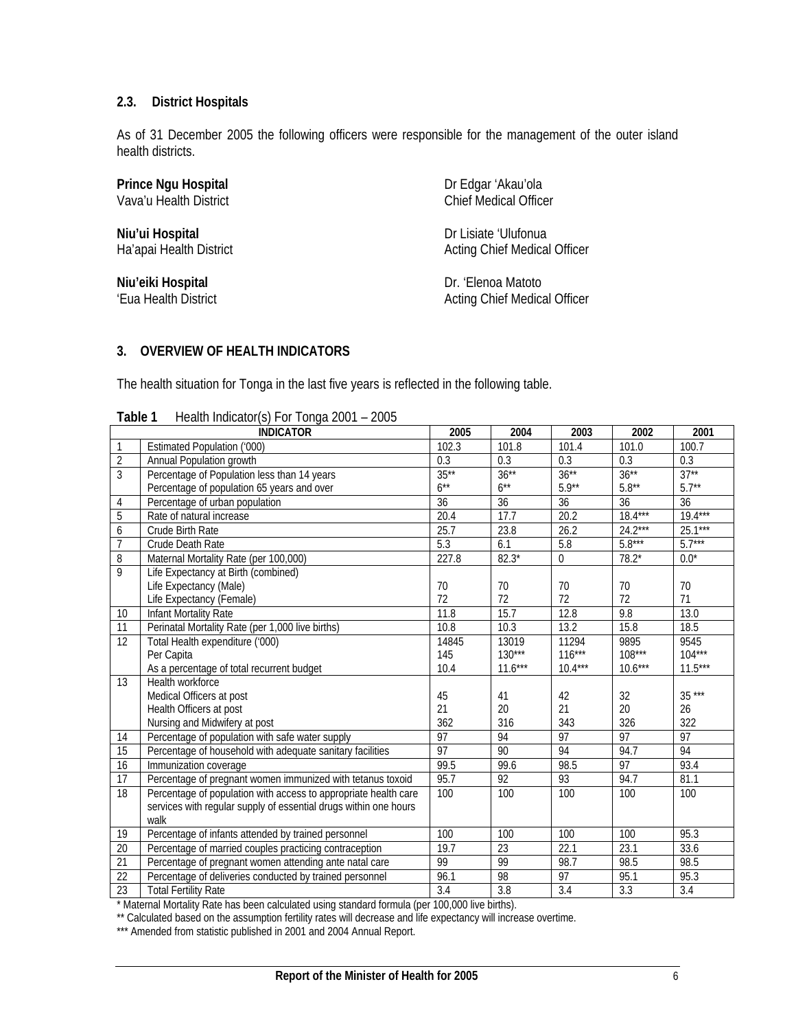### 2.3. District Hospitals

As of 31 December 2005 the following officers were responsible for the management of the outer island health districts.

**Prince Ngu Hospital** Dr Edgar 'Akau'ola
Vava'u Health District Chief Medical Officer

**Niu'ui Hospital** Dr Lisiate 'Ulufonua
Ha'apai Health District Acting Chief Medical Officer

**Niu'eiki Hospital** Dr. 'Elenoa Matoto
'Eua Health District Acting Chief Medical Officer

## 3. OVERVIEW OF HEALTH INDICATORS

The health situation for Tonga in the last five years is reflected in the following table.

**Table 1** Health Indicator(s) For Tonga 2001 – 2005

| | INDICATOR | 2005 | 2004 | 2003 | 2002 | 2001 |
|---|---|---|---|---|---|---|
| 1 | Estimated Population ('000) | 102.3 | 101.8 | 101.4 | 101.0 | 100.7 |
| 2 | Annual Population growth | 0.3 | 0.3 | 0.3 | 0.3 | 0.3 |
| 3 | Percentage of Population less than 14 years | 35** | 36** | 36** | 36** | 37** |
| | Percentage of population 65 years and over | 6** | 6** | 5.9** | 5.8** | 5.7** |
| 4 | Percentage of urban population | 36 | 36 | 36 | 36 | 36 |
| 5 | Rate of natural increase | 20.4 | 17.7 | 20.2 | 18.4*** | 19.4*** |
| 6 | Crude Birth Rate | 25.7 | 23.8 | 26.2 | 24.2*** | 25.1*** |
| 7 | Crude Death Rate | 5.3 | 6.1 | 5.8 | 5.8*** | 5.7*** |
| 8 | Maternal Mortality Rate (per 100,000) | 227.8 | 82.3* | 0 | 78.2* | 0.0* |
| 9 | Life Expectancy at Birth (combined) | | | | | |
| | Life Expectancy (Male) | 70 | 70 | 70 | 70 | 70 |
| | Life Expectancy (Female) | 72 | 72 | 72 | 72 | 71 |
| 10 | Infant Mortality Rate | 11.8 | 15.7 | 12.8 | 9.8 | 13.0 |
| 11 | Perinatal Mortality Rate (per 1,000 live births) | 10.8 | 10.3 | 13.2 | 15.8 | 18.5 |
| 12 | Total Health expenditure ('000) | 14845 | 13019 | 11294 | 9895 | 9545 |
| | Per Capita | 145 | 130*** | 116*** | 108*** | 104*** |
| | As a percentage of total recurrent budget | 10.4 | 11.6*** | 10.4*** | 10.6*** | 11.5*** |
| 13 | Health workforce | | | | | |
| | Medical Officers at post | 45 | 41 | 42 | 32 | 35 *** |
| | Health Officers at post | 21 | 20 | 21 | 20 | 26 |
| | Nursing and Midwifery at post | 362 | 316 | 343 | 326 | 322 |
| 14 | Percentage of population with safe water supply | 97 | 94 | 97 | 97 | 97 |
| 15 | Percentage of household with adequate sanitary facilities | 97 | 90 | 94 | 94.7 | 94 |
| 16 | Immunization coverage | 99.5 | 99.6 | 98.5 | 97 | 93.4 |
| 17 | Percentage of pregnant women immunized with tetanus toxoid | 95.7 | 92 | 93 | 94.7 | 81.1 |
| 18 | Percentage of population with access to appropriate health care services with regular supply of essential drugs within one hours walk | 100 | 100 | 100 | 100 | 100 |
| 19 | Percentage of infants attended by trained personnel | 100 | 100 | 100 | 100 | 95.3 |
| 20 | Percentage of married couples practicing contraception | 19.7 | 23 | 22.1 | 23.1 | 33.6 |
| 21 | Percentage of pregnant women attending ante natal care | 99 | 99 | 98.7 | 98.5 | 98.5 |
| 22 | Percentage of deliveries conducted by trained personnel | 96.1 | 98 | 97 | 95.1 | 95.3 |
| 23 | Total Fertility Rate | 3.4 | 3.8 | 3.4 | 3.3 | 3.4 |

\* Maternal Mortality Rate has been calculated using standard formula (per 100,000 live births).
** Calculated based on the assumption fertility rates will decrease and life expectancy will increase overtime.
*** Amended from statistic published in 2001 and 2004 Annual Report.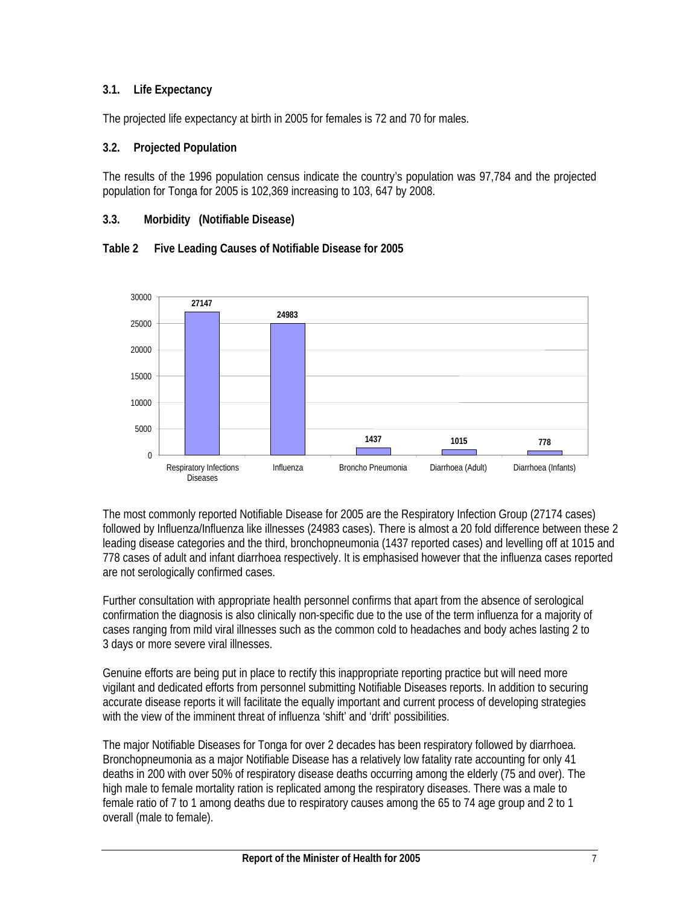### 3.1. Life Expectancy

The projected life expectancy at birth in 2005 for females is 72 and 70 for males.

### 3.2. Projected Population

The results of the 1996 population census indicate the country's population was 97,784 and the projected population for Tonga for 2005 is 102,369 increasing to 103, 647 by 2008.

### 3.3. Morbidity (Notifiable Disease)

**Table 2 Five Leading Causes of Notifiable Disease for 2005**

| Disease | Cases |
|---|---|
| Respiratory Infections Diseases | 27147 |
| Influenza | 24983 |
| Broncho Pneumonia | 1437 |
| Diarrhoea (Adult) | 1015 |
| Diarrhoea (Infants) | 778 |

The most commonly reported Notifiable Disease for 2005 are the Respiratory Infection Group (27174 cases) followed by Influenza/Influenza like illnesses (24983 cases). There is almost a 20 fold difference between these 2 leading disease categories and the third, bronchopneumonia (1437 reported cases) and levelling off at 1015 and 778 cases of adult and infant diarrhoea respectively. It is emphasised however that the influenza cases reported are not serologically confirmed cases.

Further consultation with appropriate health personnel confirms that apart from the absence of serological confirmation the diagnosis is also clinically non-specific due to the use of the term influenza for a majority of cases ranging from mild viral illnesses such as the common cold to headaches and body aches lasting 2 to 3 days or more severe viral illnesses.

Genuine efforts are being put in place to rectify this inappropriate reporting practice but will need more vigilant and dedicated efforts from personnel submitting Notifiable Diseases reports. In addition to securing accurate disease reports it will facilitate the equally important and current process of developing strategies with the view of the imminent threat of influenza 'shift' and 'drift' possibilities.

The major Notifiable Diseases for Tonga for over 2 decades has been respiratory followed by diarrhoea. Bronchopneumonia as a major Notifiable Disease has a relatively low fatality rate accounting for only 41 deaths in 200 with over 50% of respiratory disease deaths occurring among the elderly (75 and over). The high male to female mortality ration is replicated among the respiratory diseases. There was a male to female ratio of 7 to 1 among deaths due to respiratory causes among the 65 to 74 age group and 2 to 1 overall (male to female).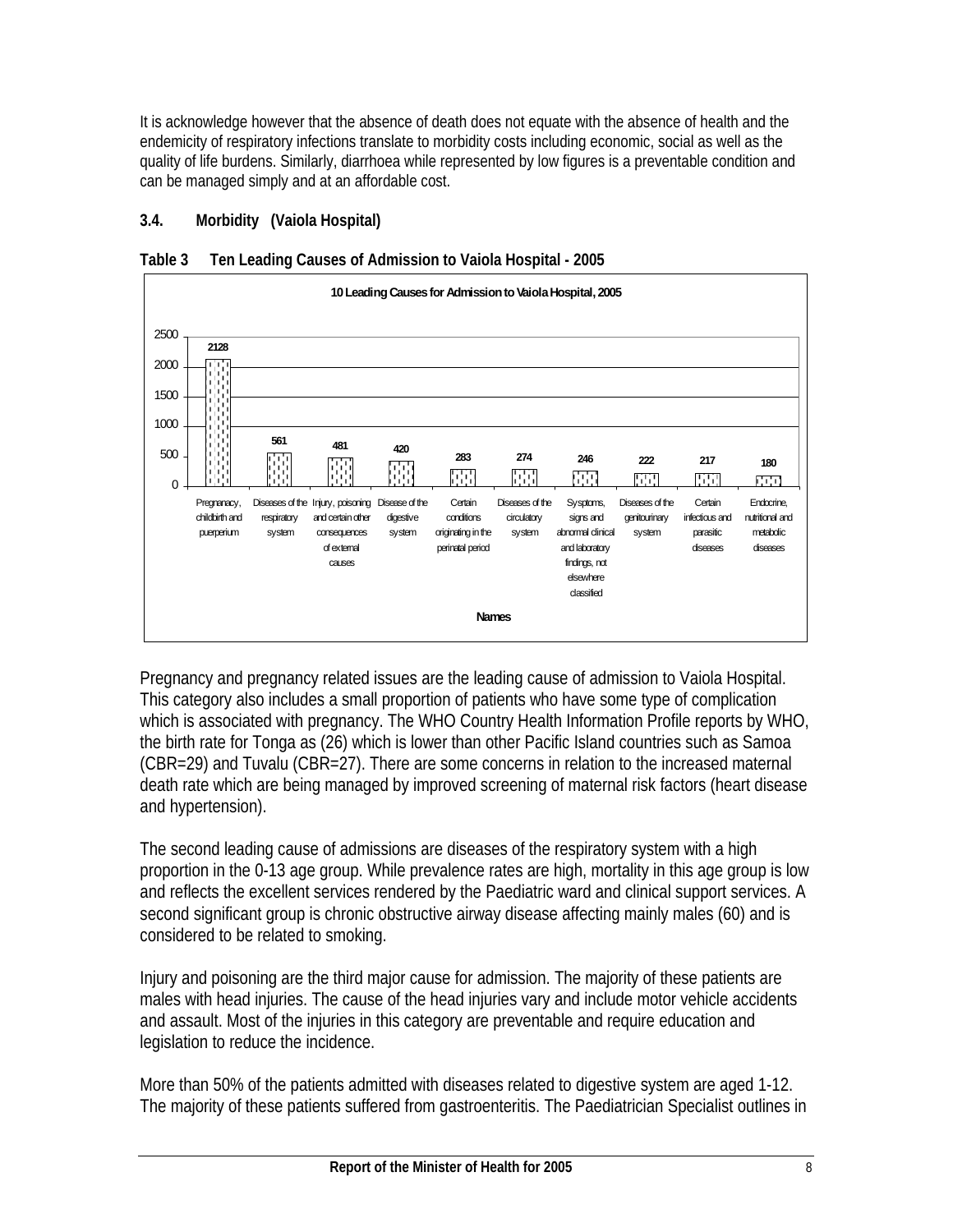It is acknowledge however that the absence of death does not equate with the absence of health and the endemicity of respiratory infections translate to morbidity costs including economic, social as well as the quality of life burdens. Similarly, diarrhoea while represented by low figures is a preventable condition and can be managed simply and at an affordable cost.

### 3.4. Morbidity (Vaiola Hospital)

**Table 3 Ten Leading Causes of Admission to Vaiola Hospital - 2005**

**10 Leading Causes for Admission to Vaiola Hospital, 2005**

| Names | Admissions |
|---|---|
| Pregnancy, childbirth and puerperium | 2128 |
| Diseases of the respiratory system | 561 |
| Injury, poisoning and certain other consequences of external causes | 481 |
| Disease of the digestive system | 420 |
| Certain conditions originating in the perinatal period | 283 |
| Diseases of the circulatory system | 274 |
| Symptoms, signs and abnormal clinical and laboratory findings, not elsewhere classified | 246 |
| Diseases of the genitourinary system | 222 |
| Certain infectious and parasitic diseases | 217 |
| Endocrine, nutritional and metabolic diseases | 180 |

Pregnancy and pregnancy related issues are the leading cause of admission to Vaiola Hospital. This category also includes a small proportion of patients who have some type of complication which is associated with pregnancy. The WHO Country Health Information Profile reports by WHO, the birth rate for Tonga as (26) which is lower than other Pacific Island countries such as Samoa (CBR=29) and Tuvalu (CBR=27). There are some concerns in relation to the increased maternal death rate which are being managed by improved screening of maternal risk factors (heart disease and hypertension).

The second leading cause of admissions are diseases of the respiratory system with a high proportion in the 0-13 age group. While prevalence rates are high, mortality in this age group is low and reflects the excellent services rendered by the Paediatric ward and clinical support services. A second significant group is chronic obstructive airway disease affecting mainly males (60) and is considered to be related to smoking.

Injury and poisoning are the third major cause for admission. The majority of these patients are males with head injuries. The cause of the head injuries vary and include motor vehicle accidents and assault. Most of the injuries in this category are preventable and require education and legislation to reduce the incidence.

More than 50% of the patients admitted with diseases related to digestive system are aged 1-12. The majority of these patients suffered from gastroenteritis. The Paediatrician Specialist outlines in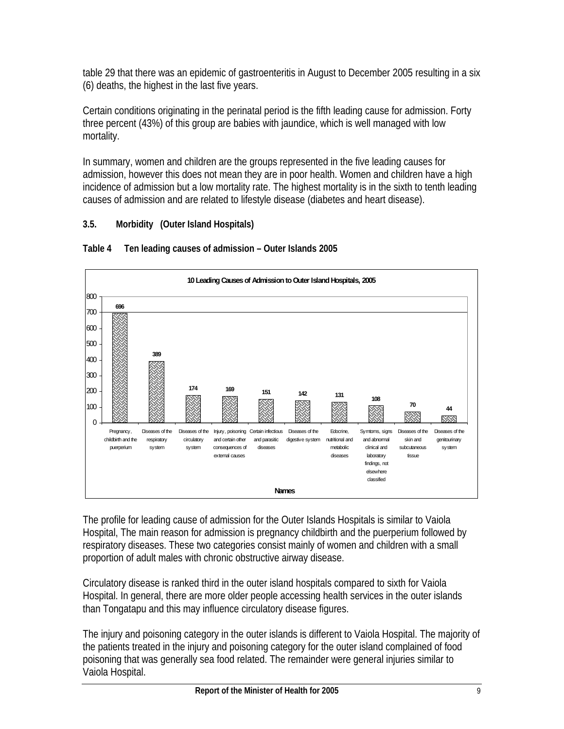table 29 that there was an epidemic of gastroenteritis in August to December 2005 resulting in a six (6) deaths, the highest in the last five years.

Certain conditions originating in the perinatal period is the fifth leading cause for admission. Forty three percent (43%) of this group are babies with jaundice, which is well managed with low mortality.

In summary, women and children are the groups represented in the five leading causes for admission, however this does not mean they are in poor health. Women and children have a high incidence of admission but a low mortality rate. The highest mortality is in the sixth to tenth leading causes of admission and are related to lifestyle disease (diabetes and heart disease).

### 3.5. Morbidity (Outer Island Hospitals)

**Table 4 Ten leading causes of admission – Outer Islands 2005**

**10 Leading Causes of Admission to Outer Island Hospitals, 2005**

| Names | Admissions |
|---|---|
| Pregnancy, childbirth and the puerperium | 696 |
| Diseases of the respiratory system | 389 |
| Diseases of the circulatory system | 174 |
| Injury, poisoning and certain other consequences of external causes | 169 |
| Certain infectious and parasitic diseases | 151 |
| Diseases of the digestive system | 142 |
| Edocrine, nutritional and metabolic diseases | 131 |
| Symtoms, signs and abnormal clinical and laboratory findings, not elsewhere classified | 108 |
| Diseases of the skin and subcutaneous tissue | 70 |
| Diseases of the genitourinary system | 44 |

The profile for leading cause of admission for the Outer Islands Hospitals is similar to Vaiola Hospital, The main reason for admission is pregnancy childbirth and the puerperium followed by respiratory diseases. These two categories consist mainly of women and children with a small proportion of adult males with chronic obstructive airway disease.

Circulatory disease is ranked third in the outer island hospitals compared to sixth for Vaiola Hospital. In general, there are more older people accessing health services in the outer islands than Tongatapu and this may influence circulatory disease figures.

The injury and poisoning category in the outer islands is different to Vaiola Hospital. The majority of the patients treated in the injury and poisoning category for the outer island complained of food poisoning that was generally sea food related. The remainder were general injuries similar to Vaiola Hospital.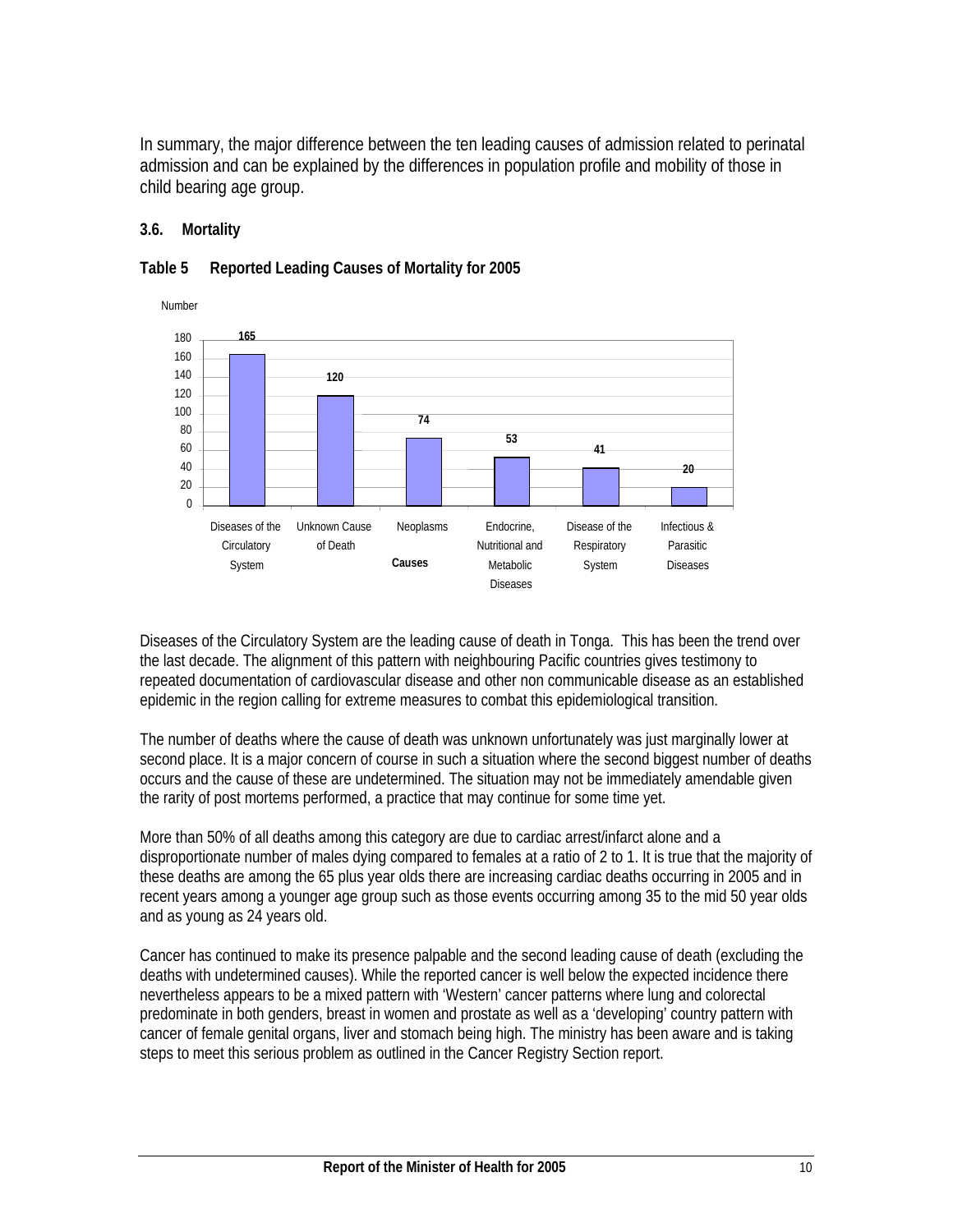In summary, the major difference between the ten leading causes of admission related to perinatal admission and can be explained by the differences in population profile and mobility of those in child bearing age group.

### 3.6. Mortality

**Table 5 Reported Leading Causes of Mortality for 2005**

| Causes | Number |
|---|---|
| Diseases of the Circulatory System | 165 |
| Unknown Cause of Death | 120 |
| Neoplasms | 74 |
| Endocrine, Nutritional and Metabolic Diseases | 53 |
| Disease of the Respiratory System | 41 |
| Infectious & Parasitic Diseases | 20 |

Diseases of the Circulatory System are the leading cause of death in Tonga. This has been the trend over the last decade. The alignment of this pattern with neighbouring Pacific countries gives testimony to repeated documentation of cardiovascular disease and other non communicable disease as an established epidemic in the region calling for extreme measures to combat this epidemiological transition.

The number of deaths where the cause of death was unknown unfortunately was just marginally lower at second place. It is a major concern of course in such a situation where the second biggest number of deaths occurs and the cause of these are undetermined. The situation may not be immediately amendable given the rarity of post mortems performed, a practice that may continue for some time yet.

More than 50% of all deaths among this category are due to cardiac arrest/infarct alone and a disproportionate number of males dying compared to females at a ratio of 2 to 1. It is true that the majority of these deaths are among the 65 plus year olds there are increasing cardiac deaths occurring in 2005 and in recent years among a younger age group such as those events occurring among 35 to the mid 50 year olds and as young as 24 years old.

Cancer has continued to make its presence palpable and the second leading cause of death (excluding the deaths with undetermined causes). While the reported cancer is well below the expected incidence there nevertheless appears to be a mixed pattern with 'Western' cancer patterns where lung and colorectal predominate in both genders, breast in women and prostate as well as a 'developing' country pattern with cancer of female genital organs, liver and stomach being high. The ministry has been aware and is taking steps to meet this serious problem as outlined in the Cancer Registry Section report.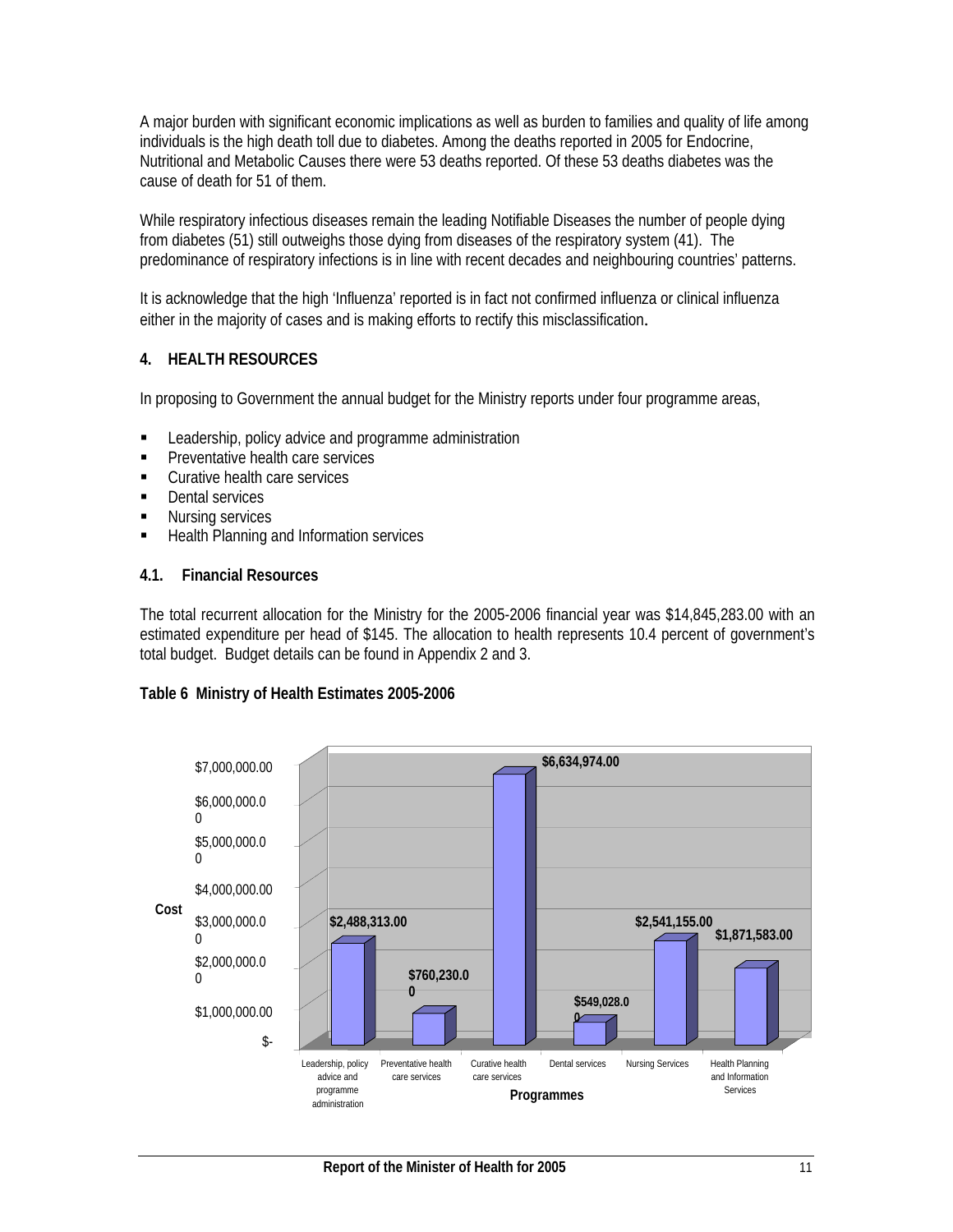A major burden with significant economic implications as well as burden to families and quality of life among individuals is the high death toll due to diabetes. Among the deaths reported in 2005 for Endocrine, Nutritional and Metabolic Causes there were 53 deaths reported. Of these 53 deaths diabetes was the cause of death for 51 of them.

While respiratory infectious diseases remain the leading Notifiable Diseases the number of people dying from diabetes (51) still outweighs those dying from diseases of the respiratory system (41). The predominance of respiratory infections is in line with recent decades and neighbouring countries' patterns.

It is acknowledge that the high 'Influenza' reported is in fact not confirmed influenza or clinical influenza either in the majority of cases and is making efforts to rectify this misclassification.

## 4. HEALTH RESOURCES

In proposing to Government the annual budget for the Ministry reports under four programme areas,

- Leadership, policy advice and programme administration
- Preventative health care services
- Curative health care services
- Dental services
- Nursing services
- Health Planning and Information services

### 4.1. Financial Resources

The total recurrent allocation for the Ministry for the 2005-2006 financial year was $14,845,283.00 with an estimated expenditure per head of $145. The allocation to health represents 10.4 percent of government's total budget. Budget details can be found in Appendix 2 and 3.

**Table 6 Ministry of Health Estimates 2005-2006**

| Programmes | Cost |
| --- | --- |
| Leadership, policy advice and programme administration | $2,488,313.00 |
| Preventative health care services | $760,230.00 |
| Curative health care services | $6,634,974.00 |
| Dental services | $549,028.00 |
| Nursing Services | $2,541,155.00 |
| Health Planning and Information Services | $1,871,583.00 |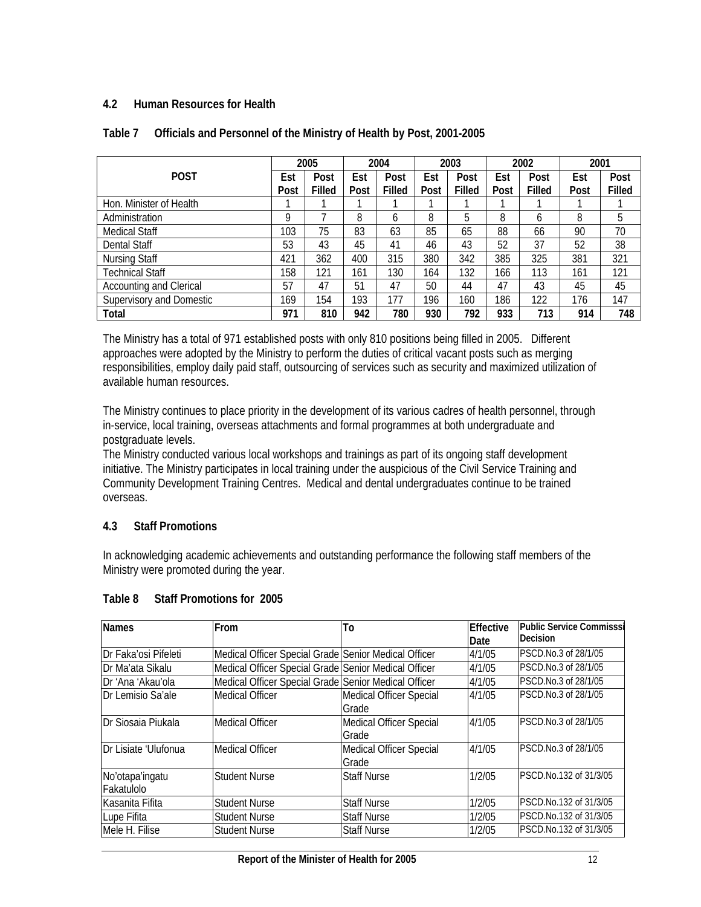### 4.2 Human Resources for Health

**Table 7 Officials and Personnel of the Ministry of Health by Post, 2001-2005**

| POST | 2005 | | 2004 | | 2003 | | 2002 | | 2001 | |
|---|---|---|---|---|---|---|---|---|---|---|
| | Est Post | Post Filled | Est Post | Post Filled | Est Post | Post Filled | Est Post | Post Filled | Est Post | Post Filled |
| Hon. Minister of Health | 1 | 1 | 1 | 1 | 1 | 1 | 1 | 1 | 1 | 1 |
| Administration | 9 | 7 | 8 | 6 | 8 | 5 | 8 | 6 | 8 | 5 |
| Medical Staff | 103 | 75 | 83 | 63 | 85 | 65 | 88 | 66 | 90 | 70 |
| Dental Staff | 53 | 43 | 45 | 41 | 46 | 43 | 52 | 37 | 52 | 38 |
| Nursing Staff | 421 | 362 | 400 | 315 | 380 | 342 | 385 | 325 | 381 | 321 |
| Technical Staff | 158 | 121 | 161 | 130 | 164 | 132 | 166 | 113 | 161 | 121 |
| Accounting and Clerical | 57 | 47 | 51 | 47 | 50 | 44 | 47 | 43 | 45 | 45 |
| Supervisory and Domestic | 169 | 154 | 193 | 177 | 196 | 160 | 186 | 122 | 176 | 147 |
| **Total** | **971** | **810** | **942** | **780** | **930** | **792** | **933** | **713** | **914** | **748** |

The Ministry has a total of 971 established posts with only 810 positions being filled in 2005. Different approaches were adopted by the Ministry to perform the duties of critical vacant posts such as merging responsibilities, employ daily paid staff, outsourcing of services such as security and maximized utilization of available human resources.

The Ministry continues to place priority in the development of its various cadres of health personnel, through in-service, local training, overseas attachments and formal programmes at both undergraduate and postgraduate levels.
The Ministry conducted various local workshops and trainings as part of its ongoing staff development initiative. The Ministry participates in local training under the auspicious of the Civil Service Training and Community Development Training Centres. Medical and dental undergraduates continue to be trained overseas.

### 4.3 Staff Promotions

In acknowledging academic achievements and outstanding performance the following staff members of the Ministry were promoted during the year.

**Table 8 Staff Promotions for 2005**

| Names | From | To | Effective Date | Public Service Commisssi Decision |
|---|---|---|---|---|
| Dr Faka'osi Pifeleti | Medical Officer Special Grade | Senior Medical Officer | 4/1/05 | PSCD.No.3 of 28/1/05 |
| Dr Ma'ata Sikalu | Medical Officer Special Grade | Senior Medical Officer | 4/1/05 | PSCD.No.3 of 28/1/05 |
| Dr 'Ana 'Akau'ola | Medical Officer Special Grade | Senior Medical Officer | 4/1/05 | PSCD.No.3 of 28/1/05 |
| Dr Lemisio Sa'ale | Medical Officer | Medical Officer Special Grade | 4/1/05 | PSCD.No.3 of 28/1/05 |
| Dr Siosaia Piukala | Medical Officer | Medical Officer Special Grade | 4/1/05 | PSCD.No.3 of 28/1/05 |
| Dr Lisiate 'Ulufonua | Medical Officer | Medical Officer Special Grade | 4/1/05 | PSCD.No.3 of 28/1/05 |
| No'otapa'ingatu Fakatulolo | Student Nurse | Staff Nurse | 1/2/05 | PSCD.No.132 of 31/3/05 |
| Kasanita Fifita | Student Nurse | Staff Nurse | 1/2/05 | PSCD.No.132 of 31/3/05 |
| Lupe Fifita | Student Nurse | Staff Nurse | 1/2/05 | PSCD.No.132 of 31/3/05 |
| Mele H. Filise | Student Nurse | Staff Nurse | 1/2/05 | PSCD.No.132 of 31/3/05 |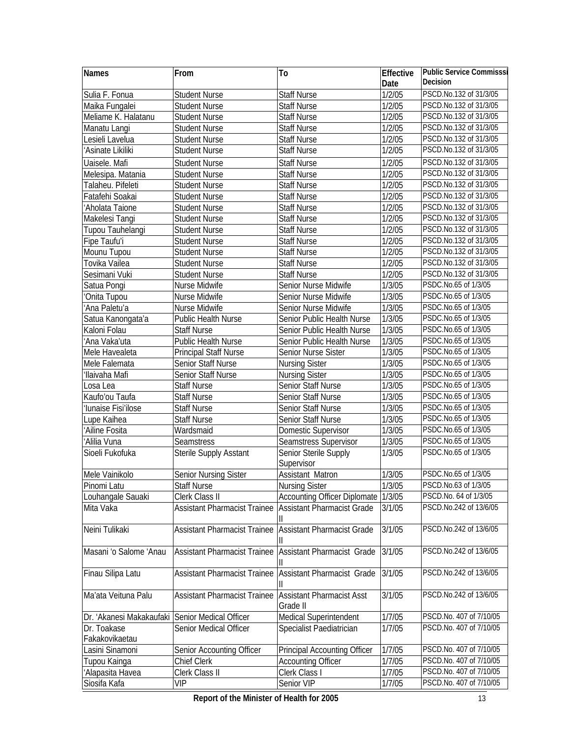| Names | From | To | Effective Date | Public Service Commisssi Decision |
|---|---|---|---|---|
| Sulia F. Fonua | Student Nurse | Staff Nurse | 1/2/05 | PSCD.No.132 of 31/3/05 |
| Maika Fungalei | Student Nurse | Staff Nurse | 1/2/05 | PSCD.No.132 of 31/3/05 |
| Meliame K. Halatanu | Student Nurse | Staff Nurse | 1/2/05 | PSCD.No.132 of 31/3/05 |
| Manatu Langi | Student Nurse | Staff Nurse | 1/2/05 | PSCD.No.132 of 31/3/05 |
| Lesieli Lavelua | Student Nurse | Staff Nurse | 1/2/05 | PSCD.No.132 of 31/3/05 |
| 'Asinate Likiliki | Student Nurse | Staff Nurse | 1/2/05 | PSCD.No.132 of 31/3/05 |
| Uaisele. Mafi | Student Nurse | Staff Nurse | 1/2/05 | PSCD.No.132 of 31/3/05 |
| Melesipa. Matania | Student Nurse | Staff Nurse | 1/2/05 | PSCD.No.132 of 31/3/05 |
| Talaheu. Pifeleti | Student Nurse | Staff Nurse | 1/2/05 | PSCD.No.132 of 31/3/05 |
| Fatafehi Soakai | Student Nurse | Staff Nurse | 1/2/05 | PSCD.No.132 of 31/3/05 |
| 'Aholata Taione | Student Nurse | Staff Nurse | 1/2/05 | PSCD.No.132 of 31/3/05 |
| Makelesi Tangi | Student Nurse | Staff Nurse | 1/2/05 | PSCD.No.132 of 31/3/05 |
| Tupou Tauhelangi | Student Nurse | Staff Nurse | 1/2/05 | PSCD.No.132 of 31/3/05 |
| Fipe Taufu'i | Student Nurse | Staff Nurse | 1/2/05 | PSCD.No.132 of 31/3/05 |
| Mounu Tupou | Student Nurse | Staff Nurse | 1/2/05 | PSCD.No.132 of 31/3/05 |
| Tovika Vailea | Student Nurse | Staff Nurse | 1/2/05 | PSCD.No.132 of 31/3/05 |
| Sesimani Vuki | Student Nurse | Staff Nurse | 1/2/05 | PSCD.No.132 of 31/3/05 |
| Satua Pongi | Nurse Midwife | Senior Nurse Midwife | 1/3/05 | PSDC.No.65 of 1/3/05 |
| 'Onita Tupou | Nurse Midwife | Senior Nurse Midwife | 1/3/05 | PSDC.No.65 of 1/3/05 |
| 'Ana Paletu'a | Nurse Midwife | Senior Nurse Midwife | 1/3/05 | PSDC.No.65 of 1/3/05 |
| Satua Kanongata'a | Public Health Nurse | Senior Public Health Nurse | 1/3/05 | PSDC.No.65 of 1/3/05 |
| Kaloni Folau | Staff Nurse | Senior Public Health Nurse | 1/3/05 | PSDC.No.65 of 1/3/05 |
| 'Ana Vaka'uta | Public Health Nurse | Senior Public Health Nurse | 1/3/05 | PSDC.No.65 of 1/3/05 |
| Mele Havealeta | Principal Staff Nurse | Senior Nurse Sister | 1/3/05 | PSDC.No.65 of 1/3/05 |
| Mele Falemata | Senior Staff Nurse | Nursing Sister | 1/3/05 | PSDC.No.65 of 1/3/05 |
| 'Ilaivaha Mafi | Senior Staff Nurse | Nursing Sister | 1/3/05 | PSDC.No.65 of 1/3/05 |
| Losa Lea | Staff Nurse | Senior Staff Nurse | 1/3/05 | PSDC.No.65 of 1/3/05 |
| Kaufo'ou Taufa | Staff Nurse | Senior Staff Nurse | 1/3/05 | PSDC.No.65 of 1/3/05 |
| 'Iunaise Fisi'ilose | Staff Nurse | Senior Staff Nurse | 1/3/05 | PSDC.No.65 of 1/3/05 |
| Lupe Kaihea | Staff Nurse | Senior Staff Nurse | 1/3/05 | PSDC.No.65 of 1/3/05 |
| 'Ailine Fosita | Wardsmaid | Domestic Supervisor | 1/3/05 | PSDC.No.65 of 1/3/05 |
| 'Alilia Vuna | Seamstress | Seamstress Supervisor | 1/3/05 | PSDC.No.65 of 1/3/05 |
| Sioeli Fukofuka | Sterile Supply Asstant | Senior Sterile Supply Supervisor | 1/3/05 | PSDC.No.65 of 1/3/05 |
| Mele Vainikolo | Senior Nursing Sister | Assistant Matron | 1/3/05 | PSDC.No.65 of 1/3/05 |
| Pinomi Latu | Staff Nurse | Nursing Sister | 1/3/05 | PSCD.No.63 of 1/3/05 |
| Louhangale Sauaki | Clerk Class II | Accounting Officer Diplomate | 1/3/05 | PSCD.No. 64 of 1/3/05 |
| Mita Vaka | Assistant Pharmacist Trainee | Assistant Pharmacist Grade II | 3/1/05 | PSCD.No.242 of 13/6/05 |
| Neini Tulikaki | Assistant Pharmacist Trainee | Assistant Pharmacist Grade II | 3/1/05 | PSCD.No.242 of 13/6/05 |
| Masani 'o Salome 'Anau | Assistant Pharmacist Trainee | Assistant Pharmacist Grade II | 3/1/05 | PSCD.No.242 of 13/6/05 |
| Finau Silipa Latu | Assistant Pharmacist Trainee | Assistant Pharmacist Grade II | 3/1/05 | PSCD.No.242 of 13/6/05 |
| Ma'ata Veituna Palu | Assistant Pharmacist Trainee | Assistant Pharmacist Asst Grade II | 3/1/05 | PSCD.No.242 of 13/6/05 |
| Dr. 'Akanesi Makakaufaki | Senior Medical Officer | Medical Superintendent | 1/7/05 | PSCD.No. 407 of 7/10/05 |
| Dr. Toakase Fakakovikaetau | Senior Medical Officer | Specialist Paediatrician | 1/7/05 | PSCD.No. 407 of 7/10/05 |
| Lasini Sinamoni | Senior Accounting Officer | Principal Accounting Officer | 1/7/05 | PSCD.No. 407 of 7/10/05 |
| Tupou Kainga | Chief Clerk | Accounting Officer | 1/7/05 | PSCD.No. 407 of 7/10/05 |
| 'Alapasita Havea | Clerk Class II | Clerk Class I | 1/7/05 | PSCD.No. 407 of 7/10/05 |
| Siosifa Kafa | VIP | Senior VIP | 1/7/05 | PSCD.No. 407 of 7/10/05 |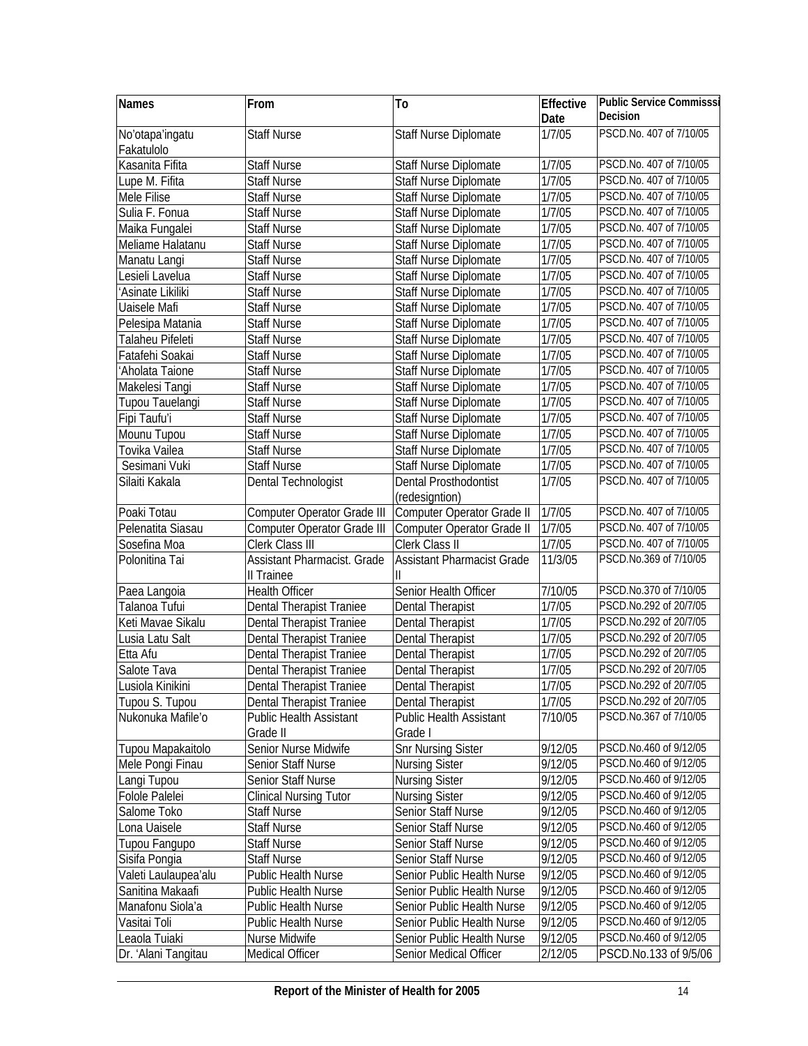| Names | From | To | Effective Date | Public Service Commisssi Decision |
|---|---|---|---|---|
| No'otapa'ingatu Fakatulolo | Staff Nurse | Staff Nurse Diplomate | 1/7/05 | PSCD.No. 407 of 7/10/05 |
| Kasanita Fifita | Staff Nurse | Staff Nurse Diplomate | 1/7/05 | PSCD.No. 407 of 7/10/05 |
| Lupe M. Fifita | Staff Nurse | Staff Nurse Diplomate | 1/7/05 | PSCD.No. 407 of 7/10/05 |
| Mele Filise | Staff Nurse | Staff Nurse Diplomate | 1/7/05 | PSCD.No. 407 of 7/10/05 |
| Sulia F. Fonua | Staff Nurse | Staff Nurse Diplomate | 1/7/05 | PSCD.No. 407 of 7/10/05 |
| Maika Fungalei | Staff Nurse | Staff Nurse Diplomate | 1/7/05 | PSCD.No. 407 of 7/10/05 |
| Meliame Halatanu | Staff Nurse | Staff Nurse Diplomate | 1/7/05 | PSCD.No. 407 of 7/10/05 |
| Manatu Langi | Staff Nurse | Staff Nurse Diplomate | 1/7/05 | PSCD.No. 407 of 7/10/05 |
| Lesieli Lavelua | Staff Nurse | Staff Nurse Diplomate | 1/7/05 | PSCD.No. 407 of 7/10/05 |
| 'Asinate Likiliki | Staff Nurse | Staff Nurse Diplomate | 1/7/05 | PSCD.No. 407 of 7/10/05 |
| Uaisele Mafi | Staff Nurse | Staff Nurse Diplomate | 1/7/05 | PSCD.No. 407 of 7/10/05 |
| Pelesipa Matania | Staff Nurse | Staff Nurse Diplomate | 1/7/05 | PSCD.No. 407 of 7/10/05 |
| Talaheu Pifeleti | Staff Nurse | Staff Nurse Diplomate | 1/7/05 | PSCD.No. 407 of 7/10/05 |
| Fatafehi Soakai | Staff Nurse | Staff Nurse Diplomate | 1/7/05 | PSCD.No. 407 of 7/10/05 |
| 'Aholata Taione | Staff Nurse | Staff Nurse Diplomate | 1/7/05 | PSCD.No. 407 of 7/10/05 |
| Makelesi Tangi | Staff Nurse | Staff Nurse Diplomate | 1/7/05 | PSCD.No. 407 of 7/10/05 |
| Tupou Tauelangi | Staff Nurse | Staff Nurse Diplomate | 1/7/05 | PSCD.No. 407 of 7/10/05 |
| Fipi Taufu'i | Staff Nurse | Staff Nurse Diplomate | 1/7/05 | PSCD.No. 407 of 7/10/05 |
| Mounu Tupou | Staff Nurse | Staff Nurse Diplomate | 1/7/05 | PSCD.No. 407 of 7/10/05 |
| Tovika Vailea | Staff Nurse | Staff Nurse Diplomate | 1/7/05 | PSCD.No. 407 of 7/10/05 |
| Sesimani Vuki | Staff Nurse | Staff Nurse Diplomate | 1/7/05 | PSCD.No. 407 of 7/10/05 |
| Silaiti Kakala | Dental Technologist | Dental Prosthodontist (redesigntion) | 1/7/05 | PSCD.No. 407 of 7/10/05 |
| Poaki Totau | Computer Operator Grade III | Computer Operator Grade II | 1/7/05 | PSCD.No. 407 of 7/10/05 |
| Pelenatita Siasau | Computer Operator Grade III | Computer Operator Grade II | 1/7/05 | PSCD.No. 407 of 7/10/05 |
| Sosefina Moa | Clerk Class III | Clerk Class II | 1/7/05 | PSCD.No. 407 of 7/10/05 |
| Polonitina Tai | Assistant Pharmacist. Grade II Trainee | Assistant Pharmacist Grade II | 11/3/05 | PSCD.No.369 of 7/10/05 |
| Paea Langoia | Health Officer | Senior Health Officer | 7/10/05 | PSCD.No.370 of 7/10/05 |
| Talanoa Tufui | Dental Therapist Traniee | Dental Therapist | 1/7/05 | PSCD.No.292 of 20/7/05 |
| Keti Mavae Sikalu | Dental Therapist Traniee | Dental Therapist | 1/7/05 | PSCD.No.292 of 20/7/05 |
| Lusia Latu Salt | Dental Therapist Traniee | Dental Therapist | 1/7/05 | PSCD.No.292 of 20/7/05 |
| Etta Afu | Dental Therapist Traniee | Dental Therapist | 1/7/05 | PSCD.No.292 of 20/7/05 |
| Salote Tava | Dental Therapist Traniee | Dental Therapist | 1/7/05 | PSCD.No.292 of 20/7/05 |
| Lusiola Kinikini | Dental Therapist Traniee | Dental Therapist | 1/7/05 | PSCD.No.292 of 20/7/05 |
| Tupou S. Tupou | Dental Therapist Traniee | Dental Therapist | 1/7/05 | PSCD.No.292 of 20/7/05 |
| Nukonuka Mafile'o | Public Health Assistant Grade II | Public Health Assistant Grade I | 7/10/05 | PSCD.No.367 of 7/10/05 |
| Tupou Mapakaitolo | Senior Nurse Midwife | Snr Nursing Sister | 9/12/05 | PSCD.No.460 of 9/12/05 |
| Mele Pongi Finau | Senior Staff Nurse | Nursing Sister | 9/12/05 | PSCD.No.460 of 9/12/05 |
| Langi Tupou | Senior Staff Nurse | Nursing Sister | 9/12/05 | PSCD.No.460 of 9/12/05 |
| Folole Palelei | Clinical Nursing Tutor | Nursing Sister | 9/12/05 | PSCD.No.460 of 9/12/05 |
| Salome Toko | Staff Nurse | Senior Staff Nurse | 9/12/05 | PSCD.No.460 of 9/12/05 |
| Lona Uaisele | Staff Nurse | Senior Staff Nurse | 9/12/05 | PSCD.No.460 of 9/12/05 |
| Tupou Fangupo | Staff Nurse | Senior Staff Nurse | 9/12/05 | PSCD.No.460 of 9/12/05 |
| Sisifa Pongia | Staff Nurse | Senior Staff Nurse | 9/12/05 | PSCD.No.460 of 9/12/05 |
| Valeti Laulaupea'alu | Public Health Nurse | Senior Public Health Nurse | 9/12/05 | PSCD.No.460 of 9/12/05 |
| Sanitina Makaafi | Public Health Nurse | Senior Public Health Nurse | 9/12/05 | PSCD.No.460 of 9/12/05 |
| Manafonu Siola'a | Public Health Nurse | Senior Public Health Nurse | 9/12/05 | PSCD.No.460 of 9/12/05 |
| Vasitai Toli | Public Health Nurse | Senior Public Health Nurse | 9/12/05 | PSCD.No.460 of 9/12/05 |
| Leaola Tuiaki | Nurse Midwife | Senior Public Health Nurse | 9/12/05 | PSCD.No.460 of 9/12/05 |
| Dr. 'Alani Tangitau | Medical Officer | Senior Medical Officer | 2/12/05 | PSCD.No.133 of 9/5/06 |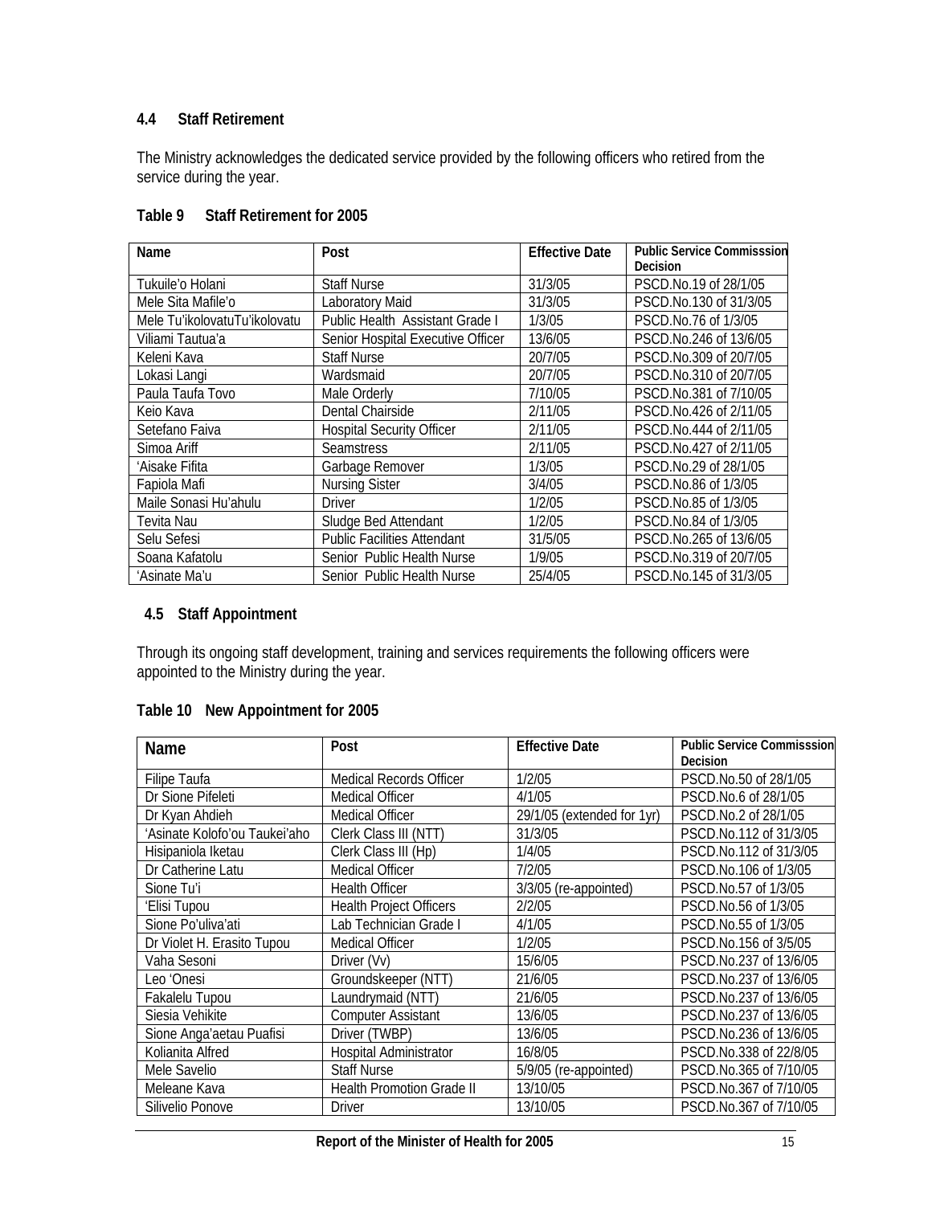### 4.4 Staff Retirement

The Ministry acknowledges the dedicated service provided by the following officers who retired from the service during the year.

**Table 9 Staff Retirement for 2005**

| Name | Post | Effective Date | Public Service Commisssion Decision |
|---|---|---|---|
| Tukuile'o Holani | Staff Nurse | 31/3/05 | PSCD.No.19 of 28/1/05 |
| Mele Sita Mafile'o | Laboratory Maid | 31/3/05 | PSCD.No.130 of 31/3/05 |
| Mele Tu'ikolovatuTu'ikolovatu | Public Health Assistant Grade I | 1/3/05 | PSCD.No.76 of 1/3/05 |
| Viliami Tautua'a | Senior Hospital Executive Officer | 13/6/05 | PSCD.No.246 of 13/6/05 |
| Keleni Kava | Staff Nurse | 20/7/05 | PSCD.No.309 of 20/7/05 |
| Lokasi Langi | Wardsmaid | 20/7/05 | PSCD.No.310 of 20/7/05 |
| Paula Taufa Tovo | Male Orderly | 7/10/05 | PSCD.No.381 of 7/10/05 |
| Keio Kava | Dental Chairside | 2/11/05 | PSCD.No.426 of 2/11/05 |
| Setefano Faiva | Hospital Security Officer | 2/11/05 | PSCD.No.444 of 2/11/05 |
| Simoa Ariff | Seamstress | 2/11/05 | PSCD.No.427 of 2/11/05 |
| 'Aisake Fifita | Garbage Remover | 1/3/05 | PSCD.No.29 of 28/1/05 |
| Fapiola Mafi | Nursing Sister | 3/4/05 | PSCD.No.86 of 1/3/05 |
| Maile Sonasi Hu'ahulu | Driver | 1/2/05 | PSCD.No.85 of 1/3/05 |
| Tevita Nau | Sludge Bed Attendant | 1/2/05 | PSCD.No.84 of 1/3/05 |
| Selu Sefesi | Public Facilities Attendant | 31/5/05 | PSCD.No.265 of 13/6/05 |
| Soana Kafatolu | Senior Public Health Nurse | 1/9/05 | PSCD.No.319 of 20/7/05 |
| 'Asinate Ma'u | Senior Public Health Nurse | 25/4/05 | PSCD.No.145 of 31/3/05 |

### 4.5 Staff Appointment

Through its ongoing staff development, training and services requirements the following officers were appointed to the Ministry during the year.

**Table 10 New Appointment for 2005**

| Name | Post | Effective Date | Public Service Commisssion Decision |
|---|---|---|---|
| Filipe Taufa | Medical Records Officer | 1/2/05 | PSCD.No.50 of 28/1/05 |
| Dr Sione Pifeleti | Medical Officer | 4/1/05 | PSCD.No.6 of 28/1/05 |
| Dr Kyan Ahdieh | Medical Officer | 29/1/05 (extended for 1yr) | PSCD.No.2 of 28/1/05 |
| 'Asinate Kolofo'ou Taukei'aho | Clerk Class III (NTT) | 31/3/05 | PSCD.No.112 of 31/3/05 |
| Hisipaniola Iketau | Clerk Class III (Hp) | 1/4/05 | PSCD.No.112 of 31/3/05 |
| Dr Catherine Latu | Medical Officer | 7/2/05 | PSCD.No.106 of 1/3/05 |
| Sione Tu'i | Health Officer | 3/3/05 (re-appointed) | PSCD.No.57 of 1/3/05 |
| 'Elisi Tupou | Health Project Officers | 2/2/05 | PSCD.No.56 of 1/3/05 |
| Sione Po'uliva'ati | Lab Technician Grade I | 4/1/05 | PSCD.No.55 of 1/3/05 |
| Dr Violet H. Erasito Tupou | Medical Officer | 1/2/05 | PSCD.No.156 of 3/5/05 |
| Vaha Sesoni | Driver (Vv) | 15/6/05 | PSCD.No.237 of 13/6/05 |
| Leo 'Onesi | Groundskeeper (NTT) | 21/6/05 | PSCD.No.237 of 13/6/05 |
| Fakalelu Tupou | Laundrymaid (NTT) | 21/6/05 | PSCD.No.237 of 13/6/05 |
| Siesia Vehikite | Computer Assistant | 13/6/05 | PSCD.No.237 of 13/6/05 |
| Sione Anga'aetau Puafisi | Driver (TWBP) | 13/6/05 | PSCD.No.236 of 13/6/05 |
| Kolianita Alfred | Hospital Administrator | 16/8/05 | PSCD.No.338 of 22/8/05 |
| Mele Savelio | Staff Nurse | 5/9/05 (re-appointed) | PSCD.No.365 of 7/10/05 |
| Meleane Kava | Health Promotion Grade II | 13/10/05 | PSCD.No.367 of 7/10/05 |
| Silivelio Ponove | Driver | 13/10/05 | PSCD.No.367 of 7/10/05 |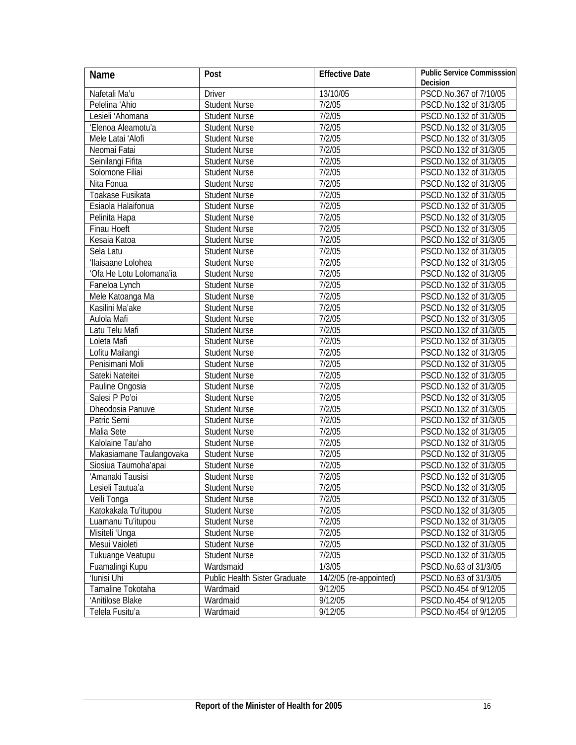| Name | Post | Effective Date | Public Service Commisssion Decision |
|---|---|---|---|
| Nafetali Ma'u | Driver | 13/10/05 | PSCD.No.367 of 7/10/05 |
| Pelelina 'Ahio | Student Nurse | 7/2/05 | PSCD.No.132 of 31/3/05 |
| Lesieli 'Ahomana | Student Nurse | 7/2/05 | PSCD.No.132 of 31/3/05 |
| 'Elenoa Aleamotu'a | Student Nurse | 7/2/05 | PSCD.No.132 of 31/3/05 |
| Mele Latai 'Alofi | Student Nurse | 7/2/05 | PSCD.No.132 of 31/3/05 |
| Neomai Fatai | Student Nurse | 7/2/05 | PSCD.No.132 of 31/3/05 |
| Seinilangi Fifita | Student Nurse | 7/2/05 | PSCD.No.132 of 31/3/05 |
| Solomone Filiai | Student Nurse | 7/2/05 | PSCD.No.132 of 31/3/05 |
| Nita Fonua | Student Nurse | 7/2/05 | PSCD.No.132 of 31/3/05 |
| Toakase Fusikata | Student Nurse | 7/2/05 | PSCD.No.132 of 31/3/05 |
| Esiaola Halaifonua | Student Nurse | 7/2/05 | PSCD.No.132 of 31/3/05 |
| Pelinita Hapa | Student Nurse | 7/2/05 | PSCD.No.132 of 31/3/05 |
| Finau Hoeft | Student Nurse | 7/2/05 | PSCD.No.132 of 31/3/05 |
| Kesaia Katoa | Student Nurse | 7/2/05 | PSCD.No.132 of 31/3/05 |
| Sela Latu | Student Nurse | 7/2/05 | PSCD.No.132 of 31/3/05 |
| 'Ilaisaane Lolohea | Student Nurse | 7/2/05 | PSCD.No.132 of 31/3/05 |
| 'Ofa He Lotu Lolomana'ia | Student Nurse | 7/2/05 | PSCD.No.132 of 31/3/05 |
| Faneloa Lynch | Student Nurse | 7/2/05 | PSCD.No.132 of 31/3/05 |
| Mele Katoanga Ma | Student Nurse | 7/2/05 | PSCD.No.132 of 31/3/05 |
| Kasilini Ma'ake | Student Nurse | 7/2/05 | PSCD.No.132 of 31/3/05 |
| Aulola Mafi | Student Nurse | 7/2/05 | PSCD.No.132 of 31/3/05 |
| Latu Telu Mafi | Student Nurse | 7/2/05 | PSCD.No.132 of 31/3/05 |
| Loleta Mafi | Student Nurse | 7/2/05 | PSCD.No.132 of 31/3/05 |
| Lofitu Mailangi | Student Nurse | 7/2/05 | PSCD.No.132 of 31/3/05 |
| Penisimani Moli | Student Nurse | 7/2/05 | PSCD.No.132 of 31/3/05 |
| Sateki Nateitei | Student Nurse | 7/2/05 | PSCD.No.132 of 31/3/05 |
| Pauline Ongosia | Student Nurse | 7/2/05 | PSCD.No.132 of 31/3/05 |
| Salesi P Po'oi | Student Nurse | 7/2/05 | PSCD.No.132 of 31/3/05 |
| Dheodosia Panuve | Student Nurse | 7/2/05 | PSCD.No.132 of 31/3/05 |
| Patric Semi | Student Nurse | 7/2/05 | PSCD.No.132 of 31/3/05 |
| Malia Sete | Student Nurse | 7/2/05 | PSCD.No.132 of 31/3/05 |
| Kalolaine Tau'aho | Student Nurse | 7/2/05 | PSCD.No.132 of 31/3/05 |
| Makasiamane Taulangovaka | Student Nurse | 7/2/05 | PSCD.No.132 of 31/3/05 |
| Siosiua Taumoha'apai | Student Nurse | 7/2/05 | PSCD.No.132 of 31/3/05 |
| 'Amanaki Tausisi | Student Nurse | 7/2/05 | PSCD.No.132 of 31/3/05 |
| Lesieli Tautua'a | Student Nurse | 7/2/05 | PSCD.No.132 of 31/3/05 |
| Veili Tonga | Student Nurse | 7/2/05 | PSCD.No.132 of 31/3/05 |
| Katokakala Tu'itupou | Student Nurse | 7/2/05 | PSCD.No.132 of 31/3/05 |
| Luamanu Tu'itupou | Student Nurse | 7/2/05 | PSCD.No.132 of 31/3/05 |
| Misiteli 'Unga | Student Nurse | 7/2/05 | PSCD.No.132 of 31/3/05 |
| Mesui Vaioleti | Student Nurse | 7/2/05 | PSCD.No.132 of 31/3/05 |
| Tukuange Veatupu | Student Nurse | 7/2/05 | PSCD.No.132 of 31/3/05 |
| Fuamalingi Kupu | Wardsmaid | 1/3/05 | PSCD.No.63 of 31/3/05 |
| 'Iunisi Uhi | Public Health Sister Graduate | 14/2/05 (re-appointed) | PSCD.No.63 of 31/3/05 |
| Tamaline Tokotaha | Wardmaid | 9/12/05 | PSCD.No.454 of 9/12/05 |
| 'Anitilose Blake | Wardmaid | 9/12/05 | PSCD.No.454 of 9/12/05 |
| Telela Fusitu'a | Wardmaid | 9/12/05 | PSCD.No.454 of 9/12/05 |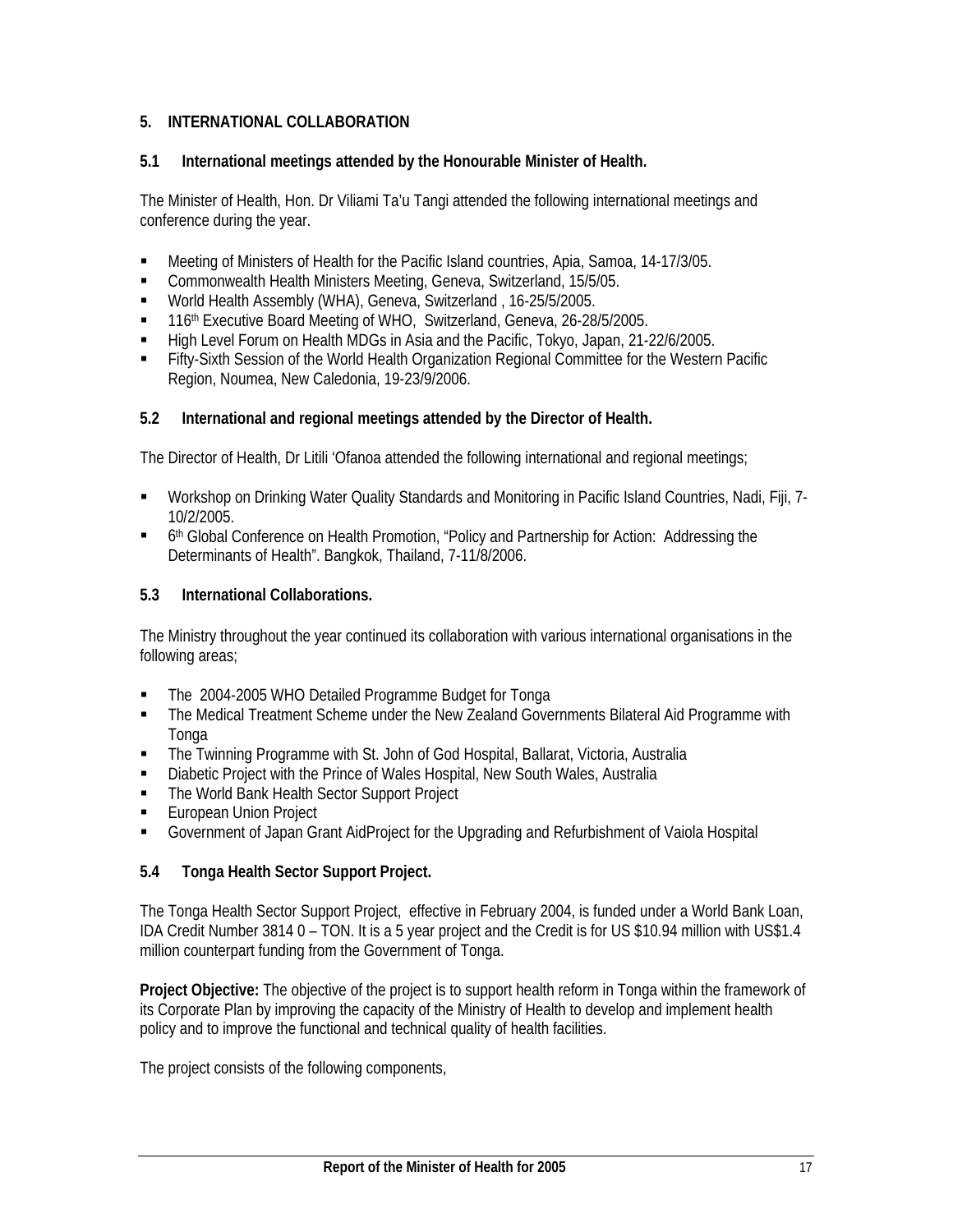## 5. INTERNATIONAL COLLABORATION

### 5.1 International meetings attended by the Honourable Minister of Health.

The Minister of Health, Hon. Dr Viliami Ta'u Tangi attended the following international meetings and conference during the year.

- Meeting of Ministers of Health for the Pacific Island countries, Apia, Samoa, 14-17/3/05.
- Commonwealth Health Ministers Meeting, Geneva, Switzerland, 15/5/05.
- World Health Assembly (WHA), Geneva, Switzerland , 16-25/5/2005.
- 116th Executive Board Meeting of WHO, Switzerland, Geneva, 26-28/5/2005.
- High Level Forum on Health MDGs in Asia and the Pacific, Tokyo, Japan, 21-22/6/2005.
- Fifty-Sixth Session of the World Health Organization Regional Committee for the Western Pacific Region, Noumea, New Caledonia, 19-23/9/2006.

### 5.2 International and regional meetings attended by the Director of Health.

The Director of Health, Dr Litili 'Ofanoa attended the following international and regional meetings;

- Workshop on Drinking Water Quality Standards and Monitoring in Pacific Island Countries, Nadi, Fiji, 7-10/2/2005.
- 6th Global Conference on Health Promotion, "Policy and Partnership for Action: Addressing the Determinants of Health". Bangkok, Thailand, 7-11/8/2006.

### 5.3 International Collaborations.

The Ministry throughout the year continued its collaboration with various international organisations in the following areas;

- The 2004-2005 WHO Detailed Programme Budget for Tonga
- The Medical Treatment Scheme under the New Zealand Governments Bilateral Aid Programme with Tonga
- The Twinning Programme with St. John of God Hospital, Ballarat, Victoria, Australia
- Diabetic Project with the Prince of Wales Hospital, New South Wales, Australia
- The World Bank Health Sector Support Project
- European Union Project
- Government of Japan Grant AidProject for the Upgrading and Refurbishment of Vaiola Hospital

### 5.4 Tonga Health Sector Support Project.

The Tonga Health Sector Support Project, effective in February 2004, is funded under a World Bank Loan, IDA Credit Number 3814 0 – TON. It is a 5 year project and the Credit is for US $10.94 million with US$1.4 million counterpart funding from the Government of Tonga.

**Project Objective:** The objective of the project is to support health reform in Tonga within the framework of its Corporate Plan by improving the capacity of the Ministry of Health to develop and implement health policy and to improve the functional and technical quality of health facilities.

The project consists of the following components,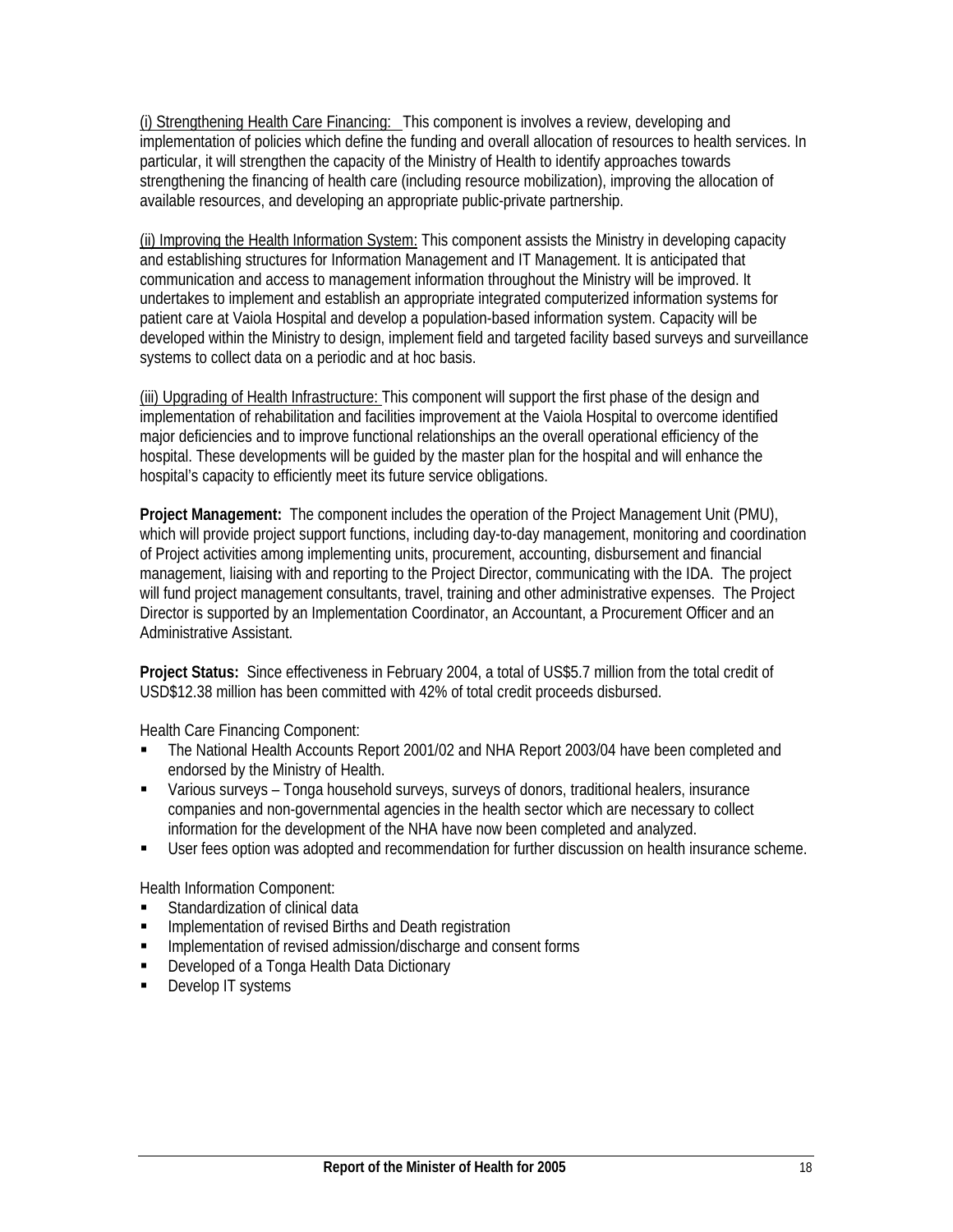(i) Strengthening Health Care Financing: This component is involves a review, developing and implementation of policies which define the funding and overall allocation of resources to health services. In particular, it will strengthen the capacity of the Ministry of Health to identify approaches towards strengthening the financing of health care (including resource mobilization), improving the allocation of available resources, and developing an appropriate public-private partnership.

(ii) Improving the Health Information System: This component assists the Ministry in developing capacity and establishing structures for Information Management and IT Management. It is anticipated that communication and access to management information throughout the Ministry will be improved. It undertakes to implement and establish an appropriate integrated computerized information systems for patient care at Vaiola Hospital and develop a population-based information system. Capacity will be developed within the Ministry to design, implement field and targeted facility based surveys and surveillance systems to collect data on a periodic and at hoc basis.

(iii) Upgrading of Health Infrastructure: This component will support the first phase of the design and implementation of rehabilitation and facilities improvement at the Vaiola Hospital to overcome identified major deficiencies and to improve functional relationships an the overall operational efficiency of the hospital. These developments will be guided by the master plan for the hospital and will enhance the hospital's capacity to efficiently meet its future service obligations.

**Project Management:** The component includes the operation of the Project Management Unit (PMU), which will provide project support functions, including day-to-day management, monitoring and coordination of Project activities among implementing units, procurement, accounting, disbursement and financial management, liaising with and reporting to the Project Director, communicating with the IDA. The project will fund project management consultants, travel, training and other administrative expenses. The Project Director is supported by an Implementation Coordinator, an Accountant, a Procurement Officer and an Administrative Assistant.

**Project Status:** Since effectiveness in February 2004, a total of US$5.7 million from the total credit of USD$12.38 million has been committed with 42% of total credit proceeds disbursed.

Health Care Financing Component:

- The National Health Accounts Report 2001/02 and NHA Report 2003/04 have been completed and endorsed by the Ministry of Health.
- Various surveys – Tonga household surveys, surveys of donors, traditional healers, insurance companies and non-governmental agencies in the health sector which are necessary to collect information for the development of the NHA have now been completed and analyzed.
- User fees option was adopted and recommendation for further discussion on health insurance scheme.

Health Information Component:

- Standardization of clinical data
- Implementation of revised Births and Death registration
- Implementation of revised admission/discharge and consent forms
- Developed of a Tonga Health Data Dictionary
- Develop IT systems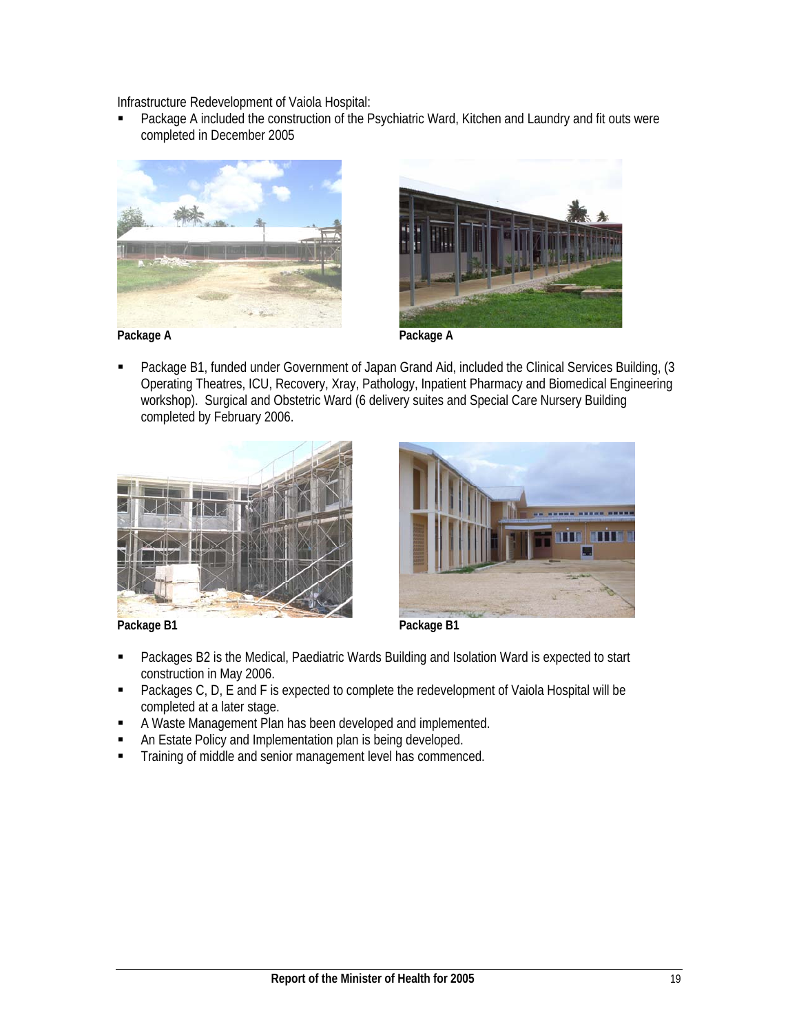Infrastructure Redevelopment of Vaiola Hospital:

- Package A included the construction of the Psychiatric Ward, Kitchen and Laundry and fit outs were completed in December 2005

**Package A** **Package A**

- Package B1, funded under Government of Japan Grand Aid, included the Clinical Services Building, (3 Operating Theatres, ICU, Recovery, Xray, Pathology, Inpatient Pharmacy and Biomedical Engineering workshop). Surgical and Obstetric Ward (6 delivery suites and Special Care Nursery Building completed by February 2006.

**Package B1** **Package B1**

- Packages B2 is the Medical, Paediatric Wards Building and Isolation Ward is expected to start construction in May 2006.
- Packages C, D, E and F is expected to complete the redevelopment of Vaiola Hospital will be completed at a later stage.
- A Waste Management Plan has been developed and implemented.
- An Estate Policy and Implementation plan is being developed.
- Training of middle and senior management level has commenced.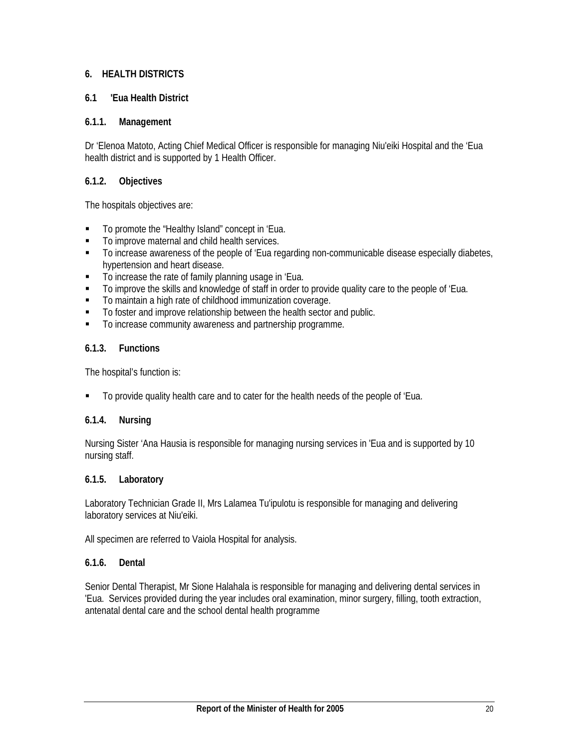# 6. HEALTH DISTRICTS

## 6.1 'Eua Health District

### 6.1.1. Management

Dr ‘Elenoa Matoto, Acting Chief Medical Officer is responsible for managing Niu'eiki Hospital and the ‘Eua health district and is supported by 1 Health Officer.

### 6.1.2. Objectives

The hospitals objectives are:

- To promote the “Healthy Island” concept in ‘Eua.
- To improve maternal and child health services.
- To increase awareness of the people of ‘Eua regarding non-communicable disease especially diabetes, hypertension and heart disease.
- To increase the rate of family planning usage in ‘Eua.
- To improve the skills and knowledge of staff in order to provide quality care to the people of ‘Eua.
- To maintain a high rate of childhood immunization coverage.
- To foster and improve relationship between the health sector and public.
- To increase community awareness and partnership programme.

### 6.1.3. Functions

The hospital’s function is:

- To provide quality health care and to cater for the health needs of the people of ‘Eua.

### 6.1.4. Nursing

Nursing Sister ‘Ana Hausia is responsible for managing nursing services in 'Eua and is supported by 10 nursing staff.

### 6.1.5. Laboratory

Laboratory Technician Grade II, Mrs Lalamea Tu'ipulotu is responsible for managing and delivering laboratory services at Niu'eiki.

All specimen are referred to Vaiola Hospital for analysis.

### 6.1.6. Dental

Senior Dental Therapist, Mr Sione Halahala is responsible for managing and delivering dental services in 'Eua. Services provided during the year includes oral examination, minor surgery, filling, tooth extraction, antenatal dental care and the school dental health programme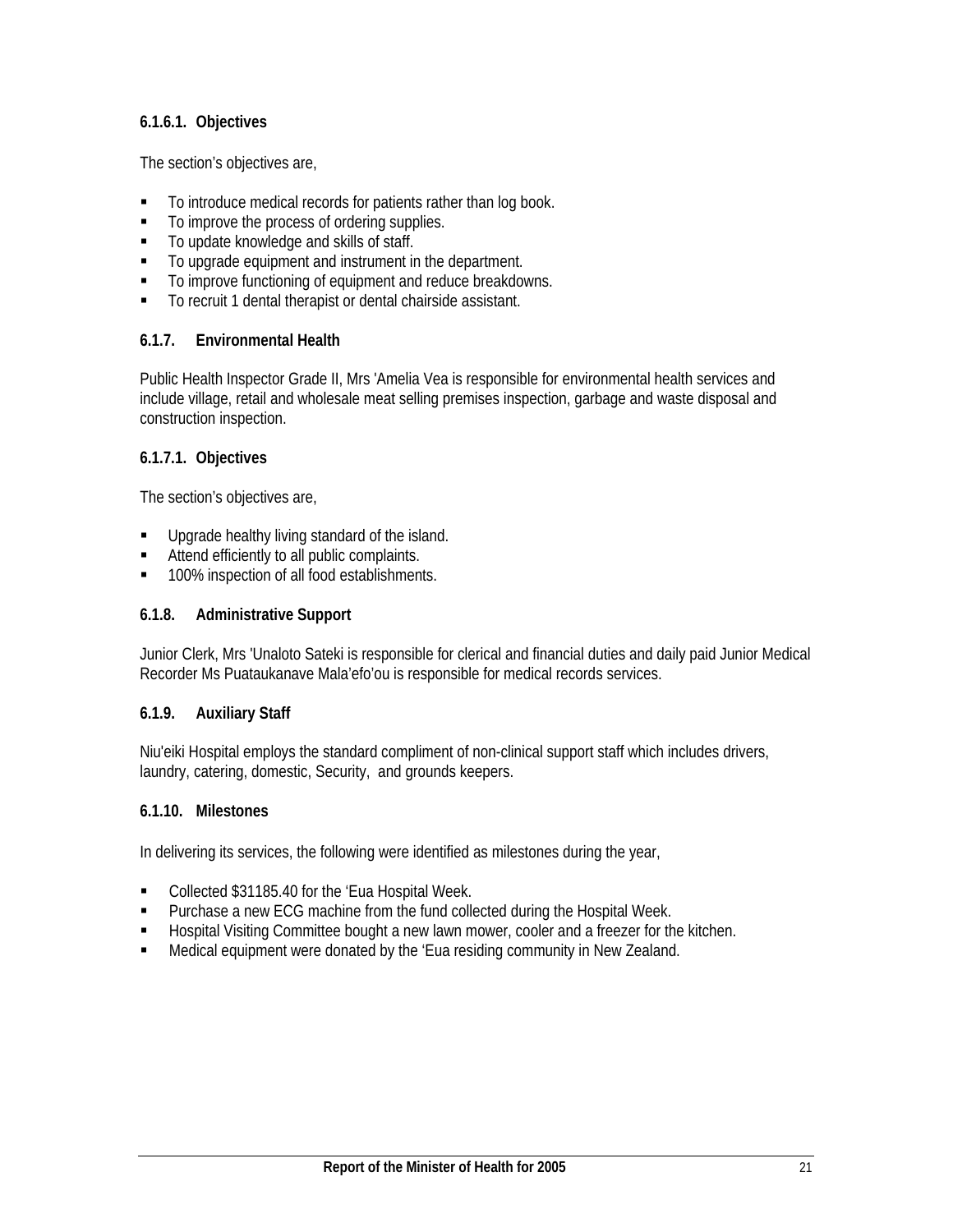#### 6.1.6.1. Objectives

The section's objectives are,

- To introduce medical records for patients rather than log book.
- To improve the process of ordering supplies.
- To update knowledge and skills of staff.
- To upgrade equipment and instrument in the department.
- To improve functioning of equipment and reduce breakdowns.
- To recruit 1 dental therapist or dental chairside assistant.

### 6.1.7. Environmental Health

Public Health Inspector Grade II, Mrs 'Amelia Vea is responsible for environmental health services and include village, retail and wholesale meat selling premises inspection, garbage and waste disposal and construction inspection.

#### 6.1.7.1. Objectives

The section's objectives are,

- Upgrade healthy living standard of the island.
- Attend efficiently to all public complaints.
- 100% inspection of all food establishments.

### 6.1.8. Administrative Support

Junior Clerk, Mrs 'Unaloto Sateki is responsible for clerical and financial duties and daily paid Junior Medical Recorder Ms Puataukanave Mala'efo'ou is responsible for medical records services.

### 6.1.9. Auxiliary Staff

Niu'eiki Hospital employs the standard compliment of non-clinical support staff which includes drivers, laundry, catering, domestic, Security, and grounds keepers.

### 6.1.10. Milestones

In delivering its services, the following were identified as milestones during the year,

- Collected $31185.40 for the 'Eua Hospital Week.
- Purchase a new ECG machine from the fund collected during the Hospital Week.
- Hospital Visiting Committee bought a new lawn mower, cooler and a freezer for the kitchen.
- Medical equipment were donated by the 'Eua residing community in New Zealand.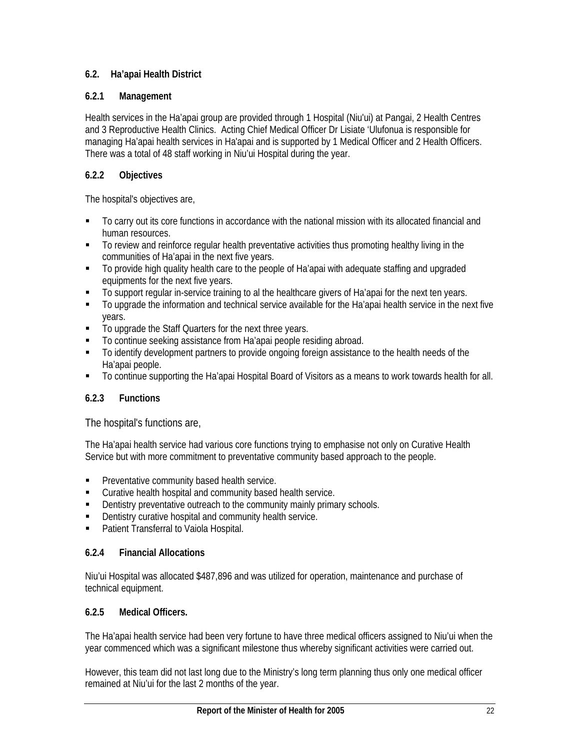## 6.2. Ha'apai Health District

### 6.2.1 Management

Health services in the Ha'apai group are provided through 1 Hospital (Niu'ui) at Pangai, 2 Health Centres and 3 Reproductive Health Clinics. Acting Chief Medical Officer Dr Lisiate 'Ulufonua is responsible for managing Ha'apai health services in Ha'apai and is supported by 1 Medical Officer and 2 Health Officers. There was a total of 48 staff working in Niu'ui Hospital during the year.

### 6.2.2 Objectives

The hospital's objectives are,

- To carry out its core functions in accordance with the national mission with its allocated financial and human resources.
- To review and reinforce regular health preventative activities thus promoting healthy living in the communities of Ha'apai in the next five years.
- To provide high quality health care to the people of Ha'apai with adequate staffing and upgraded equipments for the next five years.
- To support regular in-service training to al the healthcare givers of Ha'apai for the next ten years.
- To upgrade the information and technical service available for the Ha'apai health service in the next five years.
- To upgrade the Staff Quarters for the next three years.
- To continue seeking assistance from Ha'apai people residing abroad.
- To identify development partners to provide ongoing foreign assistance to the health needs of the Ha'apai people.
- To continue supporting the Ha'apai Hospital Board of Visitors as a means to work towards health for all.

### 6.2.3 Functions

The hospital's functions are,

The Ha'apai health service had various core functions trying to emphasise not only on Curative Health Service but with more commitment to preventative community based approach to the people.

- Preventative community based health service.
- Curative health hospital and community based health service.
- Dentistry preventative outreach to the community mainly primary schools.
- Dentistry curative hospital and community health service.
- Patient Transferral to Vaiola Hospital.

### 6.2.4 Financial Allocations

Niu'ui Hospital was allocated $487,896 and was utilized for operation, maintenance and purchase of technical equipment.

### 6.2.5 Medical Officers.

The Ha'apai health service had been very fortune to have three medical officers assigned to Niu'ui when the year commenced which was a significant milestone thus whereby significant activities were carried out.

However, this team did not last long due to the Ministry's long term planning thus only one medical officer remained at Niu'ui for the last 2 months of the year.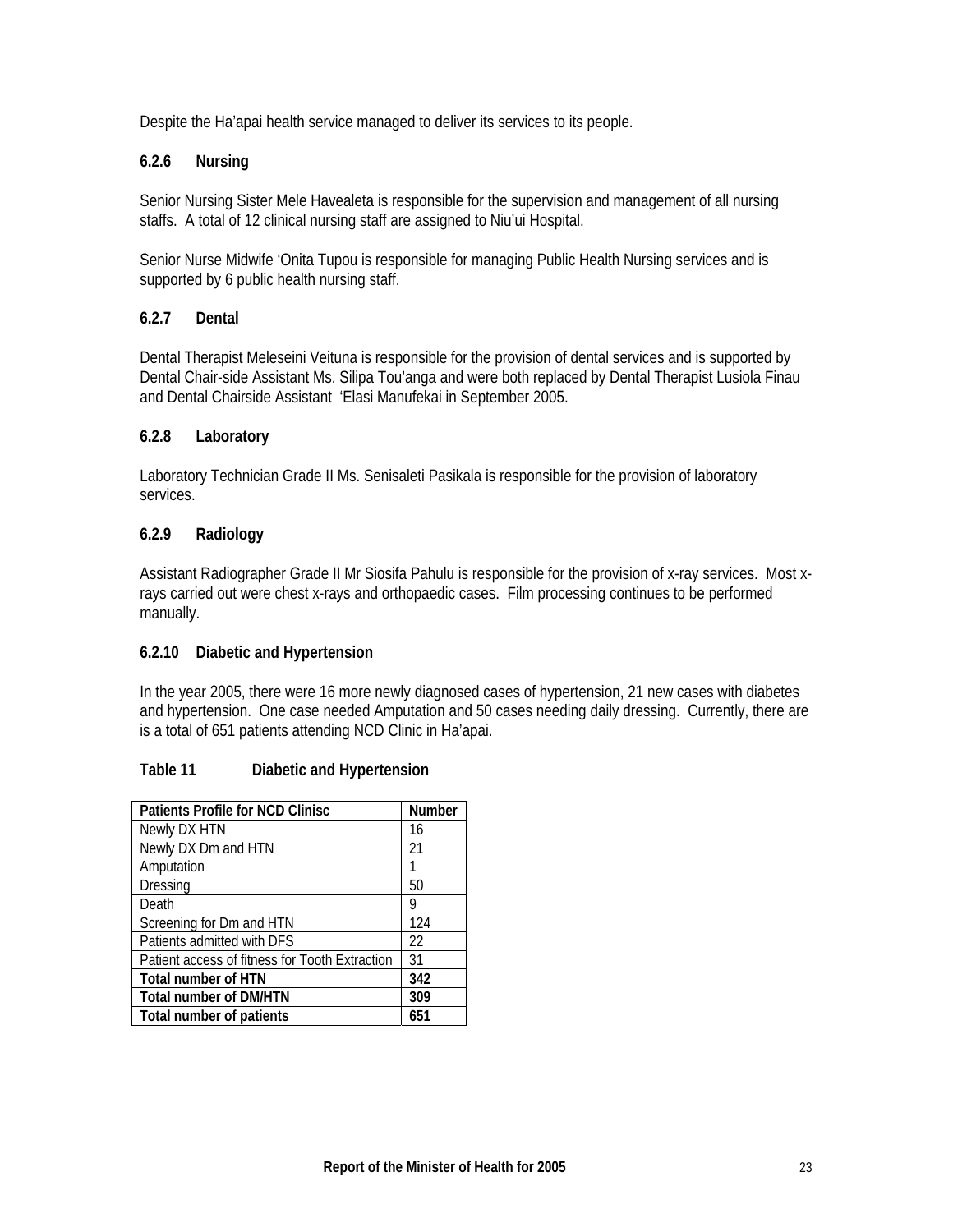Despite the Ha'apai health service managed to deliver its services to its people.

### 6.2.6 Nursing

Senior Nursing Sister Mele Havealeta is responsible for the supervision and management of all nursing staffs. A total of 12 clinical nursing staff are assigned to Niu'ui Hospital.

Senior Nurse Midwife 'Onita Tupou is responsible for managing Public Health Nursing services and is supported by 6 public health nursing staff.

### 6.2.7 Dental

Dental Therapist Meleseini Veituna is responsible for the provision of dental services and is supported by Dental Chair-side Assistant Ms. Silipa Tou'anga and were both replaced by Dental Therapist Lusiola Finau and Dental Chairside Assistant 'Elasi Manufekai in September 2005.

### 6.2.8 Laboratory

Laboratory Technician Grade II Ms. Senisaleti Pasikala is responsible for the provision of laboratory services.

### 6.2.9 Radiology

Assistant Radiographer Grade II Mr Siosifa Pahulu is responsible for the provision of x-ray services. Most x-rays carried out were chest x-rays and orthopaedic cases. Film processing continues to be performed manually.

### 6.2.10 Diabetic and Hypertension

In the year 2005, there were 16 more newly diagnosed cases of hypertension, 21 new cases with diabetes and hypertension. One case needed Amputation and 50 cases needing daily dressing. Currently, there are is a total of 651 patients attending NCD Clinic in Ha'apai.

**Table 11 Diabetic and Hypertension**

| Patients Profile for NCD Clinisc | Number |
|---|---|
| Newly DX HTN | 16 |
| Newly DX Dm and HTN | 21 |
| Amputation | 1 |
| Dressing | 50 |
| Death | 9 |
| Screening for Dm and HTN | 124 |
| Patients admitted with DFS | 22 |
| Patient access of fitness for Tooth Extraction | 31 |
| **Total number of HTN** | **342** |
| **Total number of DM/HTN** | **309** |
| **Total number of patients** | **651** |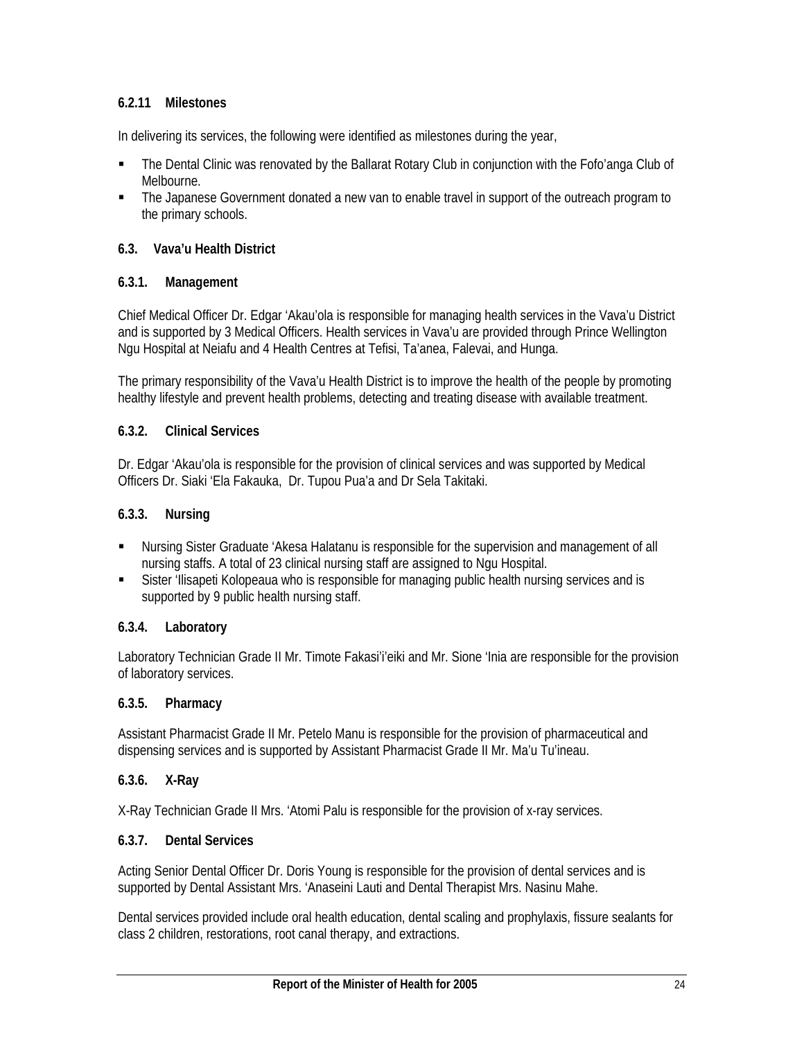#### 6.2.11 Milestones

In delivering its services, the following were identified as milestones during the year,

- The Dental Clinic was renovated by the Ballarat Rotary Club in conjunction with the Fofo'anga Club of Melbourne.
- The Japanese Government donated a new van to enable travel in support of the outreach program to the primary schools.

### 6.3. Vava'u Health District

#### 6.3.1. Management

Chief Medical Officer Dr. Edgar 'Akau'ola is responsible for managing health services in the Vava'u District and is supported by 3 Medical Officers. Health services in Vava'u are provided through Prince Wellington Ngu Hospital at Neiafu and 4 Health Centres at Tefisi, Ta'anea, Falevai, and Hunga.

The primary responsibility of the Vava'u Health District is to improve the health of the people by promoting healthy lifestyle and prevent health problems, detecting and treating disease with available treatment.

#### 6.3.2. Clinical Services

Dr. Edgar 'Akau'ola is responsible for the provision of clinical services and was supported by Medical Officers Dr. Siaki 'Ela Fakauka, Dr. Tupou Pua'a and Dr Sela Takitaki.

#### 6.3.3. Nursing

- Nursing Sister Graduate 'Akesa Halatanu is responsible for the supervision and management of all nursing staffs. A total of 23 clinical nursing staff are assigned to Ngu Hospital.
- Sister 'Ilisapeti Kolopeaua who is responsible for managing public health nursing services and is supported by 9 public health nursing staff.

#### 6.3.4. Laboratory

Laboratory Technician Grade II Mr. Timote Fakasi'i'eiki and Mr. Sione 'Inia are responsible for the provision of laboratory services.

#### 6.3.5. Pharmacy

Assistant Pharmacist Grade II Mr. Petelo Manu is responsible for the provision of pharmaceutical and dispensing services and is supported by Assistant Pharmacist Grade II Mr. Ma'u Tu'ineau.

#### 6.3.6. X-Ray

X-Ray Technician Grade II Mrs. 'Atomi Palu is responsible for the provision of x-ray services.

#### 6.3.7. Dental Services

Acting Senior Dental Officer Dr. Doris Young is responsible for the provision of dental services and is supported by Dental Assistant Mrs. 'Anaseini Lauti and Dental Therapist Mrs. Nasinu Mahe.

Dental services provided include oral health education, dental scaling and prophylaxis, fissure sealants for class 2 children, restorations, root canal therapy, and extractions.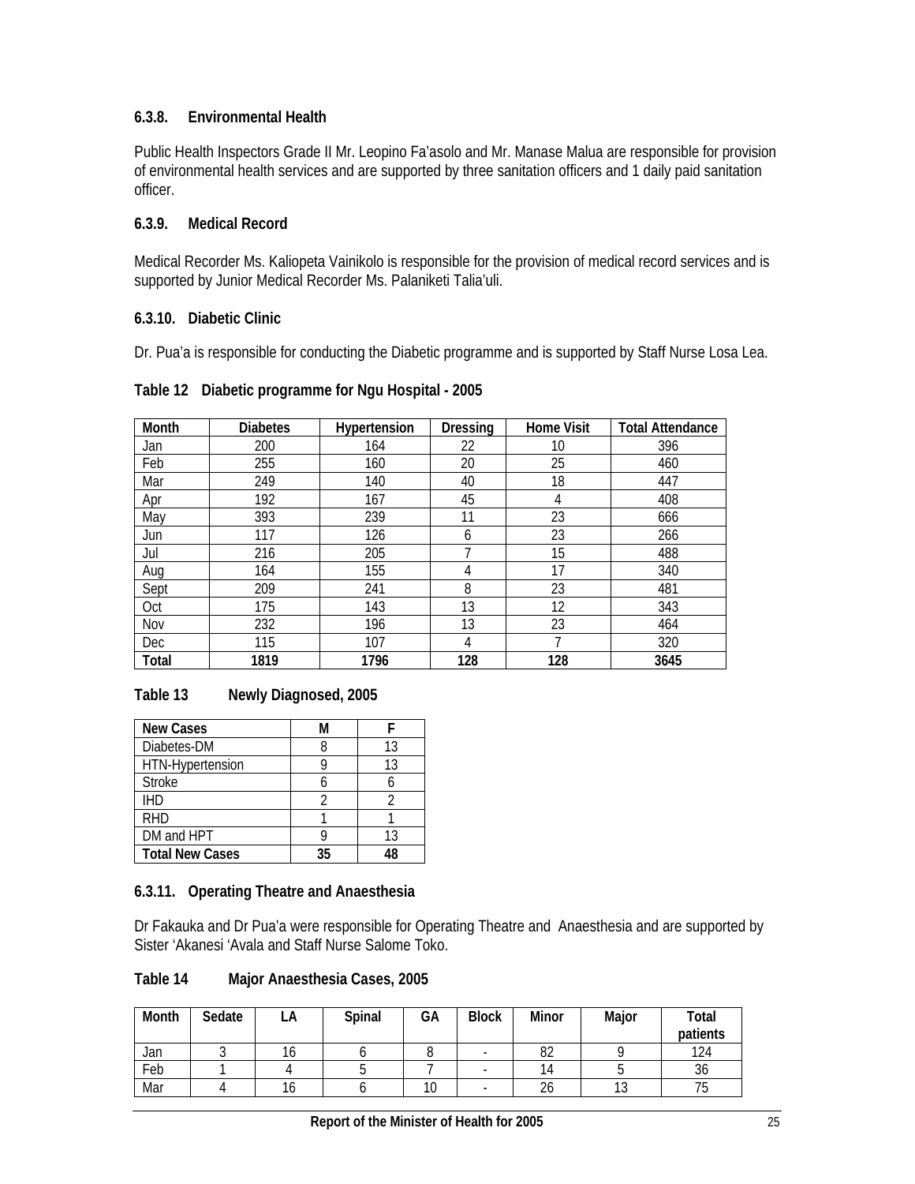### 6.3.8. Environmental Health

Public Health Inspectors Grade II Mr. Leopino Fa'asolo and Mr. Manase Malua are responsible for provision of environmental health services and are supported by three sanitation officers and 1 daily paid sanitation officer.

### 6.3.9. Medical Record

Medical Recorder Ms. Kaliopeta Vainikolo is responsible for the provision of medical record services and is supported by Junior Medical Recorder Ms. Palaniketi Talia'uli.

### 6.3.10. Diabetic Clinic

Dr. Pua'a is responsible for conducting the Diabetic programme and is supported by Staff Nurse Losa Lea.

**Table 12 Diabetic programme for Ngu Hospital - 2005**

| Month | Diabetes | Hypertension | Dressing | Home Visit | Total Attendance |
|---|---|---|---|---|---|
| Jan | 200 | 164 | 22 | 10 | 396 |
| Feb | 255 | 160 | 20 | 25 | 460 |
| Mar | 249 | 140 | 40 | 18 | 447 |
| Apr | 192 | 167 | 45 | 4 | 408 |
| May | 393 | 239 | 11 | 23 | 666 |
| Jun | 117 | 126 | 6 | 23 | 266 |
| Jul | 216 | 205 | 7 | 15 | 488 |
| Aug | 164 | 155 | 4 | 17 | 340 |
| Sept | 209 | 241 | 8 | 23 | 481 |
| Oct | 175 | 143 | 13 | 12 | 343 |
| Nov | 232 | 196 | 13 | 23 | 464 |
| Dec | 115 | 107 | 4 | 7 | 320 |
| **Total** | **1819** | **1796** | **128** | **128** | **3645** |

**Table 13 Newly Diagnosed, 2005**

| New Cases | M | F |
|---|---|---|
| Diabetes-DM | 8 | 13 |
| HTN-Hypertension | 9 | 13 |
| Stroke | 6 | 6 |
| IHD | 2 | 2 |
| RHD | 1 | 1 |
| DM and HPT | 9 | 13 |
| **Total New Cases** | **35** | **48** |

### 6.3.11. Operating Theatre and Anaesthesia

Dr Fakauka and Dr Pua'a were responsible for Operating Theatre and Anaesthesia and are supported by Sister 'Akanesi 'Avala and Staff Nurse Salome Toko.

**Table 14 Major Anaesthesia Cases, 2005**

| Month | Sedate | LA | Spinal | GA | Block | Minor | Major | Total patients |
|---|---|---|---|---|---|---|---|---|
| Jan | 3 | 16 | 6 | 8 | - | 82 | 9 | 124 |
| Feb | 1 | 4 | 5 | 7 | - | 14 | 5 | 36 |
| Mar | 4 | 16 | 6 | 10 | - | 26 | 13 | 75 |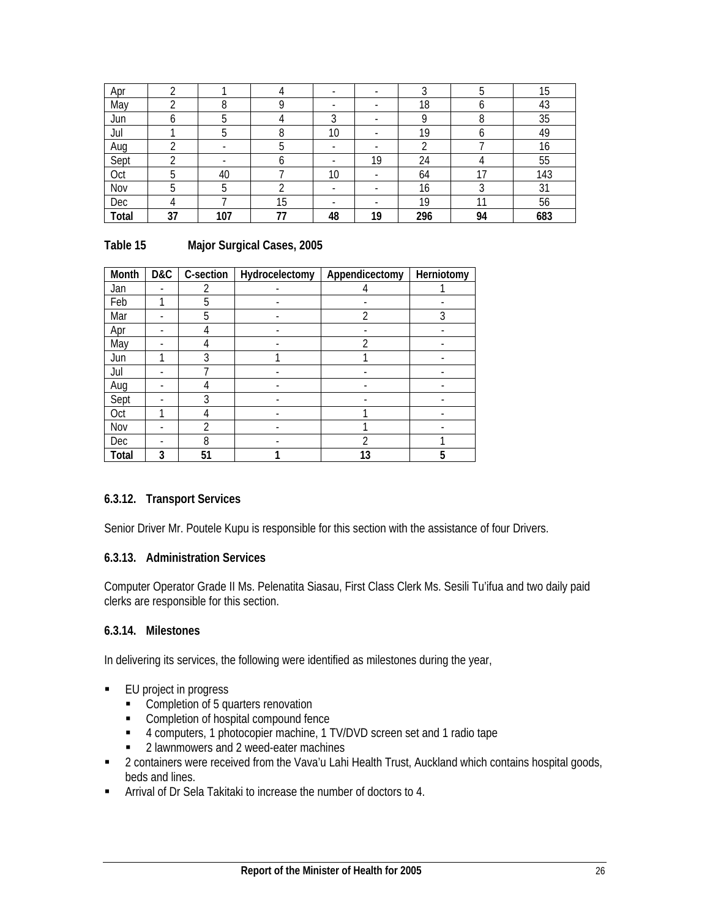| Apr | 2 | 1 | 4 | - | - | 3 | 5 | 15 |
|---|---|---|---|---|---|---|---|---|
| May | 2 | 8 | 9 | - | - | 18 | 6 | 43 |
| Jun | 6 | 5 | 4 | 3 | - | 9 | 8 | 35 |
| Jul | 1 | 5 | 8 | 10 | - | 19 | 6 | 49 |
| Aug | 2 | - | 5 | - | - | 2 | 7 | 16 |
| Sept | 2 | - | 6 | - | 19 | 24 | 4 | 55 |
| Oct | 5 | 40 | 7 | 10 | - | 64 | 17 | 143 |
| Nov | 5 | 5 | 2 | - | - | 16 | 3 | 31 |
| Dec | 4 | 7 | 15 | - | - | 19 | 11 | 56 |
| **Total** | **37** | **107** | **77** | **48** | **19** | **296** | **94** | **683** |

**Table 15 Major Surgical Cases, 2005**

| Month | D&C | C-section | Hydrocelectomy | Appendicectomy | Herniotomy |
|---|---|---|---|---|---|
| Jan | - | 2 | - | 4 | 1 |
| Feb | 1 | 5 | - | - | - |
| Mar | - | 5 | - | 2 | 3 |
| Apr | - | 4 | - | - | - |
| May | - | 4 | - | 2 | - |
| Jun | 1 | 3 | 1 | 1 | - |
| Jul | - | 7 | - | - | - |
| Aug | - | 4 | - | - | - |
| Sept | - | 3 | - | - | - |
| Oct | 1 | 4 | - | 1 | - |
| Nov | - | 2 | - | 1 | - |
| Dec | - | 8 | - | 2 | 1 |
| **Total** | **3** | **51** | **1** | **13** | **5** |

### 6.3.12. Transport Services

Senior Driver Mr. Poutele Kupu is responsible for this section with the assistance of four Drivers.

### 6.3.13. Administration Services

Computer Operator Grade II Ms. Pelenatita Siasau, First Class Clerk Ms. Sesili Tu'ifua and two daily paid clerks are responsible for this section.

### 6.3.14. Milestones

In delivering its services, the following were identified as milestones during the year,

- EU project in progress
  - Completion of 5 quarters renovation
  - Completion of hospital compound fence
  - 4 computers, 1 photocopier machine, 1 TV/DVD screen set and 1 radio tape
  - 2 lawnmowers and 2 weed-eater machines
- 2 containers were received from the Vava'u Lahi Health Trust, Auckland which contains hospital goods, beds and lines.
- Arrival of Dr Sela Takitaki to increase the number of doctors to 4.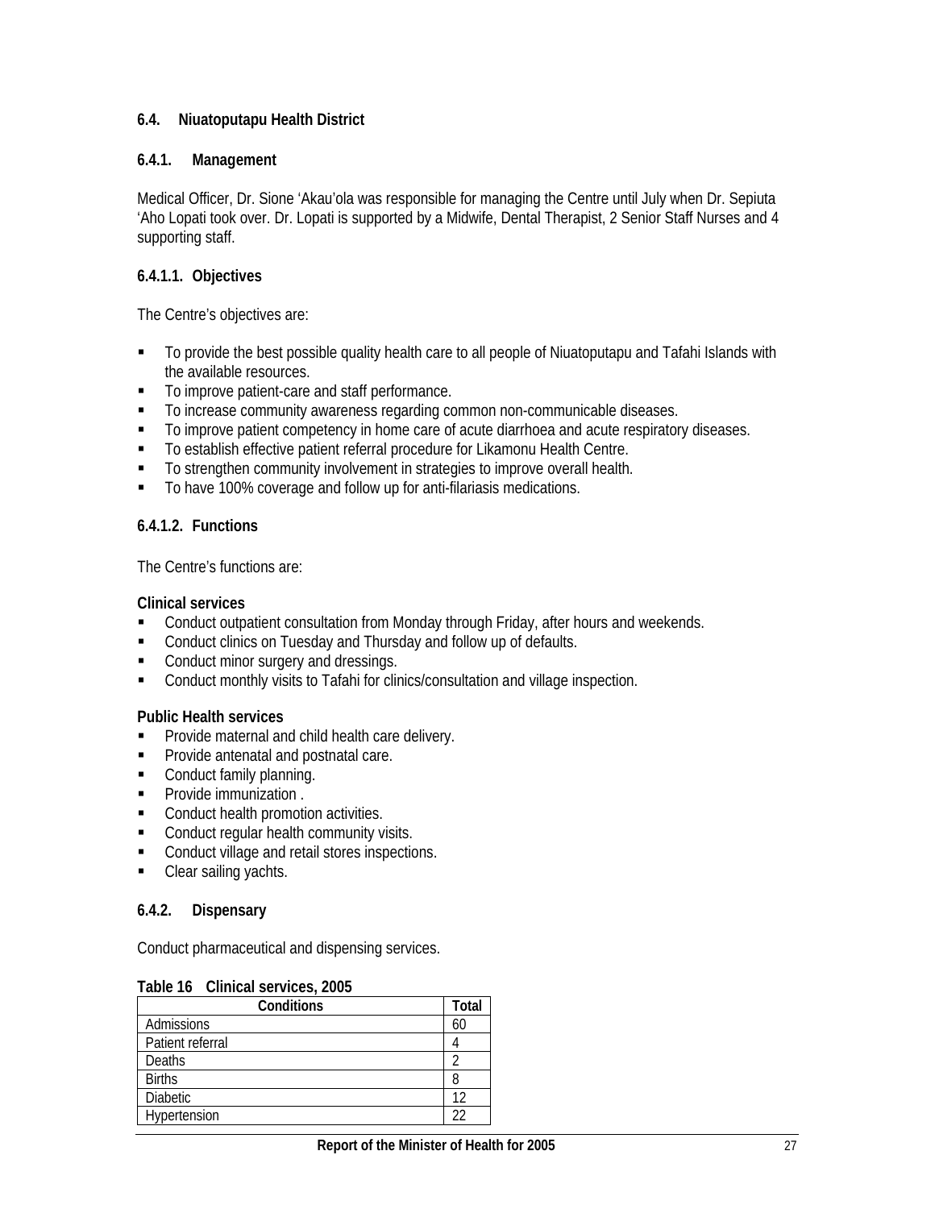## 6.4. Niuatoputapu Health District

### 6.4.1. Management

Medical Officer, Dr. Sione ʻAkauʼola was responsible for managing the Centre until July when Dr. Sepiuta ʻAho Lopati took over. Dr. Lopati is supported by a Midwife, Dental Therapist, 2 Senior Staff Nurses and 4 supporting staff.

#### 6.4.1.1. Objectives

The Centre's objectives are:

- To provide the best possible quality health care to all people of Niuatoputapu and Tafahi Islands with the available resources.
- To improve patient-care and staff performance.
- To increase community awareness regarding common non-communicable diseases.
- To improve patient competency in home care of acute diarrhoea and acute respiratory diseases.
- To establish effective patient referral procedure for Likamonu Health Centre.
- To strengthen community involvement in strategies to improve overall health.
- To have 100% coverage and follow up for anti-filariasis medications.

#### 6.4.1.2. Functions

The Centre's functions are:

**Clinical services**

- Conduct outpatient consultation from Monday through Friday, after hours and weekends.
- Conduct clinics on Tuesday and Thursday and follow up of defaults.
- Conduct minor surgery and dressings.
- Conduct monthly visits to Tafahi for clinics/consultation and village inspection.

**Public Health services**

- Provide maternal and child health care delivery.
- Provide antenatal and postnatal care.
- Conduct family planning.
- Provide immunization .
- Conduct health promotion activities.
- Conduct regular health community visits.
- Conduct village and retail stores inspections.
- Clear sailing yachts.

### 6.4.2. Dispensary

Conduct pharmaceutical and dispensing services.

**Table 16 Clinical services, 2005**

| Conditions | Total |
|---|---|
| Admissions | 60 |
| Patient referral | 4 |
| Deaths | 2 |
| Births | 8 |
| Diabetic | 12 |
| Hypertension | 22 |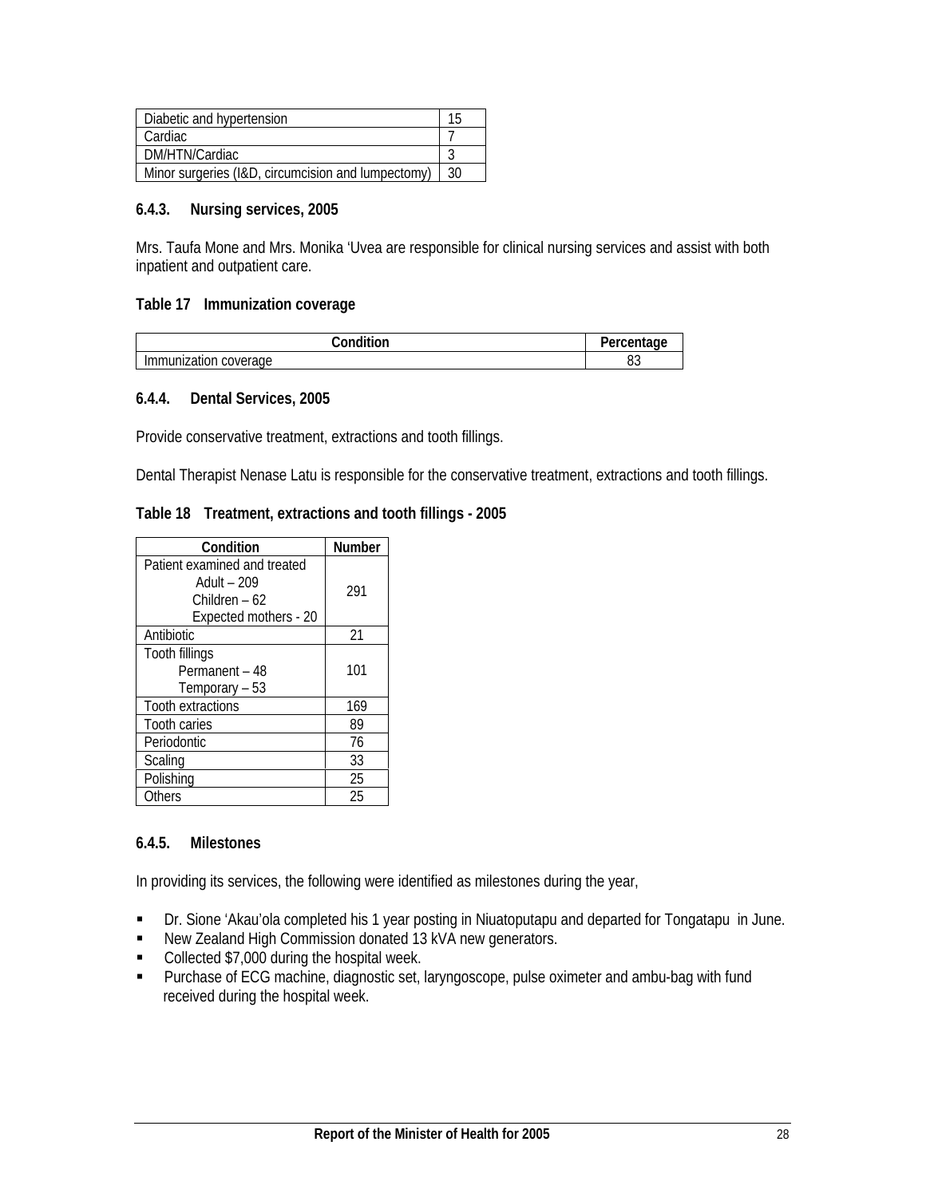| Diabetic and hypertension | 15 |
|---|---|
| Cardiac | 7 |
| DM/HTN/Cardiac | 3 |
| Minor surgeries (I&D, circumcision and lumpectomy) | 30 |

### 6.4.3. Nursing services, 2005

Mrs. Taufa Mone and Mrs. Monika ‘Uvea are responsible for clinical nursing services and assist with both inpatient and outpatient care.

**Table 17 Immunization coverage**

| Condition | Percentage |
|---|---|
| Immunization coverage | 83 |

### 6.4.4. Dental Services, 2005

Provide conservative treatment, extractions and tooth fillings.

Dental Therapist Nenase Latu is responsible for the conservative treatment, extractions and tooth fillings.

**Table 18 Treatment, extractions and tooth fillings - 2005**

| Condition | Number |
|---|---|
| Patient examined and treated<br>Adult – 209<br>Children – 62<br>Expected mothers - 20 | 291 |
| Antibiotic | 21 |
| Tooth fillings<br>Permanent – 48<br>Temporary – 53 | 101 |
| Tooth extractions | 169 |
| Tooth caries | 89 |
| Periodontic | 76 |
| Scaling | 33 |
| Polishing | 25 |
| Others | 25 |

### 6.4.5. Milestones

In providing its services, the following were identified as milestones during the year,

- Dr. Sione ‘Akau’ola completed his 1 year posting in Niuatoputapu and departed for Tongatapu in June.
- New Zealand High Commission donated 13 kVA new generators.
- Collected $7,000 during the hospital week.
- Purchase of ECG machine, diagnostic set, laryngoscope, pulse oximeter and ambu-bag with fund received during the hospital week.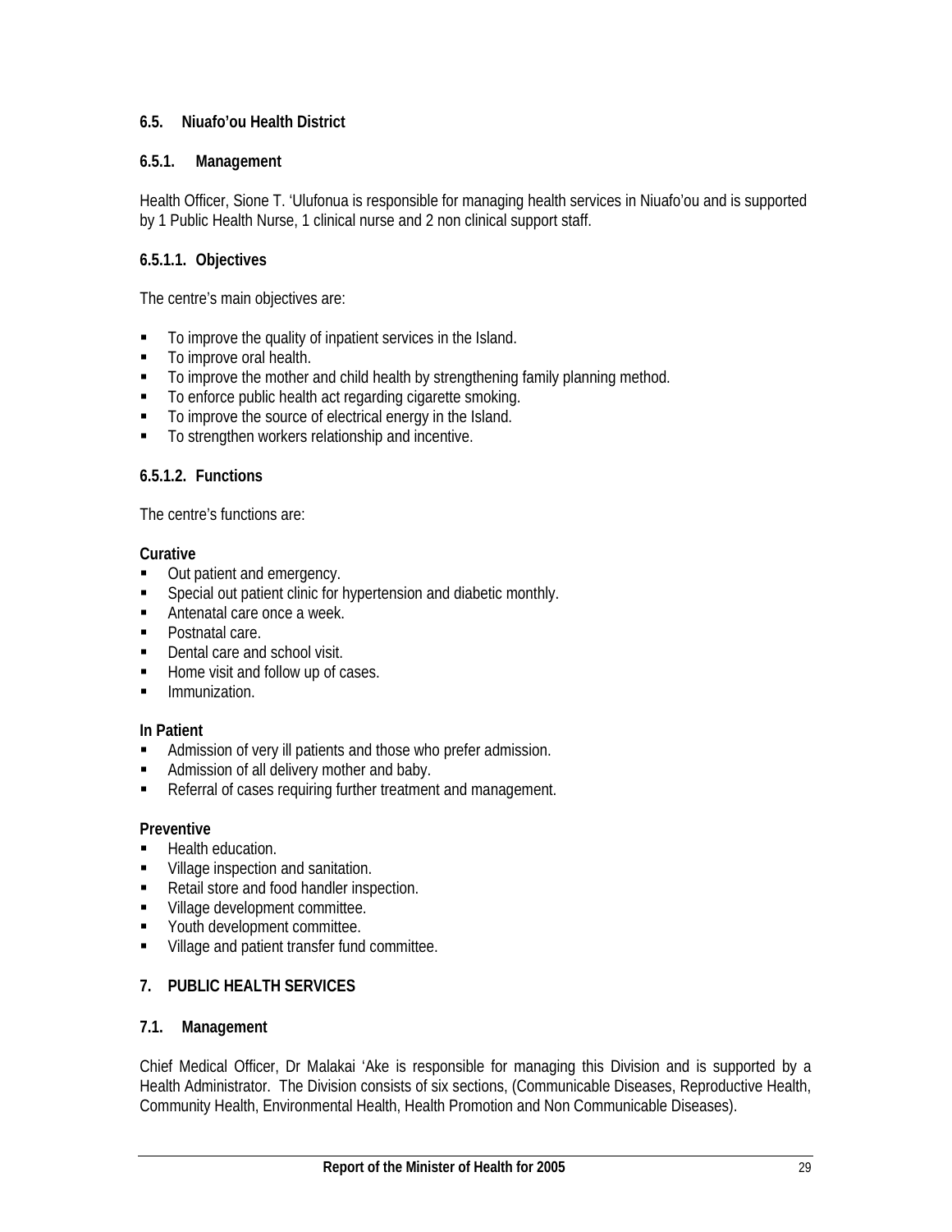## 6.5. Niuafo'ou Health District

### 6.5.1. Management

Health Officer, Sione T. 'Ulufonua is responsible for managing health services in Niuafo'ou and is supported by 1 Public Health Nurse, 1 clinical nurse and 2 non clinical support staff.

#### 6.5.1.1. Objectives

The centre's main objectives are:

- To improve the quality of inpatient services in the Island.
- To improve oral health.
- To improve the mother and child health by strengthening family planning method.
- To enforce public health act regarding cigarette smoking.
- To improve the source of electrical energy in the Island.
- To strengthen workers relationship and incentive.

#### 6.5.1.2. Functions

The centre's functions are:

**Curative**

- Out patient and emergency.
- Special out patient clinic for hypertension and diabetic monthly.
- Antenatal care once a week.
- Postnatal care.
- Dental care and school visit.
- Home visit and follow up of cases.
- Immunization.

**In Patient**

- Admission of very ill patients and those who prefer admission.
- Admission of all delivery mother and baby.
- Referral of cases requiring further treatment and management.

**Preventive**

- Health education.
- Village inspection and sanitation.
- Retail store and food handler inspection.
- Village development committee.
- Youth development committee.
- Village and patient transfer fund committee.

# 7. PUBLIC HEALTH SERVICES

## 7.1. Management

Chief Medical Officer, Dr Malakai 'Ake is responsible for managing this Division and is supported by a Health Administrator. The Division consists of six sections, (Communicable Diseases, Reproductive Health, Community Health, Environmental Health, Health Promotion and Non Communicable Diseases).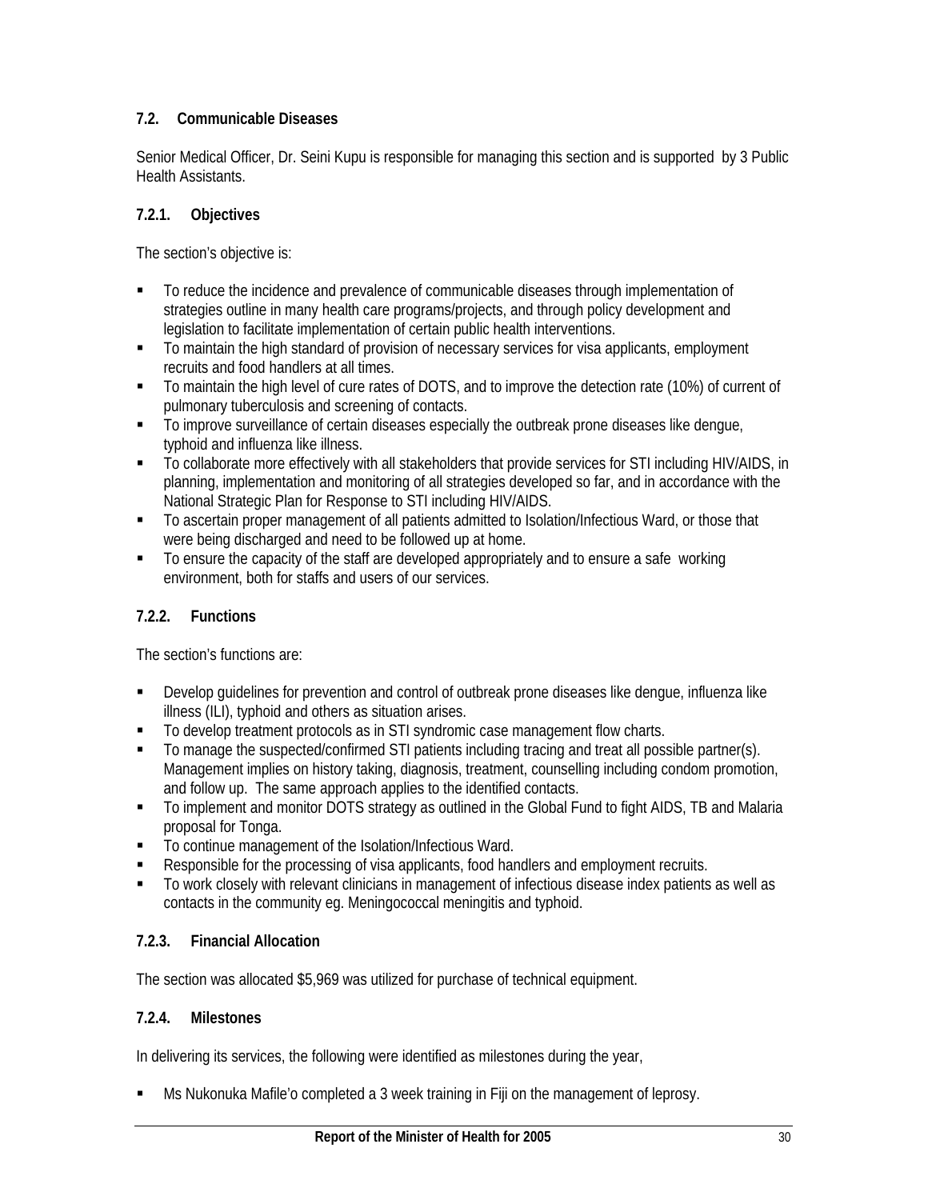## 7.2. Communicable Diseases

Senior Medical Officer, Dr. Seini Kupu is responsible for managing this section and is supported by 3 Public Health Assistants.

### 7.2.1. Objectives

The section's objective is:

- To reduce the incidence and prevalence of communicable diseases through implementation of strategies outline in many health care programs/projects, and through policy development and legislation to facilitate implementation of certain public health interventions.
- To maintain the high standard of provision of necessary services for visa applicants, employment recruits and food handlers at all times.
- To maintain the high level of cure rates of DOTS, and to improve the detection rate (10%) of current of pulmonary tuberculosis and screening of contacts.
- To improve surveillance of certain diseases especially the outbreak prone diseases like dengue, typhoid and influenza like illness.
- To collaborate more effectively with all stakeholders that provide services for STI including HIV/AIDS, in planning, implementation and monitoring of all strategies developed so far, and in accordance with the National Strategic Plan for Response to STI including HIV/AIDS.
- To ascertain proper management of all patients admitted to Isolation/Infectious Ward, or those that were being discharged and need to be followed up at home.
- To ensure the capacity of the staff are developed appropriately and to ensure a safe working environment, both for staffs and users of our services.

### 7.2.2. Functions

The section's functions are:

- Develop guidelines for prevention and control of outbreak prone diseases like dengue, influenza like illness (ILI), typhoid and others as situation arises.
- To develop treatment protocols as in STI syndromic case management flow charts.
- To manage the suspected/confirmed STI patients including tracing and treat all possible partner(s). Management implies on history taking, diagnosis, treatment, counselling including condom promotion, and follow up. The same approach applies to the identified contacts.
- To implement and monitor DOTS strategy as outlined in the Global Fund to fight AIDS, TB and Malaria proposal for Tonga.
- To continue management of the Isolation/Infectious Ward.
- Responsible for the processing of visa applicants, food handlers and employment recruits.
- To work closely with relevant clinicians in management of infectious disease index patients as well as contacts in the community eg. Meningococcal meningitis and typhoid.

### 7.2.3. Financial Allocation

The section was allocated $5,969 was utilized for purchase of technical equipment.

### 7.2.4. Milestones

In delivering its services, the following were identified as milestones during the year,

- Ms Nukonuka Mafile'o completed a 3 week training in Fiji on the management of leprosy.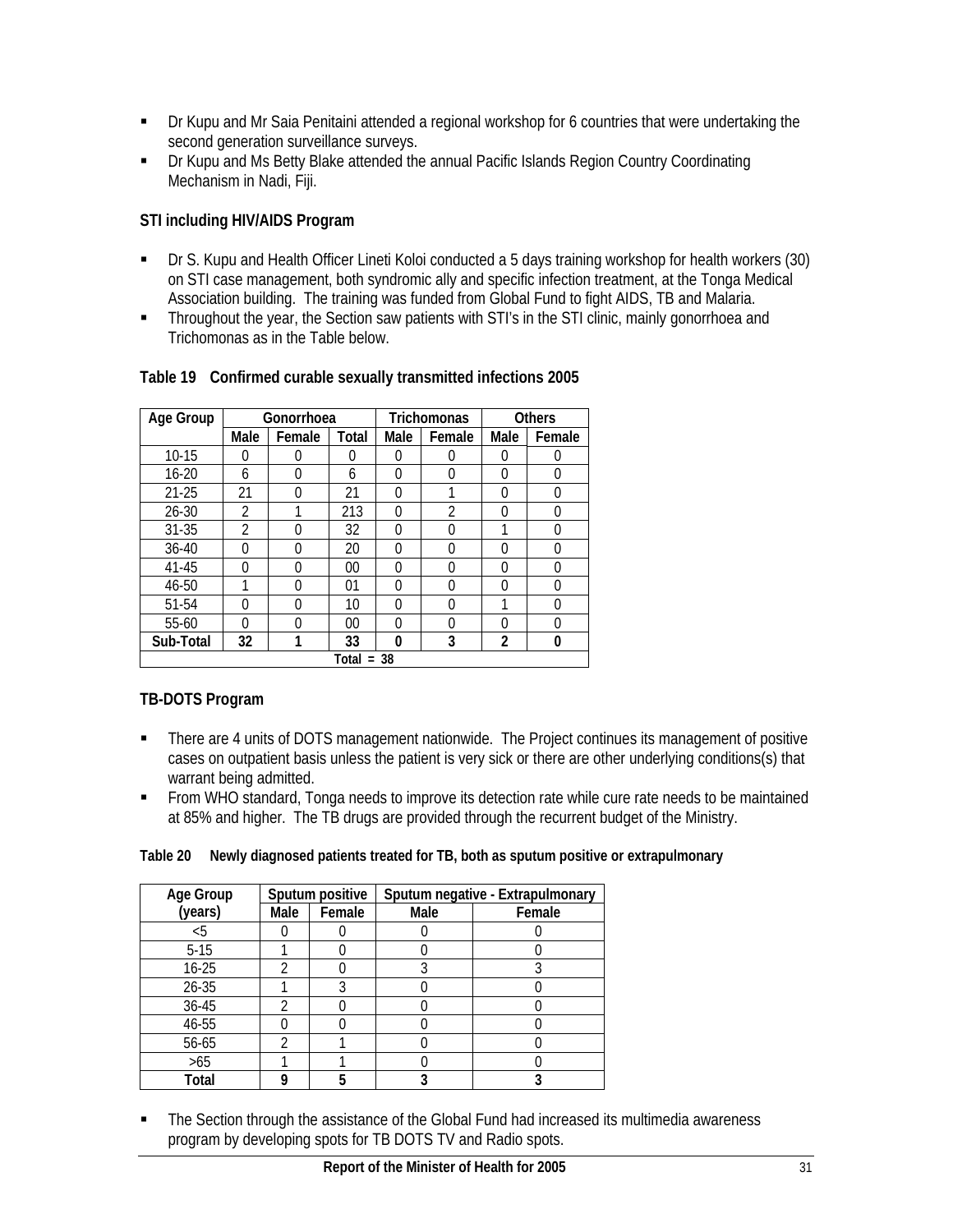- Dr Kupu and Mr Saia Penitaini attended a regional workshop for 6 countries that were undertaking the second generation surveillance surveys.
- Dr Kupu and Ms Betty Blake attended the annual Pacific Islands Region Country Coordinating Mechanism in Nadi, Fiji.

**STI including HIV/AIDS Program**

- Dr S. Kupu and Health Officer Lineti Koloi conducted a 5 days training workshop for health workers (30) on STI case management, both syndromic ally and specific infection treatment, at the Tonga Medical Association building. The training was funded from Global Fund to fight AIDS, TB and Malaria.
- Throughout the year, the Section saw patients with STI's in the STI clinic, mainly gonorrhoea and Trichomonas as in the Table below.

**Table 19 Confirmed curable sexually transmitted infections 2005**

| Age Group | Gonorrhoea | | | Trichomonas | | Others | |
|---|---|---|---|---|---|---|---|
| | Male | Female | Total | Male | Female | Male | Female |
| 10-15 | 0 | 0 | 0 | 0 | 0 | 0 | 0 |
| 16-20 | 6 | 0 | 6 | 0 | 0 | 0 | 0 |
| 21-25 | 21 | 0 | 21 | 0 | 1 | 0 | 0 |
| 26-30 | 2 | 1 | 213 | 0 | 2 | 0 | 0 |
| 31-35 | 2 | 0 | 32 | 0 | 0 | 1 | 0 |
| 36-40 | 0 | 0 | 20 | 0 | 0 | 0 | 0 |
| 41-45 | 0 | 0 | 00 | 0 | 0 | 0 | 0 |
| 46-50 | 1 | 0 | 01 | 0 | 0 | 0 | 0 |
| 51-54 | 0 | 0 | 10 | 0 | 0 | 1 | 0 |
| 55-60 | 0 | 0 | 00 | 0 | 0 | 0 | 0 |
| **Sub-Total** | **32** | **1** | **33** | **0** | **3** | **2** | **0** |
| Total = 38 | | | | | | | |

**TB-DOTS Program**

- There are 4 units of DOTS management nationwide. The Project continues its management of positive cases on outpatient basis unless the patient is very sick or there are other underlying conditions(s) that warrant being admitted.
- From WHO standard, Tonga needs to improve its detection rate while cure rate needs to be maintained at 85% and higher. The TB drugs are provided through the recurrent budget of the Ministry.

**Table 20 Newly diagnosed patients treated for TB, both as sputum positive or extrapulmonary**

| Age Group (years) | Sputum positive | | Sputum negative - Extrapulmonary | |
|---|---|---|---|---|
| | Male | Female | Male | Female |
| <5 | 0 | 0 | 0 | 0 |
| 5-15 | 1 | 0 | 0 | 0 |
| 16-25 | 2 | 0 | 3 | 3 |
| 26-35 | 1 | 3 | 0 | 0 |
| 36-45 | 2 | 0 | 0 | 0 |
| 46-55 | 0 | 0 | 0 | 0 |
| 56-65 | 2 | 1 | 0 | 0 |
| >65 | 1 | 1 | 0 | 0 |
| **Total** | **9** | **5** | **3** | **3** |

- The Section through the assistance of the Global Fund had increased its multimedia awareness program by developing spots for TB DOTS TV and Radio spots.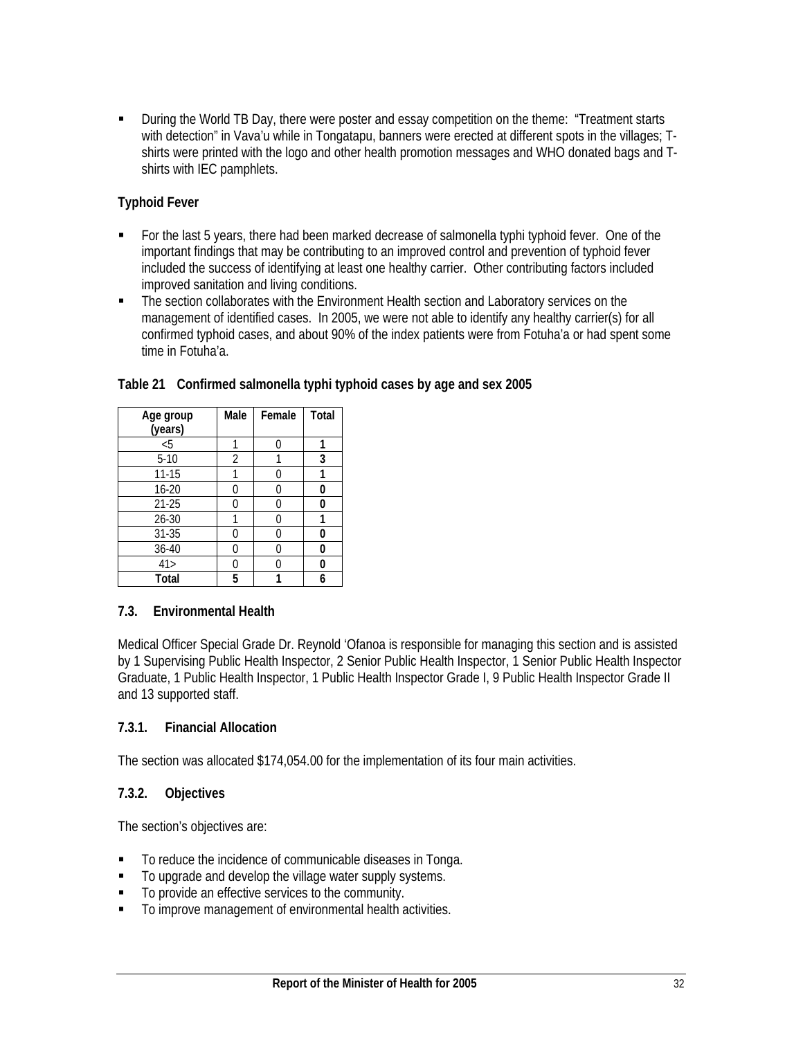- During the World TB Day, there were poster and essay competition on the theme: "Treatment starts with detection" in Vava'u while in Tongatapu, banners were erected at different spots in the villages; T-shirts were printed with the logo and other health promotion messages and WHO donated bags and T-shirts with IEC pamphlets.

**Typhoid Fever**

- For the last 5 years, there had been marked decrease of salmonella typhi typhoid fever. One of the important findings that may be contributing to an improved control and prevention of typhoid fever included the success of identifying at least one healthy carrier. Other contributing factors included improved sanitation and living conditions.
- The section collaborates with the Environment Health section and Laboratory services on the management of identified cases. In 2005, we were not able to identify any healthy carrier(s) for all confirmed typhoid cases, and about 90% of the index patients were from Fotuha'a or had spent some time in Fotuha'a.

**Table 21 Confirmed salmonella typhi typhoid cases by age and sex 2005**

| Age group (years) | Male | Female | Total |
|---|---|---|---|
| <5 | 1 | 0 | **1** |
| 5-10 | 2 | 1 | **3** |
| 11-15 | 1 | 0 | **1** |
| 16-20 | 0 | 0 | **0** |
| 21-25 | 0 | 0 | **0** |
| 26-30 | 1 | 0 | **1** |
| 31-35 | 0 | 0 | **0** |
| 36-40 | 0 | 0 | **0** |
| 41> | 0 | 0 | **0** |
| **Total** | **5** | **1** | **6** |

### 7.3. Environmental Health

Medical Officer Special Grade Dr. Reynold 'Ofanoa is responsible for managing this section and is assisted by 1 Supervising Public Health Inspector, 2 Senior Public Health Inspector, 1 Senior Public Health Inspector Graduate, 1 Public Health Inspector, 1 Public Health Inspector Grade I, 9 Public Health Inspector Grade II and 13 supported staff.

#### 7.3.1. Financial Allocation

The section was allocated $174,054.00 for the implementation of its four main activities.

#### 7.3.2. Objectives

The section's objectives are:

- To reduce the incidence of communicable diseases in Tonga.
- To upgrade and develop the village water supply systems.
- To provide an effective services to the community.
- To improve management of environmental health activities.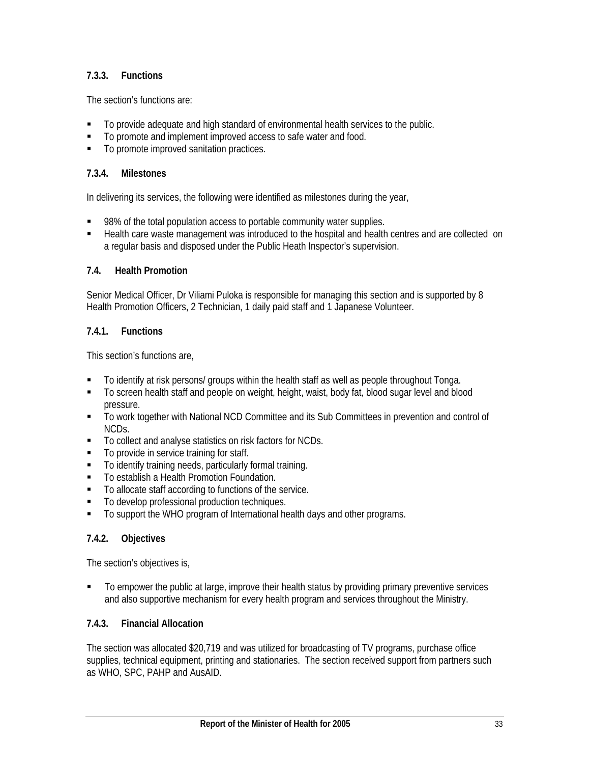#### 7.3.3. Functions

The section's functions are:

- To provide adequate and high standard of environmental health services to the public.
- To promote and implement improved access to safe water and food.
- To promote improved sanitation practices.

#### 7.3.4. Milestones

In delivering its services, the following were identified as milestones during the year,

- 98% of the total population access to portable community water supplies.
- Health care waste management was introduced to the hospital and health centres and are collected on a regular basis and disposed under the Public Heath Inspector's supervision.

### 7.4. Health Promotion

Senior Medical Officer, Dr Viliami Puloka is responsible for managing this section and is supported by 8 Health Promotion Officers, 2 Technician, 1 daily paid staff and 1 Japanese Volunteer.

#### 7.4.1. Functions

This section's functions are,

- To identify at risk persons/ groups within the health staff as well as people throughout Tonga.
- To screen health staff and people on weight, height, waist, body fat, blood sugar level and blood pressure.
- To work together with National NCD Committee and its Sub Committees in prevention and control of NCDs.
- To collect and analyse statistics on risk factors for NCDs.
- To provide in service training for staff.
- To identify training needs, particularly formal training.
- To establish a Health Promotion Foundation.
- To allocate staff according to functions of the service.
- To develop professional production techniques.
- To support the WHO program of International health days and other programs.

#### 7.4.2. Objectives

The section's objectives is,

- To empower the public at large, improve their health status by providing primary preventive services and also supportive mechanism for every health program and services throughout the Ministry.

#### 7.4.3. Financial Allocation

The section was allocated $20,719 and was utilized for broadcasting of TV programs, purchase office supplies, technical equipment, printing and stationaries. The section received support from partners such as WHO, SPC, PAHP and AusAID.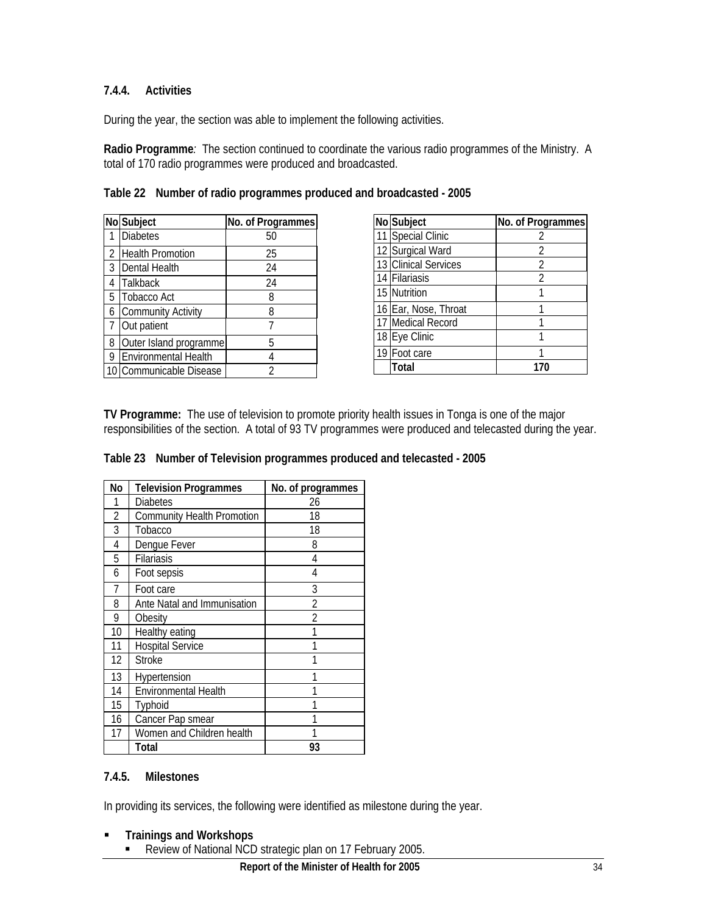### 7.4.4. Activities

During the year, the section was able to implement the following activities.

**Radio Programme***:* The section continued to coordinate the various radio programmes of the Ministry. A total of 170 radio programmes were produced and broadcasted.

**Table 22 Number of radio programmes produced and broadcasted - 2005**

| No | Subject | No. of Programmes |
|---|---|---|
| 1 | Diabetes | 50 |
| 2 | Health Promotion | 25 |
| 3 | Dental Health | 24 |
| 4 | Talkback | 24 |
| 5 | Tobacco Act | 8 |
| 6 | Community Activity | 8 |
| 7 | Out patient | 7 |
| 8 | Outer Island programme | 5 |
| 9 | Environmental Health | 4 |
| 10 | Communicable Disease | 2 |
| 11 | Special Clinic | 2 |
| 12 | Surgical Ward | 2 |
| 13 | Clinical Services | 2 |
| 14 | Filariasis | 2 |
| 15 | Nutrition | 1 |
| 16 | Ear, Nose, Throat | 1 |
| 17 | Medical Record | 1 |
| 18 | Eye Clinic | 1 |
| 19 | Foot care | 1 |
| | **Total** | **170** |

**TV Programme:** The use of television to promote priority health issues in Tonga is one of the major responsibilities of the section. A total of 93 TV programmes were produced and telecasted during the year.

**Table 23 Number of Television programmes produced and telecasted - 2005**

| No | Television Programmes | No. of programmes |
|---|---|---|
| 1 | Diabetes | 26 |
| 2 | Community Health Promotion | 18 |
| 3 | Tobacco | 18 |
| 4 | Dengue Fever | 8 |
| 5 | Filariasis | 4 |
| 6 | Foot sepsis | 4 |
| 7 | Foot care | 3 |
| 8 | Ante Natal and Immunisation | 2 |
| 9 | Obesity | 2 |
| 10 | Healthy eating | 1 |
| 11 | Hospital Service | 1 |
| 12 | Stroke | 1 |
| 13 | Hypertension | 1 |
| 14 | Environmental Health | 1 |
| 15 | Typhoid | 1 |
| 16 | Cancer Pap smear | 1 |
| 17 | Women and Children health | 1 |
| | **Total** | **93** |

### 7.4.5. Milestones

In providing its services, the following were identified as milestone during the year.

- **Trainings and Workshops**
  - Review of National NCD strategic plan on 17 February 2005.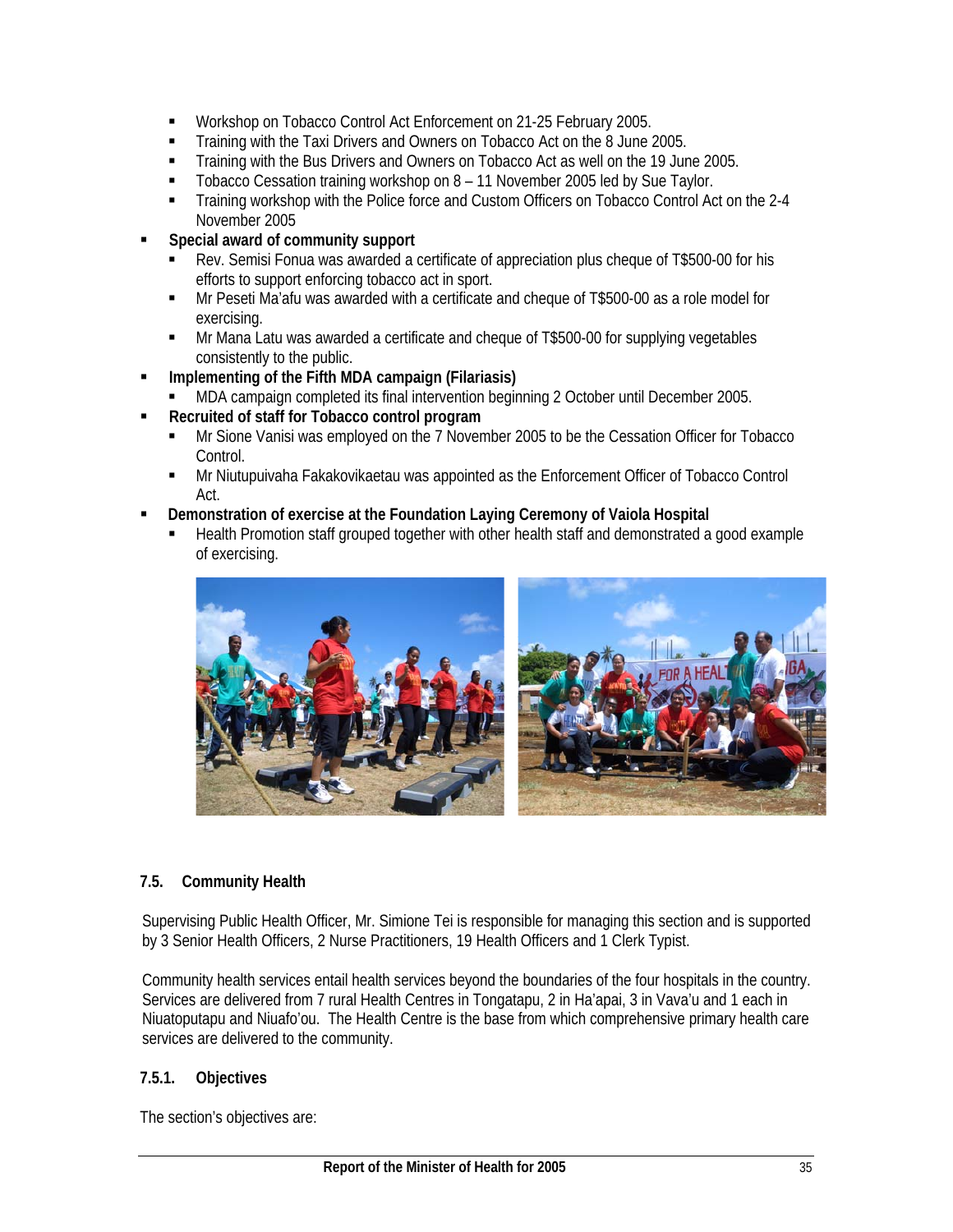- Workshop on Tobacco Control Act Enforcement on 21-25 February 2005.
  - Training with the Taxi Drivers and Owners on Tobacco Act on the 8 June 2005.
  - Training with the Bus Drivers and Owners on Tobacco Act as well on the 19 June 2005.
  - Tobacco Cessation training workshop on 8 – 11 November 2005 led by Sue Taylor.
  - Training workshop with the Police force and Custom Officers on Tobacco Control Act on the 2-4 November 2005
- **Special award of community support**
  - Rev. Semisi Fonua was awarded a certificate of appreciation plus cheque of T$500-00 for his efforts to support enforcing tobacco act in sport.
  - Mr Peseti Ma'afu was awarded with a certificate and cheque of T$500-00 as a role model for exercising.
  - Mr Mana Latu was awarded a certificate and cheque of T$500-00 for supplying vegetables consistently to the public.
- **Implementing of the Fifth MDA campaign (Filariasis)**
  - MDA campaign completed its final intervention beginning 2 October until December 2005.
- **Recruited of staff for Tobacco control program**
  - Mr Sione Vanisi was employed on the 7 November 2005 to be the Cessation Officer for Tobacco Control.
  - Mr Niutupuivaha Fakakovikaetau was appointed as the Enforcement Officer of Tobacco Control Act.
- **Demonstration of exercise at the Foundation Laying Ceremony of Vaiola Hospital**
  - Health Promotion staff grouped together with other health staff and demonstrated a good example of exercising.

### 7.5. Community Health

Supervising Public Health Officer, Mr. Simione Tei is responsible for managing this section and is supported by 3 Senior Health Officers, 2 Nurse Practitioners, 19 Health Officers and 1 Clerk Typist.

Community health services entail health services beyond the boundaries of the four hospitals in the country. Services are delivered from 7 rural Health Centres in Tongatapu, 2 in Ha'apai, 3 in Vava'u and 1 each in Niuatoputapu and Niuafo'ou. The Health Centre is the base from which comprehensive primary health care services are delivered to the community.

#### 7.5.1. Objectives

The section's objectives are: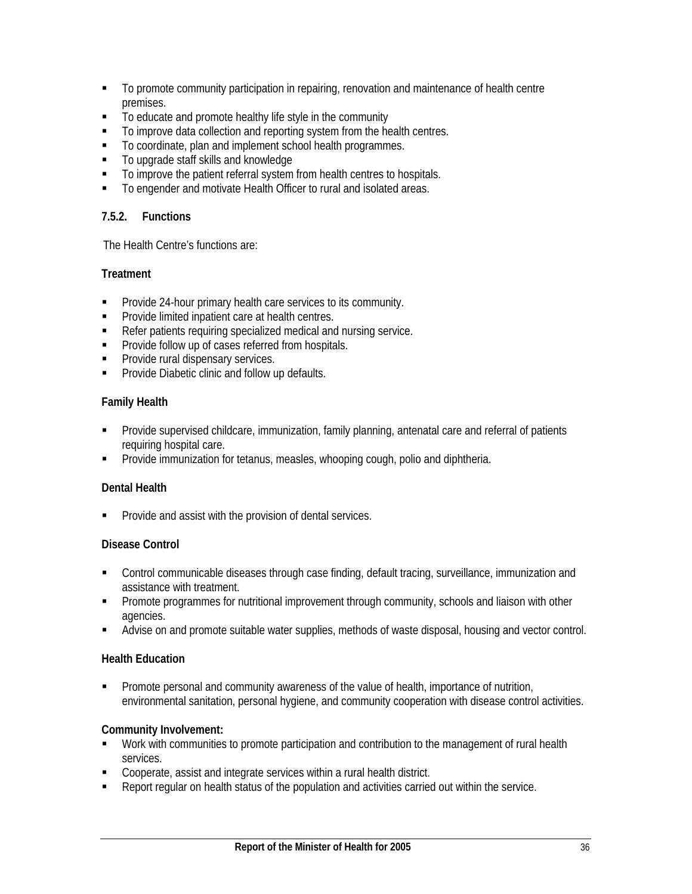- To promote community participation in repairing, renovation and maintenance of health centre premises.
- To educate and promote healthy life style in the community
- To improve data collection and reporting system from the health centres.
- To coordinate, plan and implement school health programmes.
- To upgrade staff skills and knowledge
- To improve the patient referral system from health centres to hospitals.
- To engender and motivate Health Officer to rural and isolated areas.

### 7.5.2. Functions

The Health Centre's functions are:

**Treatment**

- Provide 24-hour primary health care services to its community.
- Provide limited inpatient care at health centres.
- Refer patients requiring specialized medical and nursing service.
- Provide follow up of cases referred from hospitals.
- Provide rural dispensary services.
- Provide Diabetic clinic and follow up defaults.

**Family Health**

- Provide supervised childcare, immunization, family planning, antenatal care and referral of patients requiring hospital care.
- Provide immunization for tetanus, measles, whooping cough, polio and diphtheria.

**Dental Health**

- Provide and assist with the provision of dental services.

**Disease Control**

- Control communicable diseases through case finding, default tracing, surveillance, immunization and assistance with treatment.
- Promote programmes for nutritional improvement through community, schools and liaison with other agencies.
- Advise on and promote suitable water supplies, methods of waste disposal, housing and vector control.

**Health Education**

- Promote personal and community awareness of the value of health, importance of nutrition, environmental sanitation, personal hygiene, and community cooperation with disease control activities.

**Community Involvement:**

- Work with communities to promote participation and contribution to the management of rural health services.
- Cooperate, assist and integrate services within a rural health district.
- Report regular on health status of the population and activities carried out within the service.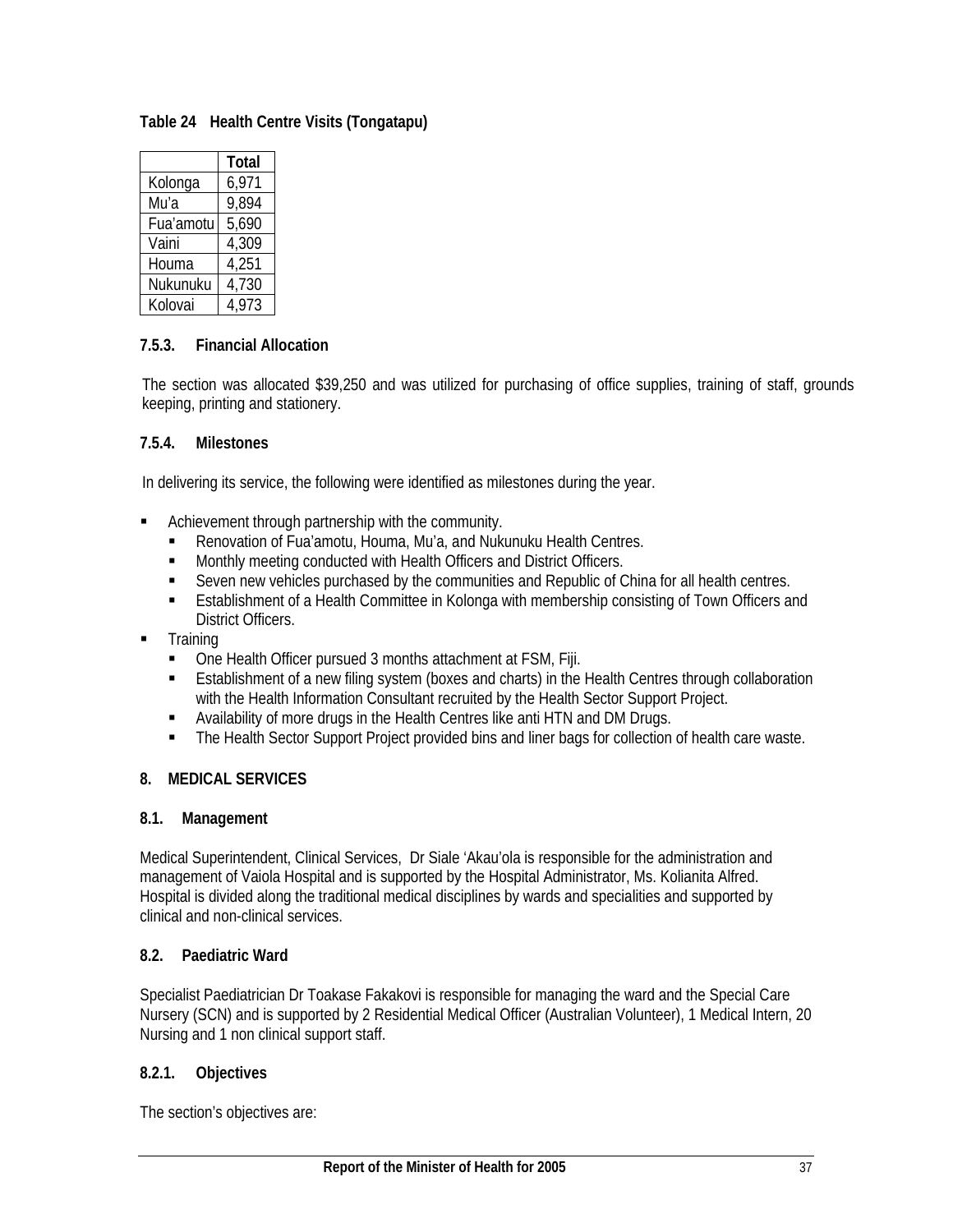**Table 24 Health Centre Visits (Tongatapu)**

| | Total |
|---|---|
| Kolonga | 6,971 |
| Mu'a | 9,894 |
| Fua'amotu | 5,690 |
| Vaini | 4,309 |
| Houma | 4,251 |
| Nukunuku | 4,730 |
| Kolovai | 4,973 |

### 7.5.3. Financial Allocation

The section was allocated $39,250 and was utilized for purchasing of office supplies, training of staff, grounds keeping, printing and stationery.

### 7.5.4. Milestones

In delivering its service, the following were identified as milestones during the year.

- Achievement through partnership with the community.
  - Renovation of Fua'amotu, Houma, Mu'a, and Nukunuku Health Centres.
  - Monthly meeting conducted with Health Officers and District Officers.
  - Seven new vehicles purchased by the communities and Republic of China for all health centres.
  - Establishment of a Health Committee in Kolonga with membership consisting of Town Officers and District Officers.
- Training
  - One Health Officer pursued 3 months attachment at FSM, Fiji.
  - Establishment of a new filing system (boxes and charts) in the Health Centres through collaboration with the Health Information Consultant recruited by the Health Sector Support Project.
  - Availability of more drugs in the Health Centres like anti HTN and DM Drugs.
  - The Health Sector Support Project provided bins and liner bags for collection of health care waste.

## 8. MEDICAL SERVICES

### 8.1. Management

Medical Superintendent, Clinical Services, Dr Siale 'Akau'ola is responsible for the administration and management of Vaiola Hospital and is supported by the Hospital Administrator, Ms. Kolianita Alfred. Hospital is divided along the traditional medical disciplines by wards and specialities and supported by clinical and non-clinical services.

### 8.2. Paediatric Ward

Specialist Paediatrician Dr Toakase Fakakovi is responsible for managing the ward and the Special Care Nursery (SCN) and is supported by 2 Residential Medical Officer (Australian Volunteer), 1 Medical Intern, 20 Nursing and 1 non clinical support staff.

### 8.2.1. Objectives

The section's objectives are: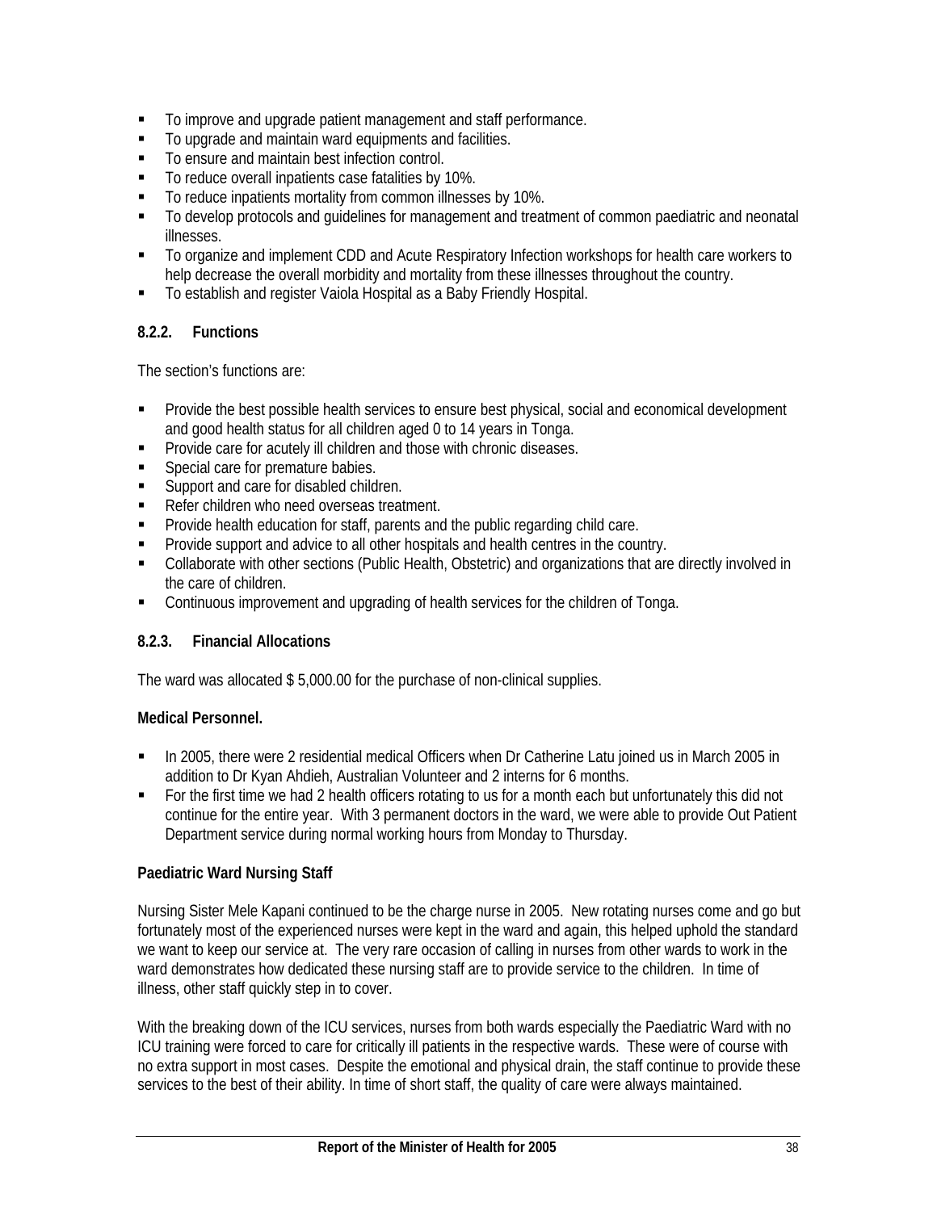- To improve and upgrade patient management and staff performance.
- To upgrade and maintain ward equipments and facilities.
- To ensure and maintain best infection control.
- To reduce overall inpatients case fatalities by 10%.
- To reduce inpatients mortality from common illnesses by 10%.
- To develop protocols and guidelines for management and treatment of common paediatric and neonatal illnesses.
- To organize and implement CDD and Acute Respiratory Infection workshops for health care workers to help decrease the overall morbidity and mortality from these illnesses throughout the country.
- To establish and register Vaiola Hospital as a Baby Friendly Hospital.

#### 8.2.2. Functions

The section's functions are:

- Provide the best possible health services to ensure best physical, social and economical development and good health status for all children aged 0 to 14 years in Tonga.
- Provide care for acutely ill children and those with chronic diseases.
- Special care for premature babies.
- Support and care for disabled children.
- Refer children who need overseas treatment.
- Provide health education for staff, parents and the public regarding child care.
- Provide support and advice to all other hospitals and health centres in the country.
- Collaborate with other sections (Public Health, Obstetric) and organizations that are directly involved in the care of children.
- Continuous improvement and upgrading of health services for the children of Tonga.

#### 8.2.3. Financial Allocations

The ward was allocated $ 5,000.00 for the purchase of non-clinical supplies.

**Medical Personnel.**

- In 2005, there were 2 residential medical Officers when Dr Catherine Latu joined us in March 2005 in addition to Dr Kyan Ahdieh, Australian Volunteer and 2 interns for 6 months.
- For the first time we had 2 health officers rotating to us for a month each but unfortunately this did not continue for the entire year. With 3 permanent doctors in the ward, we were able to provide Out Patient Department service during normal working hours from Monday to Thursday.

**Paediatric Ward Nursing Staff**

Nursing Sister Mele Kapani continued to be the charge nurse in 2005. New rotating nurses come and go but fortunately most of the experienced nurses were kept in the ward and again, this helped uphold the standard we want to keep our service at. The very rare occasion of calling in nurses from other wards to work in the ward demonstrates how dedicated these nursing staff are to provide service to the children. In time of illness, other staff quickly step in to cover.

With the breaking down of the ICU services, nurses from both wards especially the Paediatric Ward with no ICU training were forced to care for critically ill patients in the respective wards. These were of course with no extra support in most cases. Despite the emotional and physical drain, the staff continue to provide these services to the best of their ability. In time of short staff, the quality of care were always maintained.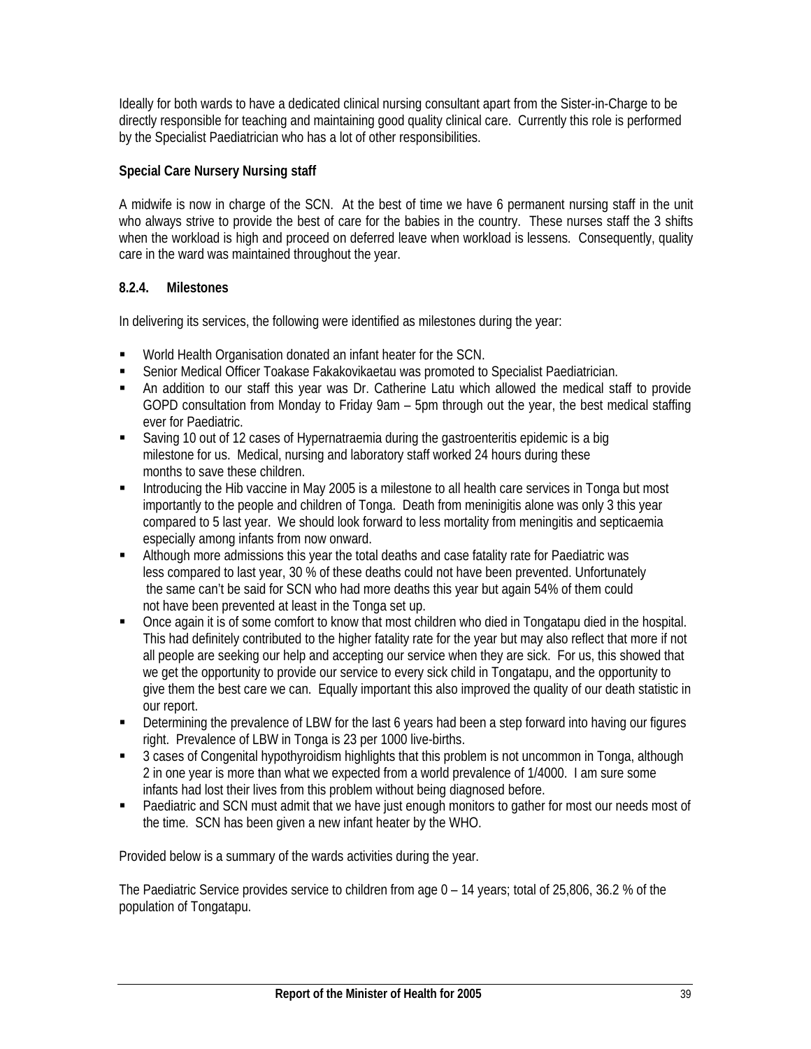Ideally for both wards to have a dedicated clinical nursing consultant apart from the Sister-in-Charge to be directly responsible for teaching and maintaining good quality clinical care. Currently this role is performed by the Specialist Paediatrician who has a lot of other responsibilities.

**Special Care Nursery Nursing staff**

A midwife is now in charge of the SCN. At the best of time we have 6 permanent nursing staff in the unit who always strive to provide the best of care for the babies in the country. These nurses staff the 3 shifts when the workload is high and proceed on deferred leave when workload is lessens. Consequently, quality care in the ward was maintained throughout the year.

#### 8.2.4. Milestones

In delivering its services, the following were identified as milestones during the year:

- World Health Organisation donated an infant heater for the SCN.
- Senior Medical Officer Toakase Fakakovikaetau was promoted to Specialist Paediatrician.
- An addition to our staff this year was Dr. Catherine Latu which allowed the medical staff to provide GOPD consultation from Monday to Friday 9am – 5pm through out the year, the best medical staffing ever for Paediatric.
- Saving 10 out of 12 cases of Hypernatraemia during the gastroenteritis epidemic is a big milestone for us. Medical, nursing and laboratory staff worked 24 hours during these months to save these children.
- Introducing the Hib vaccine in May 2005 is a milestone to all health care services in Tonga but most importantly to the people and children of Tonga. Death from meninigitis alone was only 3 this year compared to 5 last year. We should look forward to less mortality from meningitis and septicaemia especially among infants from now onward.
- Although more admissions this year the total deaths and case fatality rate for Paediatric was less compared to last year, 30 % of these deaths could not have been prevented. Unfortunately the same can't be said for SCN who had more deaths this year but again 54% of them could not have been prevented at least in the Tonga set up.
- Once again it is of some comfort to know that most children who died in Tongatapu died in the hospital. This had definitely contributed to the higher fatality rate for the year but may also reflect that more if not all people are seeking our help and accepting our service when they are sick. For us, this showed that we get the opportunity to provide our service to every sick child in Tongatapu, and the opportunity to give them the best care we can. Equally important this also improved the quality of our death statistic in our report.
- Determining the prevalence of LBW for the last 6 years had been a step forward into having our figures right. Prevalence of LBW in Tonga is 23 per 1000 live-births.
- 3 cases of Congenital hypothyroidism highlights that this problem is not uncommon in Tonga, although 2 in one year is more than what we expected from a world prevalence of 1/4000. I am sure some infants had lost their lives from this problem without being diagnosed before.
- Paediatric and SCN must admit that we have just enough monitors to gather for most our needs most of the time. SCN has been given a new infant heater by the WHO.

Provided below is a summary of the wards activities during the year.

The Paediatric Service provides service to children from age 0 – 14 years; total of 25,806, 36.2 % of the population of Tongatapu.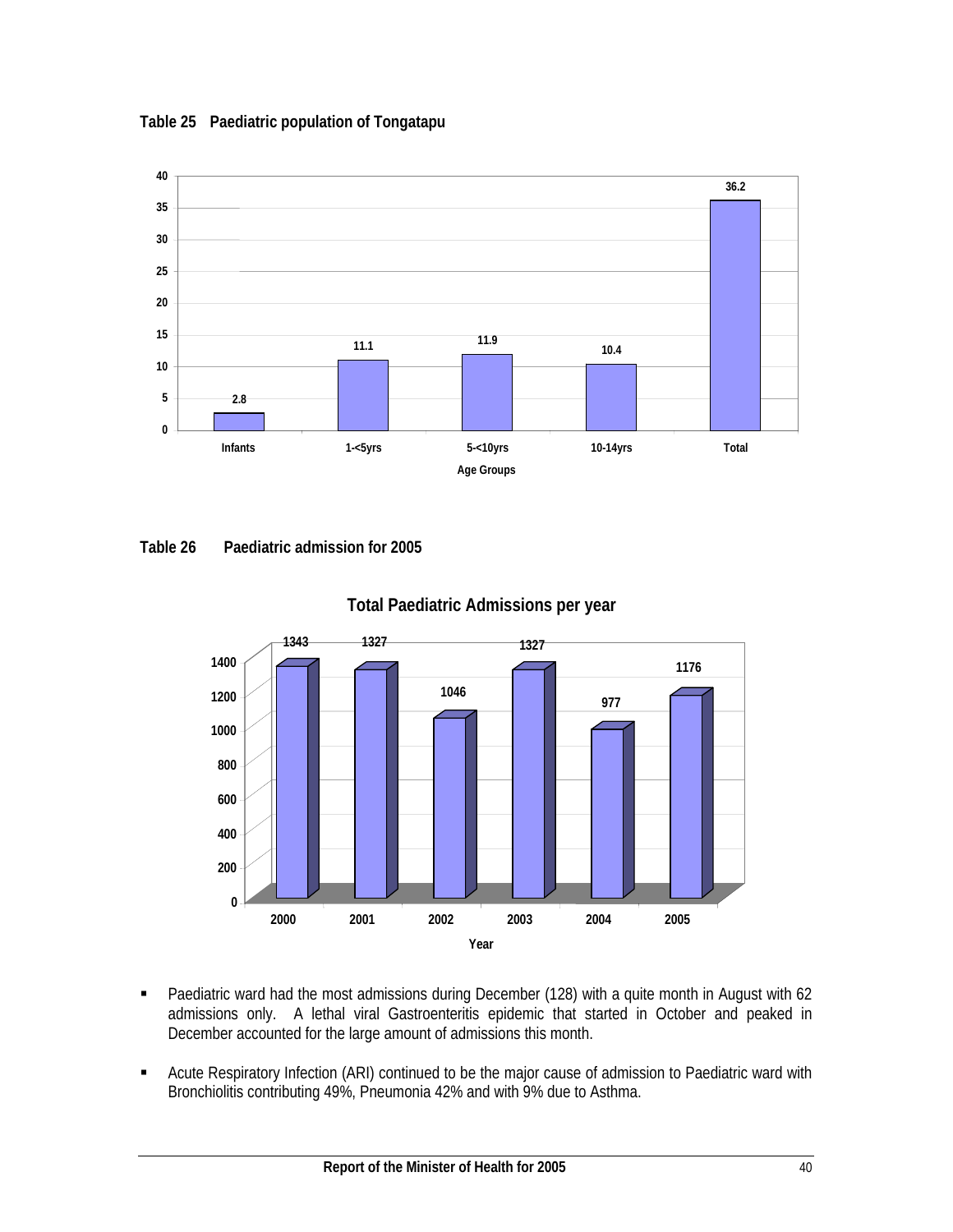**Table 25 Paediatric population of Tongatapu**

| Age Groups | Value |
|---|---|
| Infants | 2.8 |
| 1-<5yrs | 11.1 |
| 5-<10yrs | 11.9 |
| 10-14yrs | 10.4 |
| Total | 36.2 |

**Table 26 Paediatric admission for 2005**

**Total Paediatric Admissions per year**

| Year | Admissions |
|---|---|
| 2000 | 1343 |
| 2001 | 1327 |
| 2002 | 1046 |
| 2003 | 1327 |
| 2004 | 977 |
| 2005 | 1176 |

- Paediatric ward had the most admissions during December (128) with a quite month in August with 62 admissions only. A lethal viral Gastroenteritis epidemic that started in October and peaked in December accounted for the large amount of admissions this month.
- Acute Respiratory Infection (ARI) continued to be the major cause of admission to Paediatric ward with Bronchiolitis contributing 49%, Pneumonia 42% and with 9% due to Asthma.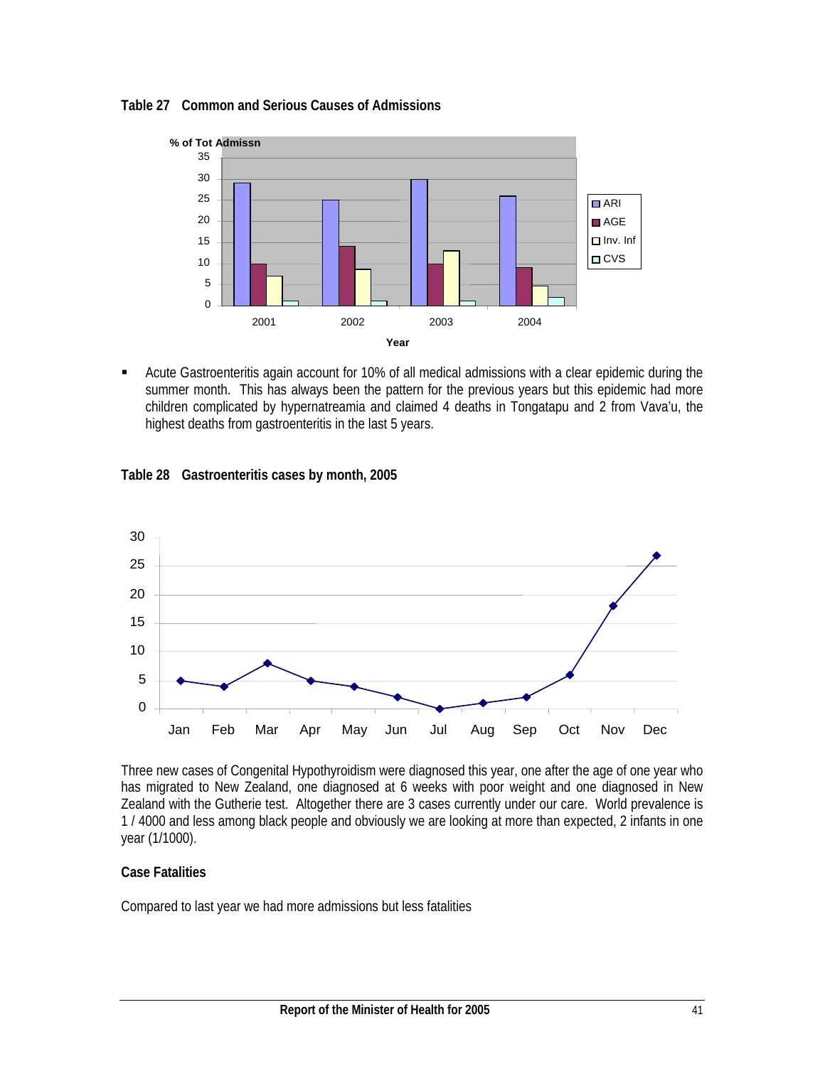**Table 27 Common and Serious Causes of Admissions**

- Acute Gastroenteritis again account for 10% of all medical admissions with a clear epidemic during the summer month. This has always been the pattern for the previous years but this epidemic had more children complicated by hypernatreamia and claimed 4 deaths in Tongatapu and 2 from Vava'u, the highest deaths from gastroenteritis in the last 5 years.

**Table 28 Gastroenteritis cases by month, 2005**

Three new cases of Congenital Hypothyroidism were diagnosed this year, one after the age of one year who has migrated to New Zealand, one diagnosed at 6 weeks with poor weight and one diagnosed in New Zealand with the Gutherie test. Altogether there are 3 cases currently under our care. World prevalence is 1 / 4000 and less among black people and obviously we are looking at more than expected, 2 infants in one year (1/1000).

**Case Fatalities**

Compared to last year we had more admissions but less fatalities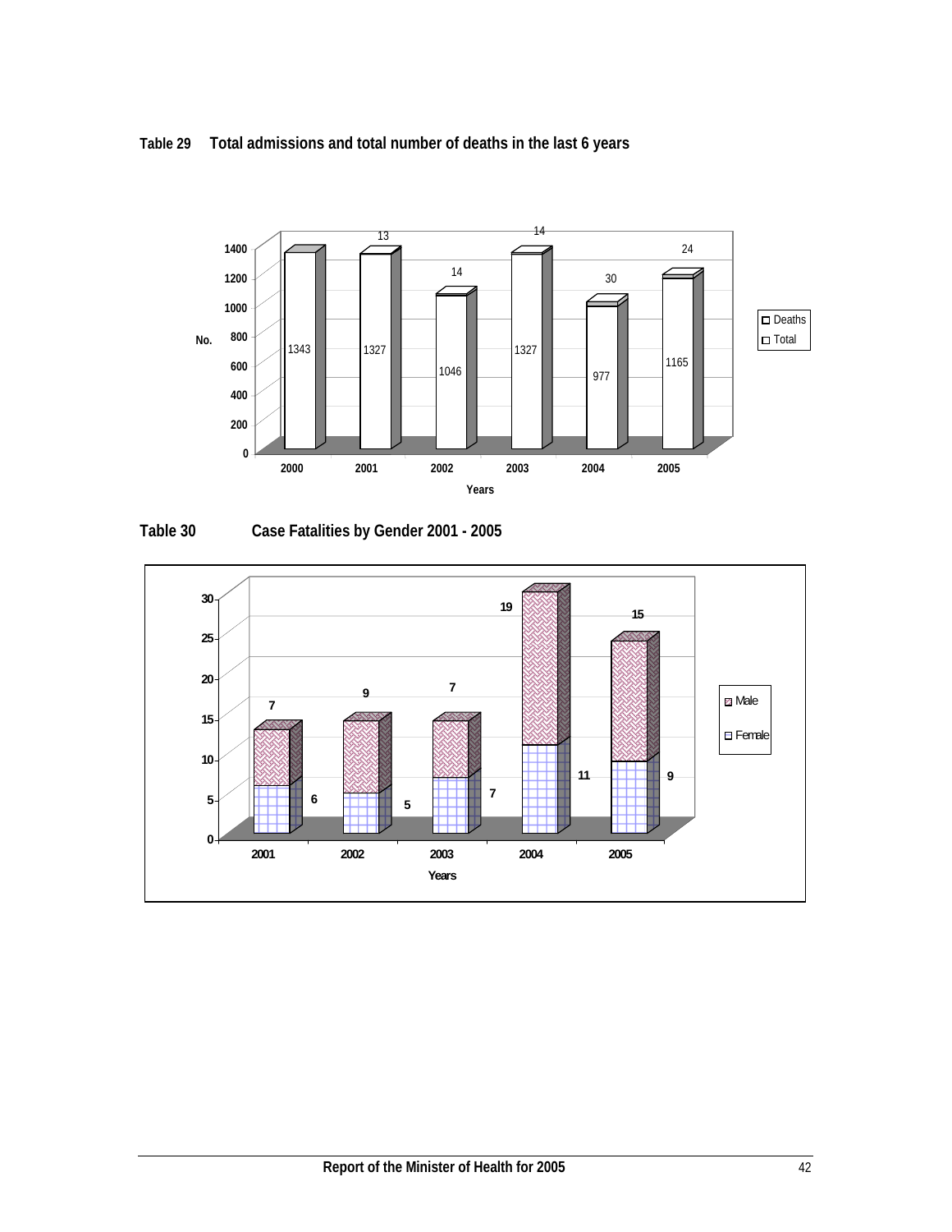**Table 29 Total admissions and total number of deaths in the last 6 years**

| Years | Total | Deaths |
|---|---|---|
| 2000 | 1343 | |
| 2001 | 1327 | 13 |
| 2002 | 1046 | 14 |
| 2003 | 1327 | 14 |
| 2004 | 977 | 30 |
| 2005 | 1165 | 24 |

**Table 30 Case Fatalities by Gender 2001 - 2005**

| Years | Male | Female |
|---|---|---|
| 2001 | 7 | 6 |
| 2002 | 9 | 5 |
| 2003 | 7 | 7 |
| 2004 | 19 | 11 |
| 2005 | 15 | 9 |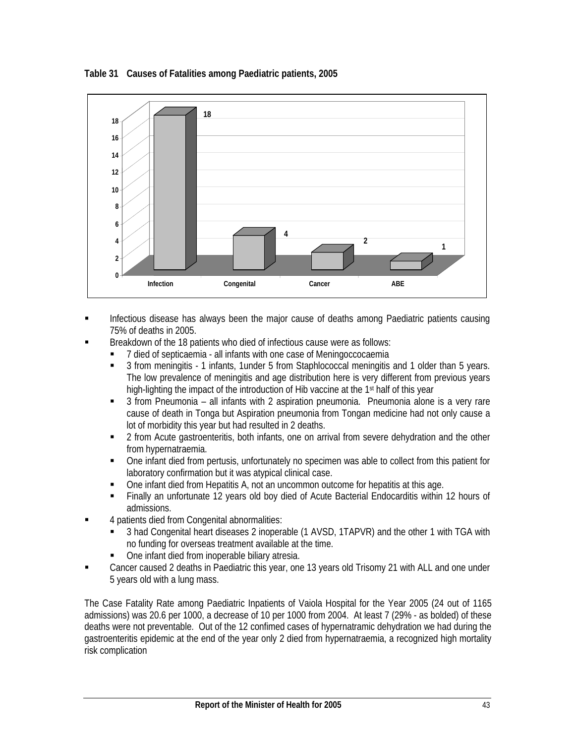**Table 31 Causes of Fatalities among Paediatric patients, 2005**

| Cause | Deaths |
|---|---|
| Infection | 18 |
| Congenital | 4 |
| Cancer | 2 |
| ABE | 1 |

- Infectious disease has always been the major cause of deaths among Paediatric patients causing 75% of deaths in 2005.
- Breakdown of the 18 patients who died of infectious cause were as follows:
  - 7 died of septicaemia - all infants with one case of Meningoccocaemia
  - 3 from meningitis - 1 infants, 1under 5 from Staphlococcal meningitis and 1 older than 5 years. The low prevalence of meningitis and age distribution here is very different from previous years high-lighting the impact of the introduction of Hib vaccine at the 1st half of this year
  - 3 from Pneumonia – all infants with 2 aspiration pneumonia. Pneumonia alone is a very rare cause of death in Tonga but Aspiration pneumonia from Tongan medicine had not only cause a lot of morbidity this year but had resulted in 2 deaths.
  - 2 from Acute gastroenteritis, both infants, one on arrival from severe dehydration and the other from hypernatraemia.
  - One infant died from pertusis, unfortunately no specimen was able to collect from this patient for laboratory confirmation but it was atypical clinical case.
  - One infant died from Hepatitis A, not an uncommon outcome for hepatitis at this age.
  - Finally an unfortunate 12 years old boy died of Acute Bacterial Endocarditis within 12 hours of admissions.
- 4 patients died from Congenital abnormalities:
  - 3 had Congenital heart diseases 2 inoperable (1 AVSD, 1TAPVR) and the other 1 with TGA with no funding for overseas treatment available at the time.
  - One infant died from inoperable biliary atresia.
- Cancer caused 2 deaths in Paediatric this year, one 13 years old Trisomy 21 with ALL and one under 5 years old with a lung mass.

The Case Fatality Rate among Paediatric Inpatients of Vaiola Hospital for the Year 2005 (24 out of 1165 admissions) was 20.6 per 1000, a decrease of 10 per 1000 from 2004. At least 7 (29% - as bolded) of these deaths were not preventable. Out of the 12 confimed cases of hypernatramic dehydration we had during the gastroenteritis epidemic at the end of the year only 2 died from hypernatraemia, a recognized high mortality risk complication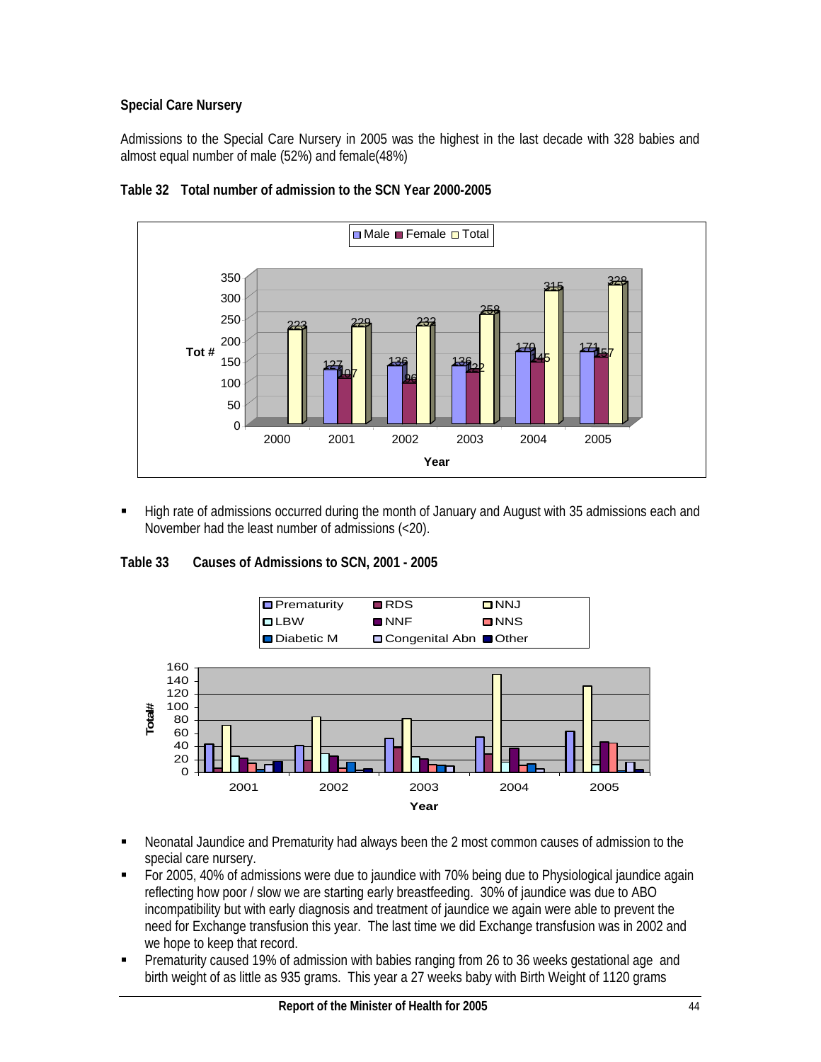**Special Care Nursery**

Admissions to the Special Care Nursery in 2005 was the highest in the last decade with 328 babies and almost equal number of male (52%) and female(48%)

**Table 32 Total number of admission to the SCN Year 2000-2005**

| Year | Male | Female | Total |
|---|---|---|---|
| 2000 | | | 223 |
| 2001 | 127 | 107 | 229 |
| 2002 | 136 | 96 | 232 |
| 2003 | 136 | 122 | 258 |
| 2004 | 170 | 145 | 315 |
| 2005 | 171 | 157 | 328 |

- High rate of admissions occurred during the month of January and August with 35 admissions each and November had the least number of admissions (<20).

**Table 33 Causes of Admissions to SCN, 2001 - 2005**

- Neonatal Jaundice and Prematurity had always been the 2 most common causes of admission to the special care nursery.
- For 2005, 40% of admissions were due to jaundice with 70% being due to Physiological jaundice again reflecting how poor / slow we are starting early breastfeeding. 30% of jaundice was due to ABO incompatibility but with early diagnosis and treatment of jaundice we again were able to prevent the need for Exchange transfusion this year. The last time we did Exchange transfusion was in 2002 and we hope to keep that record.
- Prematurity caused 19% of admission with babies ranging from 26 to 36 weeks gestational age and birth weight of as little as 935 grams. This year a 27 weeks baby with Birth Weight of 1120 grams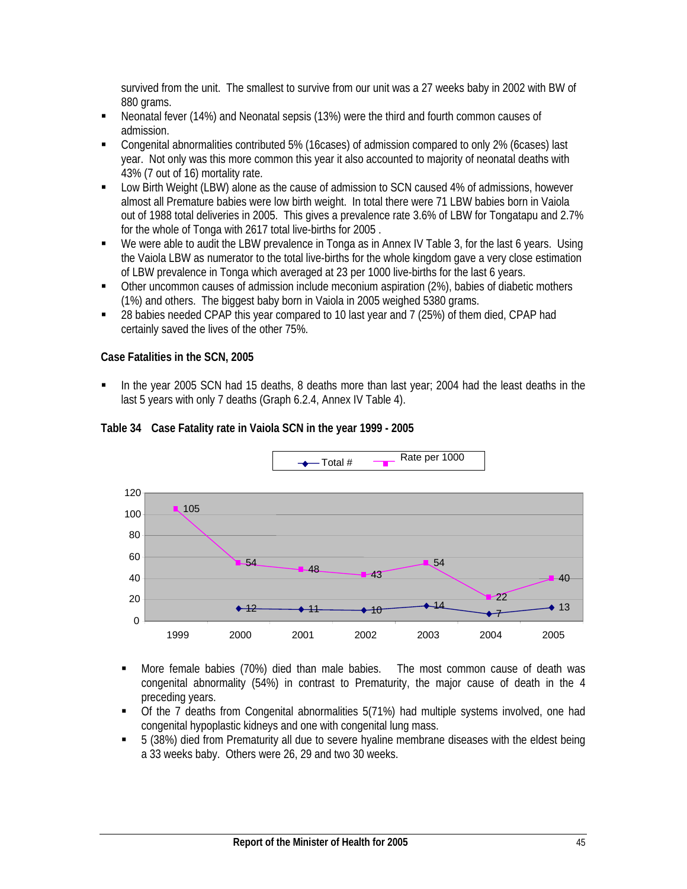survived from the unit. The smallest to survive from our unit was a 27 weeks baby in 2002 with BW of 880 grams.

- Neonatal fever (14%) and Neonatal sepsis (13%) were the third and fourth common causes of admission.
- Congenital abnormalities contributed 5% (16cases) of admission compared to only 2% (6cases) last year. Not only was this more common this year it also accounted to majority of neonatal deaths with 43% (7 out of 16) mortality rate.
- Low Birth Weight (LBW) alone as the cause of admission to SCN caused 4% of admissions, however almost all Premature babies were low birth weight. In total there were 71 LBW babies born in Vaiola out of 1988 total deliveries in 2005. This gives a prevalence rate 3.6% of LBW for Tongatapu and 2.7% for the whole of Tonga with 2617 total live-births for 2005 .
- We were able to audit the LBW prevalence in Tonga as in Annex IV Table 3, for the last 6 years. Using the Vaiola LBW as numerator to the total live-births for the whole kingdom gave a very close estimation of LBW prevalence in Tonga which averaged at 23 per 1000 live-births for the last 6 years.
- Other uncommon causes of admission include meconium aspiration (2%), babies of diabetic mothers (1%) and others. The biggest baby born in Vaiola in 2005 weighed 5380 grams.
- 28 babies needed CPAP this year compared to 10 last year and 7 (25%) of them died, CPAP had certainly saved the lives of the other 75%.

**Case Fatalities in the SCN, 2005**

- In the year 2005 SCN had 15 deaths, 8 deaths more than last year; 2004 had the least deaths in the last 5 years with only 7 deaths (Graph 6.2.4, Annex IV Table 4).

**Table 34 Case Fatality rate in Vaiola SCN in the year 1999 - 2005**

| Year | Total # | Rate per 1000 |
|---|---|---|
| 1999 | | 105 |
| 2000 | 12 | 54 |
| 2001 | 11 | 48 |
| 2002 | 10 | 43 |
| 2003 | 14 | 54 |
| 2004 | 7 | 22 |
| 2005 | 13 | 40 |

- More female babies (70%) died than male babies. The most common cause of death was congenital abnormality (54%) in contrast to Prematurity, the major cause of death in the 4 preceding years.
- Of the 7 deaths from Congenital abnormalities 5(71%) had multiple systems involved, one had congenital hypoplastic kidneys and one with congenital lung mass.
- 5 (38%) died from Prematurity all due to severe hyaline membrane diseases with the eldest being a 33 weeks baby. Others were 26, 29 and two 30 weeks.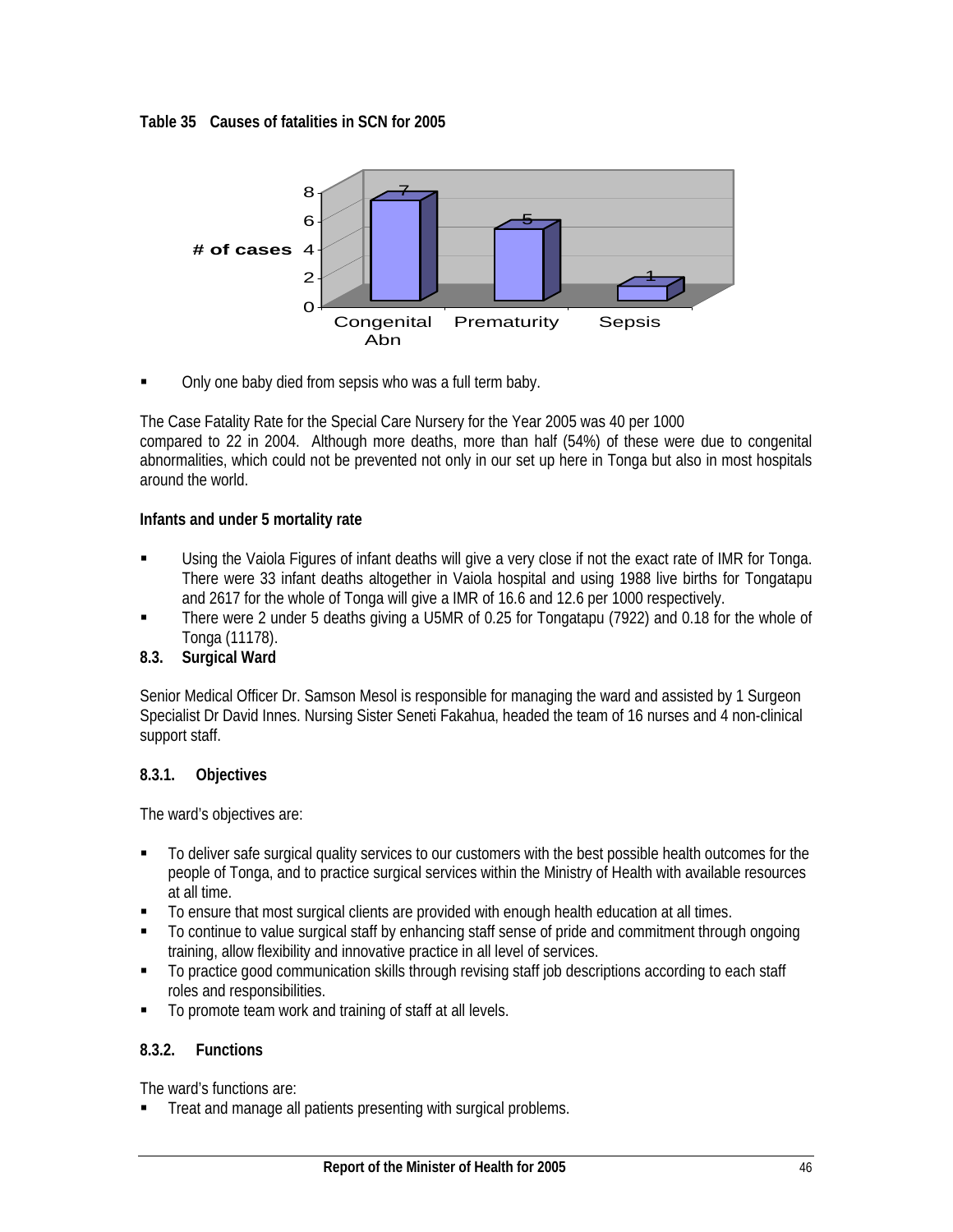**Table 35 Causes of fatalities in SCN for 2005**

| Cause | # of cases |
|---|---|
| Congenital Abn | 7 |
| Prematurity | 5 |
| Sepsis | 1 |

- Only one baby died from sepsis who was a full term baby.

The Case Fatality Rate for the Special Care Nursery for the Year 2005 was 40 per 1000 compared to 22 in 2004. Although more deaths, more than half (54%) of these were due to congenital abnormalities, which could not be prevented not only in our set up here in Tonga but also in most hospitals around the world.

**Infants and under 5 mortality rate**

- Using the Vaiola Figures of infant deaths will give a very close if not the exact rate of IMR for Tonga. There were 33 infant deaths altogether in Vaiola hospital and using 1988 live births for Tongatapu and 2617 for the whole of Tonga will give a IMR of 16.6 and 12.6 per 1000 respectively.
- There were 2 under 5 deaths giving a U5MR of 0.25 for Tongatapu (7922) and 0.18 for the whole of Tonga (11178).

### 8.3. Surgical Ward

Senior Medical Officer Dr. Samson Mesol is responsible for managing the ward and assisted by 1 Surgeon Specialist Dr David Innes. Nursing Sister Seneti Fakahua, headed the team of 16 nurses and 4 non-clinical support staff.

#### 8.3.1. Objectives

The ward's objectives are:

- To deliver safe surgical quality services to our customers with the best possible health outcomes for the people of Tonga, and to practice surgical services within the Ministry of Health with available resources at all time.
- To ensure that most surgical clients are provided with enough health education at all times.
- To continue to value surgical staff by enhancing staff sense of pride and commitment through ongoing training, allow flexibility and innovative practice in all level of services.
- To practice good communication skills through revising staff job descriptions according to each staff roles and responsibilities.
- To promote team work and training of staff at all levels.

#### 8.3.2. Functions

The ward's functions are:

- Treat and manage all patients presenting with surgical problems.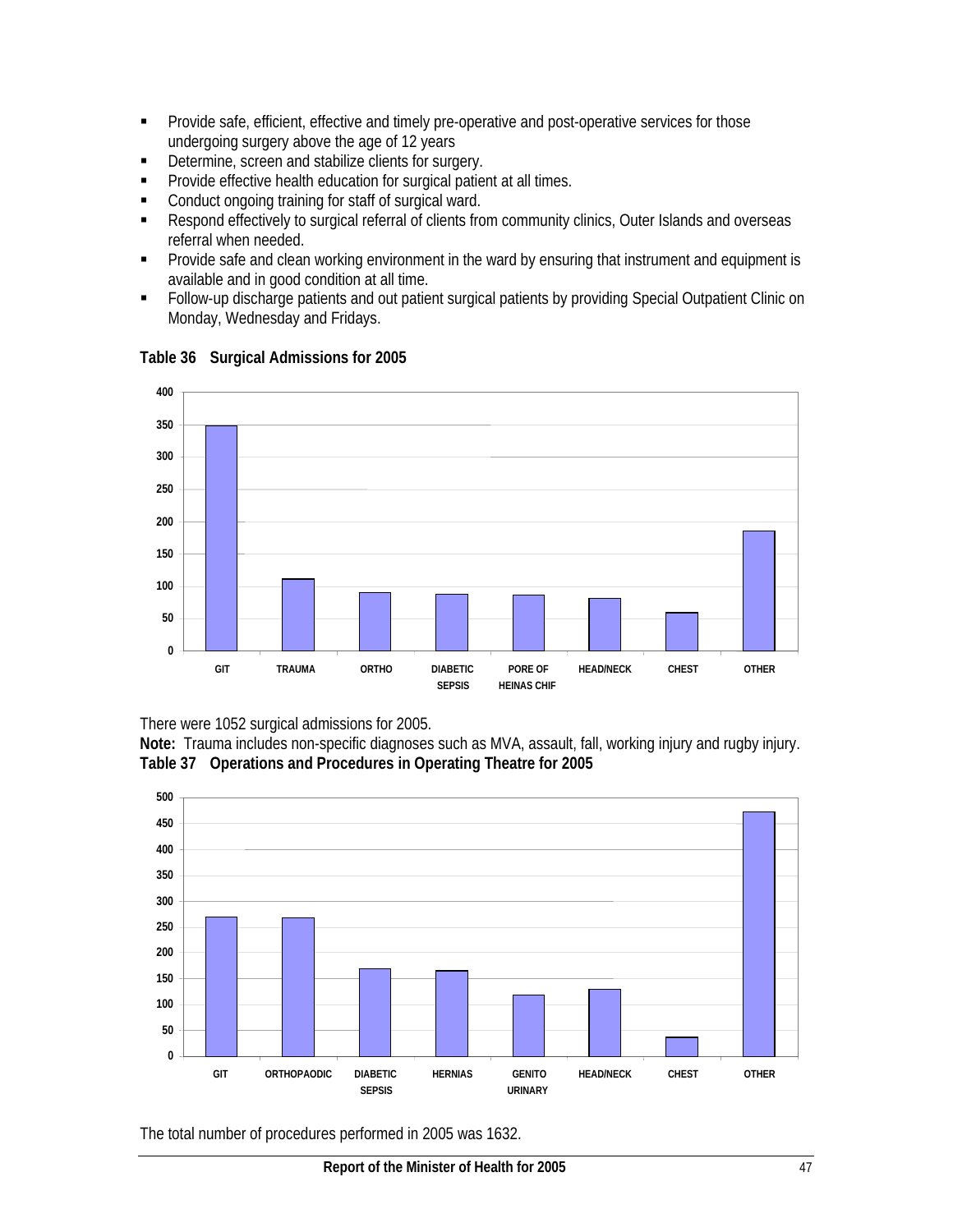- Provide safe, efficient, effective and timely pre-operative and post-operative services for those undergoing surgery above the age of 12 years
- Determine, screen and stabilize clients for surgery.
- Provide effective health education for surgical patient at all times.
- Conduct ongoing training for staff of surgical ward.
- Respond effectively to surgical referral of clients from community clinics, Outer Islands and overseas referral when needed.
- Provide safe and clean working environment in the ward by ensuring that instrument and equipment is available and in good condition at all time.
- Follow-up discharge patients and out patient surgical patients by providing Special Outpatient Clinic on Monday, Wednesday and Fridays.

**Table 36 Surgical Admissions for 2005**

There were 1052 surgical admissions for 2005.

**Note:** Trauma includes non-specific diagnoses such as MVA, assault, fall, working injury and rugby injury.

**Table 37 Operations and Procedures in Operating Theatre for 2005**

The total number of procedures performed in 2005 was 1632.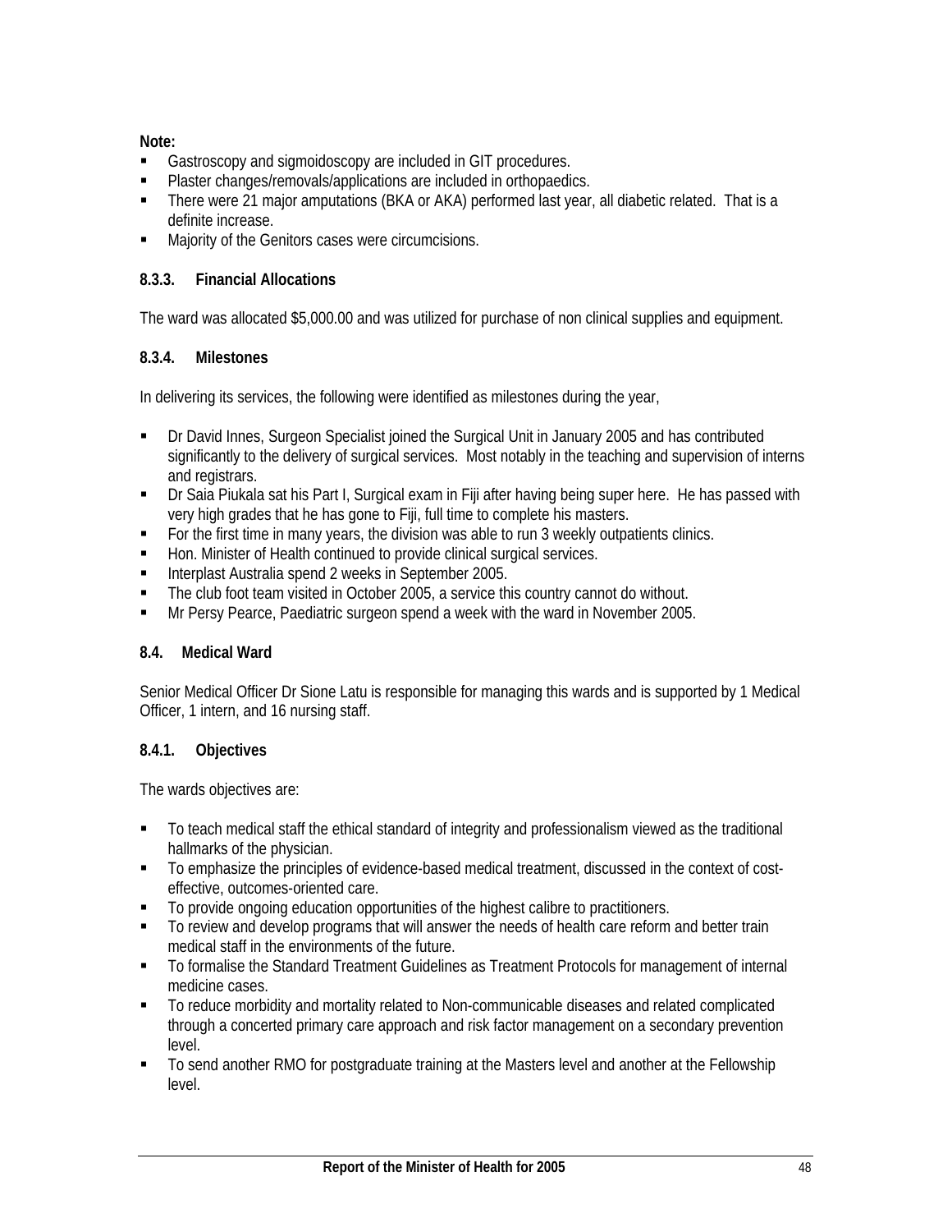**Note:**

- Gastroscopy and sigmoidoscopy are included in GIT procedures.
- Plaster changes/removals/applications are included in orthopaedics.
- There were 21 major amputations (BKA or AKA) performed last year, all diabetic related. That is a definite increase.
- Majority of the Genitors cases were circumcisions.

#### 8.3.3. Financial Allocations

The ward was allocated $5,000.00 and was utilized for purchase of non clinical supplies and equipment.

#### 8.3.4. Milestones

In delivering its services, the following were identified as milestones during the year,

- Dr David Innes, Surgeon Specialist joined the Surgical Unit in January 2005 and has contributed significantly to the delivery of surgical services. Most notably in the teaching and supervision of interns and registrars.
- Dr Saia Piukala sat his Part I, Surgical exam in Fiji after having being super here. He has passed with very high grades that he has gone to Fiji, full time to complete his masters.
- For the first time in many years, the division was able to run 3 weekly outpatients clinics.
- Hon. Minister of Health continued to provide clinical surgical services.
- Interplast Australia spend 2 weeks in September 2005.
- The club foot team visited in October 2005, a service this country cannot do without.
- Mr Persy Pearce, Paediatric surgeon spend a week with the ward in November 2005.

### 8.4. Medical Ward

Senior Medical Officer Dr Sione Latu is responsible for managing this wards and is supported by 1 Medical Officer, 1 intern, and 16 nursing staff.

#### 8.4.1. Objectives

The wards objectives are:

- To teach medical staff the ethical standard of integrity and professionalism viewed as the traditional hallmarks of the physician.
- To emphasize the principles of evidence-based medical treatment, discussed in the context of cost-effective, outcomes-oriented care.
- To provide ongoing education opportunities of the highest calibre to practitioners.
- To review and develop programs that will answer the needs of health care reform and better train medical staff in the environments of the future.
- To formalise the Standard Treatment Guidelines as Treatment Protocols for management of internal medicine cases.
- To reduce morbidity and mortality related to Non-communicable diseases and related complicated through a concerted primary care approach and risk factor management on a secondary prevention level.
- To send another RMO for postgraduate training at the Masters level and another at the Fellowship level.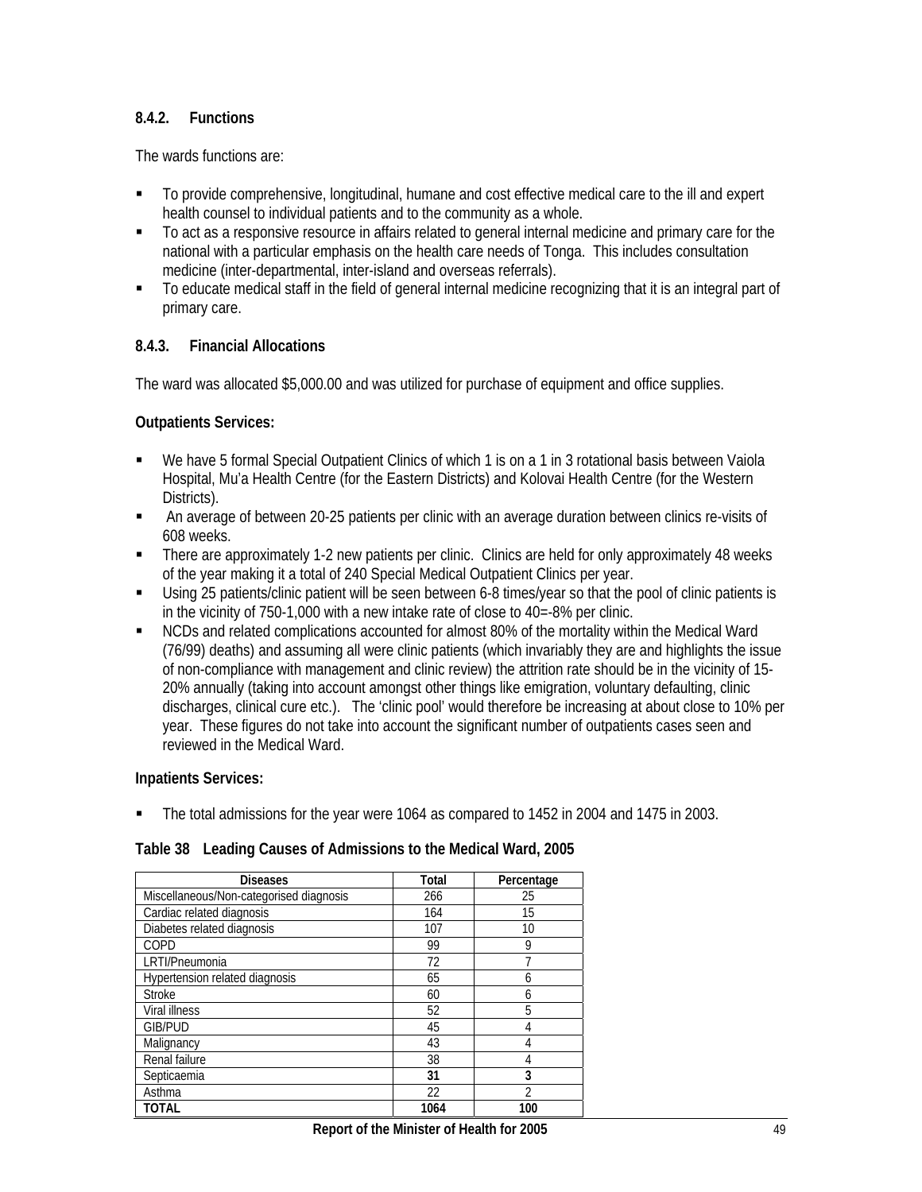### 8.4.2. Functions

The wards functions are:

- To provide comprehensive, longitudinal, humane and cost effective medical care to the ill and expert health counsel to individual patients and to the community as a whole.
- To act as a responsive resource in affairs related to general internal medicine and primary care for the national with a particular emphasis on the health care needs of Tonga. This includes consultation medicine (inter-departmental, inter-island and overseas referrals).
- To educate medical staff in the field of general internal medicine recognizing that it is an integral part of primary care.

### 8.4.3. Financial Allocations

The ward was allocated $5,000.00 and was utilized for purchase of equipment and office supplies.

**Outpatients Services:**

- We have 5 formal Special Outpatient Clinics of which 1 is on a 1 in 3 rotational basis between Vaiola Hospital, Mu'a Health Centre (for the Eastern Districts) and Kolovai Health Centre (for the Western Districts).
- An average of between 20-25 patients per clinic with an average duration between clinics re-visits of 608 weeks.
- There are approximately 1-2 new patients per clinic. Clinics are held for only approximately 48 weeks of the year making it a total of 240 Special Medical Outpatient Clinics per year.
- Using 25 patients/clinic patient will be seen between 6-8 times/year so that the pool of clinic patients is in the vicinity of 750-1,000 with a new intake rate of close to 40=-8% per clinic.
- NCDs and related complications accounted for almost 80% of the mortality within the Medical Ward (76/99) deaths) and assuming all were clinic patients (which invariably they are and highlights the issue of non-compliance with management and clinic review) the attrition rate should be in the vicinity of 15-20% annually (taking into account amongst other things like emigration, voluntary defaulting, clinic discharges, clinical cure etc.). The 'clinic pool' would therefore be increasing at about close to 10% per year. These figures do not take into account the significant number of outpatients cases seen and reviewed in the Medical Ward.

**Inpatients Services:**

- The total admissions for the year were 1064 as compared to 1452 in 2004 and 1475 in 2003.

**Table 38 Leading Causes of Admissions to the Medical Ward, 2005**

| Diseases | Total | Percentage |
|---|---|---|
| Miscellaneous/Non-categorised diagnosis | 266 | 25 |
| Cardiac related diagnosis | 164 | 15 |
| Diabetes related diagnosis | 107 | 10 |
| COPD | 99 | 9 |
| LRTI/Pneumonia | 72 | 7 |
| Hypertension related diagnosis | 65 | 6 |
| Stroke | 60 | 6 |
| Viral illness | 52 | 5 |
| GIB/PUD | 45 | 4 |
| Malignancy | 43 | 4 |
| Renal failure | 38 | 4 |
| Septicaemia | **31** | **3** |
| Asthma | 22 | 2 |
| **TOTAL** | **1064** | **100** |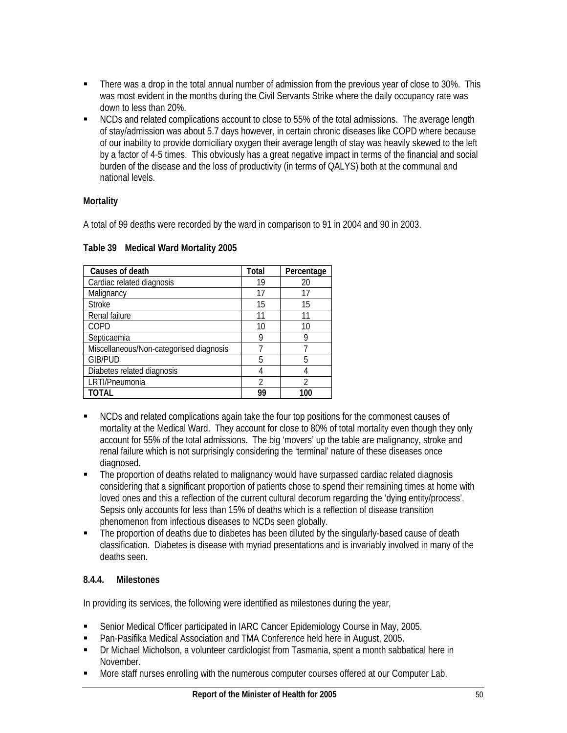- There was a drop in the total annual number of admission from the previous year of close to 30%. This was most evident in the months during the Civil Servants Strike where the daily occupancy rate was down to less than 20%.
- NCDs and related complications account to close to 55% of the total admissions. The average length of stay/admission was about 5.7 days however, in certain chronic diseases like COPD where because of our inability to provide domiciliary oxygen their average length of stay was heavily skewed to the left by a factor of 4-5 times. This obviously has a great negative impact in terms of the financial and social burden of the disease and the loss of productivity (in terms of QALYS) both at the communal and national levels.

**Mortality**

A total of 99 deaths were recorded by the ward in comparison to 91 in 2004 and 90 in 2003.

**Table 39 Medical Ward Mortality 2005**

| Causes of death | Total | Percentage |
|---|---|---|
| Cardiac related diagnosis | 19 | 20 |
| Malignancy | 17 | 17 |
| Stroke | 15 | 15 |
| Renal failure | 11 | 11 |
| COPD | 10 | 10 |
| Septicaemia | 9 | 9 |
| Miscellaneous/Non-categorised diagnosis | 7 | 7 |
| GIB/PUD | 5 | 5 |
| Diabetes related diagnosis | 4 | 4 |
| LRTI/Pneumonia | 2 | 2 |
| **TOTAL** | **99** | **100** |

- NCDs and related complications again take the four top positions for the commonest causes of mortality at the Medical Ward. They account for close to 80% of total mortality even though they only account for 55% of the total admissions. The big 'movers' up the table are malignancy, stroke and renal failure which is not surprisingly considering the 'terminal' nature of these diseases once diagnosed.
- The proportion of deaths related to malignancy would have surpassed cardiac related diagnosis considering that a significant proportion of patients chose to spend their remaining times at home with loved ones and this a reflection of the current cultural decorum regarding the 'dying entity/process'. Sepsis only accounts for less than 15% of deaths which is a reflection of disease transition phenomenon from infectious diseases to NCDs seen globally.
- The proportion of deaths due to diabetes has been diluted by the singularly-based cause of death classification. Diabetes is disease with myriad presentations and is invariably involved in many of the deaths seen.

### 8.4.4. Milestones

In providing its services, the following were identified as milestones during the year,

- Senior Medical Officer participated in IARC Cancer Epidemiology Course in May, 2005.
- Pan-Pasifika Medical Association and TMA Conference held here in August, 2005.
- Dr Michael Micholson, a volunteer cardiologist from Tasmania, spent a month sabbatical here in November.
- More staff nurses enrolling with the numerous computer courses offered at our Computer Lab.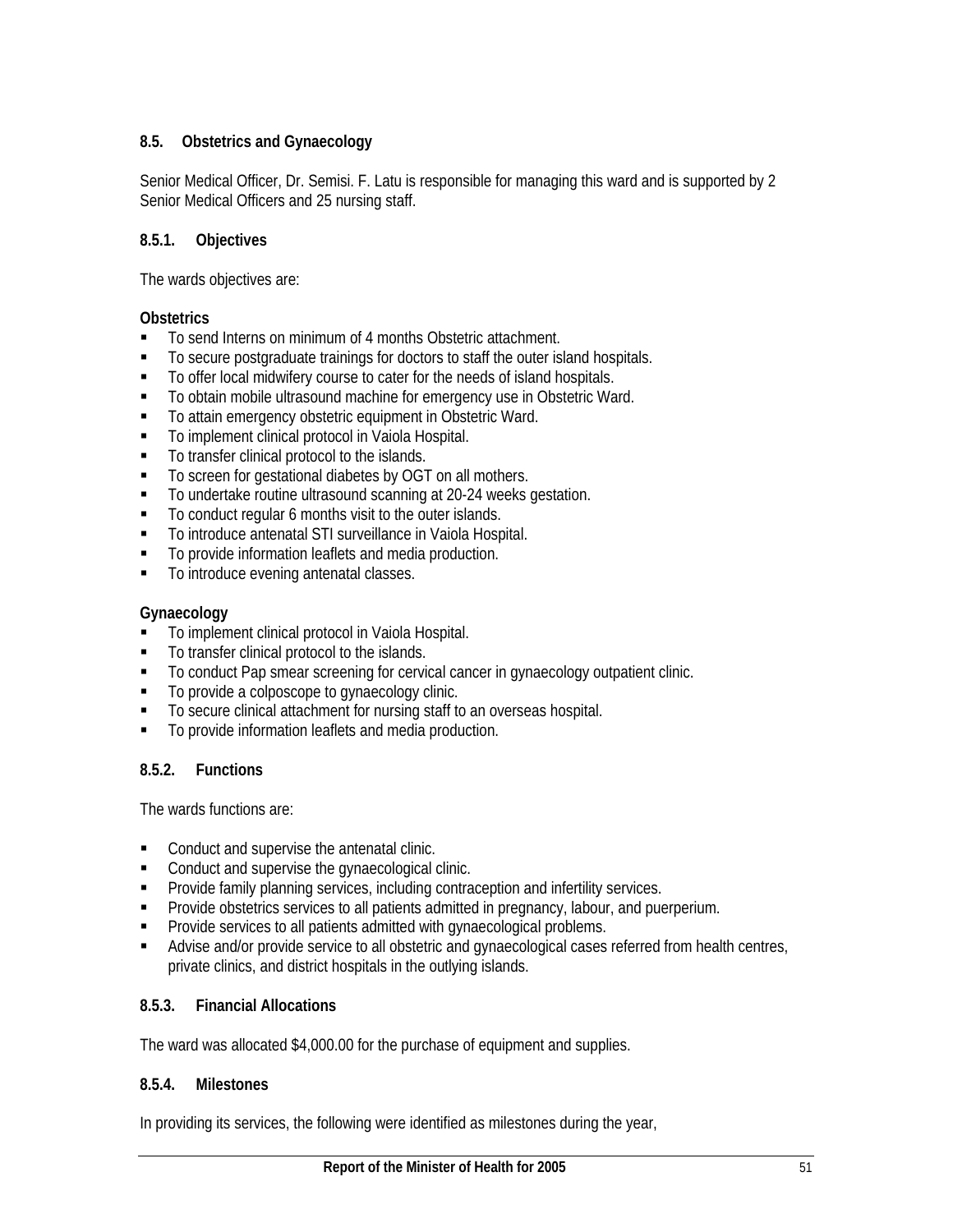### 8.5. Obstetrics and Gynaecology

Senior Medical Officer, Dr. Semisi. F. Latu is responsible for managing this ward and is supported by 2 Senior Medical Officers and 25 nursing staff.

#### 8.5.1. Objectives

The wards objectives are:

**Obstetrics**

- To send Interns on minimum of 4 months Obstetric attachment.
- To secure postgraduate trainings for doctors to staff the outer island hospitals.
- To offer local midwifery course to cater for the needs of island hospitals.
- To obtain mobile ultrasound machine for emergency use in Obstetric Ward.
- To attain emergency obstetric equipment in Obstetric Ward.
- To implement clinical protocol in Vaiola Hospital.
- To transfer clinical protocol to the islands.
- To screen for gestational diabetes by OGT on all mothers.
- To undertake routine ultrasound scanning at 20-24 weeks gestation.
- To conduct regular 6 months visit to the outer islands.
- To introduce antenatal STI surveillance in Vaiola Hospital.
- To provide information leaflets and media production.
- To introduce evening antenatal classes.

**Gynaecology**

- To implement clinical protocol in Vaiola Hospital.
- To transfer clinical protocol to the islands.
- To conduct Pap smear screening for cervical cancer in gynaecology outpatient clinic.
- To provide a colposcope to gynaecology clinic.
- To secure clinical attachment for nursing staff to an overseas hospital.
- To provide information leaflets and media production.

#### 8.5.2. Functions

The wards functions are:

- Conduct and supervise the antenatal clinic.
- Conduct and supervise the gynaecological clinic.
- Provide family planning services, including contraception and infertility services.
- Provide obstetrics services to all patients admitted in pregnancy, labour, and puerperium.
- Provide services to all patients admitted with gynaecological problems.
- Advise and/or provide service to all obstetric and gynaecological cases referred from health centres, private clinics, and district hospitals in the outlying islands.

#### 8.5.3. Financial Allocations

The ward was allocated $4,000.00 for the purchase of equipment and supplies.

#### 8.5.4. Milestones

In providing its services, the following were identified as milestones during the year,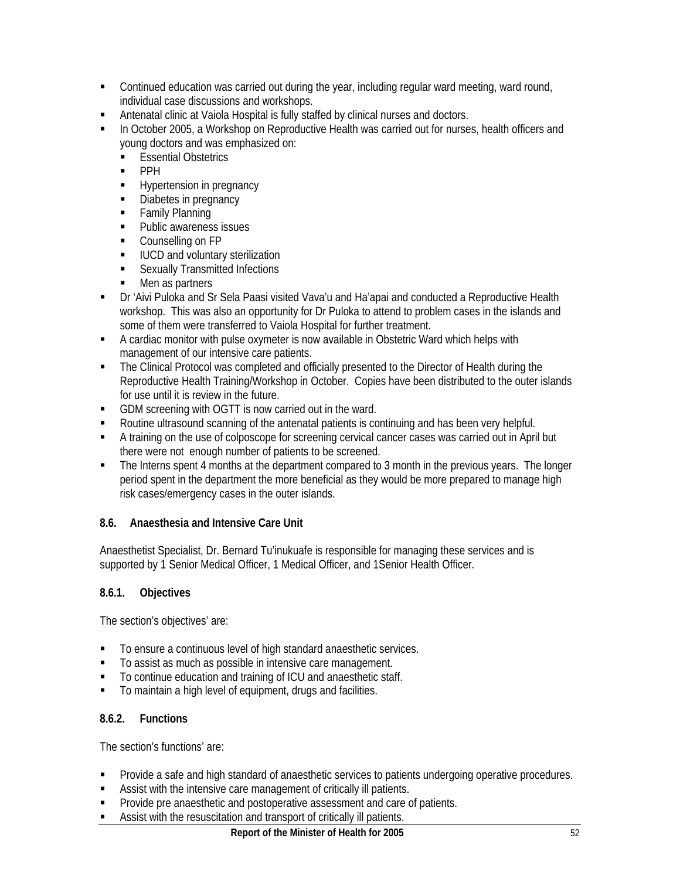- Continued education was carried out during the year, including regular ward meeting, ward round, individual case discussions and workshops.
- Antenatal clinic at Vaiola Hospital is fully staffed by clinical nurses and doctors.
- In October 2005, a Workshop on Reproductive Health was carried out for nurses, health officers and young doctors and was emphasized on:
  - Essential Obstetrics
  - PPH
  - Hypertension in pregnancy
  - Diabetes in pregnancy
  - Family Planning
  - Public awareness issues
  - Counselling on FP
  - IUCD and voluntary sterilization
  - Sexually Transmitted Infections
  - Men as partners
- Dr 'Aivi Puloka and Sr Sela Paasi visited Vava'u and Ha'apai and conducted a Reproductive Health workshop. This was also an opportunity for Dr Puloka to attend to problem cases in the islands and some of them were transferred to Vaiola Hospital for further treatment.
- A cardiac monitor with pulse oxymeter is now available in Obstetric Ward which helps with management of our intensive care patients.
- The Clinical Protocol was completed and officially presented to the Director of Health during the Reproductive Health Training/Workshop in October. Copies have been distributed to the outer islands for use until it is review in the future.
- GDM screening with OGTT is now carried out in the ward.
- Routine ultrasound scanning of the antenatal patients is continuing and has been very helpful.
- A training on the use of colposcope for screening cervical cancer cases was carried out in April but there were not enough number of patients to be screened.
- The Interns spent 4 months at the department compared to 3 month in the previous years. The longer period spent in the department the more beneficial as they would be more prepared to manage high risk cases/emergency cases in the outer islands.

### 8.6. Anaesthesia and Intensive Care Unit

Anaesthetist Specialist, Dr. Bernard Tu'inukuafe is responsible for managing these services and is supported by 1 Senior Medical Officer, 1 Medical Officer, and 1Senior Health Officer.

#### 8.6.1. Objectives

The section's objectives' are:

- To ensure a continuous level of high standard anaesthetic services.
- To assist as much as possible in intensive care management.
- To continue education and training of ICU and anaesthetic staff.
- To maintain a high level of equipment, drugs and facilities.

#### 8.6.2. Functions

The section's functions' are:

- Provide a safe and high standard of anaesthetic services to patients undergoing operative procedures.
- Assist with the intensive care management of critically ill patients.
- Provide pre anaesthetic and postoperative assessment and care of patients.
- Assist with the resuscitation and transport of critically ill patients.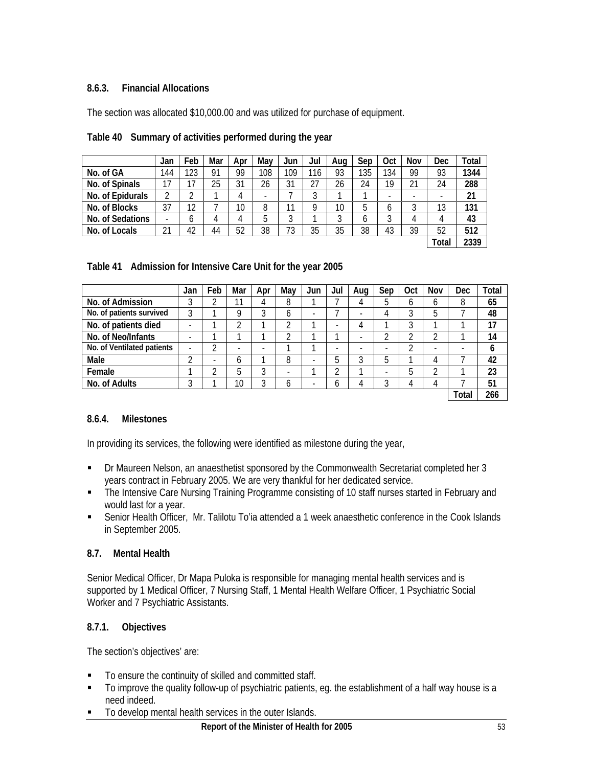### 8.6.3. Financial Allocations

The section was allocated $10,000.00 and was utilized for purchase of equipment.

**Table 40 Summary of activities performed during the year**

| | Jan | Feb | Mar | Apr | May | Jun | Jul | Aug | Sep | Oct | Nov | Dec | Total |
|---|---|---|---|---|---|---|---|---|---|---|---|---|---|
| No. of GA | 144 | 123 | 91 | 99 | 108 | 109 | 116 | 93 | 135 | 134 | 99 | 93 | **1344** |
| No. of Spinals | 17 | 17 | 25 | 31 | 26 | 31 | 27 | 26 | 24 | 19 | 21 | 24 | **288** |
| No. of Epidurals | 2 | 2 | 1 | 4 | - | 7 | 3 | 1 | 1 | - | - | - | **21** |
| No. of Blocks | 37 | 12 | 7 | 10 | 8 | 11 | 9 | 10 | 5 | 6 | 3 | 13 | **131** |
| No. of Sedations | - | 6 | 4 | 4 | 5 | 3 | 1 | 3 | 6 | 3 | 4 | 4 | **43** |
| No. of Locals | 21 | 42 | 44 | 52 | 38 | 73 | 35 | 35 | 38 | 43 | 39 | 52 | **512** |
| | | | | | | | | | | | | **Total** | **2339** |

**Table 41 Admission for Intensive Care Unit for the year 2005**

| | Jan | Feb | Mar | Apr | May | Jun | Jul | Aug | Sep | Oct | Nov | Dec | Total |
|---|---|---|---|---|---|---|---|---|---|---|---|---|---|
| No. of Admission | 3 | 2 | 11 | 4 | 8 | 1 | 7 | 4 | 5 | 6 | 6 | 8 | **65** |
| No. of patients survived | 3 | 1 | 9 | 3 | 6 | - | 7 | - | 4 | 3 | 5 | 7 | **48** |
| No. of patients died | - | 1 | 2 | 1 | 2 | 1 | - | 4 | 1 | 3 | 1 | 1 | **17** |
| No. of Neo/Infants | - | 1 | 1 | 1 | 2 | 1 | 1 | - | 2 | 2 | 2 | 1 | **14** |
| No. of Ventilated patients | - | 2 | - | - | 1 | 1 | - | - | - | 2 | - | - | **6** |
| Male | 2 | - | 6 | 1 | 8 | - | 5 | 3 | 5 | 1 | 4 | 7 | **42** |
| Female | 1 | 2 | 5 | 3 | - | 1 | 2 | 1 | - | 5 | 2 | 1 | **23** |
| No. of Adults | 3 | 1 | 10 | 3 | 6 | - | 6 | 4 | 3 | 4 | 4 | 7 | **51** |
| | | | | | | | | | | | | **Total** | **266** |

### 8.6.4. Milestones

In providing its services, the following were identified as milestone during the year,

- Dr Maureen Nelson, an anaesthetist sponsored by the Commonwealth Secretariat completed her 3 years contract in February 2005. We are very thankful for her dedicated service.
- The Intensive Care Nursing Training Programme consisting of 10 staff nurses started in February and would last for a year.
- Senior Health Officer, Mr. Talilotu To'ia attended a 1 week anaesthetic conference in the Cook Islands in September 2005.

## 8.7. Mental Health

Senior Medical Officer, Dr Mapa Puloka is responsible for managing mental health services and is supported by 1 Medical Officer, 7 Nursing Staff, 1 Mental Health Welfare Officer, 1 Psychiatric Social Worker and 7 Psychiatric Assistants.

### 8.7.1. Objectives

The section's objectives' are:

- To ensure the continuity of skilled and committed staff.
- To improve the quality follow-up of psychiatric patients, eg. the establishment of a half way house is a need indeed.
- To develop mental health services in the outer Islands.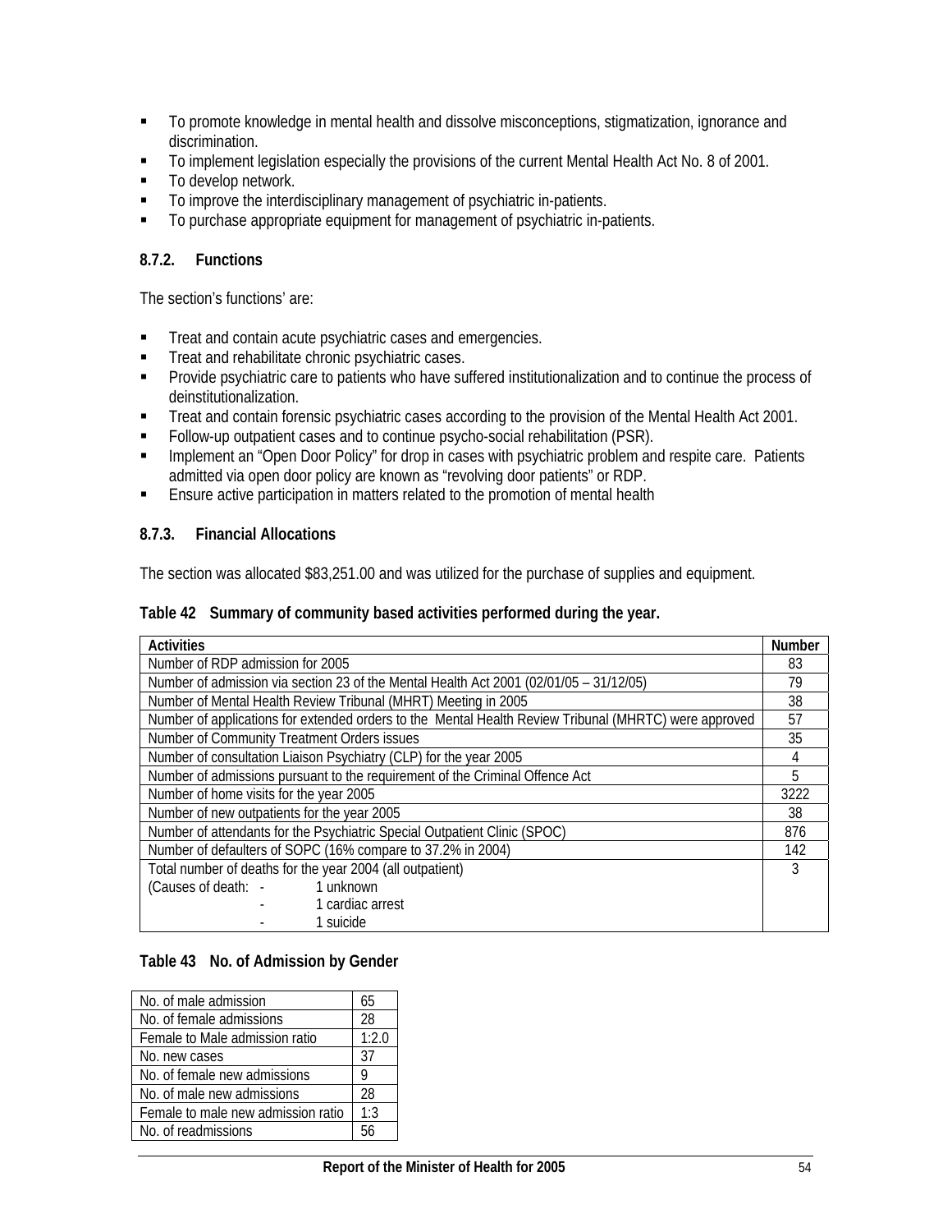- To promote knowledge in mental health and dissolve misconceptions, stigmatization, ignorance and discrimination.
- To implement legislation especially the provisions of the current Mental Health Act No. 8 of 2001.
- To develop network.
- To improve the interdisciplinary management of psychiatric in-patients.
- To purchase appropriate equipment for management of psychiatric in-patients.

### 8.7.2. Functions

The section's functions' are:

- Treat and contain acute psychiatric cases and emergencies.
- Treat and rehabilitate chronic psychiatric cases.
- Provide psychiatric care to patients who have suffered institutionalization and to continue the process of deinstitutionalization.
- Treat and contain forensic psychiatric cases according to the provision of the Mental Health Act 2001.
- Follow-up outpatient cases and to continue psycho-social rehabilitation (PSR).
- Implement an "Open Door Policy" for drop in cases with psychiatric problem and respite care. Patients admitted via open door policy are known as "revolving door patients" or RDP.
- Ensure active participation in matters related to the promotion of mental health

### 8.7.3. Financial Allocations

The section was allocated $83,251.00 and was utilized for the purchase of supplies and equipment.

**Table 42 Summary of community based activities performed during the year.**

| Activities | Number |
|---|---|
| Number of RDP admission for 2005 | 83 |
| Number of admission via section 23 of the Mental Health Act 2001 (02/01/05 – 31/12/05) | 79 |
| Number of Mental Health Review Tribunal (MHRT) Meeting in 2005 | 38 |
| Number of applications for extended orders to the Mental Health Review Tribunal (MHRTC) were approved | 57 |
| Number of Community Treatment Orders issues | 35 |
| Number of consultation Liaison Psychiatry (CLP) for the year 2005 | 4 |
| Number of admissions pursuant to the requirement of the Criminal Offence Act | 5 |
| Number of home visits for the year 2005 | 3222 |
| Number of new outpatients for the year 2005 | 38 |
| Number of attendants for the Psychiatric Special Outpatient Clinic (SPOC) | 876 |
| Number of defaulters of SOPC (16% compare to 37.2% in 2004) | 142 |
| Total number of deaths for the year 2004 (all outpatient)<br>(Causes of death: - 1 unknown<br>- 1 cardiac arrest<br>- 1 suicide | 3 |

**Table 43 No. of Admission by Gender**

| | |
|---|---|
| No. of male admission | 65 |
| No. of female admissions | 28 |
| Female to Male admission ratio | 1:2.0 |
| No. new cases | 37 |
| No. of female new admissions | 9 |
| No. of male new admissions | 28 |
| Female to male new admission ratio | 1:3 |
| No. of readmissions | 56 |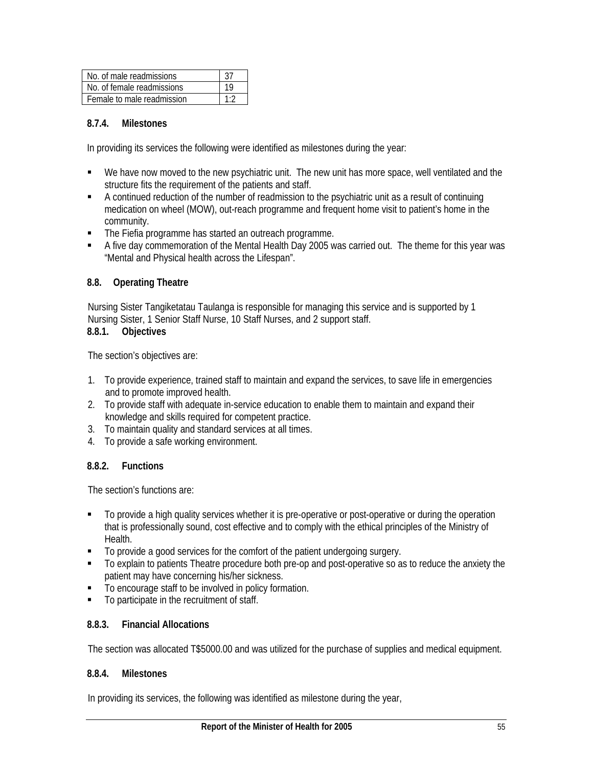| No. of male readmissions | 37 |
|---|---|
| No. of female readmissions | 19 |
| Female to male readmission | 1:2 |

#### 8.7.4. Milestones

In providing its services the following were identified as milestones during the year:

- We have now moved to the new psychiatric unit. The new unit has more space, well ventilated and the structure fits the requirement of the patients and staff.
- A continued reduction of the number of readmission to the psychiatric unit as a result of continuing medication on wheel (MOW), out-reach programme and frequent home visit to patient's home in the community.
- The Fiefia programme has started an outreach programme.
- A five day commemoration of the Mental Health Day 2005 was carried out. The theme for this year was "Mental and Physical health across the Lifespan".

### 8.8. Operating Theatre

Nursing Sister Tangiketatau Taulanga is responsible for managing this service and is supported by 1 Nursing Sister, 1 Senior Staff Nurse, 10 Staff Nurses, and 2 support staff.

#### 8.8.1. Objectives

The section's objectives are:

1. To provide experience, trained staff to maintain and expand the services, to save life in emergencies and to promote improved health.
2. To provide staff with adequate in-service education to enable them to maintain and expand their knowledge and skills required for competent practice.
3. To maintain quality and standard services at all times.
4. To provide a safe working environment.

#### 8.8.2. Functions

The section's functions are:

- To provide a high quality services whether it is pre-operative or post-operative or during the operation that is professionally sound, cost effective and to comply with the ethical principles of the Ministry of Health.
- To provide a good services for the comfort of the patient undergoing surgery.
- To explain to patients Theatre procedure both pre-op and post-operative so as to reduce the anxiety the patient may have concerning his/her sickness.
- To encourage staff to be involved in policy formation.
- To participate in the recruitment of staff.

#### 8.8.3. Financial Allocations

The section was allocated T$5000.00 and was utilized for the purchase of supplies and medical equipment.

#### 8.8.4. Milestones

In providing its services, the following was identified as milestone during the year,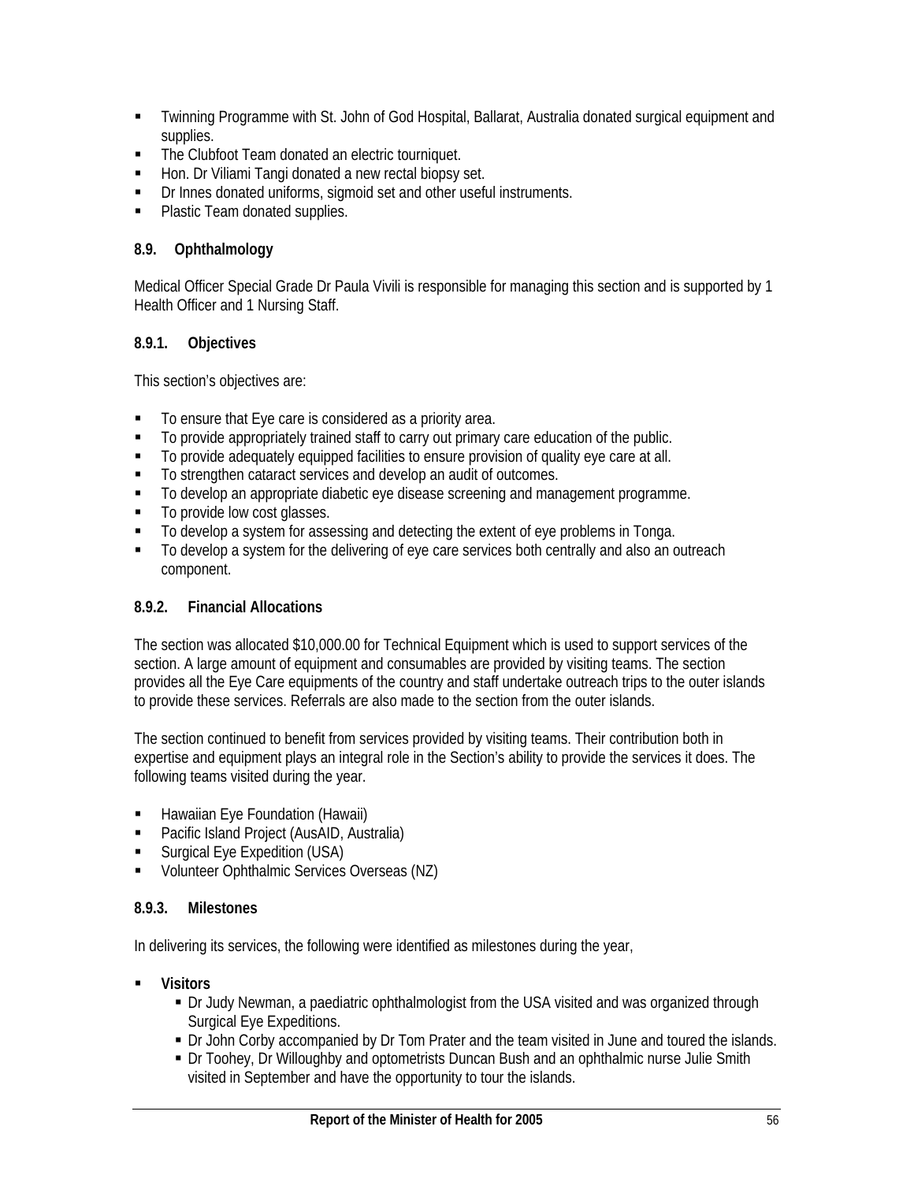- Twinning Programme with St. John of God Hospital, Ballarat, Australia donated surgical equipment and supplies.
- The Clubfoot Team donated an electric tourniquet.
- Hon. Dr Viliami Tangi donated a new rectal biopsy set.
- Dr Innes donated uniforms, sigmoid set and other useful instruments.
- Plastic Team donated supplies.

### 8.9. Ophthalmology

Medical Officer Special Grade Dr Paula Vivili is responsible for managing this section and is supported by 1 Health Officer and 1 Nursing Staff.

#### 8.9.1. Objectives

This section's objectives are:

- To ensure that Eye care is considered as a priority area.
- To provide appropriately trained staff to carry out primary care education of the public.
- To provide adequately equipped facilities to ensure provision of quality eye care at all.
- To strengthen cataract services and develop an audit of outcomes.
- To develop an appropriate diabetic eye disease screening and management programme.
- To provide low cost glasses.
- To develop a system for assessing and detecting the extent of eye problems in Tonga.
- To develop a system for the delivering of eye care services both centrally and also an outreach component.

#### 8.9.2. Financial Allocations

The section was allocated $10,000.00 for Technical Equipment which is used to support services of the section. A large amount of equipment and consumables are provided by visiting teams. The section provides all the Eye Care equipments of the country and staff undertake outreach trips to the outer islands to provide these services. Referrals are also made to the section from the outer islands.

The section continued to benefit from services provided by visiting teams. Their contribution both in expertise and equipment plays an integral role in the Section's ability to provide the services it does. The following teams visited during the year.

- Hawaiian Eye Foundation (Hawaii)
- Pacific Island Project (AusAID, Australia)
- Surgical Eye Expedition (USA)
- Volunteer Ophthalmic Services Overseas (NZ)

#### 8.9.3. Milestones

In delivering its services, the following were identified as milestones during the year,

- **Visitors**
  - Dr Judy Newman, a paediatric ophthalmologist from the USA visited and was organized through Surgical Eye Expeditions.
  - Dr John Corby accompanied by Dr Tom Prater and the team visited in June and toured the islands.
  - Dr Toohey, Dr Willoughby and optometrists Duncan Bush and an ophthalmic nurse Julie Smith visited in September and have the opportunity to tour the islands.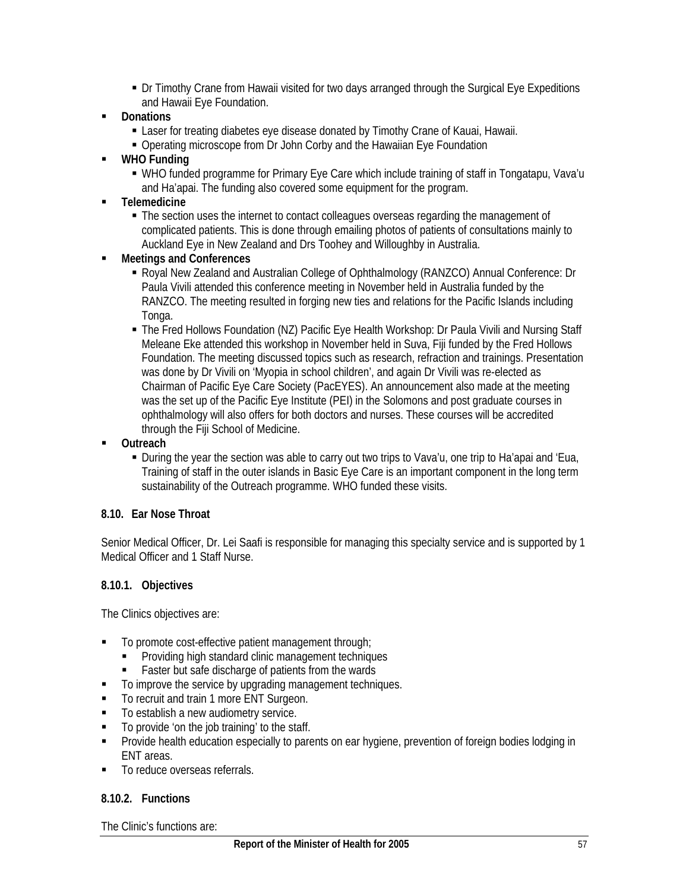- Dr Timothy Crane from Hawaii visited for two days arranged through the Surgical Eye Expeditions and Hawaii Eye Foundation.
- **Donations**
  - Laser for treating diabetes eye disease donated by Timothy Crane of Kauai, Hawaii.
  - Operating microscope from Dr John Corby and the Hawaiian Eye Foundation
- **WHO Funding**
  - WHO funded programme for Primary Eye Care which include training of staff in Tongatapu, Vava'u and Ha'apai. The funding also covered some equipment for the program.
- **Telemedicine**
  - The section uses the internet to contact colleagues overseas regarding the management of complicated patients. This is done through emailing photos of patients of consultations mainly to Auckland Eye in New Zealand and Drs Toohey and Willoughby in Australia.
- **Meetings and Conferences**
  - Royal New Zealand and Australian College of Ophthalmology (RANZCO) Annual Conference: Dr Paula Vivili attended this conference meeting in November held in Australia funded by the RANZCO. The meeting resulted in forging new ties and relations for the Pacific Islands including Tonga.
  - The Fred Hollows Foundation (NZ) Pacific Eye Health Workshop: Dr Paula Vivili and Nursing Staff Meleane Eke attended this workshop in November held in Suva, Fiji funded by the Fred Hollows Foundation. The meeting discussed topics such as research, refraction and trainings. Presentation was done by Dr Vivili on 'Myopia in school children', and again Dr Vivili was re-elected as Chairman of Pacific Eye Care Society (PacEYES). An announcement also made at the meeting was the set up of the Pacific Eye Institute (PEI) in the Solomons and post graduate courses in ophthalmology will also offers for both doctors and nurses. These courses will be accredited through the Fiji School of Medicine.
- **Outreach**
  - During the year the section was able to carry out two trips to Vava'u, one trip to Ha'apai and 'Eua, Training of staff in the outer islands in Basic Eye Care is an important component in the long term sustainability of the Outreach programme. WHO funded these visits.

### 8.10. Ear Nose Throat

Senior Medical Officer, Dr. Lei Saafi is responsible for managing this specialty service and is supported by 1 Medical Officer and 1 Staff Nurse.

#### 8.10.1. Objectives

The Clinics objectives are:

- To promote cost-effective patient management through;
  - Providing high standard clinic management techniques
  - Faster but safe discharge of patients from the wards
- To improve the service by upgrading management techniques.
- To recruit and train 1 more ENT Surgeon.
- To establish a new audiometry service.
- To provide 'on the job training' to the staff.
- Provide health education especially to parents on ear hygiene, prevention of foreign bodies lodging in ENT areas.
- To reduce overseas referrals.

#### 8.10.2. Functions

The Clinic's functions are: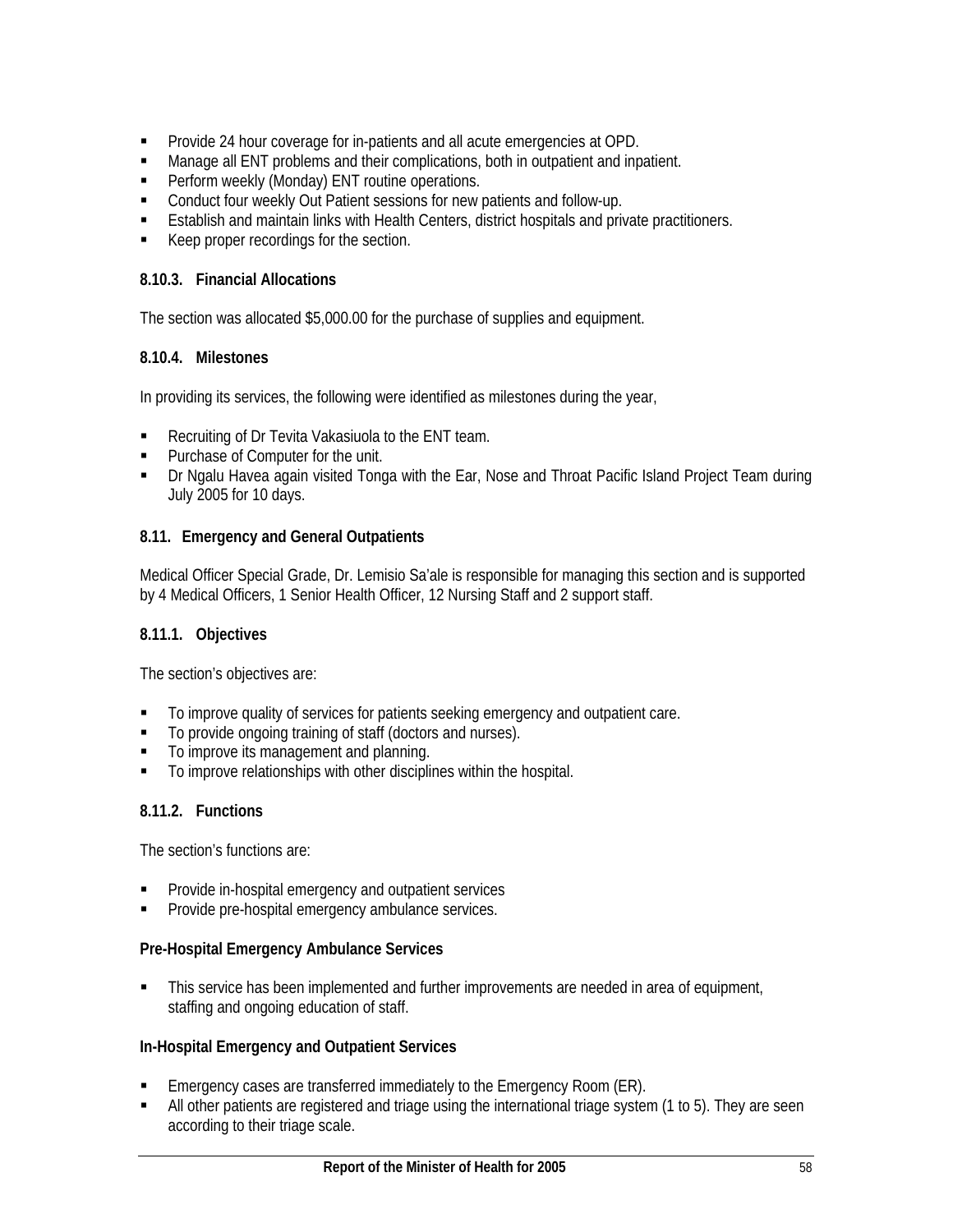- Provide 24 hour coverage for in-patients and all acute emergencies at OPD.
- Manage all ENT problems and their complications, both in outpatient and inpatient.
- Perform weekly (Monday) ENT routine operations.
- Conduct four weekly Out Patient sessions for new patients and follow-up.
- Establish and maintain links with Health Centers, district hospitals and private practitioners.
- Keep proper recordings for the section.

#### 8.10.3. Financial Allocations

The section was allocated $5,000.00 for the purchase of supplies and equipment.

#### 8.10.4. Milestones

In providing its services, the following were identified as milestones during the year,

- Recruiting of Dr Tevita Vakasiuola to the ENT team.
- Purchase of Computer for the unit.
- Dr Ngalu Havea again visited Tonga with the Ear, Nose and Throat Pacific Island Project Team during July 2005 for 10 days.

### 8.11. Emergency and General Outpatients

Medical Officer Special Grade, Dr. Lemisio Sa'ale is responsible for managing this section and is supported by 4 Medical Officers, 1 Senior Health Officer, 12 Nursing Staff and 2 support staff.

#### 8.11.1. Objectives

The section's objectives are:

- To improve quality of services for patients seeking emergency and outpatient care.
- To provide ongoing training of staff (doctors and nurses).
- To improve its management and planning.
- To improve relationships with other disciplines within the hospital.

#### 8.11.2. Functions

The section's functions are:

- Provide in-hospital emergency and outpatient services
- Provide pre-hospital emergency ambulance services.

**Pre-Hospital Emergency Ambulance Services**

- This service has been implemented and further improvements are needed in area of equipment, staffing and ongoing education of staff.

**In-Hospital Emergency and Outpatient Services**

- Emergency cases are transferred immediately to the Emergency Room (ER).
- All other patients are registered and triage using the international triage system (1 to 5). They are seen according to their triage scale.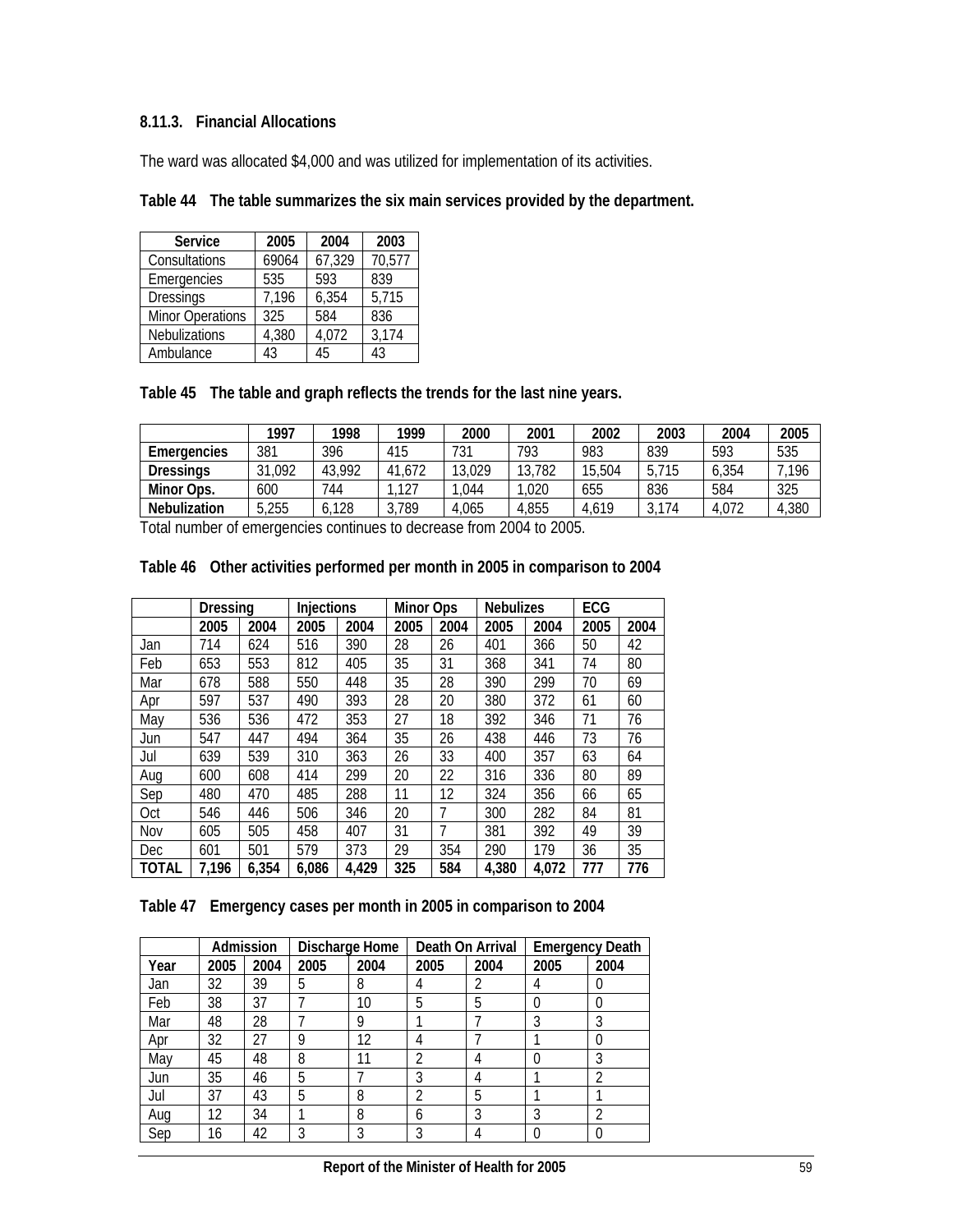### 8.11.3. Financial Allocations

The ward was allocated $4,000 and was utilized for implementation of its activities.

**Table 44 The table summarizes the six main services provided by the department.**

| Service | 2005 | 2004 | 2003 |
|---|---|---|---|
| Consultations | 69064 | 67,329 | 70,577 |
| Emergencies | 535 | 593 | 839 |
| Dressings | 7,196 | 6,354 | 5,715 |
| Minor Operations | 325 | 584 | 836 |
| Nebulizations | 4,380 | 4,072 | 3,174 |
| Ambulance | 43 | 45 | 43 |

**Table 45 The table and graph reflects the trends for the last nine years.**

| | 1997 | 1998 | 1999 | 2000 | 2001 | 2002 | 2003 | 2004 | 2005 |
|---|---|---|---|---|---|---|---|---|---|
| **Emergencies** | 381 | 396 | 415 | 731 | 793 | 983 | 839 | 593 | 535 |
| **Dressings** | 31,092 | 43,992 | 41,672 | 13,029 | 13,782 | 15,504 | 5,715 | 6,354 | 7,196 |
| **Minor Ops.** | 600 | 744 | 1,127 | 1,044 | 1,020 | 655 | 836 | 584 | 325 |
| **Nebulization** | 5,255 | 6,128 | 3,789 | 4,065 | 4,855 | 4,619 | 3,174 | 4,072 | 4,380 |

Total number of emergencies continues to decrease from 2004 to 2005.

**Table 46 Other activities performed per month in 2005 in comparison to 2004**

| | Dressing | | Injections | | Minor Ops | | Nebulizes | | ECG | |
|---|---|---|---|---|---|---|---|---|---|---|
| | 2005 | 2004 | 2005 | 2004 | 2005 | 2004 | 2005 | 2004 | 2005 | 2004 |
| Jan | 714 | 624 | 516 | 390 | 28 | 26 | 401 | 366 | 50 | 42 |
| Feb | 653 | 553 | 812 | 405 | 35 | 31 | 368 | 341 | 74 | 80 |
| Mar | 678 | 588 | 550 | 448 | 35 | 28 | 390 | 299 | 70 | 69 |
| Apr | 597 | 537 | 490 | 393 | 28 | 20 | 380 | 372 | 61 | 60 |
| May | 536 | 536 | 472 | 353 | 27 | 18 | 392 | 346 | 71 | 76 |
| Jun | 547 | 447 | 494 | 364 | 35 | 26 | 438 | 446 | 73 | 76 |
| Jul | 639 | 539 | 310 | 363 | 26 | 33 | 400 | 357 | 63 | 64 |
| Aug | 600 | 608 | 414 | 299 | 20 | 22 | 316 | 336 | 80 | 89 |
| Sep | 480 | 470 | 485 | 288 | 11 | 12 | 324 | 356 | 66 | 65 |
| Oct | 546 | 446 | 506 | 346 | 20 | 7 | 300 | 282 | 84 | 81 |
| Nov | 605 | 505 | 458 | 407 | 31 | 7 | 381 | 392 | 49 | 39 |
| Dec | 601 | 501 | 579 | 373 | 29 | 354 | 290 | 179 | 36 | 35 |
| **TOTAL** | **7,196** | **6,354** | **6,086** | **4,429** | **325** | **584** | **4,380** | **4,072** | **777** | **776** |

**Table 47 Emergency cases per month in 2005 in comparison to 2004**

| | Admission | | Discharge Home | | Death On Arrival | | Emergency Death | |
|---|---|---|---|---|---|---|---|---|
| Year | 2005 | 2004 | 2005 | 2004 | 2005 | 2004 | 2005 | 2004 |
| Jan | 32 | 39 | 5 | 8 | 4 | 2 | 4 | 0 |
| Feb | 38 | 37 | 7 | 10 | 5 | 5 | 0 | 0 |
| Mar | 48 | 28 | 7 | 9 | 1 | 7 | 3 | 3 |
| Apr | 32 | 27 | 9 | 12 | 4 | 7 | 1 | 0 |
| May | 45 | 48 | 8 | 11 | 2 | 4 | 0 | 3 |
| Jun | 35 | 46 | 5 | 7 | 3 | 4 | 1 | 2 |
| Jul | 37 | 43 | 5 | 8 | 2 | 5 | 1 | 1 |
| Aug | 12 | 34 | 1 | 8 | 6 | 3 | 3 | 2 |
| Sep | 16 | 42 | 3 | 3 | 3 | 4 | 0 | 0 |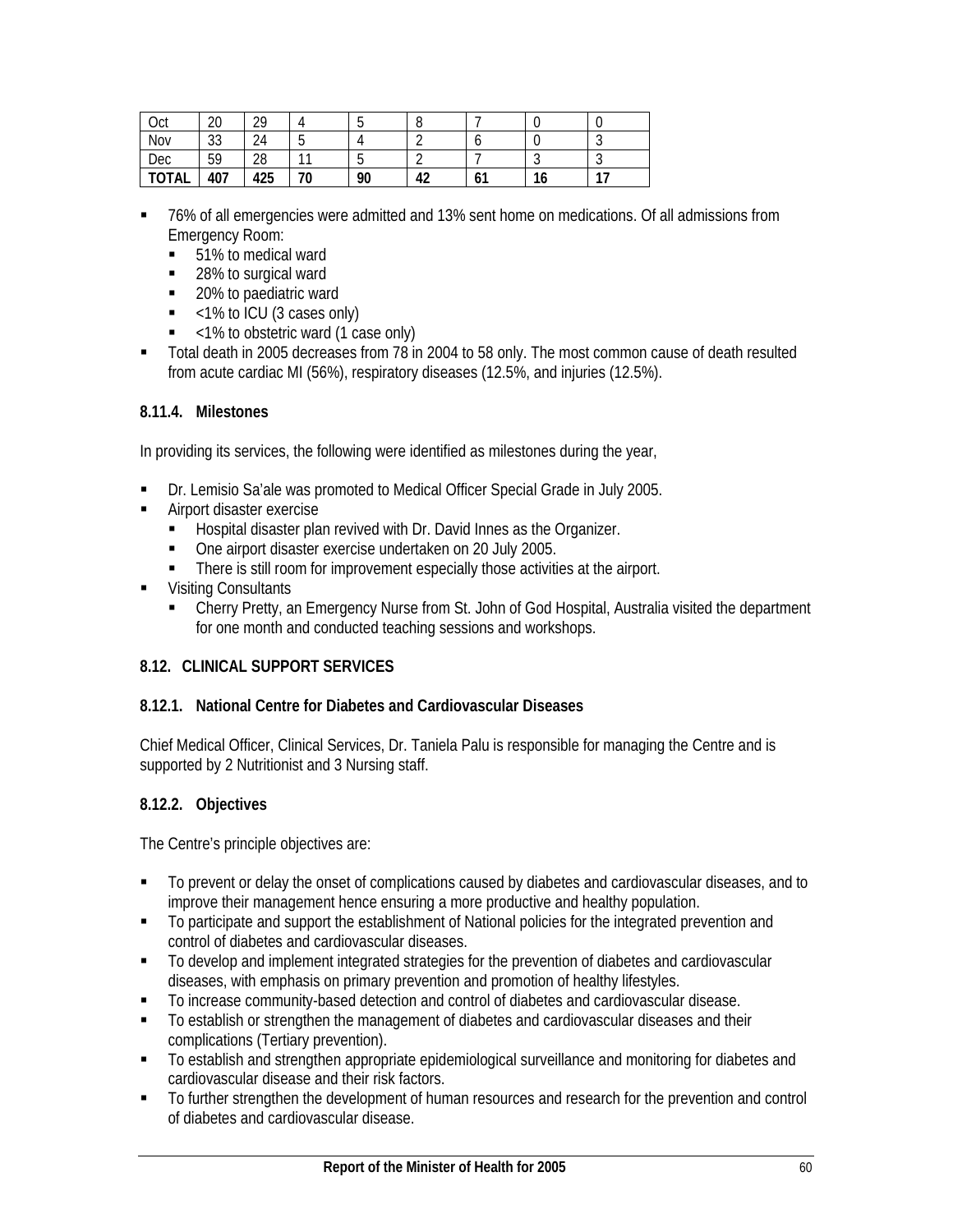| Oct | 20 | 29 | 4 | 5 | 8 | 7 | 0 | 0 |
|---|---|---|---|---|---|---|---|---|
| Nov | 33 | 24 | 5 | 4 | 2 | 6 | 0 | 3 |
| Dec | 59 | 28 | 11 | 5 | 2 | 7 | 3 | 3 |
| **TOTAL** | **407** | **425** | **70** | **90** | **42** | **61** | **16** | **17** |

- 76% of all emergencies were admitted and 13% sent home on medications. Of all admissions from Emergency Room:
  - 51% to medical ward
  - 28% to surgical ward
  - 20% to paediatric ward
  - <1% to ICU (3 cases only)
  - <1% to obstetric ward (1 case only)
- Total death in 2005 decreases from 78 in 2004 to 58 only. The most common cause of death resulted from acute cardiac MI (56%), respiratory diseases (12.5%, and injuries (12.5%).

### 8.11.4. Milestones

In providing its services, the following were identified as milestones during the year,

- Dr. Lemisio Sa'ale was promoted to Medical Officer Special Grade in July 2005.
- Airport disaster exercise
  - Hospital disaster plan revived with Dr. David Innes as the Organizer.
  - One airport disaster exercise undertaken on 20 July 2005.
  - There is still room for improvement especially those activities at the airport.
- Visiting Consultants
  - Cherry Pretty, an Emergency Nurse from St. John of God Hospital, Australia visited the department for one month and conducted teaching sessions and workshops.

## 8.12. CLINICAL SUPPORT SERVICES

### 8.12.1. National Centre for Diabetes and Cardiovascular Diseases

Chief Medical Officer, Clinical Services, Dr. Taniela Palu is responsible for managing the Centre and is supported by 2 Nutritionist and 3 Nursing staff.

### 8.12.2. Objectives

The Centre's principle objectives are:

- To prevent or delay the onset of complications caused by diabetes and cardiovascular diseases, and to improve their management hence ensuring a more productive and healthy population.
- To participate and support the establishment of National policies for the integrated prevention and control of diabetes and cardiovascular diseases.
- To develop and implement integrated strategies for the prevention of diabetes and cardiovascular diseases, with emphasis on primary prevention and promotion of healthy lifestyles.
- To increase community-based detection and control of diabetes and cardiovascular disease.
- To establish or strengthen the management of diabetes and cardiovascular diseases and their complications (Tertiary prevention).
- To establish and strengthen appropriate epidemiological surveillance and monitoring for diabetes and cardiovascular disease and their risk factors.
- To further strengthen the development of human resources and research for the prevention and control of diabetes and cardiovascular disease.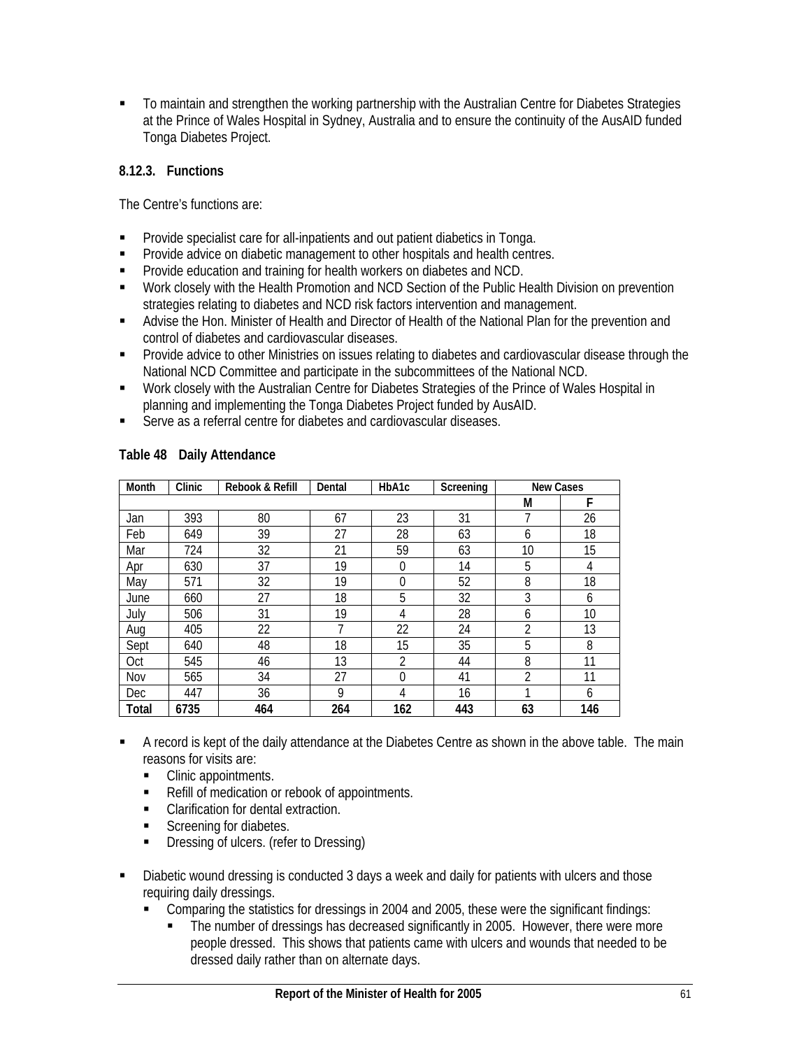- To maintain and strengthen the working partnership with the Australian Centre for Diabetes Strategies at the Prince of Wales Hospital in Sydney, Australia and to ensure the continuity of the AusAID funded Tonga Diabetes Project.

### 8.12.3. Functions

The Centre's functions are:

- Provide specialist care for all-inpatients and out patient diabetics in Tonga.
- Provide advice on diabetic management to other hospitals and health centres.
- Provide education and training for health workers on diabetes and NCD.
- Work closely with the Health Promotion and NCD Section of the Public Health Division on prevention strategies relating to diabetes and NCD risk factors intervention and management.
- Advise the Hon. Minister of Health and Director of Health of the National Plan for the prevention and control of diabetes and cardiovascular diseases.
- Provide advice to other Ministries on issues relating to diabetes and cardiovascular disease through the National NCD Committee and participate in the subcommittees of the National NCD.
- Work closely with the Australian Centre for Diabetes Strategies of the Prince of Wales Hospital in planning and implementing the Tonga Diabetes Project funded by AusAID.
- Serve as a referral centre for diabetes and cardiovascular diseases.

**Table 48 Daily Attendance**

| Month | Clinic | Rebook & Refill | Dental | HbA1c | Screening | New Cases | |
|---|---|---|---|---|---|---|---|
| | | | | | | M | F |
| Jan | 393 | 80 | 67 | 23 | 31 | 7 | 26 |
| Feb | 649 | 39 | 27 | 28 | 63 | 6 | 18 |
| Mar | 724 | 32 | 21 | 59 | 63 | 10 | 15 |
| Apr | 630 | 37 | 19 | 0 | 14 | 5 | 4 |
| May | 571 | 32 | 19 | 0 | 52 | 8 | 18 |
| June | 660 | 27 | 18 | 5 | 32 | 3 | 6 |
| July | 506 | 31 | 19 | 4 | 28 | 6 | 10 |
| Aug | 405 | 22 | 7 | 22 | 24 | 2 | 13 |
| Sept | 640 | 48 | 18 | 15 | 35 | 5 | 8 |
| Oct | 545 | 46 | 13 | 2 | 44 | 8 | 11 |
| Nov | 565 | 34 | 27 | 0 | 41 | 2 | 11 |
| Dec | 447 | 36 | 9 | 4 | 16 | 1 | 6 |
| **Total** | **6735** | **464** | **264** | **162** | **443** | **63** | **146** |

- A record is kept of the daily attendance at the Diabetes Centre as shown in the above table. The main reasons for visits are:
  - Clinic appointments.
  - Refill of medication or rebook of appointments.
  - Clarification for dental extraction.
  - Screening for diabetes.
  - Dressing of ulcers. (refer to Dressing)

- Diabetic wound dressing is conducted 3 days a week and daily for patients with ulcers and those requiring daily dressings.
  - Comparing the statistics for dressings in 2004 and 2005, these were the significant findings:
    - The number of dressings has decreased significantly in 2005. However, there were more people dressed. This shows that patients came with ulcers and wounds that needed to be dressed daily rather than on alternate days.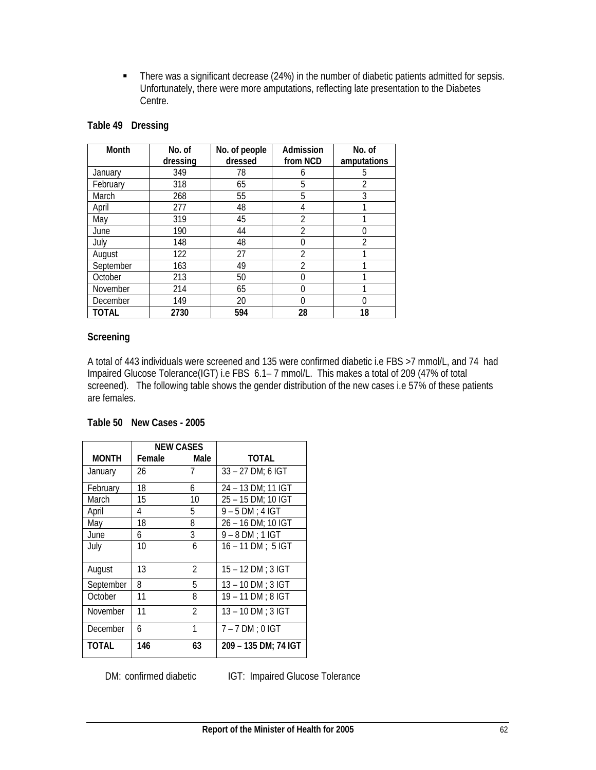- There was a significant decrease (24%) in the number of diabetic patients admitted for sepsis. Unfortunately, there were more amputations, reflecting late presentation to the Diabetes Centre.

**Table 49 Dressing**

| Month | No. of dressing | No. of people dressed | Admission from NCD | No. of amputations |
|---|---|---|---|---|
| January | 349 | 78 | 6 | 5 |
| February | 318 | 65 | 5 | 2 |
| March | 268 | 55 | 5 | 3 |
| April | 277 | 48 | 4 | 1 |
| May | 319 | 45 | 2 | 1 |
| June | 190 | 44 | 2 | 0 |
| July | 148 | 48 | 0 | 2 |
| August | 122 | 27 | 2 | 1 |
| September | 163 | 49 | 2 | 1 |
| October | 213 | 50 | 0 | 1 |
| November | 214 | 65 | 0 | 1 |
| December | 149 | 20 | 0 | 0 |
| **TOTAL** | **2730** | **594** | **28** | **18** |

**Screening**

A total of 443 individuals were screened and 135 were confirmed diabetic i.e FBS >7 mmol/L, and 74 had Impaired Glucose Tolerance(IGT) i.e FBS 6.1– 7 mmol/L. This makes a total of 209 (47% of total screened). The following table shows the gender distribution of the new cases i.e 57% of these patients are females.

**Table 50 New Cases - 2005**

| | NEW CASES | | |
|---|---|---|---|
| **MONTH** | **Female** | **Male** | **TOTAL** |
| January | 26 | 7 | 33 – 27 DM; 6 IGT |
| February | 18 | 6 | 24 – 13 DM; 11 IGT |
| March | 15 | 10 | 25 – 15 DM; 10 IGT |
| April | 4 | 5 | 9 – 5 DM ; 4 IGT |
| May | 18 | 8 | 26 – 16 DM; 10 IGT |
| June | 6 | 3 | 9 – 8 DM ; 1 IGT |
| July | 10 | 6 | 16 – 11 DM ; 5 IGT |
| August | 13 | 2 | 15 – 12 DM ; 3 IGT |
| September | 8 | 5 | 13 – 10 DM ; 3 IGT |
| October | 11 | 8 | 19 – 11 DM ; 8 IGT |
| November | 11 | 2 | 13 – 10 DM ; 3 IGT |
| December | 6 | 1 | 7 – 7 DM ; 0 IGT |
| **TOTAL** | **146** | **63** | **209 – 135 DM; 74 IGT** |

DM: confirmed diabetic IGT: Impaired Glucose Tolerance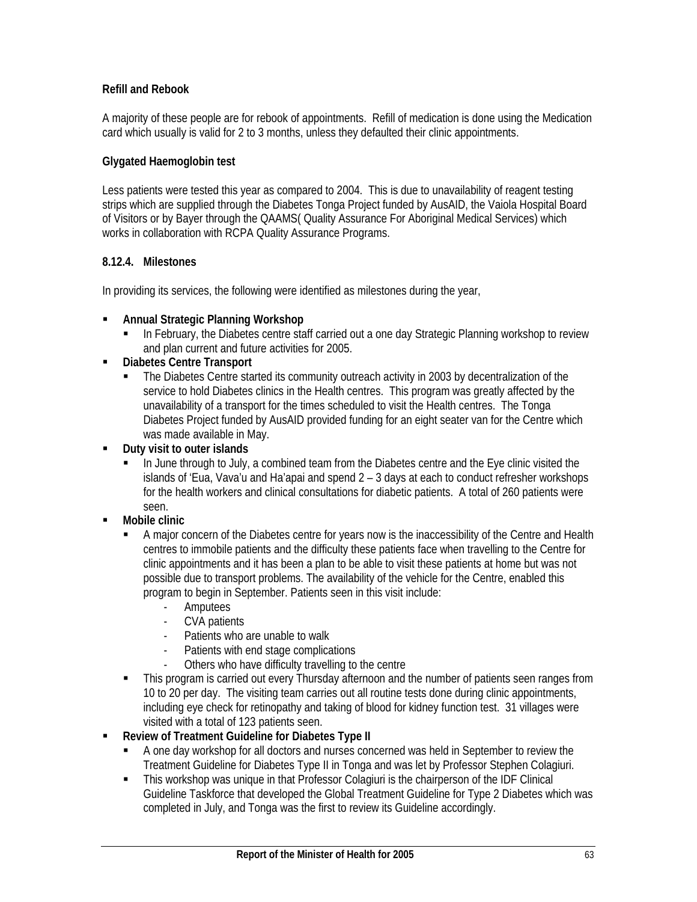**Refill and Rebook**

A majority of these people are for rebook of appointments. Refill of medication is done using the Medication card which usually is valid for 2 to 3 months, unless they defaulted their clinic appointments.

**Glygated Haemoglobin test**

Less patients were tested this year as compared to 2004. This is due to unavailability of reagent testing strips which are supplied through the Diabetes Tonga Project funded by AusAID, the Vaiola Hospital Board of Visitors or by Bayer through the QAAMS( Quality Assurance For Aboriginal Medical Services) which works in collaboration with RCPA Quality Assurance Programs.

**8.12.4. Milestones**

In providing its services, the following were identified as milestones during the year,

- **Annual Strategic Planning Workshop**
  - In February, the Diabetes centre staff carried out a one day Strategic Planning workshop to review and plan current and future activities for 2005.
- **Diabetes Centre Transport**
  - The Diabetes Centre started its community outreach activity in 2003 by decentralization of the service to hold Diabetes clinics in the Health centres. This program was greatly affected by the unavailability of a transport for the times scheduled to visit the Health centres. The Tonga Diabetes Project funded by AusAID provided funding for an eight seater van for the Centre which was made available in May.
- **Duty visit to outer islands**
  - In June through to July, a combined team from the Diabetes centre and the Eye clinic visited the islands of 'Eua, Vava'u and Ha'apai and spend 2 – 3 days at each to conduct refresher workshops for the health workers and clinical consultations for diabetic patients. A total of 260 patients were seen.
- **Mobile clinic**
  - A major concern of the Diabetes centre for years now is the inaccessibility of the Centre and Health centres to immobile patients and the difficulty these patients face when travelling to the Centre for clinic appointments and it has been a plan to be able to visit these patients at home but was not possible due to transport problems. The availability of the vehicle for the Centre, enabled this program to begin in September. Patients seen in this visit include:
    - Amputees
    - CVA patients
    - Patients who are unable to walk
    - Patients with end stage complications
    - Others who have difficulty travelling to the centre
  - This program is carried out every Thursday afternoon and the number of patients seen ranges from 10 to 20 per day. The visiting team carries out all routine tests done during clinic appointments, including eye check for retinopathy and taking of blood for kidney function test. 31 villages were visited with a total of 123 patients seen.
- **Review of Treatment Guideline for Diabetes Type II**
  - A one day workshop for all doctors and nurses concerned was held in September to review the Treatment Guideline for Diabetes Type II in Tonga and was let by Professor Stephen Colagiuri.
  - This workshop was unique in that Professor Colagiuri is the chairperson of the IDF Clinical Guideline Taskforce that developed the Global Treatment Guideline for Type 2 Diabetes which was completed in July, and Tonga was the first to review its Guideline accordingly.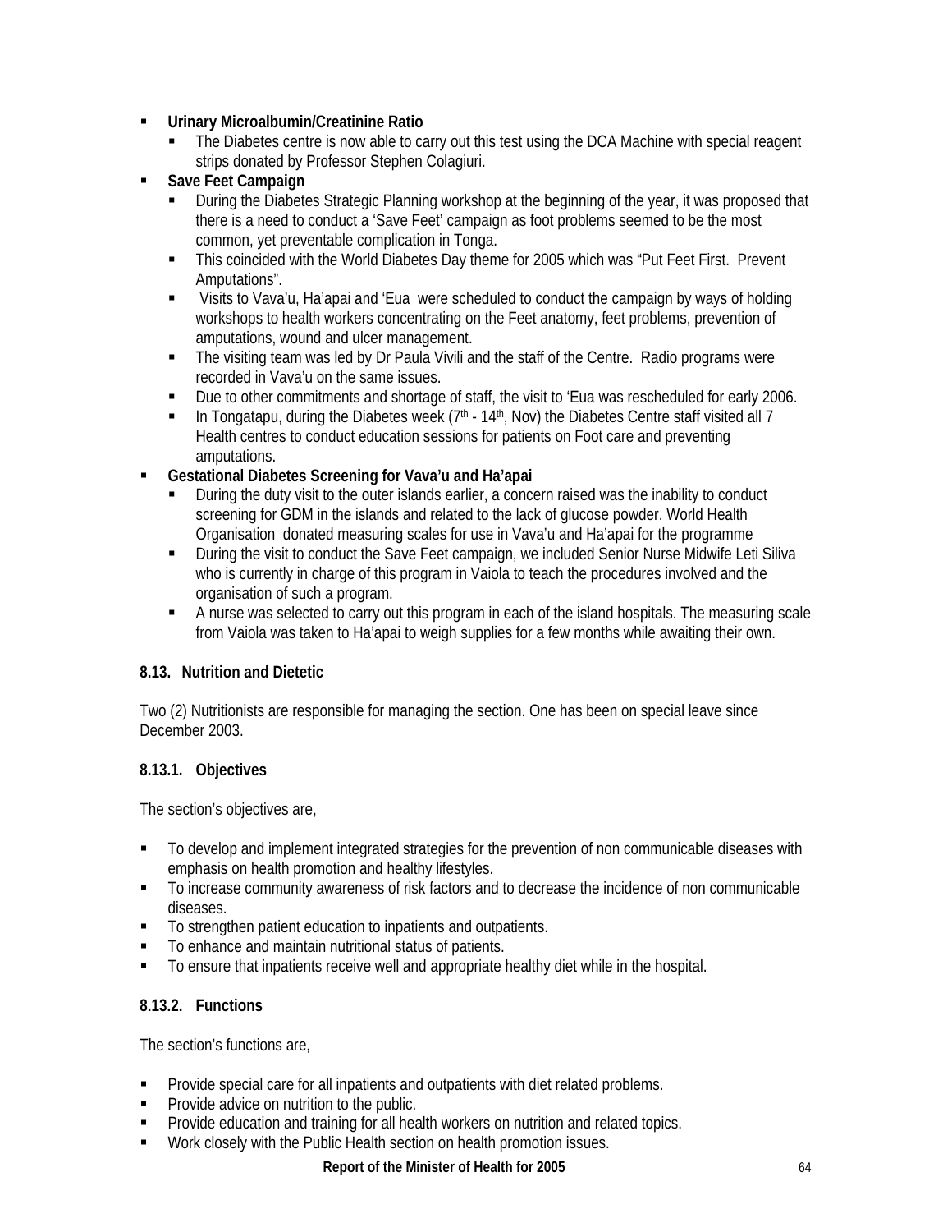- **Urinary Microalbumin/Creatinine Ratio**
  - The Diabetes centre is now able to carry out this test using the DCA Machine with special reagent strips donated by Professor Stephen Colagiuri.
- **Save Feet Campaign**
  - During the Diabetes Strategic Planning workshop at the beginning of the year, it was proposed that there is a need to conduct a 'Save Feet' campaign as foot problems seemed to be the most common, yet preventable complication in Tonga.
  - This coincided with the World Diabetes Day theme for 2005 which was "Put Feet First. Prevent Amputations".
  - Visits to Vava'u, Ha'apai and 'Eua were scheduled to conduct the campaign by ways of holding workshops to health workers concentrating on the Feet anatomy, feet problems, prevention of amputations, wound and ulcer management.
  - The visiting team was led by Dr Paula Vivili and the staff of the Centre. Radio programs were recorded in Vava'u on the same issues.
  - Due to other commitments and shortage of staff, the visit to 'Eua was rescheduled for early 2006.
  - In Tongatapu, during the Diabetes week (7th - 14th, Nov) the Diabetes Centre staff visited all 7 Health centres to conduct education sessions for patients on Foot care and preventing amputations.
- **Gestational Diabetes Screening for Vava'u and Ha'apai**
  - During the duty visit to the outer islands earlier, a concern raised was the inability to conduct screening for GDM in the islands and related to the lack of glucose powder. World Health Organisation donated measuring scales for use in Vava'u and Ha'apai for the programme
  - During the visit to conduct the Save Feet campaign, we included Senior Nurse Midwife Leti Siliva who is currently in charge of this program in Vaiola to teach the procedures involved and the organisation of such a program.
  - A nurse was selected to carry out this program in each of the island hospitals. The measuring scale from Vaiola was taken to Ha'apai to weigh supplies for a few months while awaiting their own.

### 8.13. Nutrition and Dietetic

Two (2) Nutritionists are responsible for managing the section. One has been on special leave since December 2003.

#### 8.13.1. Objectives

The section's objectives are,

- To develop and implement integrated strategies for the prevention of non communicable diseases with emphasis on health promotion and healthy lifestyles.
- To increase community awareness of risk factors and to decrease the incidence of non communicable diseases.
- To strengthen patient education to inpatients and outpatients.
- To enhance and maintain nutritional status of patients.
- To ensure that inpatients receive well and appropriate healthy diet while in the hospital.

#### 8.13.2. Functions

The section's functions are,

- Provide special care for all inpatients and outpatients with diet related problems.
- Provide advice on nutrition to the public.
- Provide education and training for all health workers on nutrition and related topics.
- Work closely with the Public Health section on health promotion issues.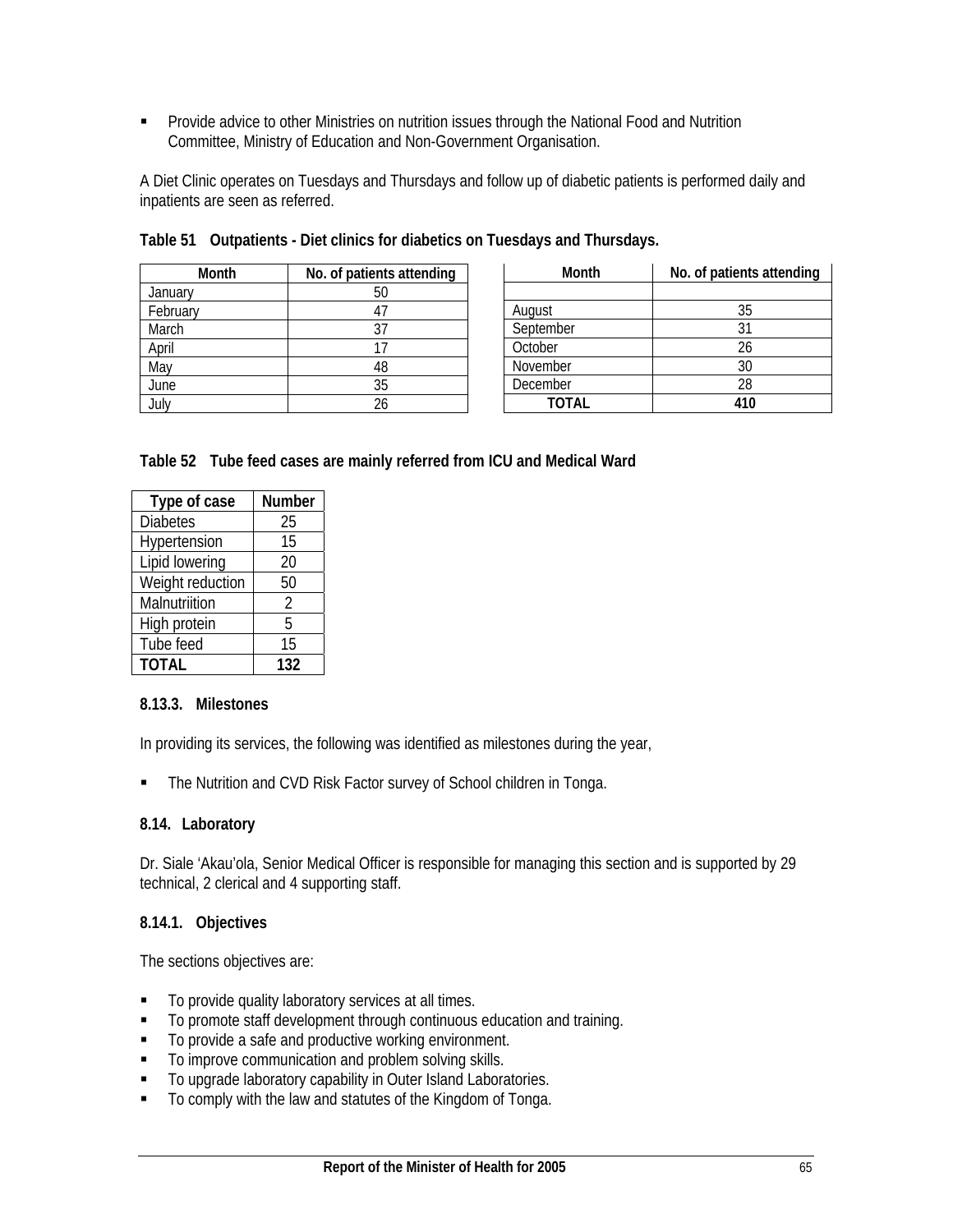- Provide advice to other Ministries on nutrition issues through the National Food and Nutrition Committee, Ministry of Education and Non-Government Organisation.

A Diet Clinic operates on Tuesdays and Thursdays and follow up of diabetic patients is performed daily and inpatients are seen as referred.

**Table 51 Outpatients - Diet clinics for diabetics on Tuesdays and Thursdays.**

| Month | No. of patients attending | Month | No. of patients attending |
|---|---|---|---|
| January | 50 | | |
| February | 47 | August | 35 |
| March | 37 | September | 31 |
| April | 17 | October | 26 |
| May | 48 | November | 30 |
| June | 35 | December | 28 |
| July | 26 | **TOTAL** | **410** |

**Table 52 Tube feed cases are mainly referred from ICU and Medical Ward**

| Type of case | Number |
|---|---|
| Diabetes | 25 |
| Hypertension | 15 |
| Lipid lowering | 20 |
| Weight reduction | 50 |
| Malnutriition | 2 |
| High protein | 5 |
| Tube feed | 15 |
| **TOTAL** | **132** |

#### 8.13.3. Milestones

In providing its services, the following was identified as milestones during the year,

- The Nutrition and CVD Risk Factor survey of School children in Tonga.

### 8.14. Laboratory

Dr. Siale 'Akau'ola, Senior Medical Officer is responsible for managing this section and is supported by 29 technical, 2 clerical and 4 supporting staff.

#### 8.14.1. Objectives

The sections objectives are:

- To provide quality laboratory services at all times.
- To promote staff development through continuous education and training.
- To provide a safe and productive working environment.
- To improve communication and problem solving skills.
- To upgrade laboratory capability in Outer Island Laboratories.
- To comply with the law and statutes of the Kingdom of Tonga.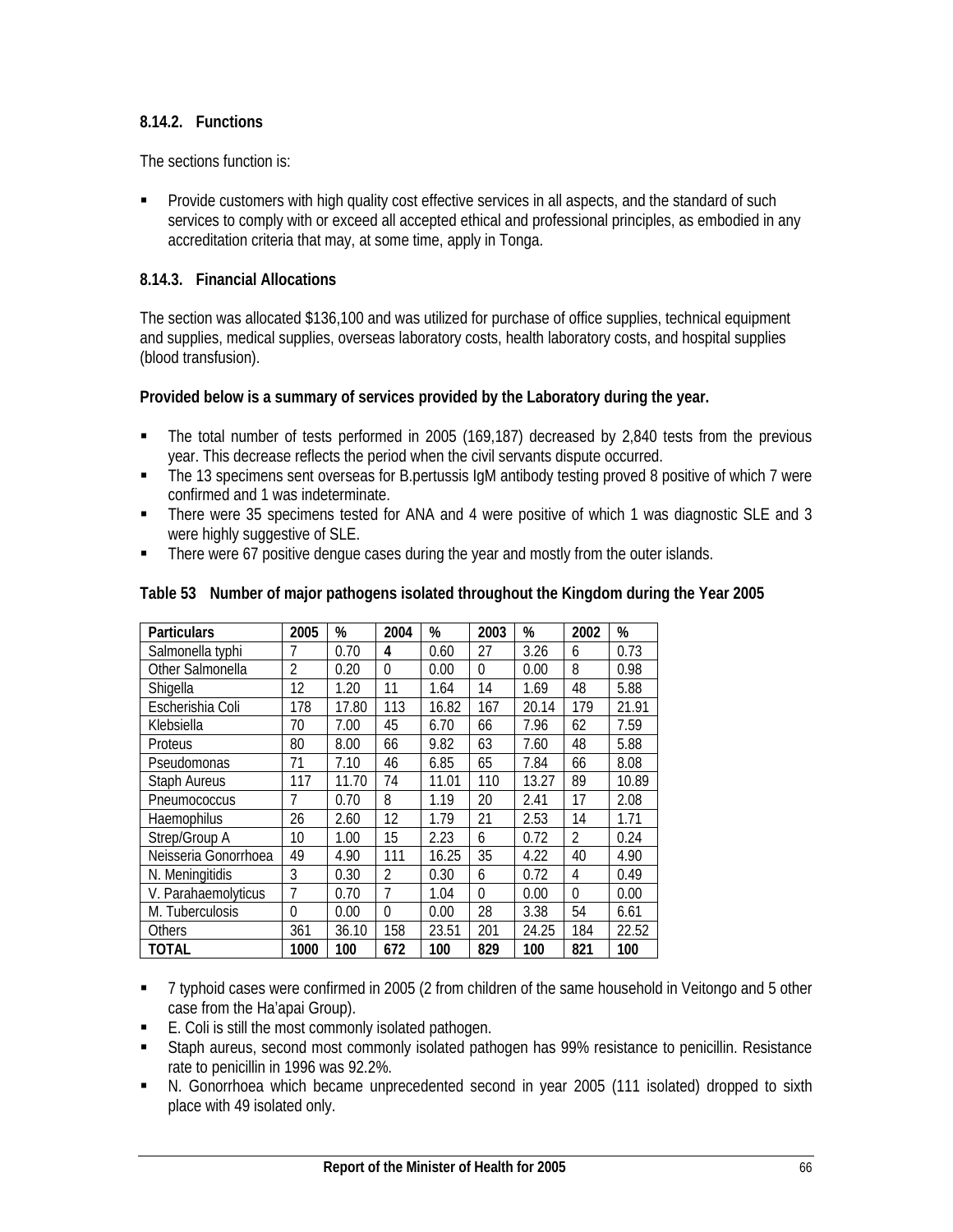### 8.14.2. Functions

The sections function is:

- Provide customers with high quality cost effective services in all aspects, and the standard of such services to comply with or exceed all accepted ethical and professional principles, as embodied in any accreditation criteria that may, at some time, apply in Tonga.

### 8.14.3. Financial Allocations

The section was allocated $136,100 and was utilized for purchase of office supplies, technical equipment and supplies, medical supplies, overseas laboratory costs, health laboratory costs, and hospital supplies (blood transfusion).

**Provided below is a summary of services provided by the Laboratory during the year.**

- The total number of tests performed in 2005 (169,187) decreased by 2,840 tests from the previous year. This decrease reflects the period when the civil servants dispute occurred.
- The 13 specimens sent overseas for B.pertussis IgM antibody testing proved 8 positive of which 7 were confirmed and 1 was indeterminate.
- There were 35 specimens tested for ANA and 4 were positive of which 1 was diagnostic SLE and 3 were highly suggestive of SLE.
- There were 67 positive dengue cases during the year and mostly from the outer islands.

**Table 53 Number of major pathogens isolated throughout the Kingdom during the Year 2005**

| Particulars | 2005 | % | 2004 | % | 2003 | % | 2002 | % |
|---|---|---|---|---|---|---|---|---|
| Salmonella typhi | 7 | 0.70 | **4** | 0.60 | 27 | 3.26 | 6 | 0.73 |
| Other Salmonella | 2 | 0.20 | 0 | 0.00 | 0 | 0.00 | 8 | 0.98 |
| Shigella | 12 | 1.20 | 11 | 1.64 | 14 | 1.69 | 48 | 5.88 |
| Escherishia Coli | 178 | 17.80 | 113 | 16.82 | 167 | 20.14 | 179 | 21.91 |
| Klebsiella | 70 | 7.00 | 45 | 6.70 | 66 | 7.96 | 62 | 7.59 |
| Proteus | 80 | 8.00 | 66 | 9.82 | 63 | 7.60 | 48 | 5.88 |
| Pseudomonas | 71 | 7.10 | 46 | 6.85 | 65 | 7.84 | 66 | 8.08 |
| Staph Aureus | 117 | 11.70 | 74 | 11.01 | 110 | 13.27 | 89 | 10.89 |
| Pneumococcus | 7 | 0.70 | 8 | 1.19 | 20 | 2.41 | 17 | 2.08 |
| Haemophilus | 26 | 2.60 | 12 | 1.79 | 21 | 2.53 | 14 | 1.71 |
| Strep/Group A | 10 | 1.00 | 15 | 2.23 | 6 | 0.72 | 2 | 0.24 |
| Neisseria Gonorrhoea | 49 | 4.90 | 111 | 16.25 | 35 | 4.22 | 40 | 4.90 |
| N. Meningitidis | 3 | 0.30 | 2 | 0.30 | 6 | 0.72 | 4 | 0.49 |
| V. Parahaemolyticus | 7 | 0.70 | 7 | 1.04 | 0 | 0.00 | 0 | 0.00 |
| M. Tuberculosis | 0 | 0.00 | 0 | 0.00 | 28 | 3.38 | 54 | 6.61 |
| Others | 361 | 36.10 | 158 | 23.51 | 201 | 24.25 | 184 | 22.52 |
| **TOTAL** | **1000** | **100** | **672** | **100** | **829** | **100** | **821** | **100** |

- 7 typhoid cases were confirmed in 2005 (2 from children of the same household in Veitongo and 5 other case from the Ha'apai Group).
- E. Coli is still the most commonly isolated pathogen.
- Staph aureus, second most commonly isolated pathogen has 99% resistance to penicillin. Resistance rate to penicillin in 1996 was 92.2%.
- N. Gonorrhoea which became unprecedented second in year 2005 (111 isolated) dropped to sixth place with 49 isolated only.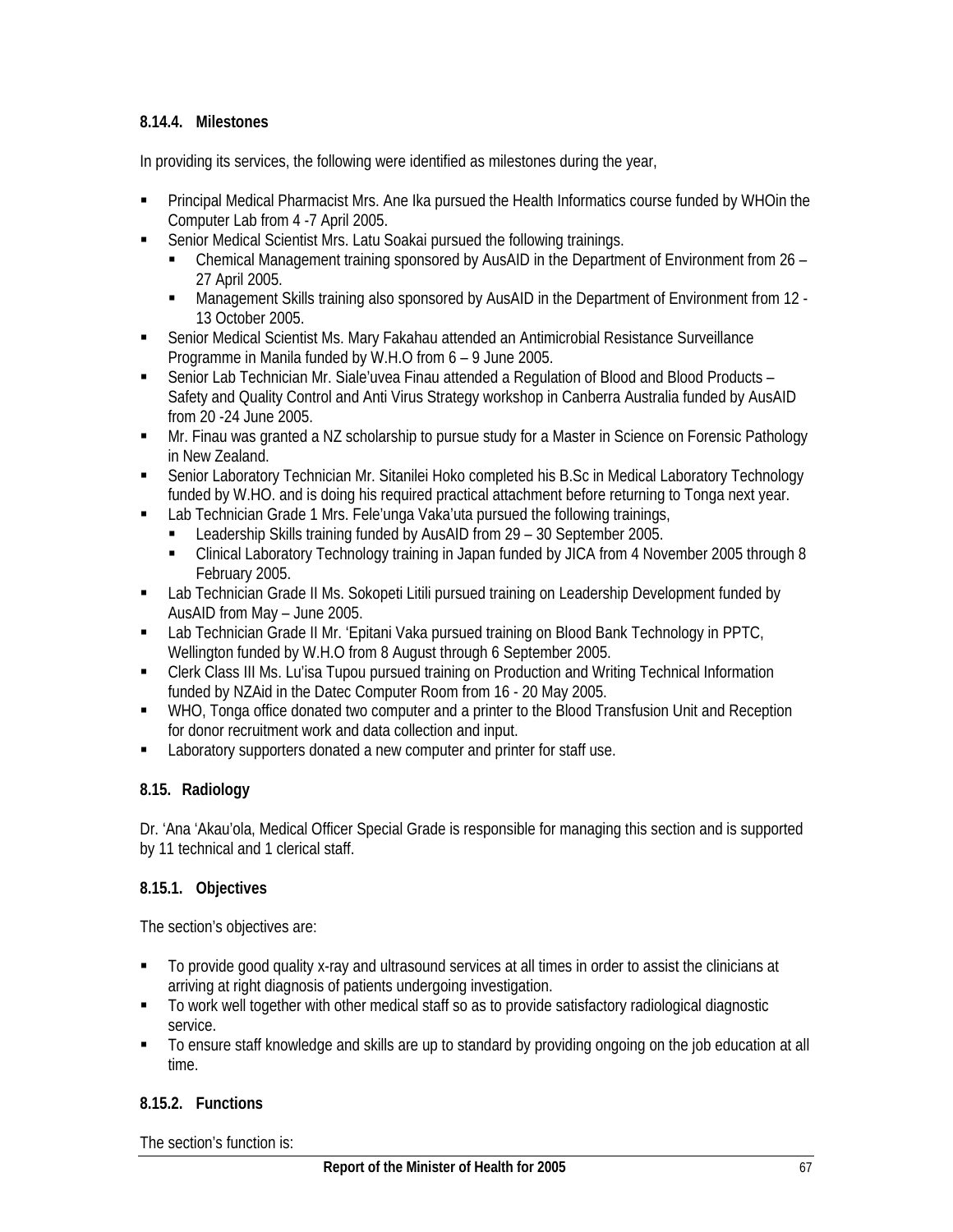### 8.14.4. Milestones

In providing its services, the following were identified as milestones during the year,

- Principal Medical Pharmacist Mrs. Ane Ika pursued the Health Informatics course funded by WHOin the Computer Lab from 4 -7 April 2005.
- Senior Medical Scientist Mrs. Latu Soakai pursued the following trainings.
  - Chemical Management training sponsored by AusAID in the Department of Environment from 26 – 27 April 2005.
  - Management Skills training also sponsored by AusAID in the Department of Environment from 12 - 13 October 2005.
- Senior Medical Scientist Ms. Mary Fakahau attended an Antimicrobial Resistance Surveillance Programme in Manila funded by W.H.O from 6 – 9 June 2005.
- Senior Lab Technician Mr. Siale'uvea Finau attended a Regulation of Blood and Blood Products – Safety and Quality Control and Anti Virus Strategy workshop in Canberra Australia funded by AusAID from 20 -24 June 2005.
- Mr. Finau was granted a NZ scholarship to pursue study for a Master in Science on Forensic Pathology in New Zealand.
- Senior Laboratory Technician Mr. Sitanilei Hoko completed his B.Sc in Medical Laboratory Technology funded by W.HO. and is doing his required practical attachment before returning to Tonga next year.
- Lab Technician Grade 1 Mrs. Fele'unga Vaka'uta pursued the following trainings,
  - Leadership Skills training funded by AusAID from 29 – 30 September 2005.
  - Clinical Laboratory Technology training in Japan funded by JICA from 4 November 2005 through 8 February 2005.
- Lab Technician Grade II Ms. Sokopeti Litili pursued training on Leadership Development funded by AusAID from May – June 2005.
- Lab Technician Grade II Mr. 'Epitani Vaka pursued training on Blood Bank Technology in PPTC, Wellington funded by W.H.O from 8 August through 6 September 2005.
- Clerk Class III Ms. Lu'isa Tupou pursued training on Production and Writing Technical Information funded by NZAid in the Datec Computer Room from 16 - 20 May 2005.
- WHO, Tonga office donated two computer and a printer to the Blood Transfusion Unit and Reception for donor recruitment work and data collection and input.
- Laboratory supporters donated a new computer and printer for staff use.

## 8.15. Radiology

Dr. 'Ana 'Akau'ola, Medical Officer Special Grade is responsible for managing this section and is supported by 11 technical and 1 clerical staff.

### 8.15.1. Objectives

The section's objectives are:

- To provide good quality x-ray and ultrasound services at all times in order to assist the clinicians at arriving at right diagnosis of patients undergoing investigation.
- To work well together with other medical staff so as to provide satisfactory radiological diagnostic service.
- To ensure staff knowledge and skills are up to standard by providing ongoing on the job education at all time.

### 8.15.2. Functions

The section's function is: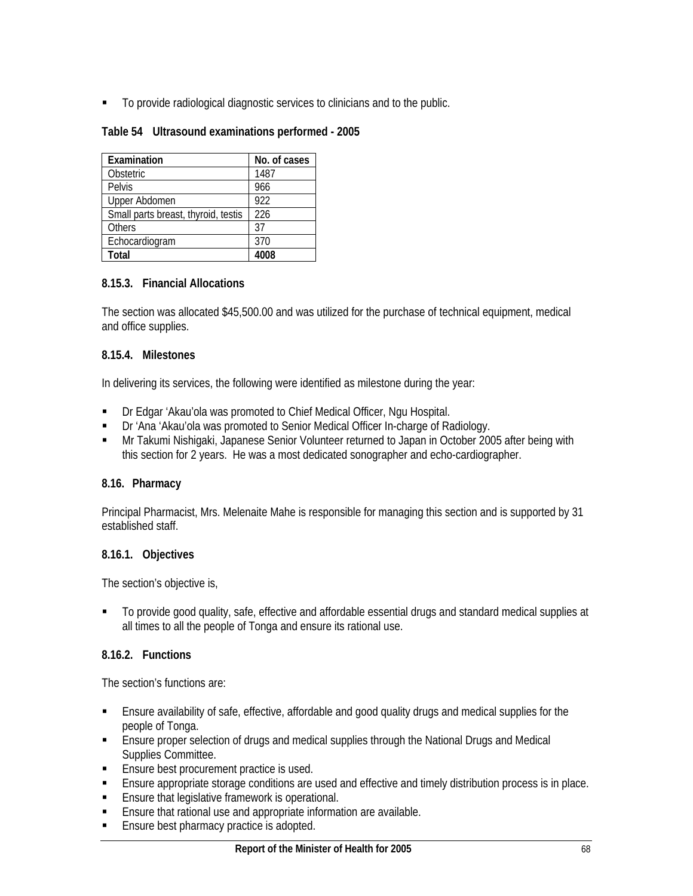- To provide radiological diagnostic services to clinicians and to the public.

**Table 54 Ultrasound examinations performed - 2005**

| Examination | No. of cases |
| --- | --- |
| Obstetric | 1487 |
| Pelvis | 966 |
| Upper Abdomen | 922 |
| Small parts breast, thyroid, testis | 226 |
| Others | 37 |
| Echocardiogram | 370 |
| **Total** | **4008** |

#### 8.15.3. Financial Allocations

The section was allocated $45,500.00 and was utilized for the purchase of technical equipment, medical and office supplies.

#### 8.15.4. Milestones

In delivering its services, the following were identified as milestone during the year:

- Dr Edgar 'Akau'ola was promoted to Chief Medical Officer, Ngu Hospital.
- Dr 'Ana 'Akau'ola was promoted to Senior Medical Officer In-charge of Radiology.
- Mr Takumi Nishigaki, Japanese Senior Volunteer returned to Japan in October 2005 after being with this section for 2 years. He was a most dedicated sonographer and echo-cardiographer.

### 8.16. Pharmacy

Principal Pharmacist, Mrs. Melenaite Mahe is responsible for managing this section and is supported by 31 established staff.

#### 8.16.1. Objectives

The section's objective is,

- To provide good quality, safe, effective and affordable essential drugs and standard medical supplies at all times to all the people of Tonga and ensure its rational use.

#### 8.16.2. Functions

The section's functions are:

- Ensure availability of safe, effective, affordable and good quality drugs and medical supplies for the people of Tonga.
- Ensure proper selection of drugs and medical supplies through the National Drugs and Medical Supplies Committee.
- Ensure best procurement practice is used.
- Ensure appropriate storage conditions are used and effective and timely distribution process is in place.
- Ensure that legislative framework is operational.
- Ensure that rational use and appropriate information are available.
- Ensure best pharmacy practice is adopted.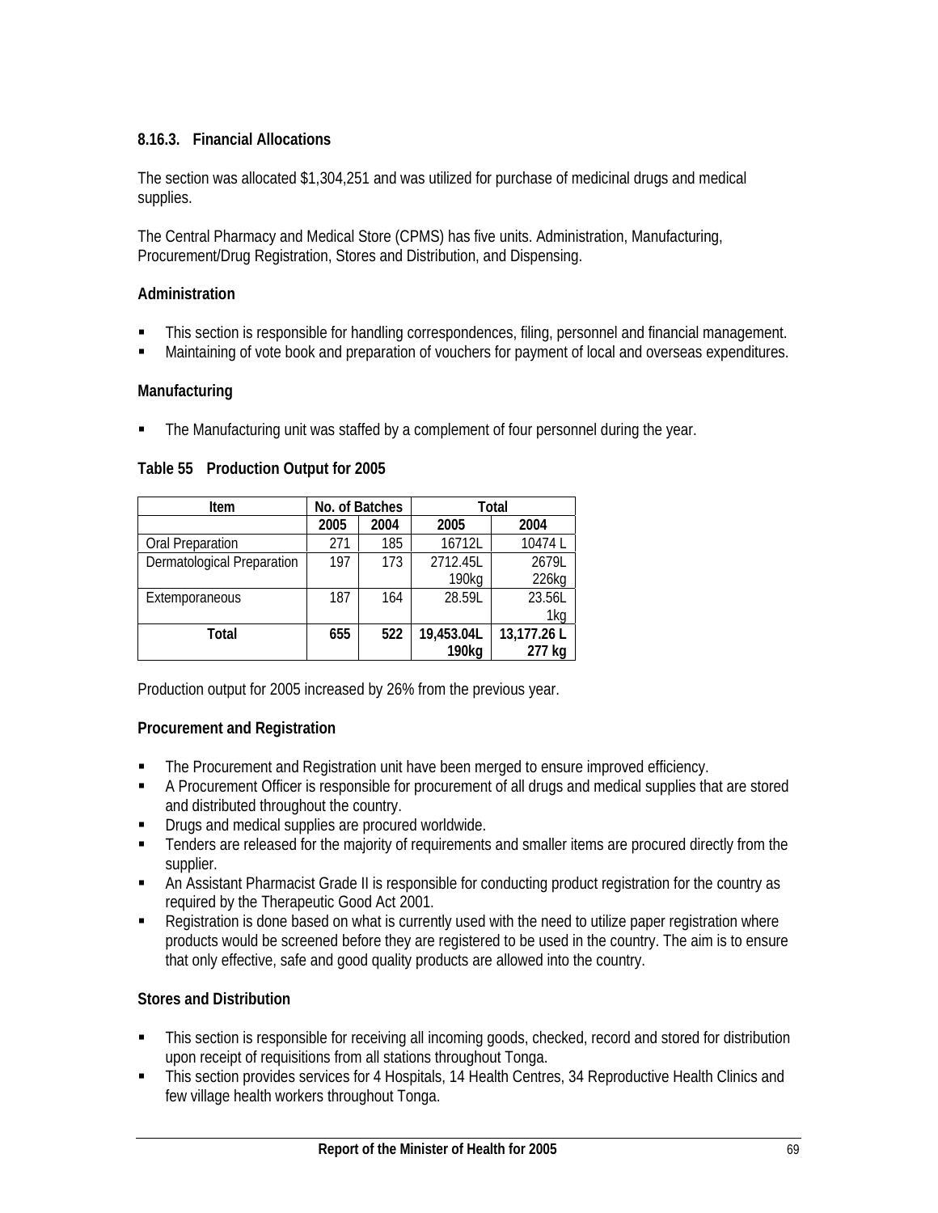### 8.16.3. Financial Allocations

The section was allocated $1,304,251 and was utilized for purchase of medicinal drugs and medical supplies.

The Central Pharmacy and Medical Store (CPMS) has five units. Administration, Manufacturing, Procurement/Drug Registration, Stores and Distribution, and Dispensing.

**Administration**

- This section is responsible for handling correspondences, filing, personnel and financial management.
- Maintaining of vote book and preparation of vouchers for payment of local and overseas expenditures.

**Manufacturing**

- The Manufacturing unit was staffed by a complement of four personnel during the year.

**Table 55 Production Output for 2005**

| Item | No. of Batches | | Total | |
|---|---|---|---|---|
| | 2005 | 2004 | 2005 | 2004 |
| Oral Preparation | 271 | 185 | 16712L | 10474 L |
| Dermatological Preparation | 197 | 173 | 2712.45L 190kg | 2679L 226kg |
| Extemporaneous | 187 | 164 | 28.59L | 23.56L 1kg |
| **Total** | **655** | **522** | **19,453.04L 190kg** | **13,177.26 L 277 kg** |

Production output for 2005 increased by 26% from the previous year.

**Procurement and Registration**

- The Procurement and Registration unit have been merged to ensure improved efficiency.
- A Procurement Officer is responsible for procurement of all drugs and medical supplies that are stored and distributed throughout the country.
- Drugs and medical supplies are procured worldwide.
- Tenders are released for the majority of requirements and smaller items are procured directly from the supplier.
- An Assistant Pharmacist Grade II is responsible for conducting product registration for the country as required by the Therapeutic Good Act 2001.
- Registration is done based on what is currently used with the need to utilize paper registration where products would be screened before they are registered to be used in the country. The aim is to ensure that only effective, safe and good quality products are allowed into the country.

**Stores and Distribution**

- This section is responsible for receiving all incoming goods, checked, record and stored for distribution upon receipt of requisitions from all stations throughout Tonga.
- This section provides services for 4 Hospitals, 14 Health Centres, 34 Reproductive Health Clinics and few village health workers throughout Tonga.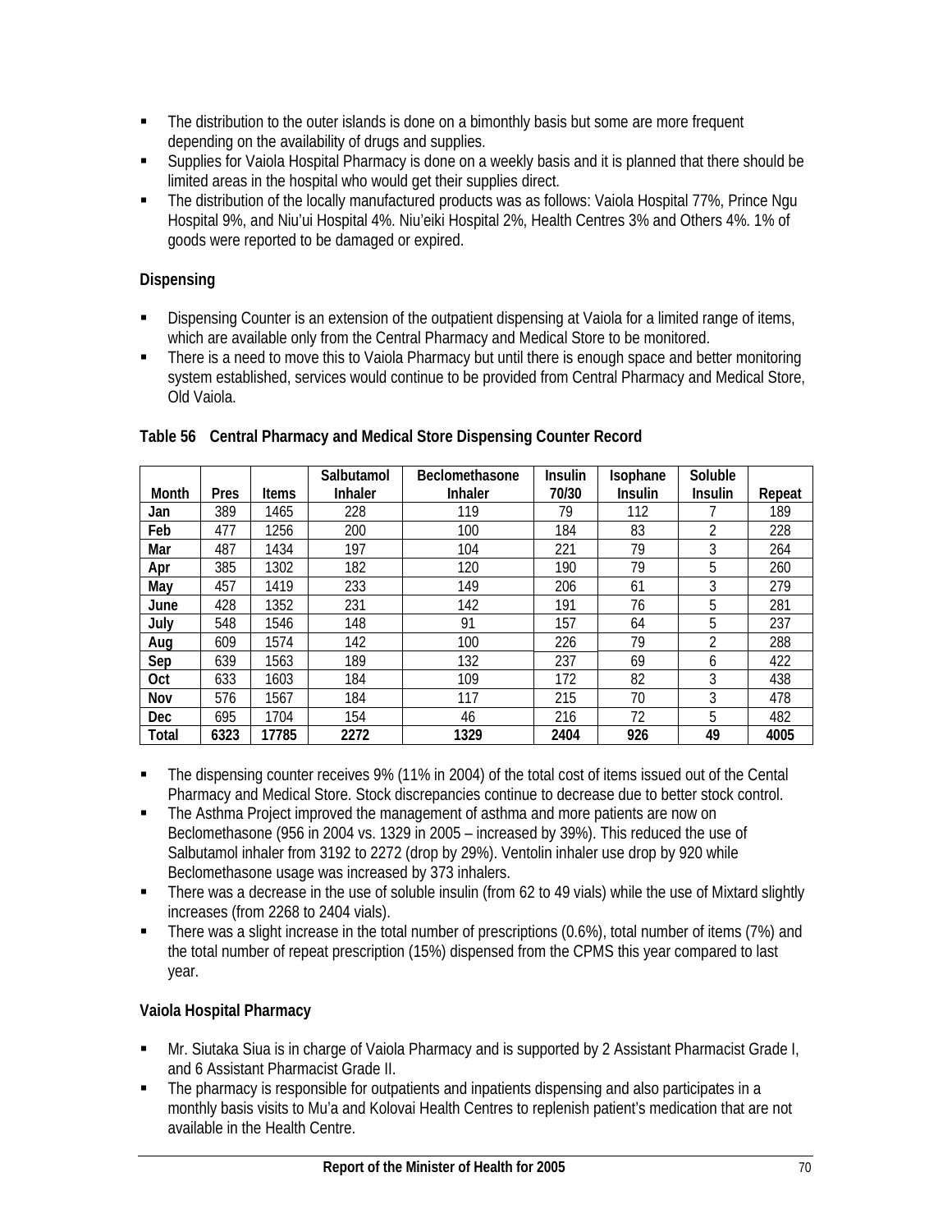- The distribution to the outer islands is done on a bimonthly basis but some are more frequent depending on the availability of drugs and supplies.
- Supplies for Vaiola Hospital Pharmacy is done on a weekly basis and it is planned that there should be limited areas in the hospital who would get their supplies direct.
- The distribution of the locally manufactured products was as follows: Vaiola Hospital 77%, Prince Ngu Hospital 9%, and Niu'ui Hospital 4%. Niu'eiki Hospital 2%, Health Centres 3% and Others 4%. 1% of goods were reported to be damaged or expired.

**Dispensing**

- Dispensing Counter is an extension of the outpatient dispensing at Vaiola for a limited range of items, which are available only from the Central Pharmacy and Medical Store to be monitored.
- There is a need to move this to Vaiola Pharmacy but until there is enough space and better monitoring system established, services would continue to be provided from Central Pharmacy and Medical Store, Old Vaiola.

**Table 56 Central Pharmacy and Medical Store Dispensing Counter Record**

| Month | Pres | Items | Salbutamol Inhaler | Beclomethasone Inhaler | Insulin 70/30 | Isophane Insulin | Soluble Insulin | Repeat |
|---|---|---|---|---|---|---|---|---|
| Jan | 389 | 1465 | 228 | 119 | 79 | 112 | 7 | 189 |
| Feb | 477 | 1256 | 200 | 100 | 184 | 83 | 2 | 228 |
| Mar | 487 | 1434 | 197 | 104 | 221 | 79 | 3 | 264 |
| Apr | 385 | 1302 | 182 | 120 | 190 | 79 | 5 | 260 |
| May | 457 | 1419 | 233 | 149 | 206 | 61 | 3 | 279 |
| June | 428 | 1352 | 231 | 142 | 191 | 76 | 5 | 281 |
| July | 548 | 1546 | 148 | 91 | 157 | 64 | 5 | 237 |
| Aug | 609 | 1574 | 142 | 100 | 226 | 79 | 2 | 288 |
| Sep | 639 | 1563 | 189 | 132 | 237 | 69 | 6 | 422 |
| Oct | 633 | 1603 | 184 | 109 | 172 | 82 | 3 | 438 |
| Nov | 576 | 1567 | 184 | 117 | 215 | 70 | 3 | 478 |
| Dec | 695 | 1704 | 154 | 46 | 216 | 72 | 5 | 482 |
| **Total** | **6323** | **17785** | **2272** | **1329** | **2404** | **926** | **49** | **4005** |

- The dispensing counter receives 9% (11% in 2004) of the total cost of items issued out of the Cental Pharmacy and Medical Store. Stock discrepancies continue to decrease due to better stock control.
- The Asthma Project improved the management of asthma and more patients are now on Beclomethasone (956 in 2004 vs. 1329 in 2005 – increased by 39%). This reduced the use of Salbutamol inhaler from 3192 to 2272 (drop by 29%). Ventolin inhaler use drop by 920 while Beclomethasone usage was increased by 373 inhalers.
- There was a decrease in the use of soluble insulin (from 62 to 49 vials) while the use of Mixtard slightly increases (from 2268 to 2404 vials).
- There was a slight increase in the total number of prescriptions (0.6%), total number of items (7%) and the total number of repeat prescription (15%) dispensed from the CPMS this year compared to last year.

**Vaiola Hospital Pharmacy**

- Mr. Siutaka Siua is in charge of Vaiola Pharmacy and is supported by 2 Assistant Pharmacist Grade I, and 6 Assistant Pharmacist Grade II.
- The pharmacy is responsible for outpatients and inpatients dispensing and also participates in a monthly basis visits to Mu'a and Kolovai Health Centres to replenish patient's medication that are not available in the Health Centre.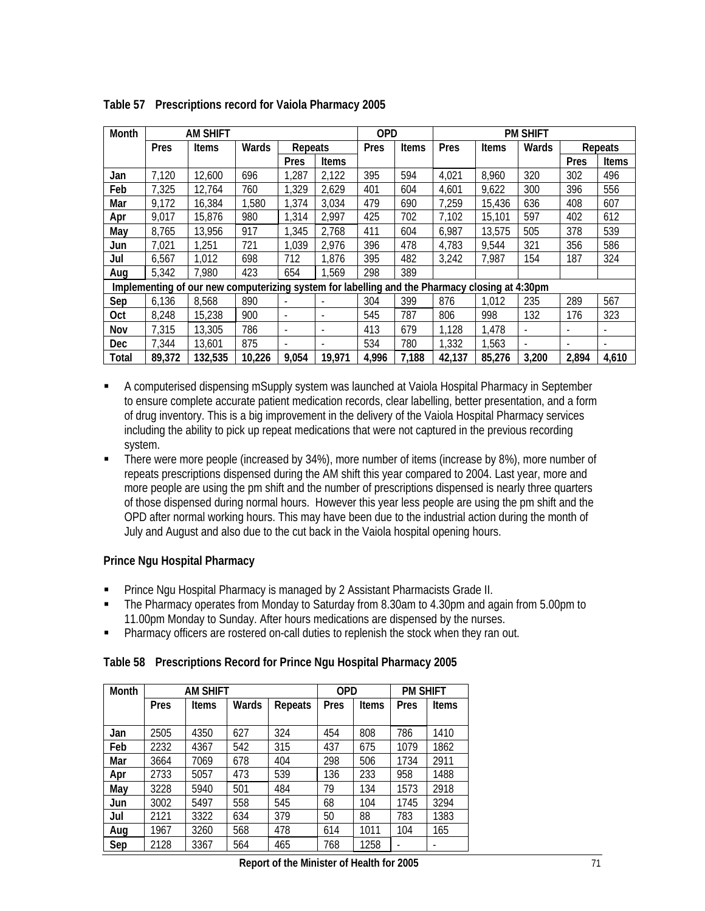**Table 57 Prescriptions record for Vaiola Pharmacy 2005**

| Month | AM SHIFT | | | | | OPD | | PM SHIFT | | | | |
|---|---|---|---|---|---|---|---|---|---|---|---|---|
| | Pres | Items | Wards | Repeats | | Pres | Items | Pres | Items | Wards | Repeats | |
| | | | | Pres | Items | | | | | | Pres | Items |
| Jan | 7,120 | 12,600 | 696 | 1,287 | 2,122 | 395 | 594 | 4,021 | 8,960 | 320 | 302 | 496 |
| Feb | 7,325 | 12,764 | 760 | 1,329 | 2,629 | 401 | 604 | 4,601 | 9,622 | 300 | 396 | 556 |
| Mar | 9,172 | 16,384 | 1,580 | 1,374 | 3,034 | 479 | 690 | 7,259 | 15,436 | 636 | 408 | 607 |
| Apr | 9,017 | 15,876 | 980 | 1,314 | 2,997 | 425 | 702 | 7,102 | 15,101 | 597 | 402 | 612 |
| May | 8,765 | 13,956 | 917 | 1,345 | 2,768 | 411 | 604 | 6,987 | 13,575 | 505 | 378 | 539 |
| Jun | 7,021 | 1,251 | 721 | 1,039 | 2,976 | 396 | 478 | 4,783 | 9,544 | 321 | 356 | 586 |
| Jul | 6,567 | 1,012 | 698 | 712 | 1,876 | 395 | 482 | 3,242 | 7,987 | 154 | 187 | 324 |
| Aug | 5,342 | 7,980 | 423 | 654 | 1,569 | 298 | 389 | | | | | |
| Implementing of our new computerizing system for labelling and the Pharmacy closing at 4:30pm | | | | | | | | | | | | |
| Sep | 6,136 | 8,568 | 890 | - | - | 304 | 399 | 876 | 1,012 | 235 | 289 | 567 |
| Oct | 8,248 | 15,238 | 900 | - | - | 545 | 787 | 806 | 998 | 132 | 176 | 323 |
| Nov | 7,315 | 13,305 | 786 | - | - | 413 | 679 | 1,128 | 1,478 | - | - | - |
| Dec | 7,344 | 13,601 | 875 | - | - | 534 | 780 | 1,332 | 1,563 | - | - | - |
| Total | 89,372 | 132,535 | 10,226 | 9,054 | 19,971 | 4,996 | 7,188 | 42,137 | 85,276 | 3,200 | 2,894 | 4,610 |

- A computerised dispensing mSupply system was launched at Vaiola Hospital Pharmacy in September to ensure complete accurate patient medication records, clear labelling, better presentation, and a form of drug inventory. This is a big improvement in the delivery of the Vaiola Hospital Pharmacy services including the ability to pick up repeat medications that were not captured in the previous recording system.
- There were more people (increased by 34%), more number of items (increase by 8%), more number of repeats prescriptions dispensed during the AM shift this year compared to 2004. Last year, more and more people are using the pm shift and the number of prescriptions dispensed is nearly three quarters of those dispensed during normal hours. However this year less people are using the pm shift and the OPD after normal working hours. This may have been due to the industrial action during the month of July and August and also due to the cut back in the Vaiola hospital opening hours.

**Prince Ngu Hospital Pharmacy**

- Prince Ngu Hospital Pharmacy is managed by 2 Assistant Pharmacists Grade II.
- The Pharmacy operates from Monday to Saturday from 8.30am to 4.30pm and again from 5.00pm to 11.00pm Monday to Sunday. After hours medications are dispensed by the nurses.
- Pharmacy officers are rostered on-call duties to replenish the stock when they ran out.

**Table 58 Prescriptions Record for Prince Ngu Hospital Pharmacy 2005**

| Month | AM SHIFT | | | | OPD | | PM SHIFT | |
|---|---|---|---|---|---|---|---|---|
| | Pres | Items | Wards | Repeats | Pres | Items | Pres | Items |
| Jan | 2505 | 4350 | 627 | 324 | 454 | 808 | 786 | 1410 |
| Feb | 2232 | 4367 | 542 | 315 | 437 | 675 | 1079 | 1862 |
| Mar | 3664 | 7069 | 678 | 404 | 298 | 506 | 1734 | 2911 |
| Apr | 2733 | 5057 | 473 | 539 | 136 | 233 | 958 | 1488 |
| May | 3228 | 5940 | 501 | 484 | 79 | 134 | 1573 | 2918 |
| Jun | 3002 | 5497 | 558 | 545 | 68 | 104 | 1745 | 3294 |
| Jul | 2121 | 3322 | 634 | 379 | 50 | 88 | 783 | 1383 |
| Aug | 1967 | 3260 | 568 | 478 | 614 | 1011 | 104 | 165 |
| Sep | 2128 | 3367 | 564 | 465 | 768 | 1258 | - | - |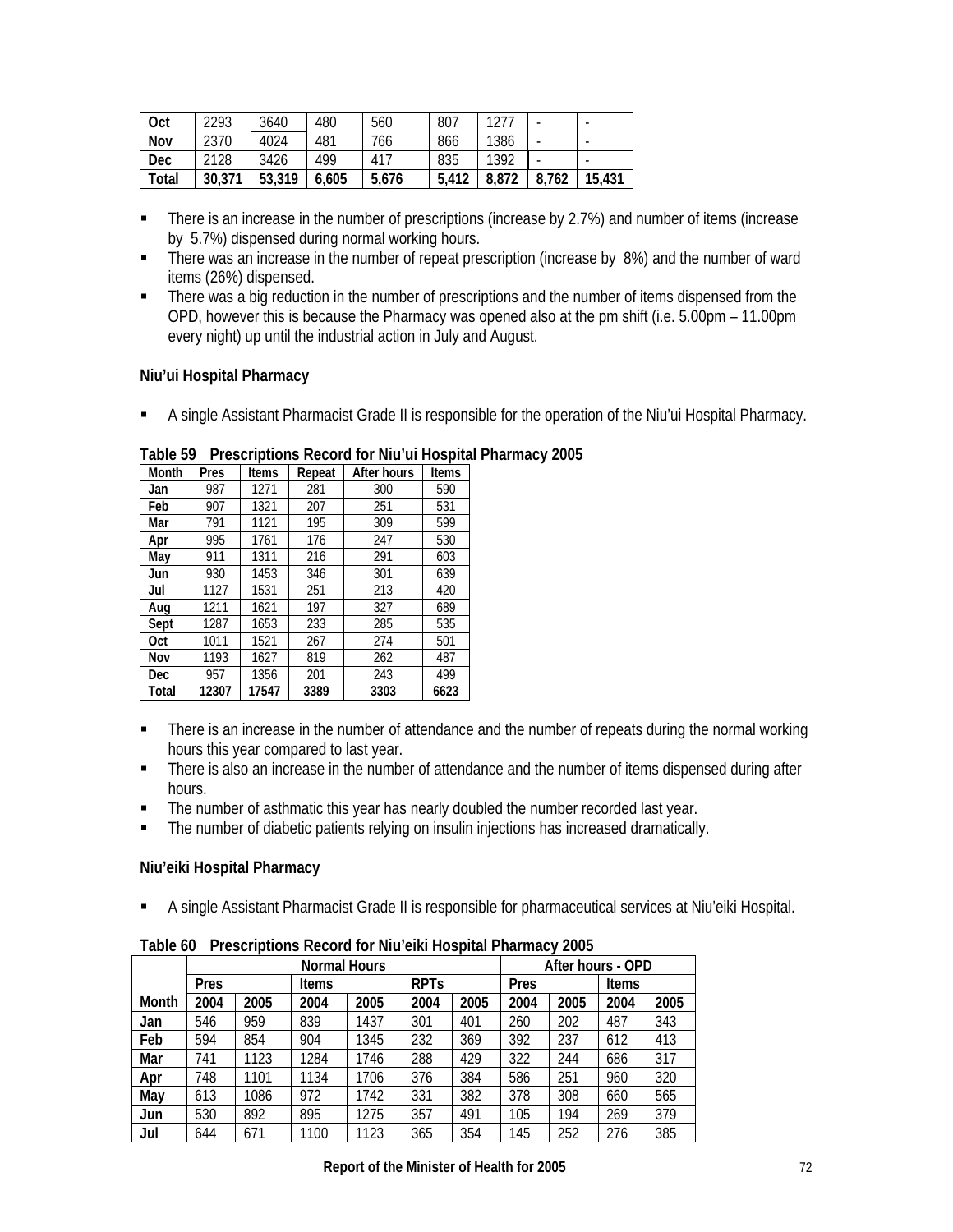| Oct | 2293 | 3640 | 480 | 560 | 807 | 1277 | - | - |
|---|---|---|---|---|---|---|---|---|
| Nov | 2370 | 4024 | 481 | 766 | 866 | 1386 | - | - |
| Dec | 2128 | 3426 | 499 | 417 | 835 | 1392 | - | - |
| **Total** | **30,371** | **53,319** | **6,605** | **5,676** | **5,412** | **8,872** | **8,762** | **15,431** |

- There is an increase in the number of prescriptions (increase by 2.7%) and number of items (increase by 5.7%) dispensed during normal working hours.
- There was an increase in the number of repeat prescription (increase by 8%) and the number of ward items (26%) dispensed.
- There was a big reduction in the number of prescriptions and the number of items dispensed from the OPD, however this is because the Pharmacy was opened also at the pm shift (i.e. 5.00pm – 11.00pm every night) up until the industrial action in July and August.

**Niu'ui Hospital Pharmacy**

- A single Assistant Pharmacist Grade II is responsible for the operation of the Niu'ui Hospital Pharmacy.

**Table 59 Prescriptions Record for Niu'ui Hospital Pharmacy 2005**

| Month | Pres | Items | Repeat | After hours | Items |
|---|---|---|---|---|---|
| Jan | 987 | 1271 | 281 | 300 | 590 |
| Feb | 907 | 1321 | 207 | 251 | 531 |
| Mar | 791 | 1121 | 195 | 309 | 599 |
| Apr | 995 | 1761 | 176 | 247 | 530 |
| May | 911 | 1311 | 216 | 291 | 603 |
| Jun | 930 | 1453 | 346 | 301 | 639 |
| Jul | 1127 | 1531 | 251 | 213 | 420 |
| Aug | 1211 | 1621 | 197 | 327 | 689 |
| Sept | 1287 | 1653 | 233 | 285 | 535 |
| Oct | 1011 | 1521 | 267 | 274 | 501 |
| Nov | 1193 | 1627 | 819 | 262 | 487 |
| Dec | 957 | 1356 | 201 | 243 | 499 |
| **Total** | **12307** | **17547** | **3389** | **3303** | **6623** |

- There is an increase in the number of attendance and the number of repeats during the normal working hours this year compared to last year.
- There is also an increase in the number of attendance and the number of items dispensed during after hours.
- The number of asthmatic this year has nearly doubled the number recorded last year.
- The number of diabetic patients relying on insulin injections has increased dramatically.

**Niu'eiki Hospital Pharmacy**

- A single Assistant Pharmacist Grade II is responsible for pharmaceutical services at Niu'eiki Hospital.

**Table 60 Prescriptions Record for Niu'eiki Hospital Pharmacy 2005**

| | Normal Hours | | | | | | After hours - OPD | | | |
|---|---|---|---|---|---|---|---|---|---|---|
| | Pres | | Items | | RPTs | | Pres | | Items | |
| Month | 2004 | 2005 | 2004 | 2005 | 2004 | 2005 | 2004 | 2005 | 2004 | 2005 |
| Jan | 546 | 959 | 839 | 1437 | 301 | 401 | 260 | 202 | 487 | 343 |
| Feb | 594 | 854 | 904 | 1345 | 232 | 369 | 392 | 237 | 612 | 413 |
| Mar | 741 | 1123 | 1284 | 1746 | 288 | 429 | 322 | 244 | 686 | 317 |
| Apr | 748 | 1101 | 1134 | 1706 | 376 | 384 | 586 | 251 | 960 | 320 |
| May | 613 | 1086 | 972 | 1742 | 331 | 382 | 378 | 308 | 660 | 565 |
| Jun | 530 | 892 | 895 | 1275 | 357 | 491 | 105 | 194 | 269 | 379 |
| Jul | 644 | 671 | 1100 | 1123 | 365 | 354 | 145 | 252 | 276 | 385 |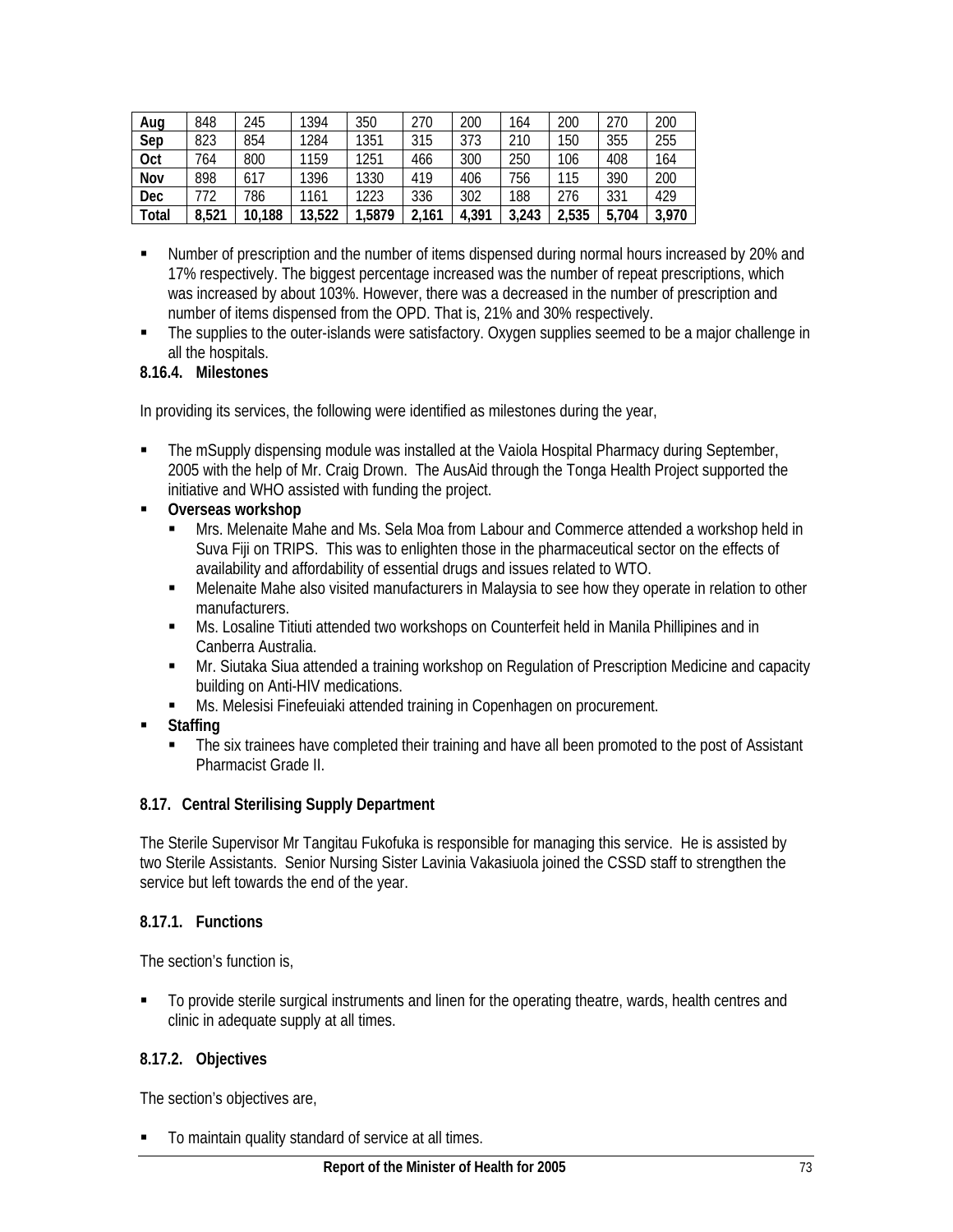| Aug | 848 | 245 | 1394 | 350 | 270 | 200 | 164 | 200 | 270 | 200 |
|---|---|---|---|---|---|---|---|---|---|---|
| Sep | 823 | 854 | 1284 | 1351 | 315 | 373 | 210 | 150 | 355 | 255 |
| Oct | 764 | 800 | 1159 | 1251 | 466 | 300 | 250 | 106 | 408 | 164 |
| Nov | 898 | 617 | 1396 | 1330 | 419 | 406 | 756 | 115 | 390 | 200 |
| Dec | 772 | 786 | 1161 | 1223 | 336 | 302 | 188 | 276 | 331 | 429 |
| **Total** | **8,521** | **10,188** | **13,522** | **1,5879** | **2,161** | **4,391** | **3,243** | **2,535** | **5,704** | **3,970** |

- Number of prescription and the number of items dispensed during normal hours increased by 20% and 17% respectively. The biggest percentage increased was the number of repeat prescriptions, which was increased by about 103%. However, there was a decreased in the number of prescription and number of items dispensed from the OPD. That is, 21% and 30% respectively.
- The supplies to the outer-islands were satisfactory. Oxygen supplies seemed to be a major challenge in all the hospitals.

**8.16.4. Milestones**

In providing its services, the following were identified as milestones during the year,

- The mSupply dispensing module was installed at the Vaiola Hospital Pharmacy during September, 2005 with the help of Mr. Craig Drown. The AusAid through the Tonga Health Project supported the initiative and WHO assisted with funding the project.
- **Overseas workshop**
  - Mrs. Melenaite Mahe and Ms. Sela Moa from Labour and Commerce attended a workshop held in Suva Fiji on TRIPS. This was to enlighten those in the pharmaceutical sector on the effects of availability and affordability of essential drugs and issues related to WTO.
  - Melenaite Mahe also visited manufacturers in Malaysia to see how they operate in relation to other manufacturers.
  - Ms. Losaline Titiuti attended two workshops on Counterfeit held in Manila Phillipines and in Canberra Australia.
  - Mr. Siutaka Siua attended a training workshop on Regulation of Prescription Medicine and capacity building on Anti-HIV medications.
  - Ms. Melesisi Finefeuiaki attended training in Copenhagen on procurement.
- **Staffing**
  - The six trainees have completed their training and have all been promoted to the post of Assistant Pharmacist Grade II.

**8.17. Central Sterilising Supply Department**

The Sterile Supervisor Mr Tangitau Fukofuka is responsible for managing this service. He is assisted by two Sterile Assistants. Senior Nursing Sister Lavinia Vakasiuola joined the CSSD staff to strengthen the service but left towards the end of the year.

**8.17.1. Functions**

The section's function is,

- To provide sterile surgical instruments and linen for the operating theatre, wards, health centres and clinic in adequate supply at all times.

**8.17.2. Objectives**

The section's objectives are,

- To maintain quality standard of service at all times.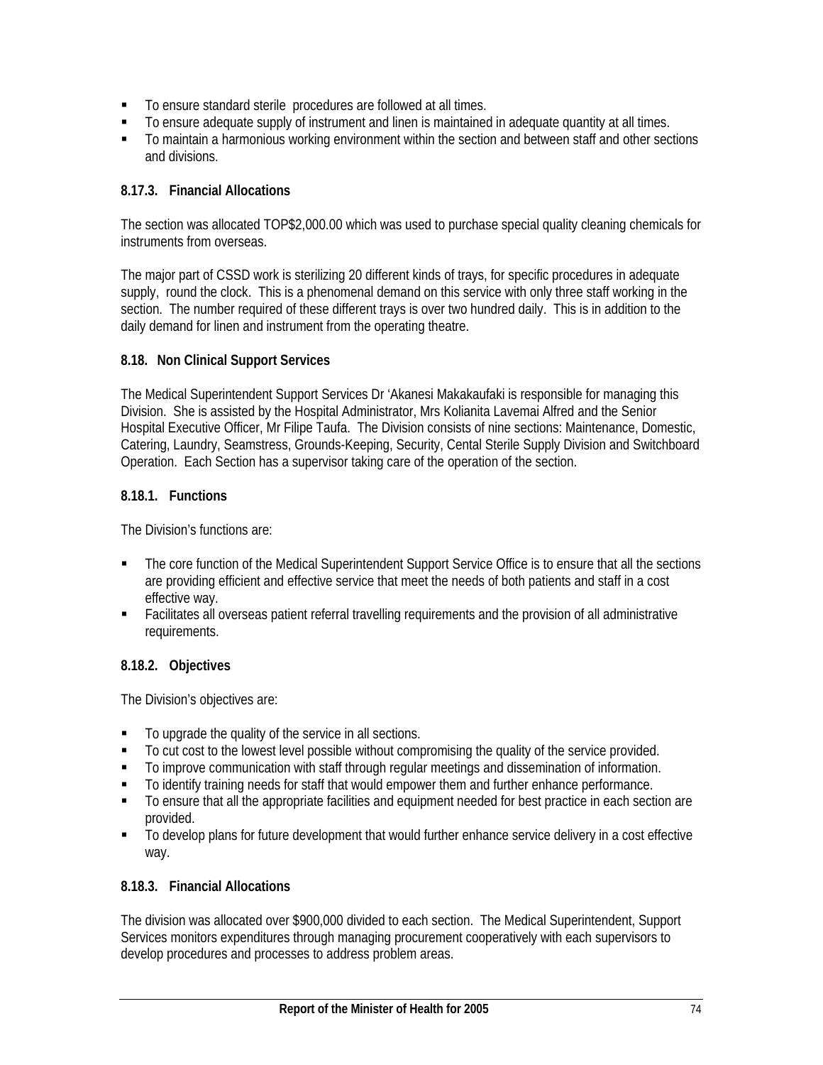- To ensure standard sterile procedures are followed at all times.
- To ensure adequate supply of instrument and linen is maintained in adequate quantity at all times.
- To maintain a harmonious working environment within the section and between staff and other sections and divisions.

### 8.17.3. Financial Allocations

The section was allocated TOP$2,000.00 which was used to purchase special quality cleaning chemicals for instruments from overseas.

The major part of CSSD work is sterilizing 20 different kinds of trays, for specific procedures in adequate supply, round the clock. This is a phenomenal demand on this service with only three staff working in the section. The number required of these different trays is over two hundred daily. This is in addition to the daily demand for linen and instrument from the operating theatre.

## 8.18. Non Clinical Support Services

The Medical Superintendent Support Services Dr 'Akanesi Makakaufaki is responsible for managing this Division. She is assisted by the Hospital Administrator, Mrs Kolianita Lavemai Alfred and the Senior Hospital Executive Officer, Mr Filipe Taufa. The Division consists of nine sections: Maintenance, Domestic, Catering, Laundry, Seamstress, Grounds-Keeping, Security, Cental Sterile Supply Division and Switchboard Operation. Each Section has a supervisor taking care of the operation of the section.

### 8.18.1. Functions

The Division's functions are:

- The core function of the Medical Superintendent Support Service Office is to ensure that all the sections are providing efficient and effective service that meet the needs of both patients and staff in a cost effective way.
- Facilitates all overseas patient referral travelling requirements and the provision of all administrative requirements.

### 8.18.2. Objectives

The Division's objectives are:

- To upgrade the quality of the service in all sections.
- To cut cost to the lowest level possible without compromising the quality of the service provided.
- To improve communication with staff through regular meetings and dissemination of information.
- To identify training needs for staff that would empower them and further enhance performance.
- To ensure that all the appropriate facilities and equipment needed for best practice in each section are provided.
- To develop plans for future development that would further enhance service delivery in a cost effective way.

### 8.18.3. Financial Allocations

The division was allocated over $900,000 divided to each section. The Medical Superintendent, Support Services monitors expenditures through managing procurement cooperatively with each supervisors to develop procedures and processes to address problem areas.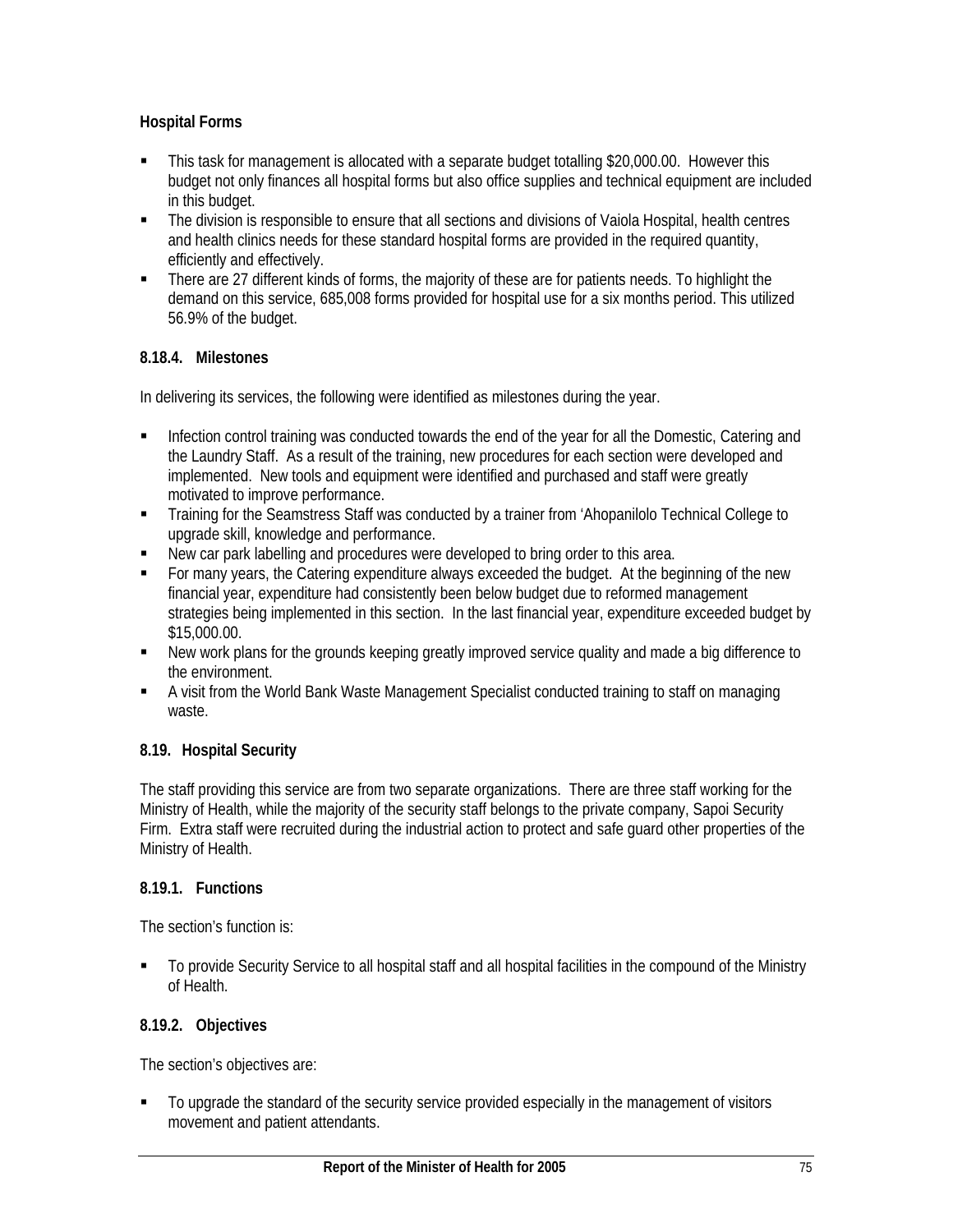**Hospital Forms**

- This task for management is allocated with a separate budget totalling $20,000.00. However this budget not only finances all hospital forms but also office supplies and technical equipment are included in this budget.
- The division is responsible to ensure that all sections and divisions of Vaiola Hospital, health centres and health clinics needs for these standard hospital forms are provided in the required quantity, efficiently and effectively.
- There are 27 different kinds of forms, the majority of these are for patients needs. To highlight the demand on this service, 685,008 forms provided for hospital use for a six months period. This utilized 56.9% of the budget.

### 8.18.4. Milestones

In delivering its services, the following were identified as milestones during the year.

- Infection control training was conducted towards the end of the year for all the Domestic, Catering and the Laundry Staff. As a result of the training, new procedures for each section were developed and implemented. New tools and equipment were identified and purchased and staff were greatly motivated to improve performance.
- Training for the Seamstress Staff was conducted by a trainer from 'Ahopanilolo Technical College to upgrade skill, knowledge and performance.
- New car park labelling and procedures were developed to bring order to this area.
- For many years, the Catering expenditure always exceeded the budget. At the beginning of the new financial year, expenditure had consistently been below budget due to reformed management strategies being implemented in this section. In the last financial year, expenditure exceeded budget by $15,000.00.
- New work plans for the grounds keeping greatly improved service quality and made a big difference to the environment.
- A visit from the World Bank Waste Management Specialist conducted training to staff on managing waste.

## 8.19. Hospital Security

The staff providing this service are from two separate organizations. There are three staff working for the Ministry of Health, while the majority of the security staff belongs to the private company, Sapoi Security Firm. Extra staff were recruited during the industrial action to protect and safe guard other properties of the Ministry of Health.

### 8.19.1. Functions

The section's function is:

- To provide Security Service to all hospital staff and all hospital facilities in the compound of the Ministry of Health.

### 8.19.2. Objectives

The section's objectives are:

- To upgrade the standard of the security service provided especially in the management of visitors movement and patient attendants.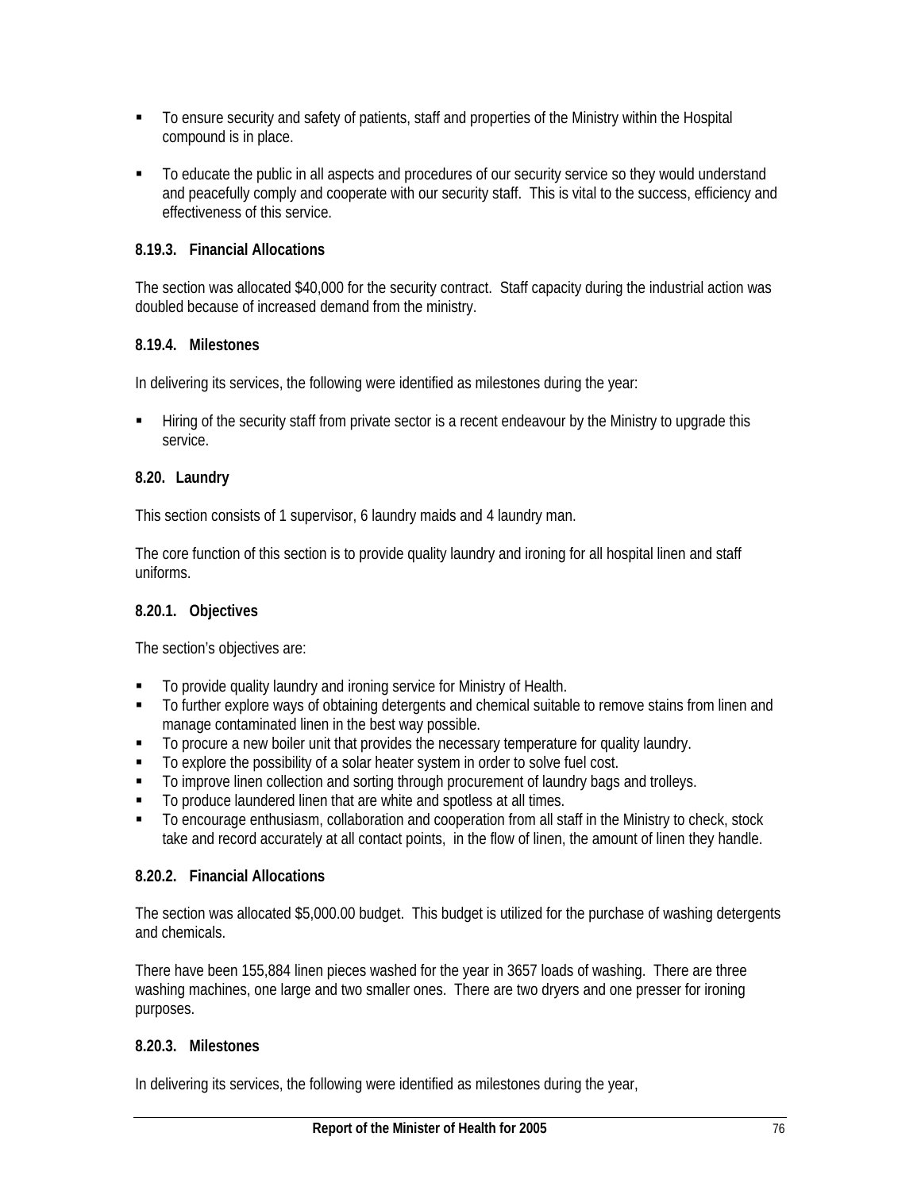- To ensure security and safety of patients, staff and properties of the Ministry within the Hospital compound is in place.

- To educate the public in all aspects and procedures of our security service so they would understand and peacefully comply and cooperate with our security staff. This is vital to the success, efficiency and effectiveness of this service.

#### 8.19.3. Financial Allocations

The section was allocated $40,000 for the security contract. Staff capacity during the industrial action was doubled because of increased demand from the ministry.

#### 8.19.4. Milestones

In delivering its services, the following were identified as milestones during the year:

- Hiring of the security staff from private sector is a recent endeavour by the Ministry to upgrade this service.

### 8.20. Laundry

This section consists of 1 supervisor, 6 laundry maids and 4 laundry man.

The core function of this section is to provide quality laundry and ironing for all hospital linen and staff uniforms.

#### 8.20.1. Objectives

The section's objectives are:

- To provide quality laundry and ironing service for Ministry of Health.
- To further explore ways of obtaining detergents and chemical suitable to remove stains from linen and manage contaminated linen in the best way possible.
- To procure a new boiler unit that provides the necessary temperature for quality laundry.
- To explore the possibility of a solar heater system in order to solve fuel cost.
- To improve linen collection and sorting through procurement of laundry bags and trolleys.
- To produce laundered linen that are white and spotless at all times.
- To encourage enthusiasm, collaboration and cooperation from all staff in the Ministry to check, stock take and record accurately at all contact points, in the flow of linen, the amount of linen they handle.

#### 8.20.2. Financial Allocations

The section was allocated $5,000.00 budget. This budget is utilized for the purchase of washing detergents and chemicals.

There have been 155,884 linen pieces washed for the year in 3657 loads of washing. There are three washing machines, one large and two smaller ones. There are two dryers and one presser for ironing purposes.

#### 8.20.3. Milestones

In delivering its services, the following were identified as milestones during the year,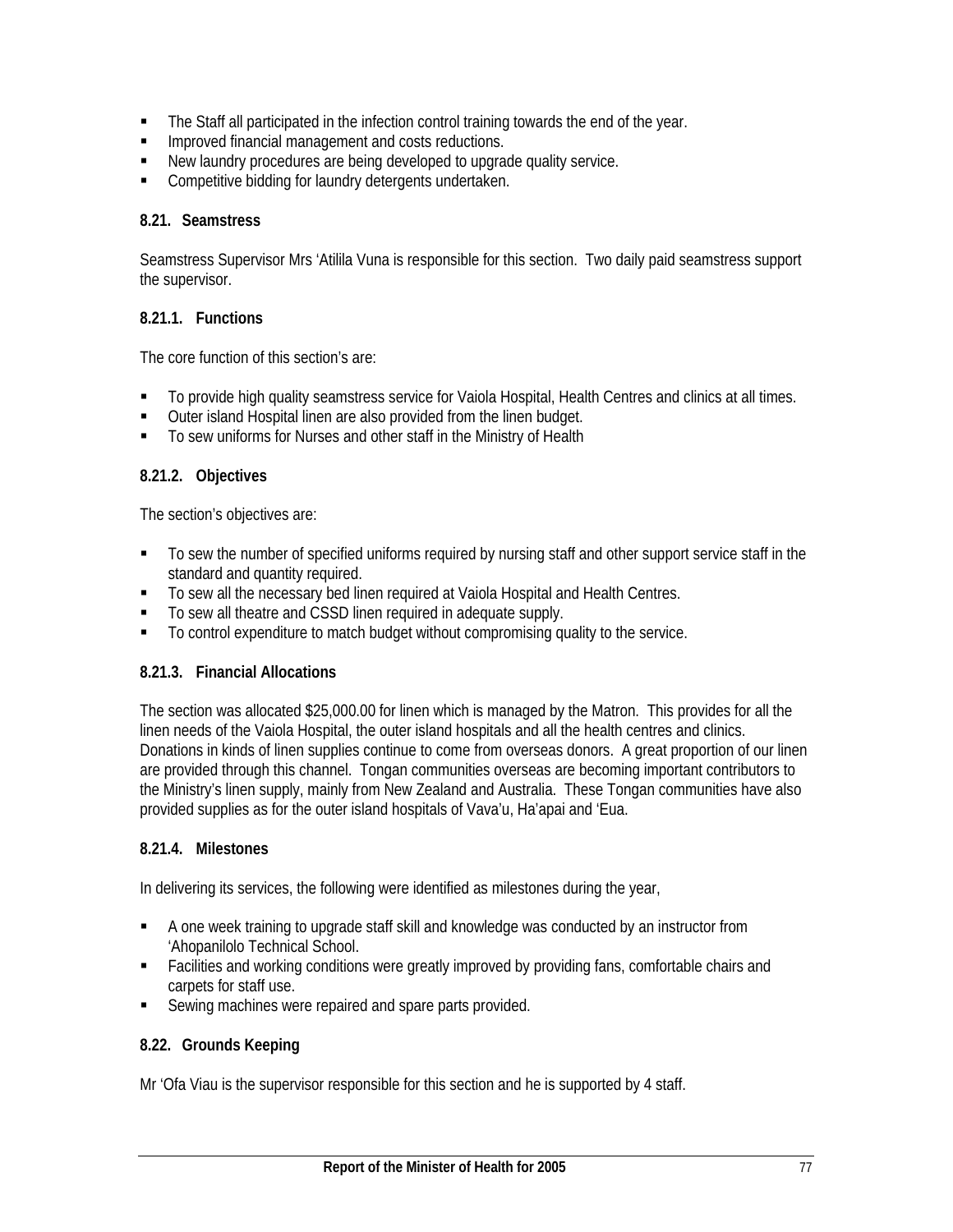- The Staff all participated in the infection control training towards the end of the year.
- Improved financial management and costs reductions.
- New laundry procedures are being developed to upgrade quality service.
- Competitive bidding for laundry detergents undertaken.

### 8.21. Seamstress

Seamstress Supervisor Mrs ‘Atilila Vuna is responsible for this section. Two daily paid seamstress support the supervisor.

#### 8.21.1. Functions

The core function of this section’s are:

- To provide high quality seamstress service for Vaiola Hospital, Health Centres and clinics at all times.
- Outer island Hospital linen are also provided from the linen budget.
- To sew uniforms for Nurses and other staff in the Ministry of Health

#### 8.21.2. Objectives

The section’s objectives are:

- To sew the number of specified uniforms required by nursing staff and other support service staff in the standard and quantity required.
- To sew all the necessary bed linen required at Vaiola Hospital and Health Centres.
- To sew all theatre and CSSD linen required in adequate supply.
- To control expenditure to match budget without compromising quality to the service.

#### 8.21.3. Financial Allocations

The section was allocated $25,000.00 for linen which is managed by the Matron. This provides for all the linen needs of the Vaiola Hospital, the outer island hospitals and all the health centres and clinics. Donations in kinds of linen supplies continue to come from overseas donors. A great proportion of our linen are provided through this channel. Tongan communities overseas are becoming important contributors to the Ministry’s linen supply, mainly from New Zealand and Australia. These Tongan communities have also provided supplies as for the outer island hospitals of Vava’u, Ha’apai and ‘Eua.

#### 8.21.4. Milestones

In delivering its services, the following were identified as milestones during the year,

- A one week training to upgrade staff skill and knowledge was conducted by an instructor from ‘Ahopanilolo Technical School.
- Facilities and working conditions were greatly improved by providing fans, comfortable chairs and carpets for staff use.
- Sewing machines were repaired and spare parts provided.

### 8.22. Grounds Keeping

Mr ‘Ofa Viau is the supervisor responsible for this section and he is supported by 4 staff.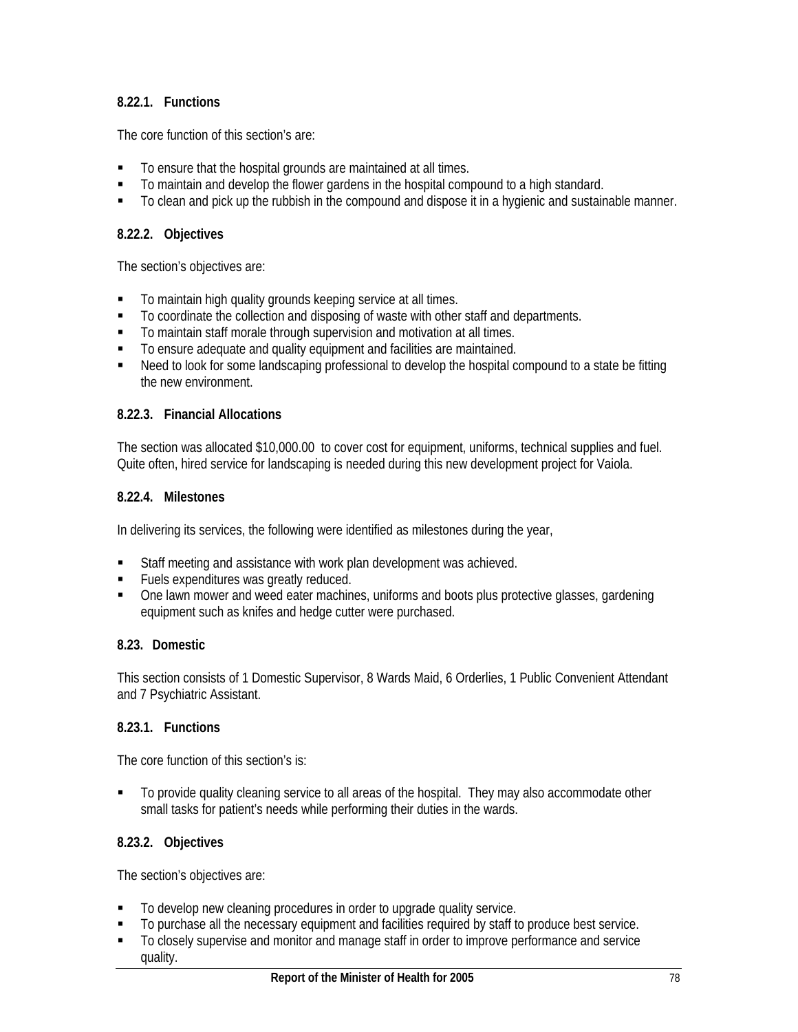#### 8.22.1. Functions

The core function of this section's are:

- To ensure that the hospital grounds are maintained at all times.
- To maintain and develop the flower gardens in the hospital compound to a high standard.
- To clean and pick up the rubbish in the compound and dispose it in a hygienic and sustainable manner.

#### 8.22.2. Objectives

The section's objectives are:

- To maintain high quality grounds keeping service at all times.
- To coordinate the collection and disposing of waste with other staff and departments.
- To maintain staff morale through supervision and motivation at all times.
- To ensure adequate and quality equipment and facilities are maintained.
- Need to look for some landscaping professional to develop the hospital compound to a state be fitting the new environment.

#### 8.22.3. Financial Allocations

The section was allocated $10,000.00 to cover cost for equipment, uniforms, technical supplies and fuel. Quite often, hired service for landscaping is needed during this new development project for Vaiola.

#### 8.22.4. Milestones

In delivering its services, the following were identified as milestones during the year,

- Staff meeting and assistance with work plan development was achieved.
- Fuels expenditures was greatly reduced.
- One lawn mower and weed eater machines, uniforms and boots plus protective glasses, gardening equipment such as knifes and hedge cutter were purchased.

### 8.23. Domestic

This section consists of 1 Domestic Supervisor, 8 Wards Maid, 6 Orderlies, 1 Public Convenient Attendant and 7 Psychiatric Assistant.

#### 8.23.1. Functions

The core function of this section's is:

- To provide quality cleaning service to all areas of the hospital. They may also accommodate other small tasks for patient's needs while performing their duties in the wards.

#### 8.23.2. Objectives

The section's objectives are:

- To develop new cleaning procedures in order to upgrade quality service.
- To purchase all the necessary equipment and facilities required by staff to produce best service.
- To closely supervise and monitor and manage staff in order to improve performance and service quality.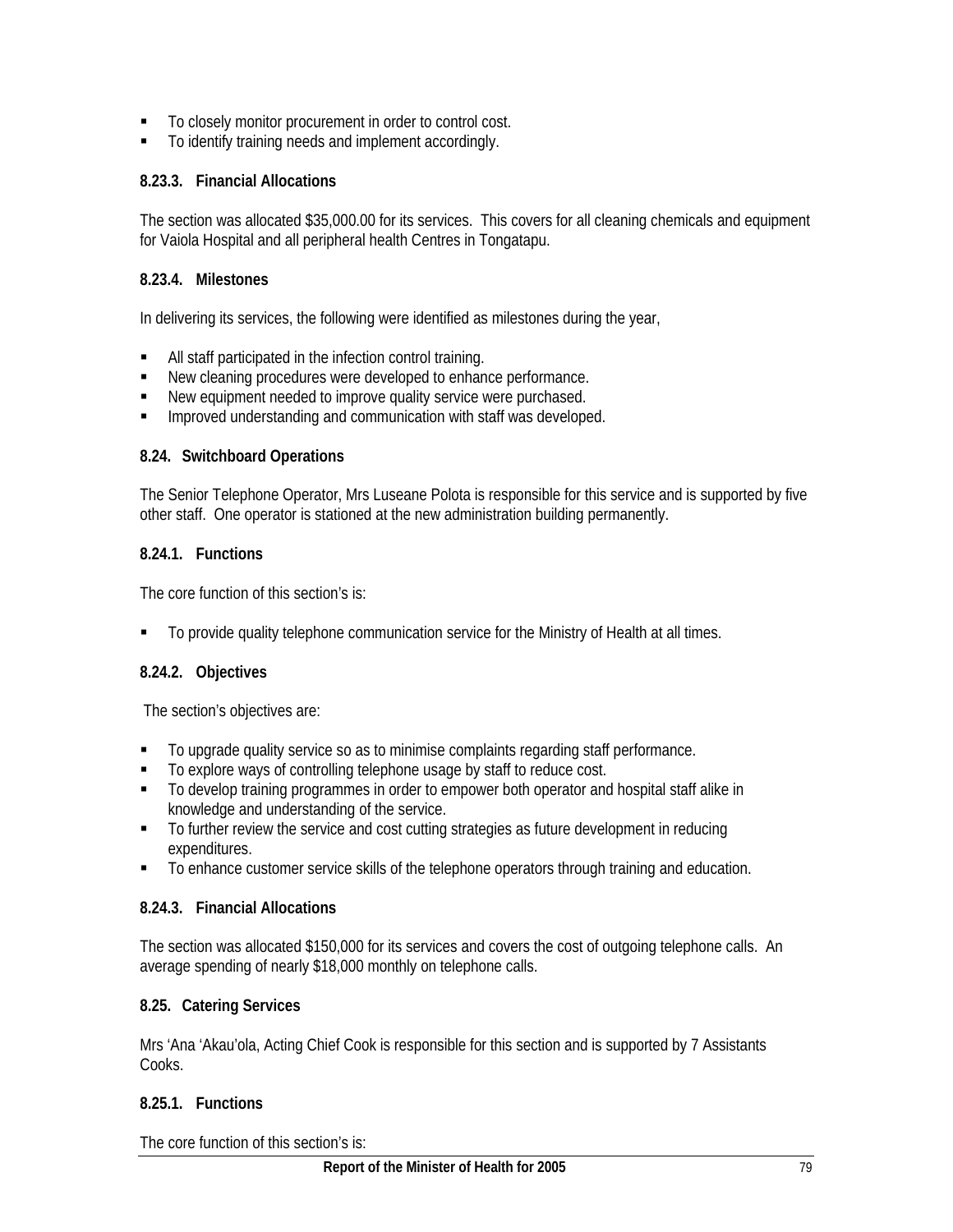- To closely monitor procurement in order to control cost.
- To identify training needs and implement accordingly.

#### 8.23.3. Financial Allocations

The section was allocated $35,000.00 for its services. This covers for all cleaning chemicals and equipment for Vaiola Hospital and all peripheral health Centres in Tongatapu.

#### 8.23.4. Milestones

In delivering its services, the following were identified as milestones during the year,

- All staff participated in the infection control training.
- New cleaning procedures were developed to enhance performance.
- New equipment needed to improve quality service were purchased.
- Improved understanding and communication with staff was developed.

### 8.24. Switchboard Operations

The Senior Telephone Operator, Mrs Luseane Polota is responsible for this service and is supported by five other staff. One operator is stationed at the new administration building permanently.

#### 8.24.1. Functions

The core function of this section's is:

- To provide quality telephone communication service for the Ministry of Health at all times.

#### 8.24.2. Objectives

The section's objectives are:

- To upgrade quality service so as to minimise complaints regarding staff performance.
- To explore ways of controlling telephone usage by staff to reduce cost.
- To develop training programmes in order to empower both operator and hospital staff alike in knowledge and understanding of the service.
- To further review the service and cost cutting strategies as future development in reducing expenditures.
- To enhance customer service skills of the telephone operators through training and education.

#### 8.24.3. Financial Allocations

The section was allocated $150,000 for its services and covers the cost of outgoing telephone calls. An average spending of nearly $18,000 monthly on telephone calls.

### 8.25. Catering Services

Mrs 'Ana 'Akau'ola, Acting Chief Cook is responsible for this section and is supported by 7 Assistants Cooks.

#### 8.25.1. Functions

The core function of this section's is: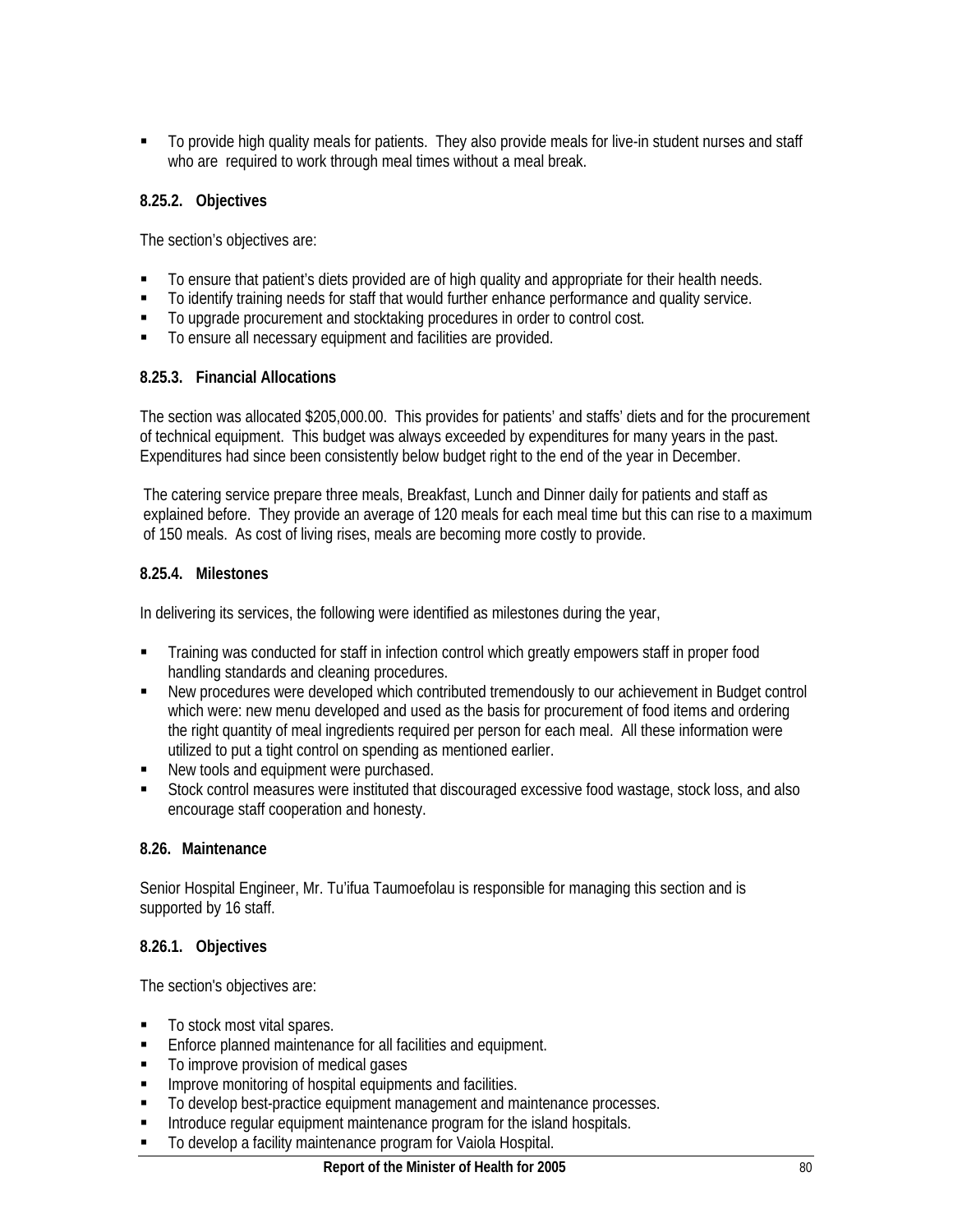- To provide high quality meals for patients. They also provide meals for live-in student nurses and staff who are required to work through meal times without a meal break.

#### 8.25.2. Objectives

The section's objectives are:

- To ensure that patient's diets provided are of high quality and appropriate for their health needs.
- To identify training needs for staff that would further enhance performance and quality service.
- To upgrade procurement and stocktaking procedures in order to control cost.
- To ensure all necessary equipment and facilities are provided.

#### 8.25.3. Financial Allocations

The section was allocated $205,000.00. This provides for patients' and staffs' diets and for the procurement of technical equipment. This budget was always exceeded by expenditures for many years in the past. Expenditures had since been consistently below budget right to the end of the year in December.

The catering service prepare three meals, Breakfast, Lunch and Dinner daily for patients and staff as explained before. They provide an average of 120 meals for each meal time but this can rise to a maximum of 150 meals. As cost of living rises, meals are becoming more costly to provide.

#### 8.25.4. Milestones

In delivering its services, the following were identified as milestones during the year,

- Training was conducted for staff in infection control which greatly empowers staff in proper food handling standards and cleaning procedures.
- New procedures were developed which contributed tremendously to our achievement in Budget control which were: new menu developed and used as the basis for procurement of food items and ordering the right quantity of meal ingredients required per person for each meal. All these information were utilized to put a tight control on spending as mentioned earlier.
- New tools and equipment were purchased.
- Stock control measures were instituted that discouraged excessive food wastage, stock loss, and also encourage staff cooperation and honesty.

### 8.26. Maintenance

Senior Hospital Engineer, Mr. Tu'ifua Taumoefolau is responsible for managing this section and is supported by 16 staff.

#### 8.26.1. Objectives

The section's objectives are:

- To stock most vital spares.
- Enforce planned maintenance for all facilities and equipment.
- To improve provision of medical gases
- Improve monitoring of hospital equipments and facilities.
- To develop best-practice equipment management and maintenance processes.
- Introduce regular equipment maintenance program for the island hospitals.
- To develop a facility maintenance program for Vaiola Hospital.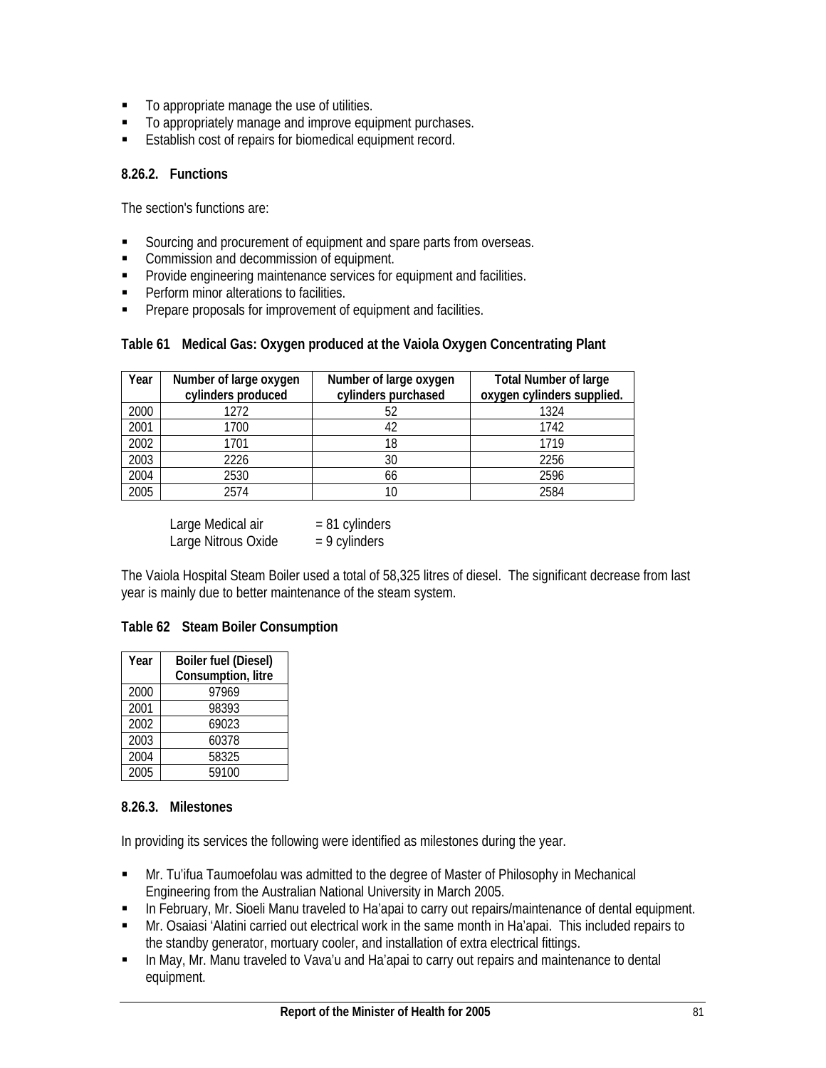- To appropriate manage the use of utilities.
- To appropriately manage and improve equipment purchases.
- Establish cost of repairs for biomedical equipment record.

#### 8.26.2. Functions

The section's functions are:

- Sourcing and procurement of equipment and spare parts from overseas.
- Commission and decommission of equipment.
- Provide engineering maintenance services for equipment and facilities.
- Perform minor alterations to facilities.
- Prepare proposals for improvement of equipment and facilities.

**Table 61 Medical Gas: Oxygen produced at the Vaiola Oxygen Concentrating Plant**

| Year | Number of large oxygen cylinders produced | Number of large oxygen cylinders purchased | Total Number of large oxygen cylinders supplied. |
|---|---|---|---|
| 2000 | 1272 | 52 | 1324 |
| 2001 | 1700 | 42 | 1742 |
| 2002 | 1701 | 18 | 1719 |
| 2003 | 2226 | 30 | 2256 |
| 2004 | 2530 | 66 | 2596 |
| 2005 | 2574 | 10 | 2584 |

Large Medical air = 81 cylinders
Large Nitrous Oxide = 9 cylinders

The Vaiola Hospital Steam Boiler used a total of 58,325 litres of diesel. The significant decrease from last year is mainly due to better maintenance of the steam system.

**Table 62 Steam Boiler Consumption**

| Year | Boiler fuel (Diesel) Consumption, litre |
|---|---|
| 2000 | 97969 |
| 2001 | 98393 |
| 2002 | 69023 |
| 2003 | 60378 |
| 2004 | 58325 |
| 2005 | 59100 |

#### 8.26.3. Milestones

In providing its services the following were identified as milestones during the year.

- Mr. Tu'ifua Taumoefolau was admitted to the degree of Master of Philosophy in Mechanical Engineering from the Australian National University in March 2005.
- In February, Mr. Sioeli Manu traveled to Ha'apai to carry out repairs/maintenance of dental equipment.
- Mr. Osaiasi 'Alatini carried out electrical work in the same month in Ha'apai. This included repairs to the standby generator, mortuary cooler, and installation of extra electrical fittings.
- In May, Mr. Manu traveled to Vava'u and Ha'apai to carry out repairs and maintenance to dental equipment.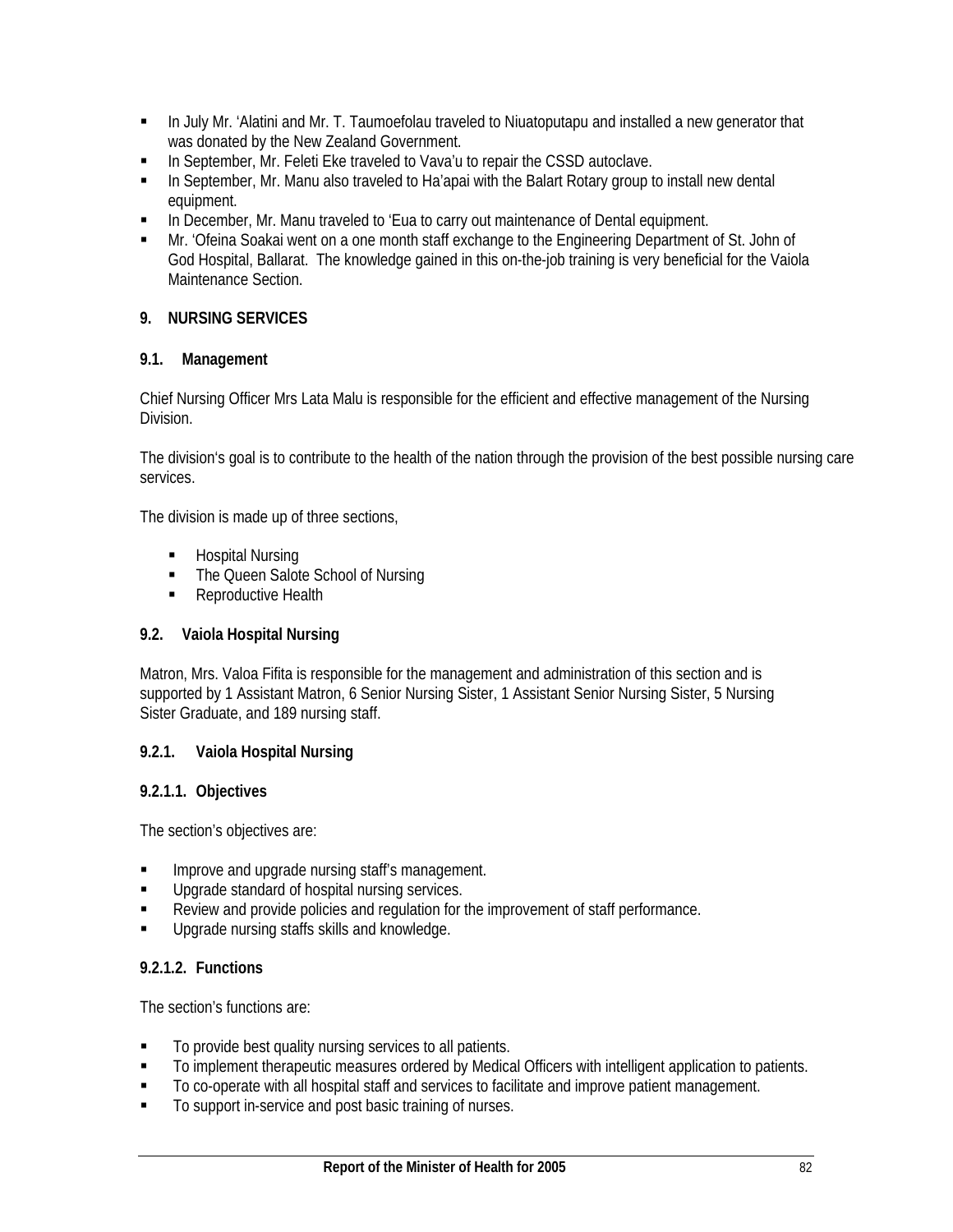- In July Mr. 'Alatini and Mr. T. Taumoefolau traveled to Niuatoputapu and installed a new generator that was donated by the New Zealand Government.
- In September, Mr. Feleti Eke traveled to Vava'u to repair the CSSD autoclave.
- In September, Mr. Manu also traveled to Ha'apai with the Balart Rotary group to install new dental equipment.
- In December, Mr. Manu traveled to 'Eua to carry out maintenance of Dental equipment.
- Mr. 'Ofeina Soakai went on a one month staff exchange to the Engineering Department of St. John of God Hospital, Ballarat. The knowledge gained in this on-the-job training is very beneficial for the Vaiola Maintenance Section.

## 9. NURSING SERVICES

### 9.1. Management

Chief Nursing Officer Mrs Lata Malu is responsible for the efficient and effective management of the Nursing Division.

The division's goal is to contribute to the health of the nation through the provision of the best possible nursing care services.

The division is made up of three sections,

- Hospital Nursing
- The Queen Salote School of Nursing
- Reproductive Health

### 9.2. Vaiola Hospital Nursing

Matron, Mrs. Valoa Fifita is responsible for the management and administration of this section and is supported by 1 Assistant Matron, 6 Senior Nursing Sister, 1 Assistant Senior Nursing Sister, 5 Nursing Sister Graduate, and 189 nursing staff.

#### 9.2.1. Vaiola Hospital Nursing

##### 9.2.1.1. Objectives

The section's objectives are:

- Improve and upgrade nursing staff's management.
- Upgrade standard of hospital nursing services.
- Review and provide policies and regulation for the improvement of staff performance.
- Upgrade nursing staffs skills and knowledge.

##### 9.2.1.2. Functions

The section's functions are:

- To provide best quality nursing services to all patients.
- To implement therapeutic measures ordered by Medical Officers with intelligent application to patients.
- To co-operate with all hospital staff and services to facilitate and improve patient management.
- To support in-service and post basic training of nurses.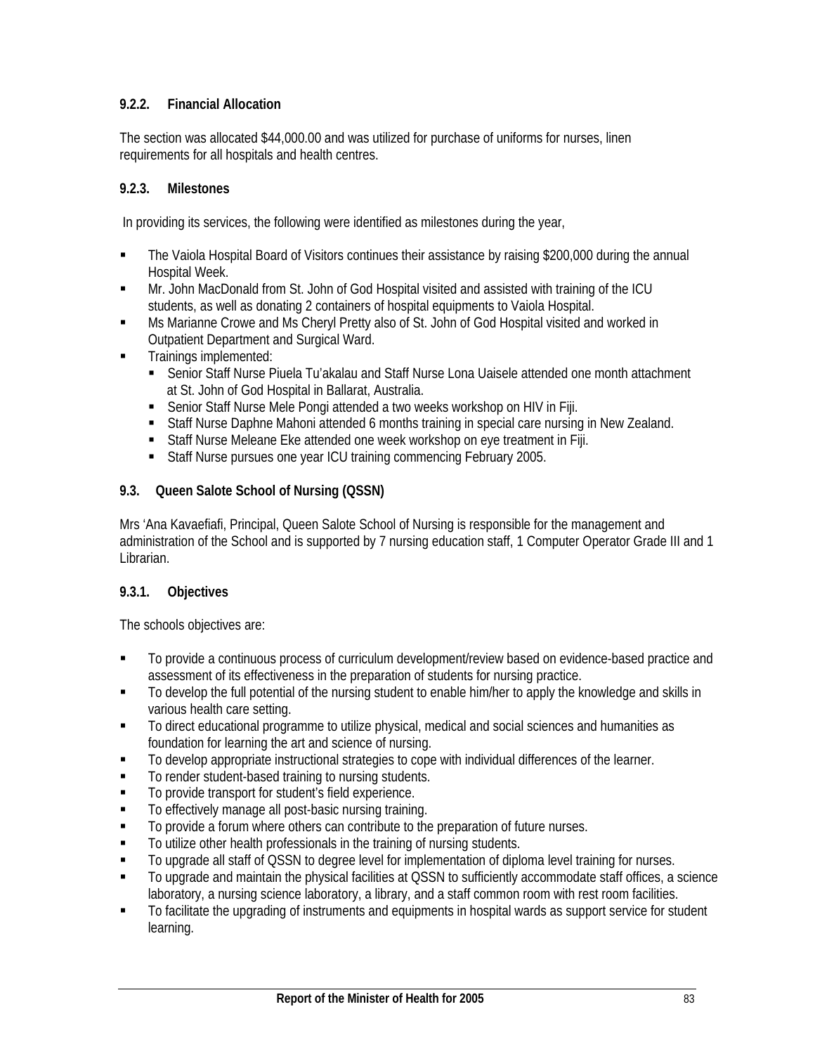#### 9.2.2. Financial Allocation

The section was allocated $44,000.00 and was utilized for purchase of uniforms for nurses, linen requirements for all hospitals and health centres.

#### 9.2.3. Milestones

In providing its services, the following were identified as milestones during the year,

- The Vaiola Hospital Board of Visitors continues their assistance by raising $200,000 during the annual Hospital Week.
- Mr. John MacDonald from St. John of God Hospital visited and assisted with training of the ICU students, as well as donating 2 containers of hospital equipments to Vaiola Hospital.
- Ms Marianne Crowe and Ms Cheryl Pretty also of St. John of God Hospital visited and worked in Outpatient Department and Surgical Ward.
- Trainings implemented:
  - Senior Staff Nurse Piuela Tu'akalau and Staff Nurse Lona Uaisele attended one month attachment at St. John of God Hospital in Ballarat, Australia.
  - Senior Staff Nurse Mele Pongi attended a two weeks workshop on HIV in Fiji.
  - Staff Nurse Daphne Mahoni attended 6 months training in special care nursing in New Zealand.
  - Staff Nurse Meleane Eke attended one week workshop on eye treatment in Fiji.
  - Staff Nurse pursues one year ICU training commencing February 2005.

### 9.3. Queen Salote School of Nursing (QSSN)

Mrs 'Ana Kavaefiafi, Principal, Queen Salote School of Nursing is responsible for the management and administration of the School and is supported by 7 nursing education staff, 1 Computer Operator Grade III and 1 Librarian.

#### 9.3.1. Objectives

The schools objectives are:

- To provide a continuous process of curriculum development/review based on evidence-based practice and assessment of its effectiveness in the preparation of students for nursing practice.
- To develop the full potential of the nursing student to enable him/her to apply the knowledge and skills in various health care setting.
- To direct educational programme to utilize physical, medical and social sciences and humanities as foundation for learning the art and science of nursing.
- To develop appropriate instructional strategies to cope with individual differences of the learner.
- To render student-based training to nursing students.
- To provide transport for student's field experience.
- To effectively manage all post-basic nursing training.
- To provide a forum where others can contribute to the preparation of future nurses.
- To utilize other health professionals in the training of nursing students.
- To upgrade all staff of QSSN to degree level for implementation of diploma level training for nurses.
- To upgrade and maintain the physical facilities at QSSN to sufficiently accommodate staff offices, a science laboratory, a nursing science laboratory, a library, and a staff common room with rest room facilities.
- To facilitate the upgrading of instruments and equipments in hospital wards as support service for student learning.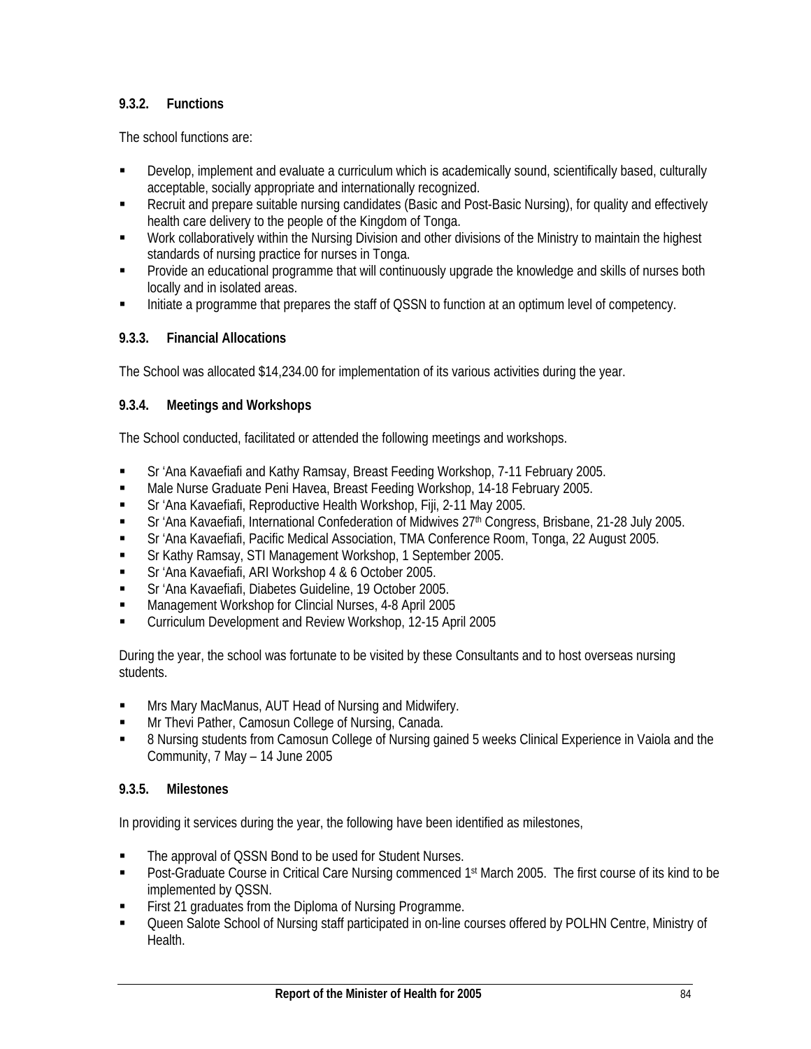### 9.3.2. Functions

The school functions are:

- Develop, implement and evaluate a curriculum which is academically sound, scientifically based, culturally acceptable, socially appropriate and internationally recognized.
- Recruit and prepare suitable nursing candidates (Basic and Post-Basic Nursing), for quality and effectively health care delivery to the people of the Kingdom of Tonga.
- Work collaboratively within the Nursing Division and other divisions of the Ministry to maintain the highest standards of nursing practice for nurses in Tonga.
- Provide an educational programme that will continuously upgrade the knowledge and skills of nurses both locally and in isolated areas.
- Initiate a programme that prepares the staff of QSSN to function at an optimum level of competency.

### 9.3.3. Financial Allocations

The School was allocated $14,234.00 for implementation of its various activities during the year.

### 9.3.4. Meetings and Workshops

The School conducted, facilitated or attended the following meetings and workshops.

- Sr ‘Ana Kavaefiafi and Kathy Ramsay, Breast Feeding Workshop, 7-11 February 2005.
- Male Nurse Graduate Peni Havea, Breast Feeding Workshop, 14-18 February 2005.
- Sr ‘Ana Kavaefiafi, Reproductive Health Workshop, Fiji, 2-11 May 2005.
- Sr ‘Ana Kavaefiafi, International Confederation of Midwives 27th Congress, Brisbane, 21-28 July 2005.
- Sr ‘Ana Kavaefiafi, Pacific Medical Association, TMA Conference Room, Tonga, 22 August 2005.
- Sr Kathy Ramsay, STI Management Workshop, 1 September 2005.
- Sr ‘Ana Kavaefiafi, ARI Workshop 4 & 6 October 2005.
- Sr ‘Ana Kavaefiafi, Diabetes Guideline, 19 October 2005.
- Management Workshop for Clincial Nurses, 4-8 April 2005
- Curriculum Development and Review Workshop, 12-15 April 2005

During the year, the school was fortunate to be visited by these Consultants and to host overseas nursing students.

- Mrs Mary MacManus, AUT Head of Nursing and Midwifery.
- Mr Thevi Pather, Camosun College of Nursing, Canada.
- 8 Nursing students from Camosun College of Nursing gained 5 weeks Clinical Experience in Vaiola and the Community, 7 May – 14 June 2005

### 9.3.5. Milestones

In providing it services during the year, the following have been identified as milestones,

- The approval of QSSN Bond to be used for Student Nurses.
- Post-Graduate Course in Critical Care Nursing commenced 1st March 2005. The first course of its kind to be implemented by QSSN.
- First 21 graduates from the Diploma of Nursing Programme.
- Queen Salote School of Nursing staff participated in on-line courses offered by POLHN Centre, Ministry of Health.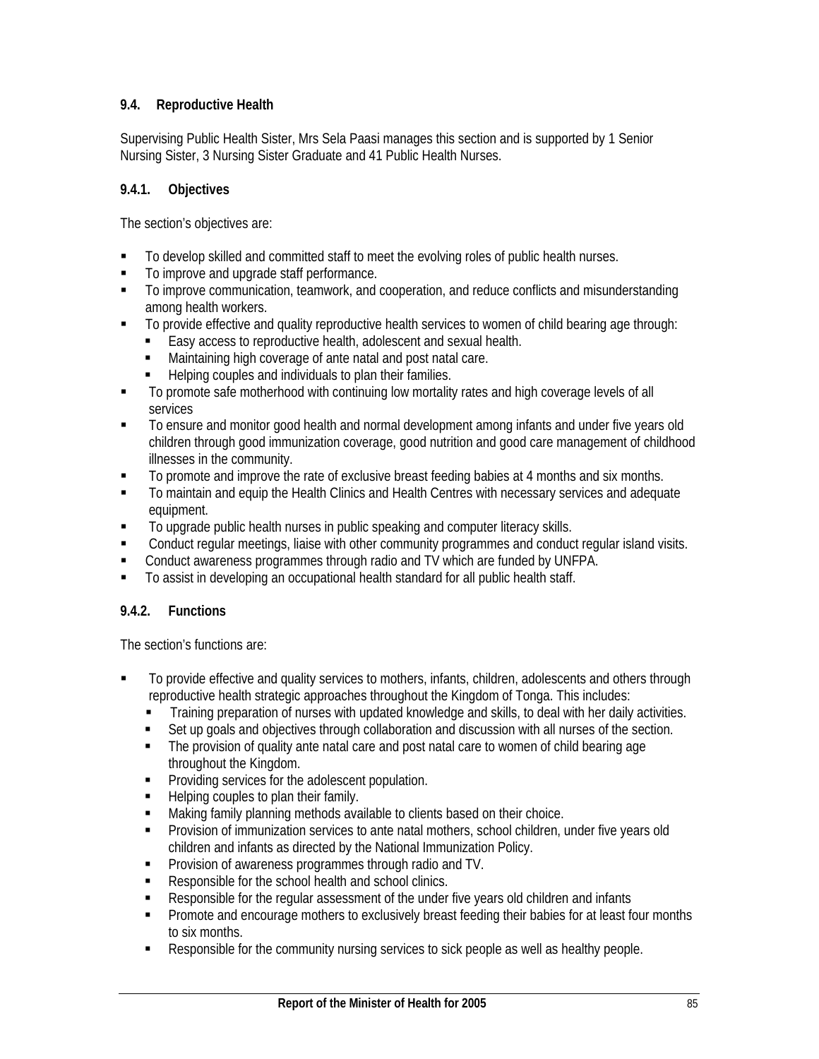### 9.4. Reproductive Health

Supervising Public Health Sister, Mrs Sela Paasi manages this section and is supported by 1 Senior Nursing Sister, 3 Nursing Sister Graduate and 41 Public Health Nurses.

#### 9.4.1. Objectives

The section's objectives are:

- To develop skilled and committed staff to meet the evolving roles of public health nurses.
- To improve and upgrade staff performance.
- To improve communication, teamwork, and cooperation, and reduce conflicts and misunderstanding among health workers.
- To provide effective and quality reproductive health services to women of child bearing age through:
  - Easy access to reproductive health, adolescent and sexual health.
  - Maintaining high coverage of ante natal and post natal care.
  - Helping couples and individuals to plan their families.
- To promote safe motherhood with continuing low mortality rates and high coverage levels of all services
- To ensure and monitor good health and normal development among infants and under five years old children through good immunization coverage, good nutrition and good care management of childhood illnesses in the community.
- To promote and improve the rate of exclusive breast feeding babies at 4 months and six months.
- To maintain and equip the Health Clinics and Health Centres with necessary services and adequate equipment.
- To upgrade public health nurses in public speaking and computer literacy skills.
- Conduct regular meetings, liaise with other community programmes and conduct regular island visits.
- Conduct awareness programmes through radio and TV which are funded by UNFPA.
- To assist in developing an occupational health standard for all public health staff.

#### 9.4.2. Functions

The section's functions are:

- To provide effective and quality services to mothers, infants, children, adolescents and others through reproductive health strategic approaches throughout the Kingdom of Tonga. This includes:
  - Training preparation of nurses with updated knowledge and skills, to deal with her daily activities.
  - Set up goals and objectives through collaboration and discussion with all nurses of the section.
  - The provision of quality ante natal care and post natal care to women of child bearing age throughout the Kingdom.
  - Providing services for the adolescent population.
  - Helping couples to plan their family.
  - Making family planning methods available to clients based on their choice.
  - Provision of immunization services to ante natal mothers, school children, under five years old children and infants as directed by the National Immunization Policy.
  - Provision of awareness programmes through radio and TV.
  - Responsible for the school health and school clinics.
  - Responsible for the regular assessment of the under five years old children and infants
  - Promote and encourage mothers to exclusively breast feeding their babies for at least four months to six months.
  - Responsible for the community nursing services to sick people as well as healthy people.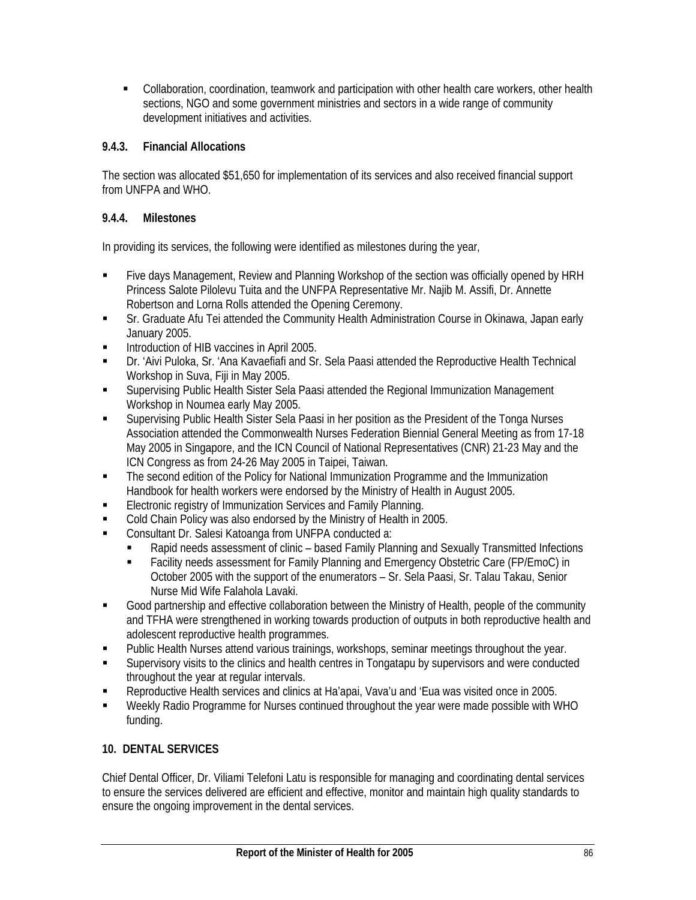- Collaboration, coordination, teamwork and participation with other health care workers, other health sections, NGO and some government ministries and sectors in a wide range of community development initiatives and activities.

#### 9.4.3. Financial Allocations

The section was allocated $51,650 for implementation of its services and also received financial support from UNFPA and WHO.

#### 9.4.4. Milestones

In providing its services, the following were identified as milestones during the year,

- Five days Management, Review and Planning Workshop of the section was officially opened by HRH Princess Salote Pilolevu Tuita and the UNFPA Representative Mr. Najib M. Assifi, Dr. Annette Robertson and Lorna Rolls attended the Opening Ceremony.
- Sr. Graduate Afu Tei attended the Community Health Administration Course in Okinawa, Japan early January 2005.
- Introduction of HIB vaccines in April 2005.
- Dr. 'Aivi Puloka, Sr. 'Ana Kavaefiafi and Sr. Sela Paasi attended the Reproductive Health Technical Workshop in Suva, Fiji in May 2005.
- Supervising Public Health Sister Sela Paasi attended the Regional Immunization Management Workshop in Noumea early May 2005.
- Supervising Public Health Sister Sela Paasi in her position as the President of the Tonga Nurses Association attended the Commonwealth Nurses Federation Biennial General Meeting as from 17-18 May 2005 in Singapore, and the ICN Council of National Representatives (CNR) 21-23 May and the ICN Congress as from 24-26 May 2005 in Taipei, Taiwan.
- The second edition of the Policy for National Immunization Programme and the Immunization Handbook for health workers were endorsed by the Ministry of Health in August 2005.
- Electronic registry of Immunization Services and Family Planning.
- Cold Chain Policy was also endorsed by the Ministry of Health in 2005.
- Consultant Dr. Salesi Katoanga from UNFPA conducted a:
  - Rapid needs assessment of clinic – based Family Planning and Sexually Transmitted Infections
  - Facility needs assessment for Family Planning and Emergency Obstetric Care (FP/EmoC) in October 2005 with the support of the enumerators – Sr. Sela Paasi, Sr. Talau Takau, Senior Nurse Mid Wife Falahola Lavaki.
- Good partnership and effective collaboration between the Ministry of Health, people of the community and TFHA were strengthened in working towards production of outputs in both reproductive health and adolescent reproductive health programmes.
- Public Health Nurses attend various trainings, workshops, seminar meetings throughout the year.
- Supervisory visits to the clinics and health centres in Tongatapu by supervisors and were conducted throughout the year at regular intervals.
- Reproductive Health services and clinics at Ha'apai, Vava'u and 'Eua was visited once in 2005.
- Weekly Radio Programme for Nurses continued throughout the year were made possible with WHO funding.

## 10. DENTAL SERVICES

Chief Dental Officer, Dr. Viliami Telefoni Latu is responsible for managing and coordinating dental services to ensure the services delivered are efficient and effective, monitor and maintain high quality standards to ensure the ongoing improvement in the dental services.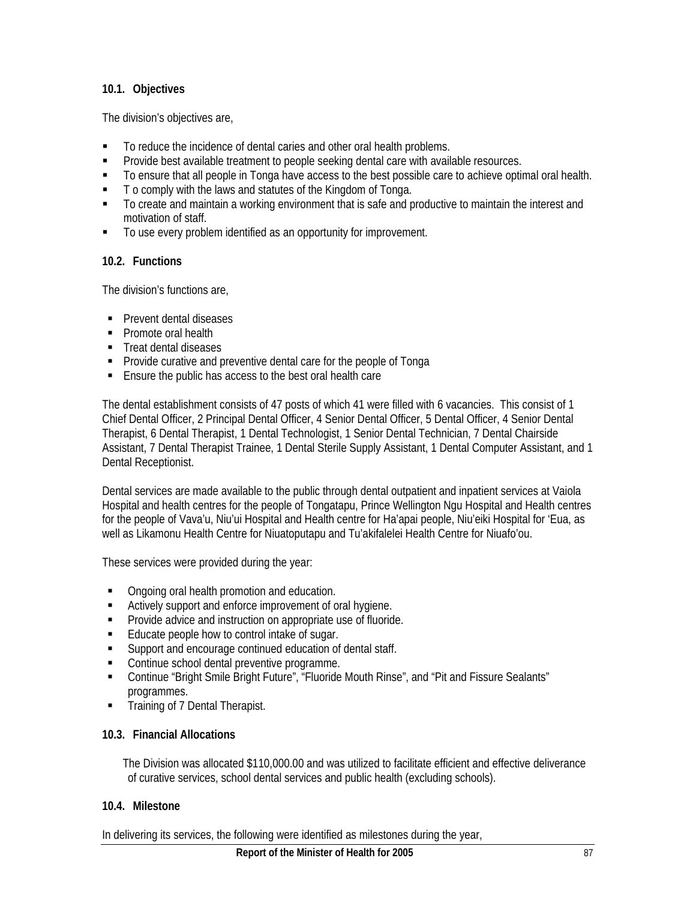### 10.1. Objectives

The division's objectives are,

- To reduce the incidence of dental caries and other oral health problems.
- Provide best available treatment to people seeking dental care with available resources.
- To ensure that all people in Tonga have access to the best possible care to achieve optimal oral health.
- T o comply with the laws and statutes of the Kingdom of Tonga.
- To create and maintain a working environment that is safe and productive to maintain the interest and motivation of staff.
- To use every problem identified as an opportunity for improvement.

### 10.2. Functions

The division's functions are,

- Prevent dental diseases
- Promote oral health
- Treat dental diseases
- Provide curative and preventive dental care for the people of Tonga
- Ensure the public has access to the best oral health care

The dental establishment consists of 47 posts of which 41 were filled with 6 vacancies. This consist of 1 Chief Dental Officer, 2 Principal Dental Officer, 4 Senior Dental Officer, 5 Dental Officer, 4 Senior Dental Therapist, 6 Dental Therapist, 1 Dental Technologist, 1 Senior Dental Technician, 7 Dental Chairside Assistant, 7 Dental Therapist Trainee, 1 Dental Sterile Supply Assistant, 1 Dental Computer Assistant, and 1 Dental Receptionist.

Dental services are made available to the public through dental outpatient and inpatient services at Vaiola Hospital and health centres for the people of Tongatapu, Prince Wellington Ngu Hospital and Health centres for the people of Vava'u, Niu'ui Hospital and Health centre for Ha'apai people, Niu'eiki Hospital for 'Eua, as well as Likamonu Health Centre for Niuatoputapu and Tu'akifalelei Health Centre for Niuafo'ou.

These services were provided during the year:

- Ongoing oral health promotion and education.
- Actively support and enforce improvement of oral hygiene.
- Provide advice and instruction on appropriate use of fluoride.
- Educate people how to control intake of sugar.
- Support and encourage continued education of dental staff.
- Continue school dental preventive programme.
- Continue "Bright Smile Bright Future", "Fluoride Mouth Rinse", and "Pit and Fissure Sealants" programmes.
- Training of 7 Dental Therapist.

### 10.3. Financial Allocations

The Division was allocated $110,000.00 and was utilized to facilitate efficient and effective deliverance of curative services, school dental services and public health (excluding schools).

### 10.4. Milestone

In delivering its services, the following were identified as milestones during the year,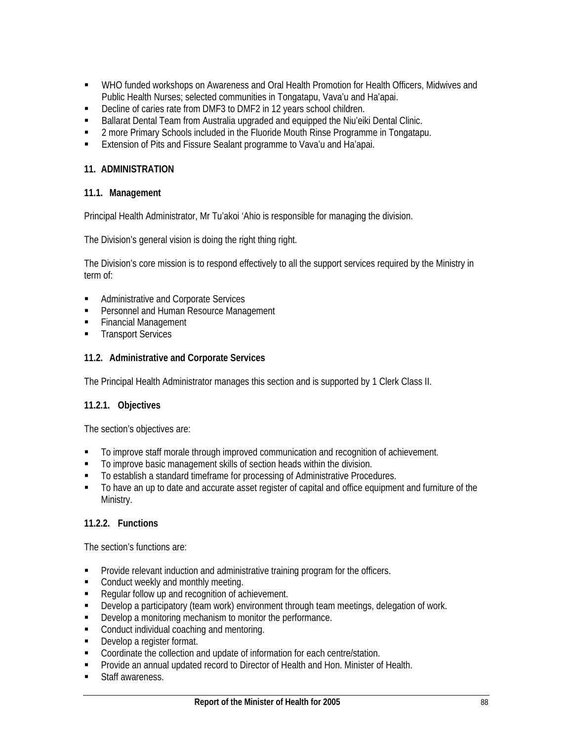- WHO funded workshops on Awareness and Oral Health Promotion for Health Officers, Midwives and Public Health Nurses; selected communities in Tongatapu, Vava'u and Ha'apai.
- Decline of caries rate from DMF3 to DMF2 in 12 years school children.
- Ballarat Dental Team from Australia upgraded and equipped the Niu'eiki Dental Clinic.
- 2 more Primary Schools included in the Fluoride Mouth Rinse Programme in Tongatapu.
- Extension of Pits and Fissure Sealant programme to Vava'u and Ha'apai.

## 11. ADMINISTRATION

### 11.1. Management

Principal Health Administrator, Mr Tu'akoi 'Ahio is responsible for managing the division.

The Division's general vision is doing the right thing right.

The Division's core mission is to respond effectively to all the support services required by the Ministry in term of:

- Administrative and Corporate Services
- Personnel and Human Resource Management
- Financial Management
- Transport Services

### 11.2. Administrative and Corporate Services

The Principal Health Administrator manages this section and is supported by 1 Clerk Class II.

#### 11.2.1. Objectives

The section's objectives are:

- To improve staff morale through improved communication and recognition of achievement.
- To improve basic management skills of section heads within the division.
- To establish a standard timeframe for processing of Administrative Procedures.
- To have an up to date and accurate asset register of capital and office equipment and furniture of the Ministry.

#### 11.2.2. Functions

The section's functions are:

- Provide relevant induction and administrative training program for the officers.
- Conduct weekly and monthly meeting.
- Regular follow up and recognition of achievement.
- Develop a participatory (team work) environment through team meetings, delegation of work.
- Develop a monitoring mechanism to monitor the performance.
- Conduct individual coaching and mentoring.
- Develop a register format.
- Coordinate the collection and update of information for each centre/station.
- Provide an annual updated record to Director of Health and Hon. Minister of Health.
- Staff awareness.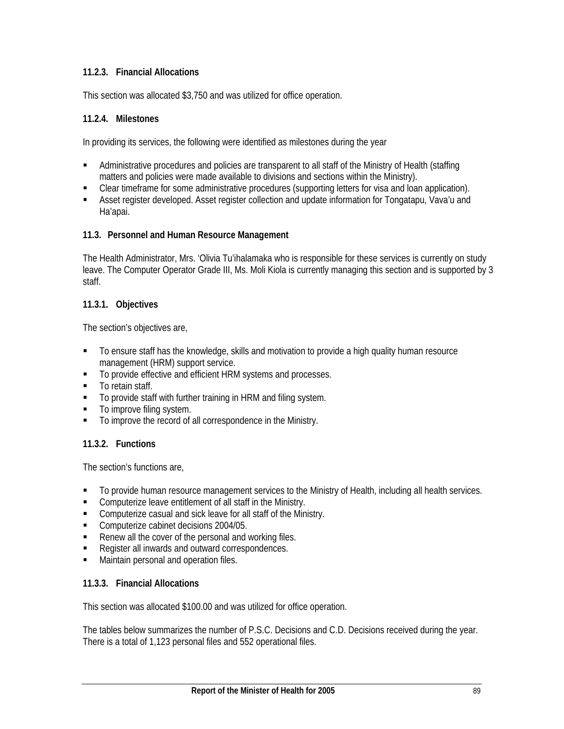#### 11.2.3. Financial Allocations

This section was allocated $3,750 and was utilized for office operation.

#### 11.2.4. Milestones

In providing its services, the following were identified as milestones during the year

- Administrative procedures and policies are transparent to all staff of the Ministry of Health (staffing matters and policies were made available to divisions and sections within the Ministry).
- Clear timeframe for some administrative procedures (supporting letters for visa and loan application).
- Asset register developed. Asset register collection and update information for Tongatapu, Vava'u and Ha'apai.

### 11.3. Personnel and Human Resource Management

The Health Administrator, Mrs. 'Olivia Tu'ihalamaka who is responsible for these services is currently on study leave. The Computer Operator Grade III, Ms. Moli Kiola is currently managing this section and is supported by 3 staff.

#### 11.3.1. Objectives

The section's objectives are,

- To ensure staff has the knowledge, skills and motivation to provide a high quality human resource management (HRM) support service.
- To provide effective and efficient HRM systems and processes.
- To retain staff.
- To provide staff with further training in HRM and filing system.
- To improve filing system.
- To improve the record of all correspondence in the Ministry.

#### 11.3.2. Functions

The section's functions are,

- To provide human resource management services to the Ministry of Health, including all health services.
- Computerize leave entitlement of all staff in the Ministry.
- Computerize casual and sick leave for all staff of the Ministry.
- Computerize cabinet decisions 2004/05.
- Renew all the cover of the personal and working files.
- Register all inwards and outward correspondences.
- Maintain personal and operation files.

#### 11.3.3. Financial Allocations

This section was allocated $100.00 and was utilized for office operation.

The tables below summarizes the number of P.S.C. Decisions and C.D. Decisions received during the year. There is a total of 1,123 personal files and 552 operational files.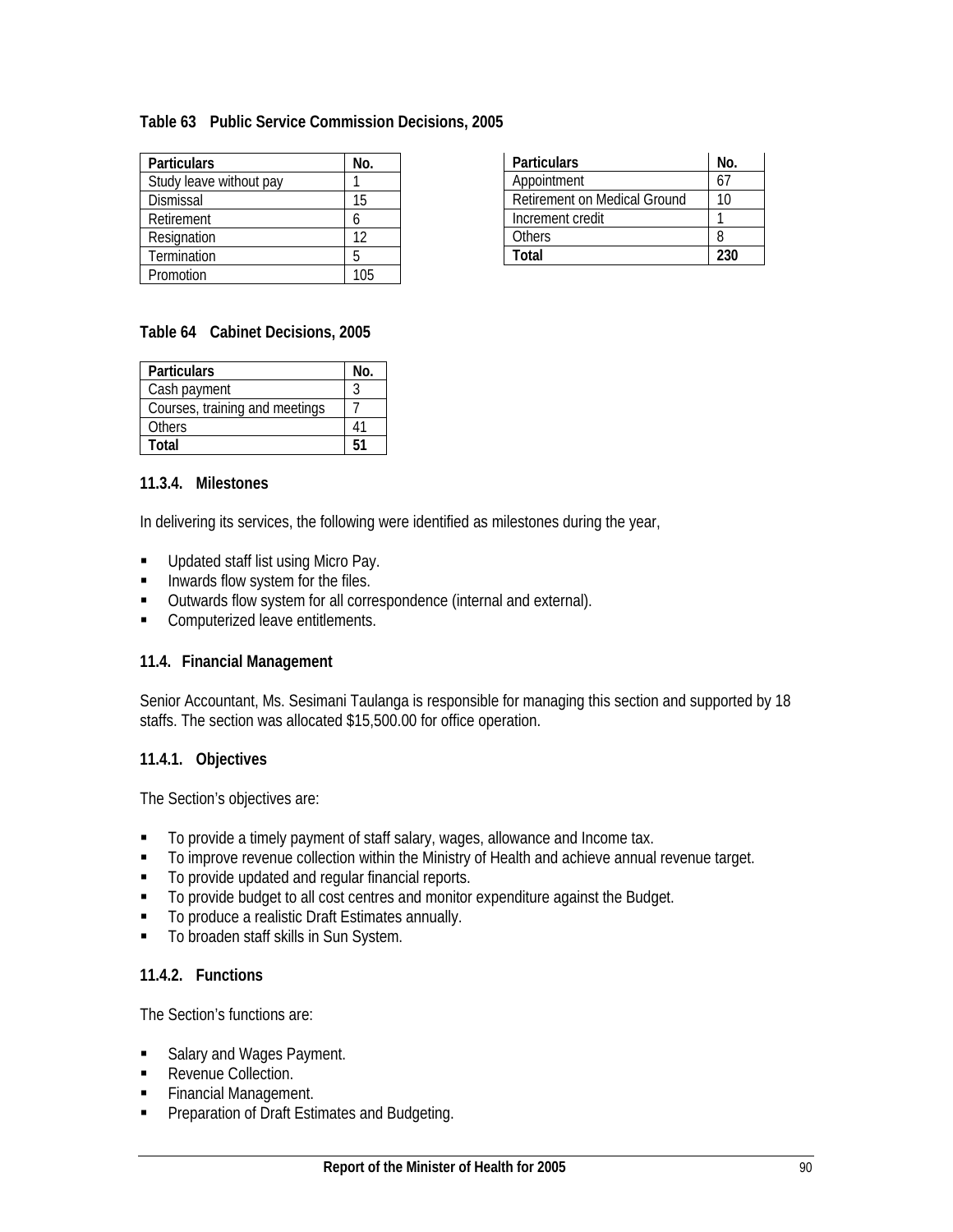**Table 63 Public Service Commission Decisions, 2005**

| Particulars | No. |
|---|---|
| Study leave without pay | 1 |
| Dismissal | 15 |
| Retirement | 6 |
| Resignation | 12 |
| Termination | 5 |
| Promotion | 105 |
| Appointment | 67 |
| Retirement on Medical Ground | 10 |
| Increment credit | 1 |
| Others | 8 |
| **Total** | **230** |

**Table 64 Cabinet Decisions, 2005**

| Particulars | No. |
|---|---|
| Cash payment | 3 |
| Courses, training and meetings | 7 |
| Others | 41 |
| **Total** | **51** |

### 11.3.4. Milestones

In delivering its services, the following were identified as milestones during the year,

- Updated staff list using Micro Pay.
- Inwards flow system for the files.
- Outwards flow system for all correspondence (internal and external).
- Computerized leave entitlements.

## 11.4. Financial Management

Senior Accountant, Ms. Sesimani Taulanga is responsible for managing this section and supported by 18 staffs. The section was allocated $15,500.00 for office operation.

### 11.4.1. Objectives

The Section's objectives are:

- To provide a timely payment of staff salary, wages, allowance and Income tax.
- To improve revenue collection within the Ministry of Health and achieve annual revenue target.
- To provide updated and regular financial reports.
- To provide budget to all cost centres and monitor expenditure against the Budget.
- To produce a realistic Draft Estimates annually.
- To broaden staff skills in Sun System.

### 11.4.2. Functions

The Section's functions are:

- Salary and Wages Payment.
- Revenue Collection.
- Financial Management.
- Preparation of Draft Estimates and Budgeting.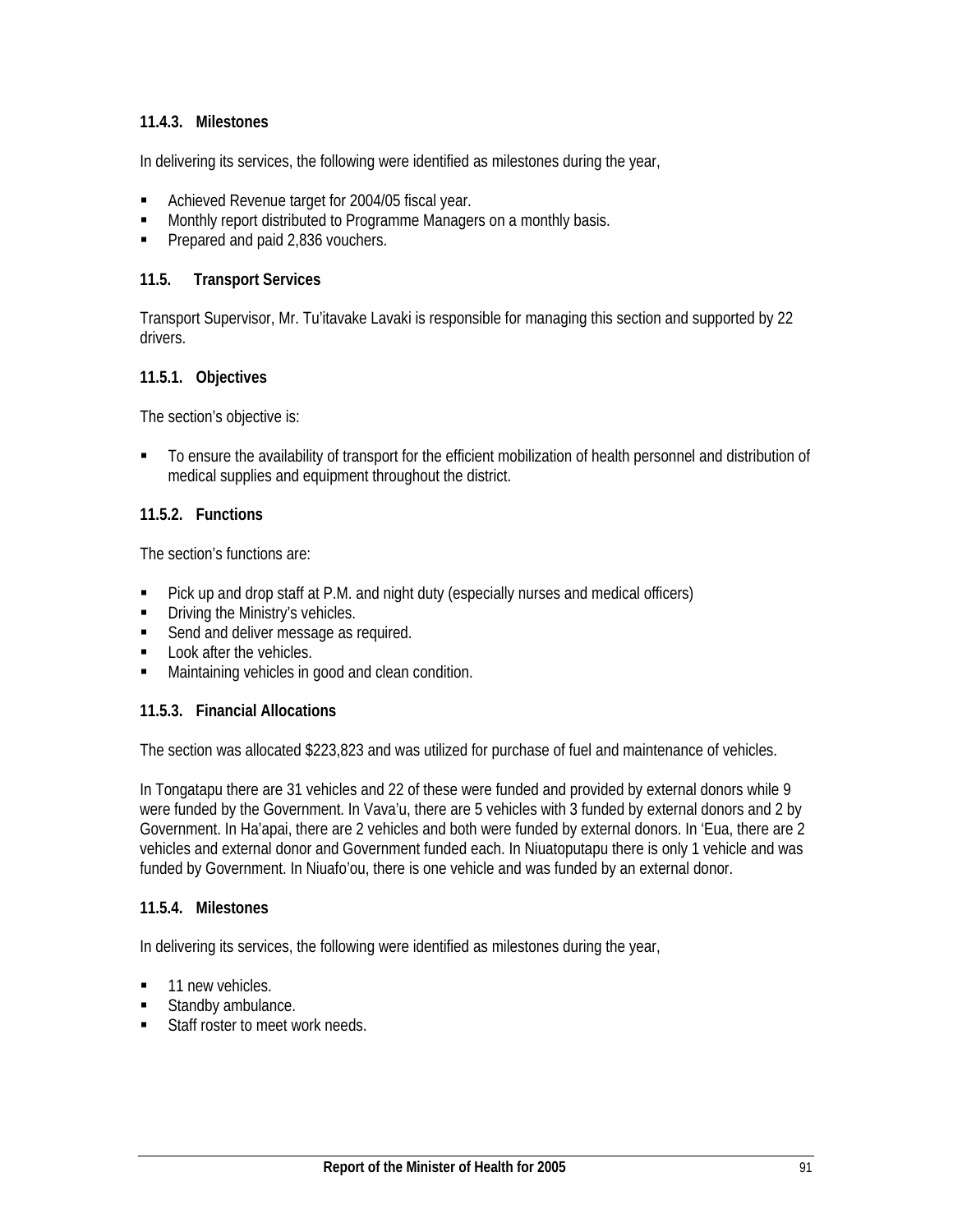#### 11.4.3. Milestones

In delivering its services, the following were identified as milestones during the year,

- Achieved Revenue target for 2004/05 fiscal year.
- Monthly report distributed to Programme Managers on a monthly basis.
- Prepared and paid 2,836 vouchers.

### 11.5. Transport Services

Transport Supervisor, Mr. Tu'itavake Lavaki is responsible for managing this section and supported by 22 drivers.

#### 11.5.1. Objectives

The section's objective is:

- To ensure the availability of transport for the efficient mobilization of health personnel and distribution of medical supplies and equipment throughout the district.

#### 11.5.2. Functions

The section's functions are:

- Pick up and drop staff at P.M. and night duty (especially nurses and medical officers)
- Driving the Ministry's vehicles.
- Send and deliver message as required.
- Look after the vehicles.
- Maintaining vehicles in good and clean condition.

#### 11.5.3. Financial Allocations

The section was allocated $223,823 and was utilized for purchase of fuel and maintenance of vehicles.

In Tongatapu there are 31 vehicles and 22 of these were funded and provided by external donors while 9 were funded by the Government. In Vava'u, there are 5 vehicles with 3 funded by external donors and 2 by Government. In Ha'apai, there are 2 vehicles and both were funded by external donors. In 'Eua, there are 2 vehicles and external donor and Government funded each. In Niuatoputapu there is only 1 vehicle and was funded by Government. In Niuafo'ou, there is one vehicle and was funded by an external donor.

#### 11.5.4. Milestones

In delivering its services, the following were identified as milestones during the year,

- 11 new vehicles.
- Standby ambulance.
- Staff roster to meet work needs.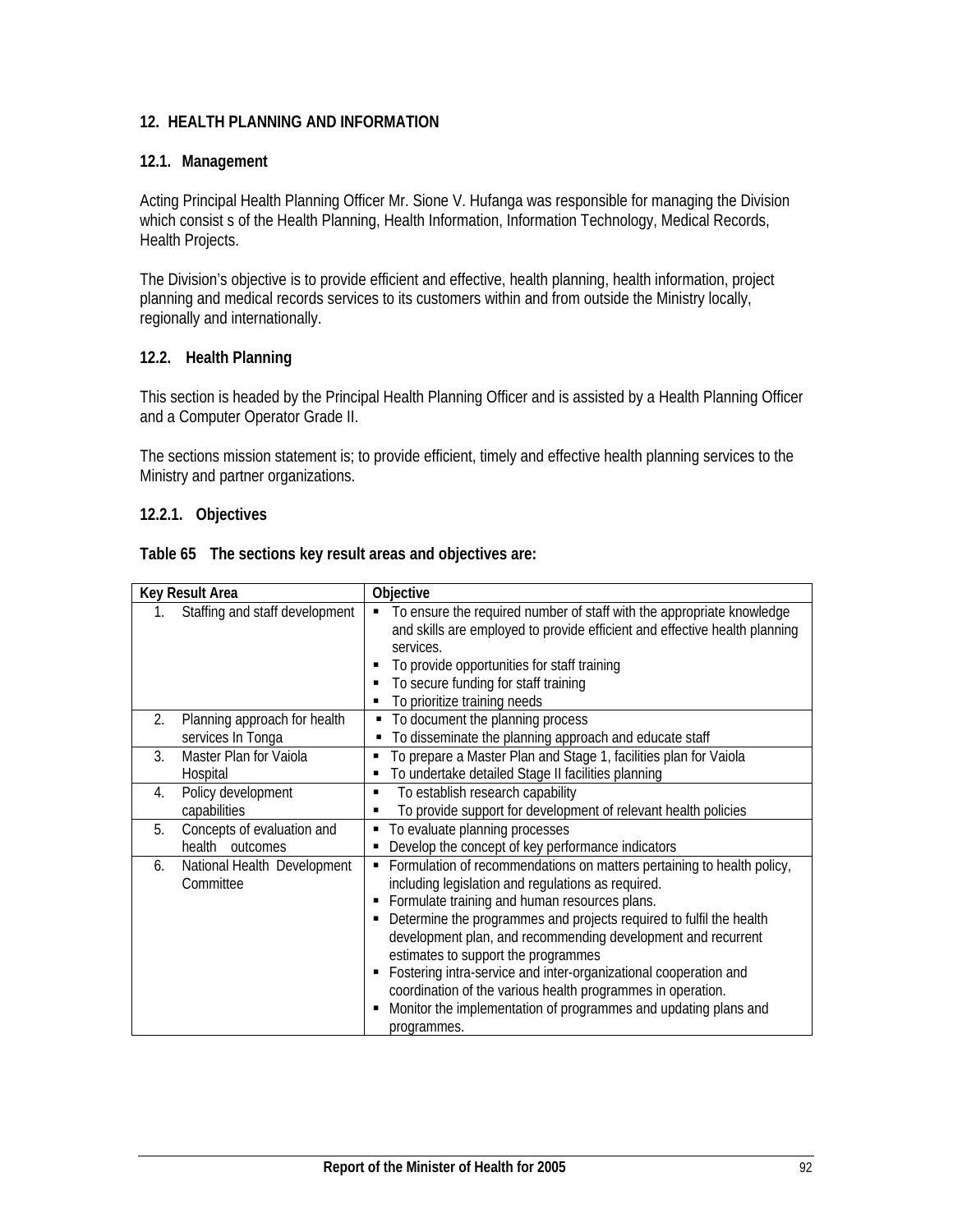## 12. HEALTH PLANNING AND INFORMATION

### 12.1. Management

Acting Principal Health Planning Officer Mr. Sione V. Hufanga was responsible for managing the Division which consist s of the Health Planning, Health Information, Information Technology, Medical Records, Health Projects.

The Division's objective is to provide efficient and effective, health planning, health information, project planning and medical records services to its customers within and from outside the Ministry locally, regionally and internationally.

### 12.2. Health Planning

This section is headed by the Principal Health Planning Officer and is assisted by a Health Planning Officer and a Computer Operator Grade II.

The sections mission statement is; to provide efficient, timely and effective health planning services to the Ministry and partner organizations.

#### 12.2.1. Objectives

**Table 65 The sections key result areas and objectives are:**

| Key Result Area | Objective |
|---|---|
| 1. Staffing and staff development | ▪ To ensure the required number of staff with the appropriate knowledge and skills are employed to provide efficient and effective health planning services.<br>▪ To provide opportunities for staff training<br>▪ To secure funding for staff training<br>▪ To prioritize training needs |
| 2. Planning approach for health services In Tonga | ▪ To document the planning process<br>▪ To disseminate the planning approach and educate staff |
| 3. Master Plan for Vaiola Hospital | ▪ To prepare a Master Plan and Stage 1, facilities plan for Vaiola<br>▪ To undertake detailed Stage II facilities planning |
| 4. Policy development capabilities | ▪ To establish research capability<br>▪ To provide support for development of relevant health policies |
| 5. Concepts of evaluation and health outcomes | ▪ To evaluate planning processes<br>▪ Develop the concept of key performance indicators |
| 6. National Health Development Committee | ▪ Formulation of recommendations on matters pertaining to health policy, including legislation and regulations as required.<br>▪ Formulate training and human resources plans.<br>▪ Determine the programmes and projects required to fulfil the health development plan, and recommending development and recurrent estimates to support the programmes<br>▪ Fostering intra-service and inter-organizational cooperation and coordination of the various health programmes in operation.<br>▪ Monitor the implementation of programmes and updating plans and programmes. |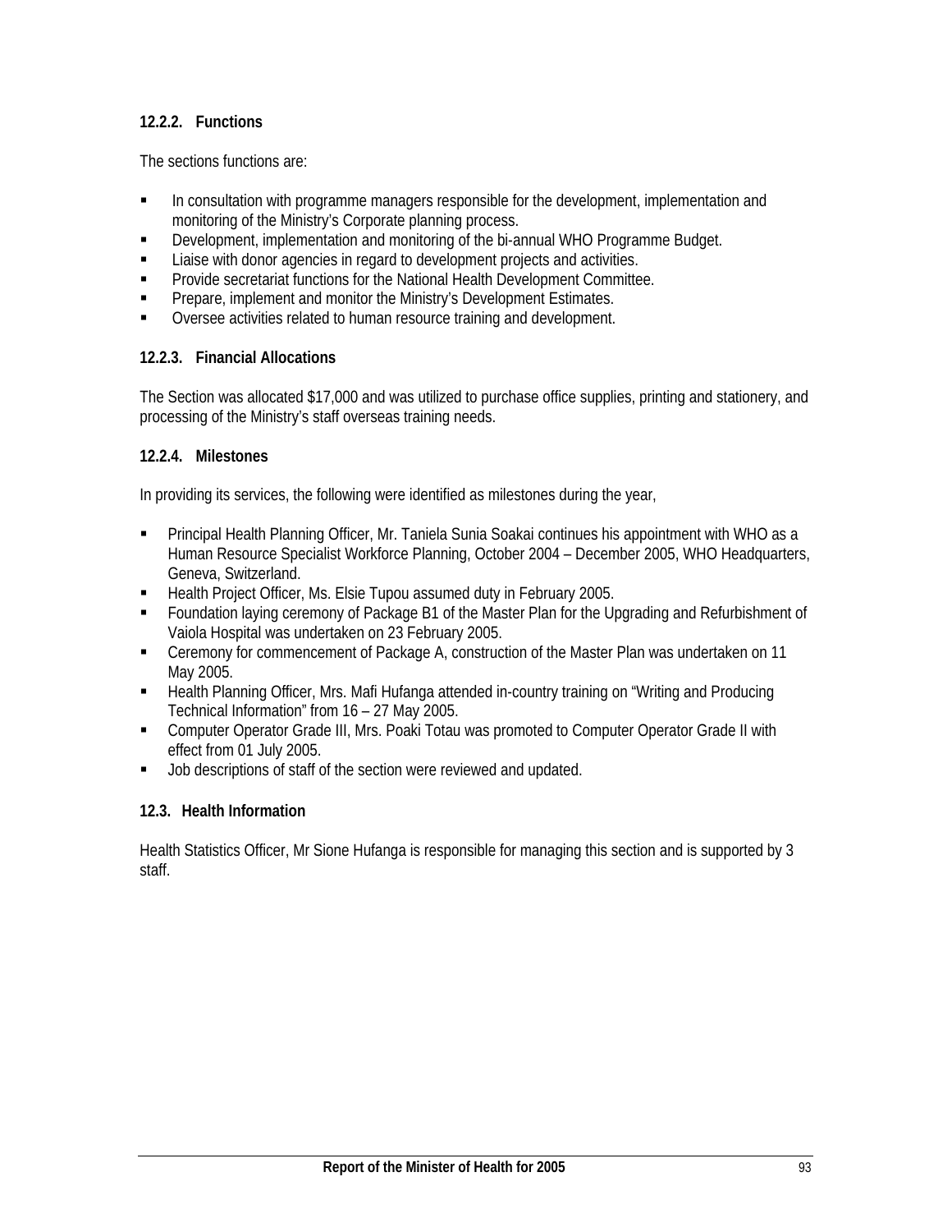### 12.2.2. Functions

The sections functions are:

- In consultation with programme managers responsible for the development, implementation and monitoring of the Ministry's Corporate planning process.
- Development, implementation and monitoring of the bi-annual WHO Programme Budget.
- Liaise with donor agencies in regard to development projects and activities.
- Provide secretariat functions for the National Health Development Committee.
- Prepare, implement and monitor the Ministry's Development Estimates.
- Oversee activities related to human resource training and development.

### 12.2.3. Financial Allocations

The Section was allocated $17,000 and was utilized to purchase office supplies, printing and stationery, and processing of the Ministry's staff overseas training needs.

### 12.2.4. Milestones

In providing its services, the following were identified as milestones during the year,

- Principal Health Planning Officer, Mr. Taniela Sunia Soakai continues his appointment with WHO as a Human Resource Specialist Workforce Planning, October 2004 – December 2005, WHO Headquarters, Geneva, Switzerland.
- Health Project Officer, Ms. Elsie Tupou assumed duty in February 2005.
- Foundation laying ceremony of Package B1 of the Master Plan for the Upgrading and Refurbishment of Vaiola Hospital was undertaken on 23 February 2005.
- Ceremony for commencement of Package A, construction of the Master Plan was undertaken on 11 May 2005.
- Health Planning Officer, Mrs. Mafi Hufanga attended in-country training on "Writing and Producing Technical Information" from 16 – 27 May 2005.
- Computer Operator Grade III, Mrs. Poaki Totau was promoted to Computer Operator Grade II with effect from 01 July 2005.
- Job descriptions of staff of the section were reviewed and updated.

## 12.3. Health Information

Health Statistics Officer, Mr Sione Hufanga is responsible for managing this section and is supported by 3 staff.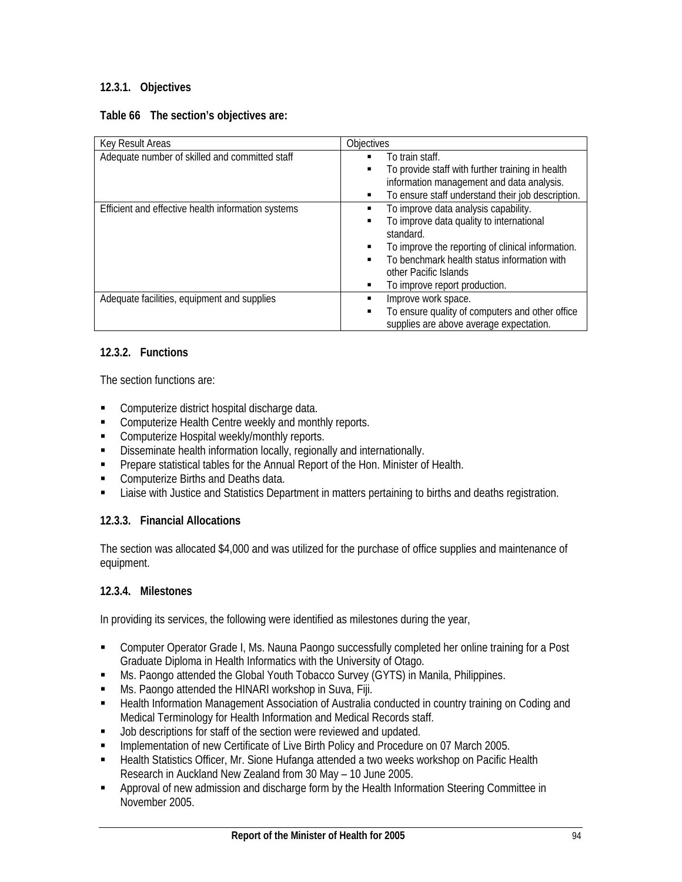### 12.3.1. Objectives

**Table 66 The section's objectives are:**

| Key Result Areas | Objectives |
|---|---|
| Adequate number of skilled and committed staff | ▪ To train staff.<br>▪ To provide staff with further training in health information management and data analysis.<br>▪ To ensure staff understand their job description. |
| Efficient and effective health information systems | ▪ To improve data analysis capability.<br>▪ To improve data quality to international standard.<br>▪ To improve the reporting of clinical information.<br>▪ To benchmark health status information with other Pacific Islands<br>▪ To improve report production. |
| Adequate facilities, equipment and supplies | ▪ Improve work space.<br>▪ To ensure quality of computers and other office supplies are above average expectation. |

### 12.3.2. Functions

The section functions are:

- Computerize district hospital discharge data.
- Computerize Health Centre weekly and monthly reports.
- Computerize Hospital weekly/monthly reports.
- Disseminate health information locally, regionally and internationally.
- Prepare statistical tables for the Annual Report of the Hon. Minister of Health.
- Computerize Births and Deaths data.
- Liaise with Justice and Statistics Department in matters pertaining to births and deaths registration.

### 12.3.3. Financial Allocations

The section was allocated $4,000 and was utilized for the purchase of office supplies and maintenance of equipment.

### 12.3.4. Milestones

In providing its services, the following were identified as milestones during the year,

- Computer Operator Grade I, Ms. Nauna Paongo successfully completed her online training for a Post Graduate Diploma in Health Informatics with the University of Otago.
- Ms. Paongo attended the Global Youth Tobacco Survey (GYTS) in Manila, Philippines.
- Ms. Paongo attended the HINARI workshop in Suva, Fiji.
- Health Information Management Association of Australia conducted in country training on Coding and Medical Terminology for Health Information and Medical Records staff.
- Job descriptions for staff of the section were reviewed and updated.
- Implementation of new Certificate of Live Birth Policy and Procedure on 07 March 2005.
- Health Statistics Officer, Mr. Sione Hufanga attended a two weeks workshop on Pacific Health Research in Auckland New Zealand from 30 May – 10 June 2005.
- Approval of new admission and discharge form by the Health Information Steering Committee in November 2005.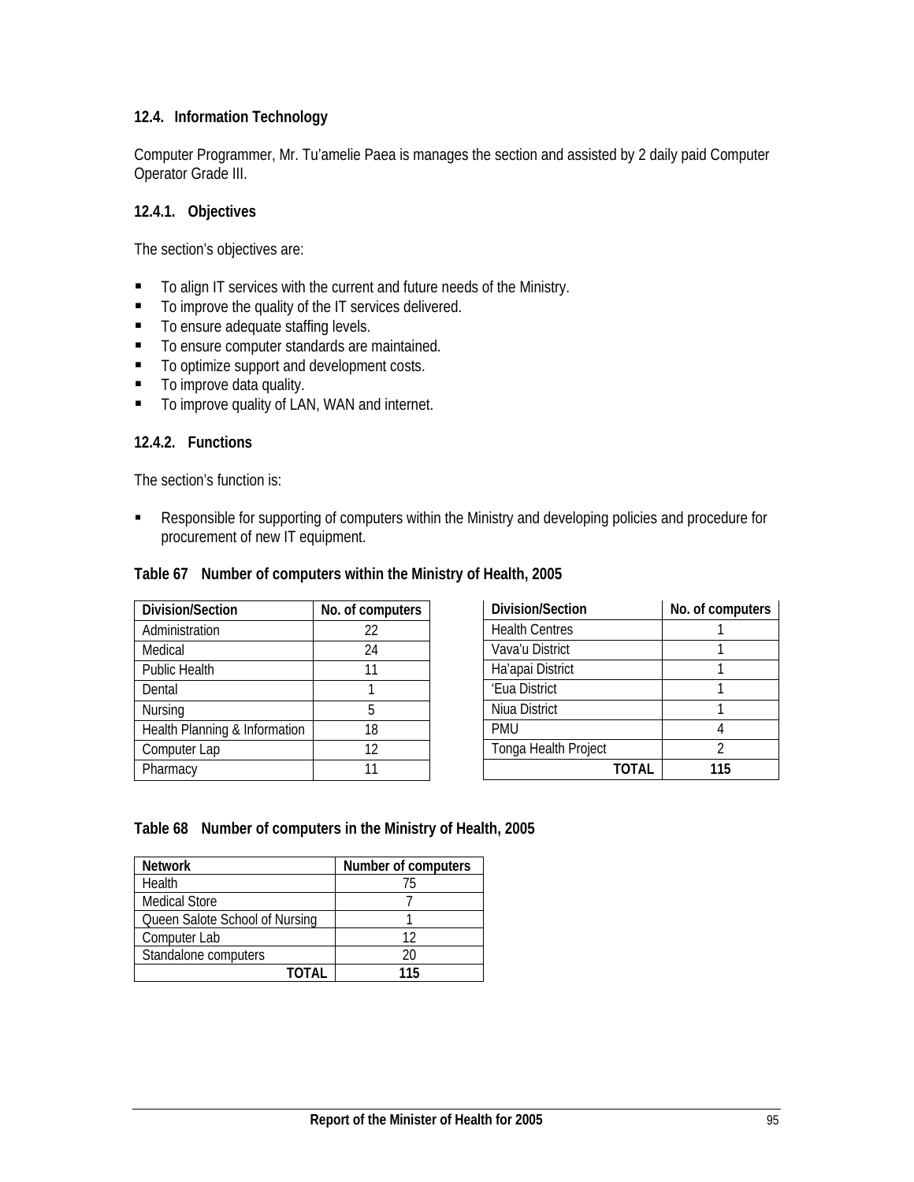### 12.4. Information Technology

Computer Programmer, Mr. Tu'amelie Paea is manages the section and assisted by 2 daily paid Computer Operator Grade III.

#### 12.4.1. Objectives

The section's objectives are:

- To align IT services with the current and future needs of the Ministry.
- To improve the quality of the IT services delivered.
- To ensure adequate staffing levels.
- To ensure computer standards are maintained.
- To optimize support and development costs.
- To improve data quality.
- To improve quality of LAN, WAN and internet.

#### 12.4.2. Functions

The section's function is:

- Responsible for supporting of computers within the Ministry and developing policies and procedure for procurement of new IT equipment.

**Table 67 Number of computers within the Ministry of Health, 2005**

| Division/Section | No. of computers |
|---|---|
| Administration | 22 |
| Medical | 24 |
| Public Health | 11 |
| Dental | 1 |
| Nursing | 5 |
| Health Planning & Information | 18 |
| Computer Lap | 12 |
| Pharmacy | 11 |
| Health Centres | 1 |
| Vava'u District | 1 |
| Ha'apai District | 1 |
| 'Eua District | 1 |
| Niua District | 1 |
| PMU | 4 |
| Tonga Health Project | 2 |
| **TOTAL** | **115** |

**Table 68 Number of computers in the Ministry of Health, 2005**

| Network | Number of computers |
|---|---|
| Health | 75 |
| Medical Store | 7 |
| Queen Salote School of Nursing | 1 |
| Computer Lab | 12 |
| Standalone computers | 20 |
| **TOTAL** | **115** |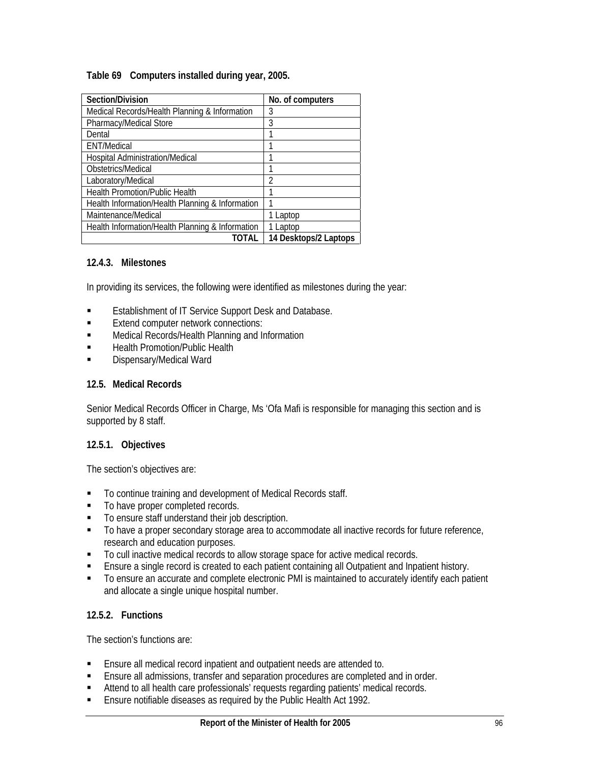**Table 69 Computers installed during year, 2005.**

| Section/Division | No. of computers |
|---|---|
| Medical Records/Health Planning & Information | 3 |
| Pharmacy/Medical Store | 3 |
| Dental | 1 |
| ENT/Medical | 1 |
| Hospital Administration/Medical | 1 |
| Obstetrics/Medical | 1 |
| Laboratory/Medical | 2 |
| Health Promotion/Public Health | 1 |
| Health Information/Health Planning & Information | 1 |
| Maintenance/Medical | 1 Laptop |
| Health Information/Health Planning & Information | 1 Laptop |
| **TOTAL** | **14 Desktops/2 Laptops** |

### 12.4.3. Milestones

In providing its services, the following were identified as milestones during the year:

- Establishment of IT Service Support Desk and Database.
- Extend computer network connections:
- Medical Records/Health Planning and Information
- Health Promotion/Public Health
- Dispensary/Medical Ward

## 12.5. Medical Records

Senior Medical Records Officer in Charge, Ms 'Ofa Mafi is responsible for managing this section and is supported by 8 staff.

### 12.5.1. Objectives

The section's objectives are:

- To continue training and development of Medical Records staff.
- To have proper completed records.
- To ensure staff understand their job description.
- To have a proper secondary storage area to accommodate all inactive records for future reference, research and education purposes.
- To cull inactive medical records to allow storage space for active medical records.
- Ensure a single record is created to each patient containing all Outpatient and Inpatient history.
- To ensure an accurate and complete electronic PMI is maintained to accurately identify each patient and allocate a single unique hospital number.

### 12.5.2. Functions

The section's functions are:

- Ensure all medical record inpatient and outpatient needs are attended to.
- Ensure all admissions, transfer and separation procedures are completed and in order.
- Attend to all health care professionals' requests regarding patients' medical records.
- Ensure notifiable diseases as required by the Public Health Act 1992.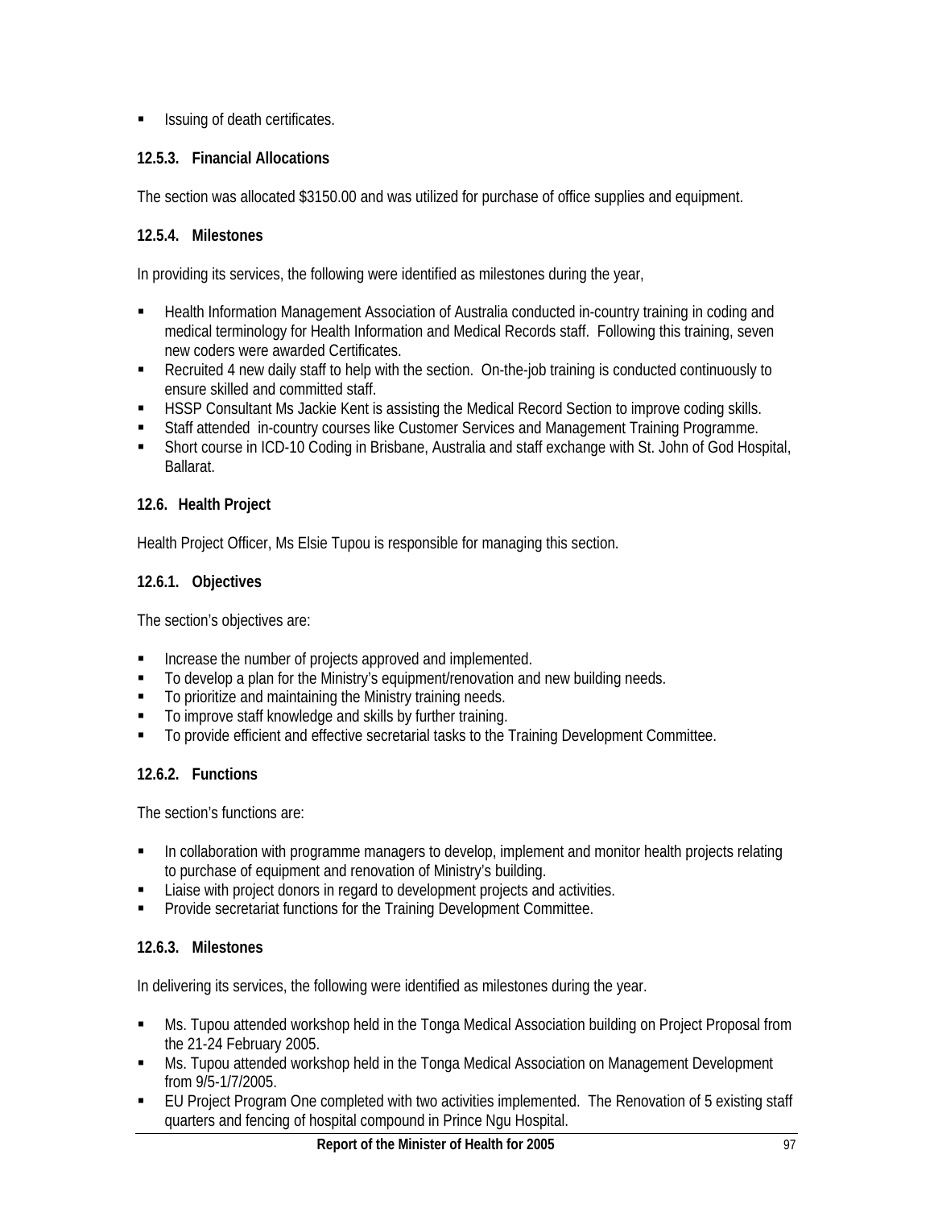- Issuing of death certificates.

### 12.5.3. Financial Allocations

The section was allocated $3150.00 and was utilized for purchase of office supplies and equipment.

### 12.5.4. Milestones

In providing its services, the following were identified as milestones during the year,

- Health Information Management Association of Australia conducted in-country training in coding and medical terminology for Health Information and Medical Records staff. Following this training, seven new coders were awarded Certificates.
- Recruited 4 new daily staff to help with the section. On-the-job training is conducted continuously to ensure skilled and committed staff.
- HSSP Consultant Ms Jackie Kent is assisting the Medical Record Section to improve coding skills.
- Staff attended in-country courses like Customer Services and Management Training Programme.
- Short course in ICD-10 Coding in Brisbane, Australia and staff exchange with St. John of God Hospital, Ballarat.

## 12.6. Health Project

Health Project Officer, Ms Elsie Tupou is responsible for managing this section.

### 12.6.1. Objectives

The section's objectives are:

- Increase the number of projects approved and implemented.
- To develop a plan for the Ministry's equipment/renovation and new building needs.
- To prioritize and maintaining the Ministry training needs.
- To improve staff knowledge and skills by further training.
- To provide efficient and effective secretarial tasks to the Training Development Committee.

### 12.6.2. Functions

The section's functions are:

- In collaboration with programme managers to develop, implement and monitor health projects relating to purchase of equipment and renovation of Ministry's building.
- Liaise with project donors in regard to development projects and activities.
- Provide secretariat functions for the Training Development Committee.

### 12.6.3. Milestones

In delivering its services, the following were identified as milestones during the year.

- Ms. Tupou attended workshop held in the Tonga Medical Association building on Project Proposal from the 21-24 February 2005.
- Ms. Tupou attended workshop held in the Tonga Medical Association on Management Development from 9/5-1/7/2005.
- EU Project Program One completed with two activities implemented. The Renovation of 5 existing staff quarters and fencing of hospital compound in Prince Ngu Hospital.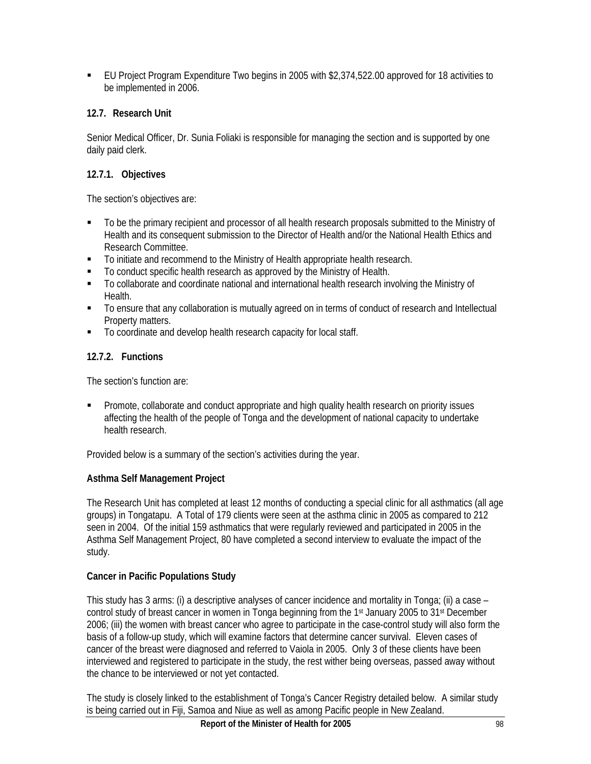- EU Project Program Expenditure Two begins in 2005 with $2,374,522.00 approved for 18 activities to be implemented in 2006.

### 12.7. Research Unit

Senior Medical Officer, Dr. Sunia Foliaki is responsible for managing the section and is supported by one daily paid clerk.

#### 12.7.1. Objectives

The section's objectives are:

- To be the primary recipient and processor of all health research proposals submitted to the Ministry of Health and its consequent submission to the Director of Health and/or the National Health Ethics and Research Committee.
- To initiate and recommend to the Ministry of Health appropriate health research.
- To conduct specific health research as approved by the Ministry of Health.
- To collaborate and coordinate national and international health research involving the Ministry of Health.
- To ensure that any collaboration is mutually agreed on in terms of conduct of research and Intellectual Property matters.
- To coordinate and develop health research capacity for local staff.

#### 12.7.2. Functions

The section's function are:

- Promote, collaborate and conduct appropriate and high quality health research on priority issues affecting the health of the people of Tonga and the development of national capacity to undertake health research.

Provided below is a summary of the section's activities during the year.

**Asthma Self Management Project**

The Research Unit has completed at least 12 months of conducting a special clinic for all asthmatics (all age groups) in Tongatapu. A Total of 179 clients were seen at the asthma clinic in 2005 as compared to 212 seen in 2004. Of the initial 159 asthmatics that were regularly reviewed and participated in 2005 in the Asthma Self Management Project, 80 have completed a second interview to evaluate the impact of the study.

**Cancer in Pacific Populations Study**

This study has 3 arms: (i) a descriptive analyses of cancer incidence and mortality in Tonga; (ii) a case – control study of breast cancer in women in Tonga beginning from the 1st January 2005 to 31st December 2006; (iii) the women with breast cancer who agree to participate in the case-control study will also form the basis of a follow-up study, which will examine factors that determine cancer survival. Eleven cases of cancer of the breast were diagnosed and referred to Vaiola in 2005. Only 3 of these clients have been interviewed and registered to participate in the study, the rest wither being overseas, passed away without the chance to be interviewed or not yet contacted.

The study is closely linked to the establishment of Tonga's Cancer Registry detailed below. A similar study is being carried out in Fiji, Samoa and Niue as well as among Pacific people in New Zealand.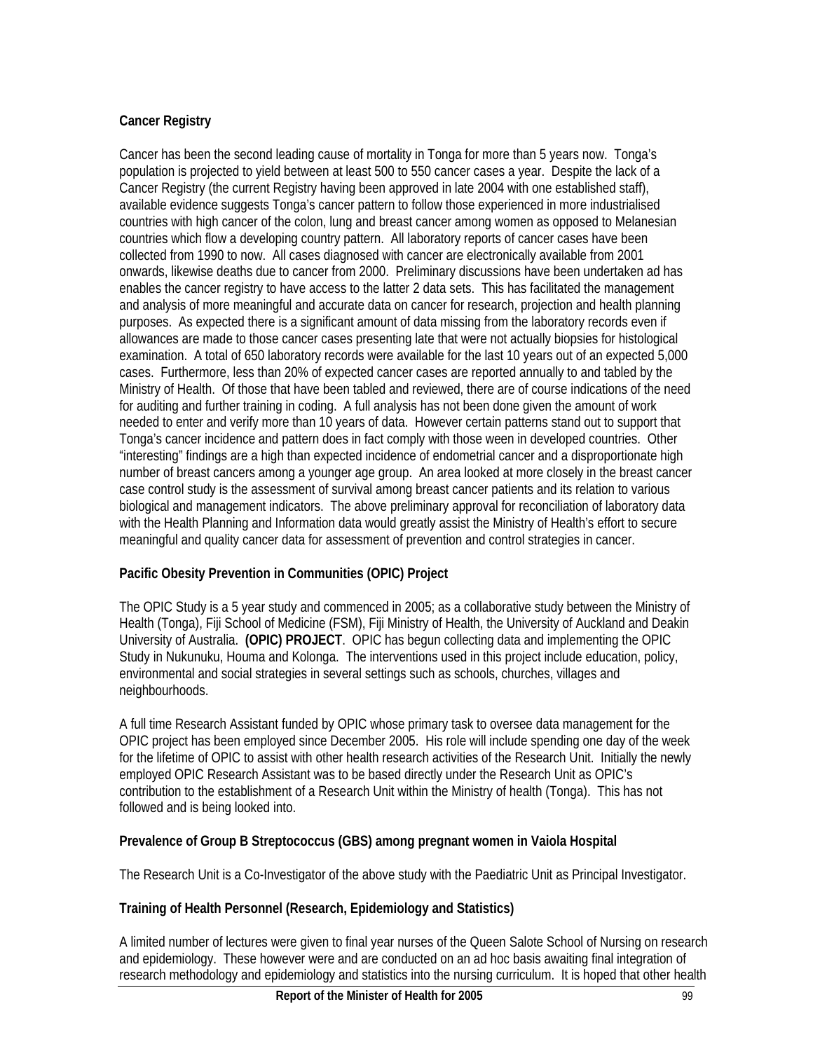**Cancer Registry**

Cancer has been the second leading cause of mortality in Tonga for more than 5 years now. Tonga's population is projected to yield between at least 500 to 550 cancer cases a year. Despite the lack of a Cancer Registry (the current Registry having been approved in late 2004 with one established staff), available evidence suggests Tonga's cancer pattern to follow those experienced in more industrialised countries with high cancer of the colon, lung and breast cancer among women as opposed to Melanesian countries which flow a developing country pattern. All laboratory reports of cancer cases have been collected from 1990 to now. All cases diagnosed with cancer are electronically available from 2001 onwards, likewise deaths due to cancer from 2000. Preliminary discussions have been undertaken ad has enables the cancer registry to have access to the latter 2 data sets. This has facilitated the management and analysis of more meaningful and accurate data on cancer for research, projection and health planning purposes. As expected there is a significant amount of data missing from the laboratory records even if allowances are made to those cancer cases presenting late that were not actually biopsies for histological examination. A total of 650 laboratory records were available for the last 10 years out of an expected 5,000 cases. Furthermore, less than 20% of expected cancer cases are reported annually to and tabled by the Ministry of Health. Of those that have been tabled and reviewed, there are of course indications of the need for auditing and further training in coding. A full analysis has not been done given the amount of work needed to enter and verify more than 10 years of data. However certain patterns stand out to support that Tonga's cancer incidence and pattern does in fact comply with those ween in developed countries. Other "interesting" findings are a high than expected incidence of endometrial cancer and a disproportionate high number of breast cancers among a younger age group. An area looked at more closely in the breast cancer case control study is the assessment of survival among breast cancer patients and its relation to various biological and management indicators. The above preliminary approval for reconciliation of laboratory data with the Health Planning and Information data would greatly assist the Ministry of Health's effort to secure meaningful and quality cancer data for assessment of prevention and control strategies in cancer.

**Pacific Obesity Prevention in Communities (OPIC) Project**

The OPIC Study is a 5 year study and commenced in 2005; as a collaborative study between the Ministry of Health (Tonga), Fiji School of Medicine (FSM), Fiji Ministry of Health, the University of Auckland and Deakin University of Australia. **(OPIC) PROJECT**. OPIC has begun collecting data and implementing the OPIC Study in Nukunuku, Houma and Kolonga. The interventions used in this project include education, policy, environmental and social strategies in several settings such as schools, churches, villages and neighbourhoods.

A full time Research Assistant funded by OPIC whose primary task to oversee data management for the OPIC project has been employed since December 2005. His role will include spending one day of the week for the lifetime of OPIC to assist with other health research activities of the Research Unit. Initially the newly employed OPIC Research Assistant was to be based directly under the Research Unit as OPIC's contribution to the establishment of a Research Unit within the Ministry of health (Tonga). This has not followed and is being looked into.

**Prevalence of Group B Streptococcus (GBS) among pregnant women in Vaiola Hospital**

The Research Unit is a Co-Investigator of the above study with the Paediatric Unit as Principal Investigator.

**Training of Health Personnel (Research, Epidemiology and Statistics)**

A limited number of lectures were given to final year nurses of the Queen Salote School of Nursing on research and epidemiology. These however were and are conducted on an ad hoc basis awaiting final integration of research methodology and epidemiology and statistics into the nursing curriculum. It is hoped that other health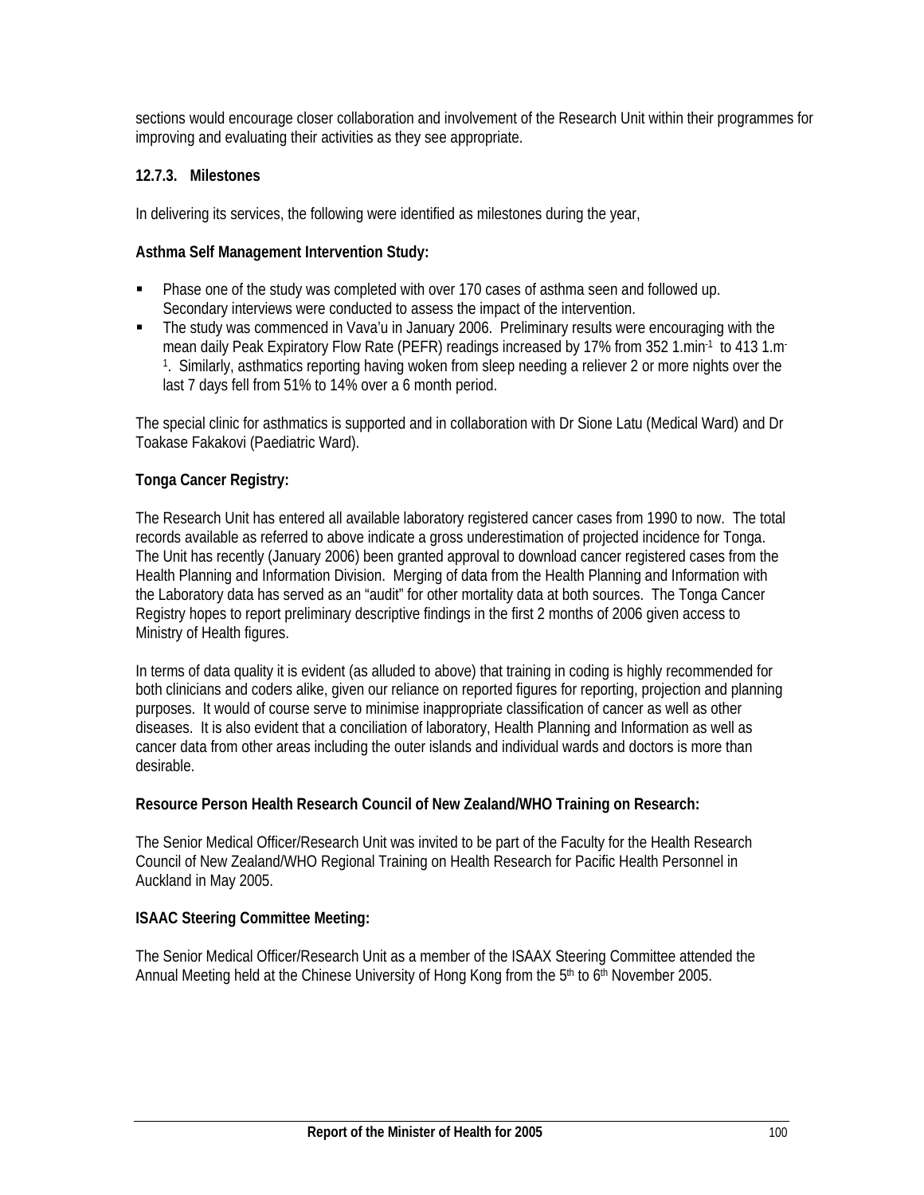sections would encourage closer collaboration and involvement of the Research Unit within their programmes for improving and evaluating their activities as they see appropriate.

### 12.7.3. Milestones

In delivering its services, the following were identified as milestones during the year,

**Asthma Self Management Intervention Study:**

- Phase one of the study was completed with over 170 cases of asthma seen and followed up. Secondary interviews were conducted to assess the impact of the intervention.
- The study was commenced in Vava'u in January 2006. Preliminary results were encouraging with the mean daily Peak Expiratory Flow Rate (PEFR) readings increased by 17% from 352 $1.min^{-1}$ to 413 $1.m^{-1}$. Similarly, asthmatics reporting having woken from sleep needing a reliever 2 or more nights over the last 7 days fell from 51% to 14% over a 6 month period.

The special clinic for asthmatics is supported and in collaboration with Dr Sione Latu (Medical Ward) and Dr Toakase Fakakovi (Paediatric Ward).

**Tonga Cancer Registry:**

The Research Unit has entered all available laboratory registered cancer cases from 1990 to now. The total records available as referred to above indicate a gross underestimation of projected incidence for Tonga. The Unit has recently (January 2006) been granted approval to download cancer registered cases from the Health Planning and Information Division. Merging of data from the Health Planning and Information with the Laboratory data has served as an "audit" for other mortality data at both sources. The Tonga Cancer Registry hopes to report preliminary descriptive findings in the first 2 months of 2006 given access to Ministry of Health figures.

In terms of data quality it is evident (as alluded to above) that training in coding is highly recommended for both clinicians and coders alike, given our reliance on reported figures for reporting, projection and planning purposes. It would of course serve to minimise inappropriate classification of cancer as well as other diseases. It is also evident that a conciliation of laboratory, Health Planning and Information as well as cancer data from other areas including the outer islands and individual wards and doctors is more than desirable.

**Resource Person Health Research Council of New Zealand/WHO Training on Research:**

The Senior Medical Officer/Research Unit was invited to be part of the Faculty for the Health Research Council of New Zealand/WHO Regional Training on Health Research for Pacific Health Personnel in Auckland in May 2005.

**ISAAC Steering Committee Meeting:**

The Senior Medical Officer/Research Unit as a member of the ISAAX Steering Committee attended the Annual Meeting held at the Chinese University of Hong Kong from the 5th to 6th November 2005.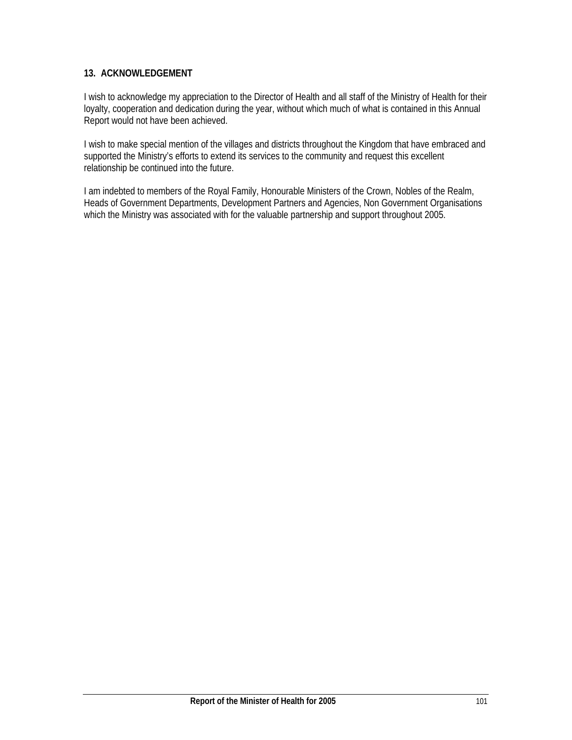## 13. ACKNOWLEDGEMENT

I wish to acknowledge my appreciation to the Director of Health and all staff of the Ministry of Health for their loyalty, cooperation and dedication during the year, without which much of what is contained in this Annual Report would not have been achieved.

I wish to make special mention of the villages and districts throughout the Kingdom that have embraced and supported the Ministry's efforts to extend its services to the community and request this excellent relationship be continued into the future.

I am indebted to members of the Royal Family, Honourable Ministers of the Crown, Nobles of the Realm, Heads of Government Departments, Development Partners and Agencies, Non Government Organisations which the Ministry was associated with for the valuable partnership and support throughout 2005.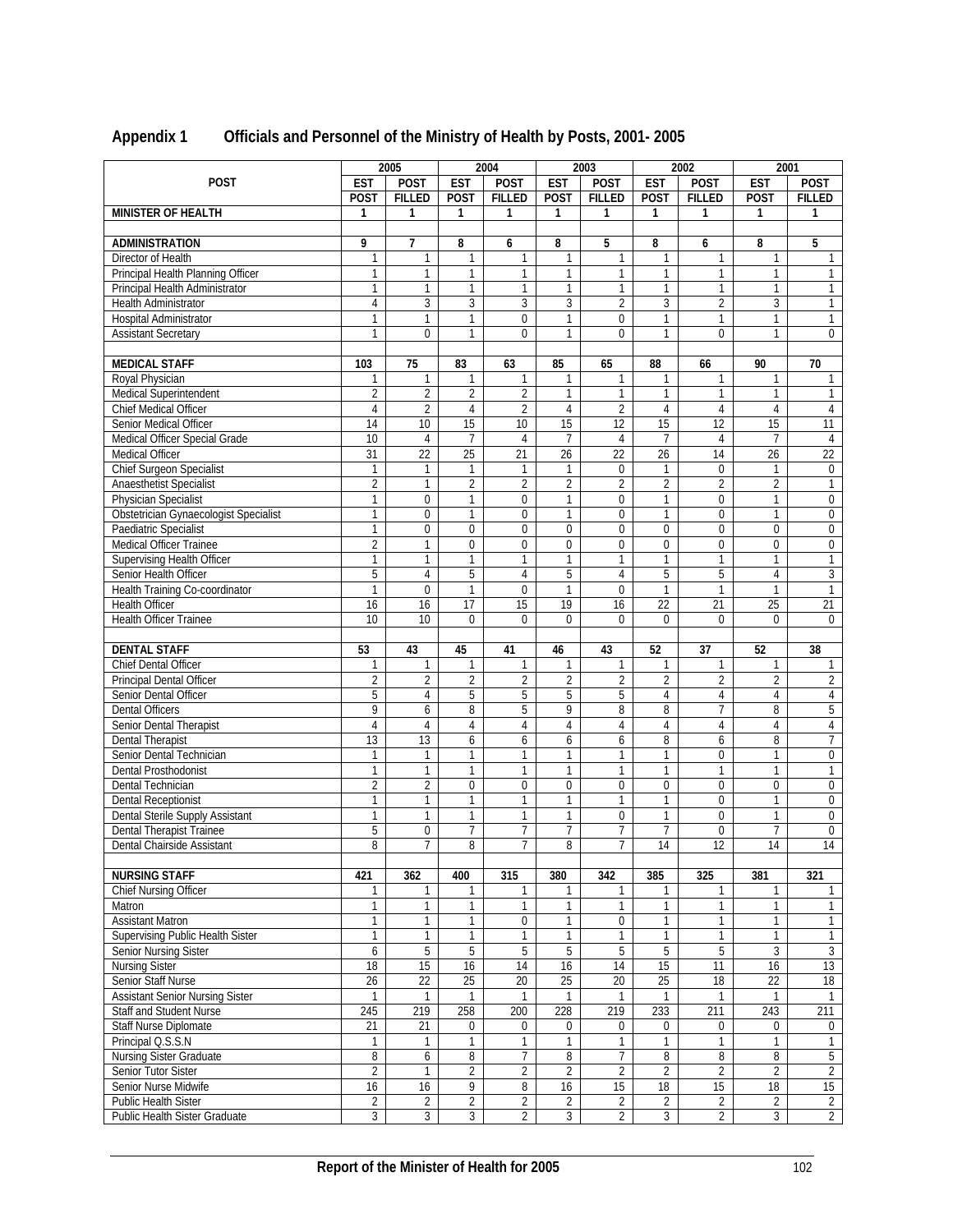## Appendix 1 Officials and Personnel of the Ministry of Health by Posts, 2001- 2005

| POST | 2005 | | 2004 | | 2003 | | 2002 | | 2001 | |
|---|---|---|---|---|---|---|---|---|---|---|
| | EST POST | POST FILLED | EST POST | POST FILLED | EST POST | POST FILLED | EST POST | POST FILLED | EST POST | POST FILLED |
| **MINISTER OF HEALTH** | **1** | **1** | **1** | **1** | **1** | **1** | **1** | **1** | **1** | **1** |
| | | | | | | | | | | |
| **ADMINISTRATION** | **9** | **7** | **8** | **6** | **8** | **5** | **8** | **6** | **8** | **5** |
| Director of Health | 1 | 1 | 1 | 1 | 1 | 1 | 1 | 1 | 1 | 1 |
| Principal Health Planning Officer | 1 | 1 | 1 | 1 | 1 | 1 | 1 | 1 | 1 | 1 |
| Principal Health Administrator | 1 | 1 | 1 | 1 | 1 | 1 | 1 | 1 | 1 | 1 |
| Health Administrator | 4 | 3 | 3 | 3 | 3 | 2 | 3 | 2 | 3 | 1 |
| Hospital Administrator | 1 | 1 | 1 | 0 | 1 | 0 | 1 | 1 | 1 | 1 |
| Assistant Secretary | 1 | 0 | 1 | 0 | 1 | 0 | 1 | 0 | 1 | 0 |
| | | | | | | | | | | |
| **MEDICAL STAFF** | **103** | **75** | **83** | **63** | **85** | **65** | **88** | **66** | **90** | **70** |
| Royal Physician | 1 | 1 | 1 | 1 | 1 | 1 | 1 | 1 | 1 | 1 |
| Medical Superintendent | 2 | 2 | 2 | 2 | 1 | 1 | 1 | 1 | 1 | 1 |
| Chief Medical Officer | 4 | 2 | 4 | 2 | 4 | 2 | 4 | 4 | 4 | 4 |
| Senior Medical Officer | 14 | 10 | 15 | 10 | 15 | 12 | 15 | 12 | 15 | 11 |
| Medical Officer Special Grade | 10 | 4 | 7 | 4 | 7 | 4 | 7 | 4 | 7 | 4 |
| Medical Officer | 31 | 22 | 25 | 21 | 26 | 22 | 26 | 14 | 26 | 22 |
| Chief Surgeon Specialist | 1 | 1 | 1 | 1 | 1 | 0 | 1 | 0 | 1 | 0 |
| Anaesthetist Specialist | 2 | 1 | 2 | 2 | 2 | 2 | 2 | 2 | 2 | 1 |
| Physician Specialist | 1 | 0 | 1 | 0 | 1 | 0 | 1 | 0 | 1 | 0 |
| Obstetrician Gynaecologist Specialist | 1 | 0 | 1 | 0 | 1 | 0 | 1 | 0 | 1 | 0 |
| Paediatric Specialist | 1 | 0 | 0 | 0 | 0 | 0 | 0 | 0 | 0 | 0 |
| Medical Officer Trainee | 2 | 1 | 0 | 0 | 0 | 0 | 0 | 0 | 0 | 0 |
| Supervising Health Officer | 1 | 1 | 1 | 1 | 1 | 1 | 1 | 1 | 1 | 1 |
| Senior Health Officer | 5 | 4 | 5 | 4 | 5 | 4 | 5 | 5 | 4 | 3 |
| Health Training Co-coordinator | 1 | 0 | 1 | 0 | 1 | 0 | 1 | 1 | 1 | 1 |
| Health Officer | 16 | 16 | 17 | 15 | 19 | 16 | 22 | 21 | 25 | 21 |
| Health Officer Trainee | 10 | 10 | 0 | 0 | 0 | 0 | 0 | 0 | 0 | 0 |
| | | | | | | | | | | |
| **DENTAL STAFF** | **53** | **43** | **45** | **41** | **46** | **43** | **52** | **37** | **52** | **38** |
| Chief Dental Officer | 1 | 1 | 1 | 1 | 1 | 1 | 1 | 1 | 1 | 1 |
| Principal Dental Officer | 2 | 2 | 2 | 2 | 2 | 2 | 2 | 2 | 2 | 2 |
| Senior Dental Officer | 5 | 4 | 5 | 5 | 5 | 5 | 4 | 4 | 4 | 4 |
| Dental Officers | 9 | 6 | 8 | 5 | 9 | 8 | 8 | 7 | 8 | 5 |
| Senior Dental Therapist | 4 | 4 | 4 | 4 | 4 | 4 | 4 | 4 | 4 | 4 |
| Dental Therapist | 13 | 13 | 6 | 6 | 6 | 6 | 8 | 6 | 8 | 7 |
| Senior Dental Technician | 1 | 1 | 1 | 1 | 1 | 1 | 1 | 0 | 1 | 0 |
| Dental Prosthodonist | 1 | 1 | 1 | 1 | 1 | 1 | 1 | 1 | 1 | 1 |
| Dental Technician | 2 | 2 | 0 | 0 | 0 | 0 | 0 | 0 | 0 | 0 |
| Dental Receptionist | 1 | 1 | 1 | 1 | 1 | 1 | 1 | 0 | 1 | 0 |
| Dental Sterile Supply Assistant | 1 | 1 | 1 | 1 | 1 | 0 | 1 | 0 | 1 | 0 |
| Dental Therapist Trainee | 5 | 0 | 7 | 7 | 7 | 7 | 7 | 0 | 7 | 0 |
| Dental Chairside Assistant | 8 | 7 | 8 | 7 | 8 | 7 | 14 | 12 | 14 | 14 |
| | | | | | | | | | | |
| **NURSING STAFF** | **421** | **362** | **400** | **315** | **380** | **342** | **385** | **325** | **381** | **321** |
| Chief Nursing Officer | 1 | 1 | 1 | 1 | 1 | 1 | 1 | 1 | 1 | 1 |
| Matron | 1 | 1 | 1 | 1 | 1 | 1 | 1 | 1 | 1 | 1 |
| Assistant Matron | 1 | 1 | 1 | 0 | 1 | 0 | 1 | 1 | 1 | 1 |
| Supervising Public Health Sister | 1 | 1 | 1 | 1 | 1 | 1 | 1 | 1 | 1 | 1 |
| Senior Nursing Sister | 6 | 5 | 5 | 5 | 5 | 5 | 5 | 5 | 3 | 3 |
| Nursing Sister | 18 | 15 | 16 | 14 | 16 | 14 | 15 | 11 | 16 | 13 |
| Senior Staff Nurse | 26 | 22 | 25 | 20 | 25 | 20 | 25 | 18 | 22 | 18 |
| Assistant Senior Nursing Sister | 1 | 1 | 1 | 1 | 1 | 1 | 1 | 1 | 1 | 1 |
| Staff and Student Nurse | 245 | 219 | 258 | 200 | 228 | 219 | 233 | 211 | 243 | 211 |
| Staff Nurse Diplomate | 21 | 21 | 0 | 0 | 0 | 0 | 0 | 0 | 0 | 0 |
| Principal Q.S.S.N | 1 | 1 | 1 | 1 | 1 | 1 | 1 | 1 | 1 | 1 |
| Nursing Sister Graduate | 8 | 6 | 8 | 7 | 8 | 7 | 8 | 8 | 8 | 5 |
| Senior Tutor Sister | 2 | 1 | 2 | 2 | 2 | 2 | 2 | 2 | 2 | 2 |
| Senior Nurse Midwife | 16 | 16 | 9 | 8 | 16 | 15 | 18 | 15 | 18 | 15 |
| Public Health Sister | 2 | 2 | 2 | 2 | 2 | 2 | 2 | 2 | 2 | 2 |
| Public Health Sister Graduate | 3 | 3 | 3 | 2 | 3 | 2 | 3 | 2 | 3 | 2 |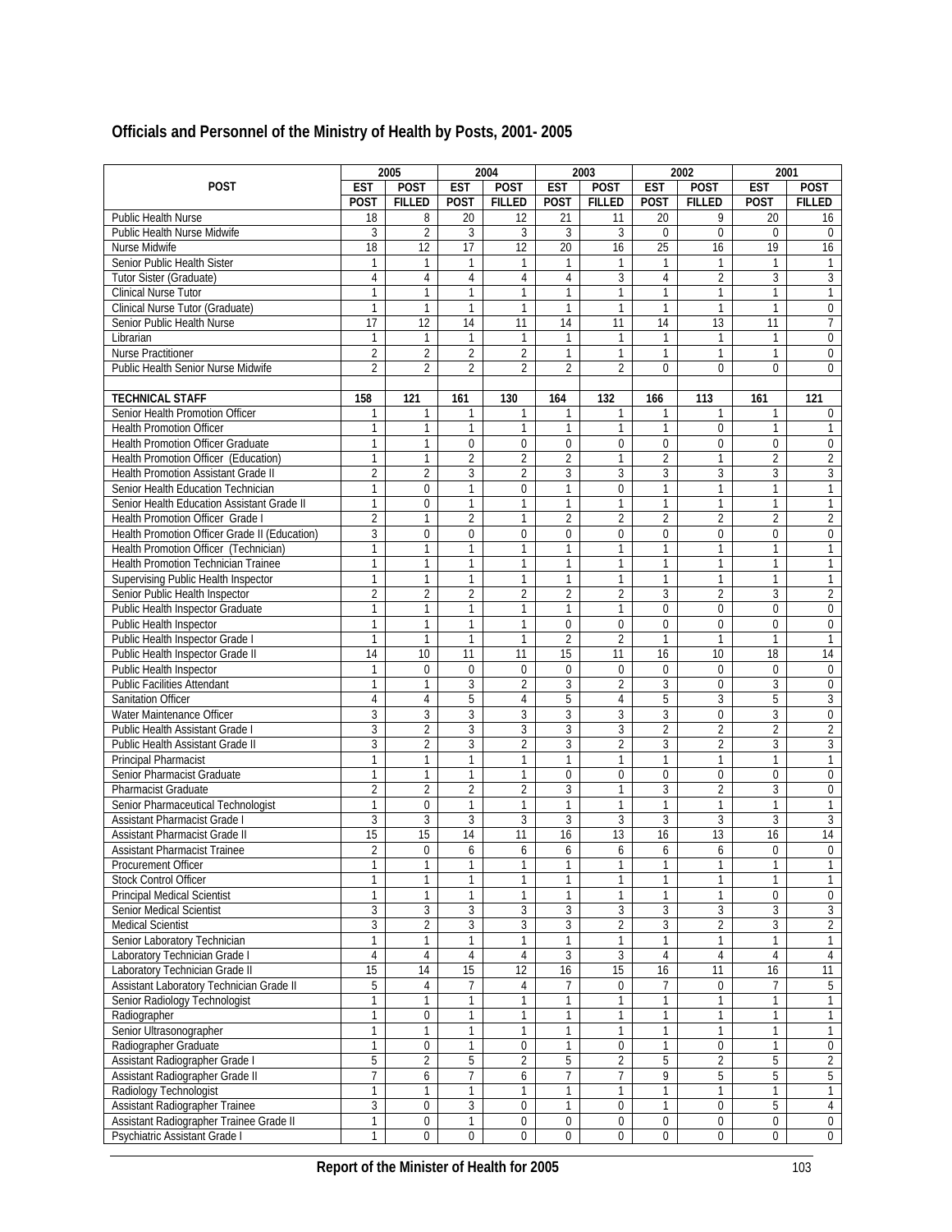## Officials and Personnel of the Ministry of Health by Posts, 2001- 2005

| POST | 2005 | | 2004 | | 2003 | | 2002 | | 2001 | |
|---|---|---|---|---|---|---|---|---|---|---|
| | EST POST | POST FILLED | EST POST | POST FILLED | EST POST | POST FILLED | EST POST | POST FILLED | EST POST | POST FILLED |
| Public Health Nurse | 18 | 8 | 20 | 12 | 21 | 11 | 20 | 9 | 20 | 16 |
| Public Health Nurse Midwife | 3 | 2 | 3 | 3 | 3 | 3 | 0 | 0 | 0 | 0 |
| Nurse Midwife | 18 | 12 | 17 | 12 | 20 | 16 | 25 | 16 | 19 | 16 |
| Senior Public Health Sister | 1 | 1 | 1 | 1 | 1 | 1 | 1 | 1 | 1 | 1 |
| Tutor Sister (Graduate) | 4 | 4 | 4 | 4 | 4 | 3 | 4 | 2 | 3 | 3 |
| Clinical Nurse Tutor | 1 | 1 | 1 | 1 | 1 | 1 | 1 | 1 | 1 | 1 |
| Clinical Nurse Tutor (Graduate) | 1 | 1 | 1 | 1 | 1 | 1 | 1 | 1 | 1 | 0 |
| Senior Public Health Nurse | 17 | 12 | 14 | 11 | 14 | 11 | 14 | 13 | 11 | 7 |
| Librarian | 1 | 1 | 1 | 1 | 1 | 1 | 1 | 1 | 1 | 0 |
| Nurse Practitioner | 2 | 2 | 2 | 2 | 1 | 1 | 1 | 1 | 1 | 0 |
| Public Health Senior Nurse Midwife | 2 | 2 | 2 | 2 | 2 | 2 | 0 | 0 | 0 | 0 |
| | | | | | | | | | | |
| **TECHNICAL STAFF** | **158** | **121** | **161** | **130** | **164** | **132** | **166** | **113** | **161** | **121** |
| Senior Health Promotion Officer | 1 | 1 | 1 | 1 | 1 | 1 | 1 | 1 | 1 | 0 |
| Health Promotion Officer | 1 | 1 | 1 | 1 | 1 | 1 | 1 | 0 | 1 | 1 |
| Health Promotion Officer Graduate | 1 | 1 | 0 | 0 | 0 | 0 | 0 | 0 | 0 | 0 |
| Health Promotion Officer (Education) | 1 | 1 | 2 | 2 | 2 | 1 | 2 | 1 | 2 | 2 |
| Health Promotion Assistant Grade II | 2 | 2 | 3 | 2 | 3 | 3 | 3 | 3 | 3 | 3 |
| Senior Health Education Technician | 1 | 0 | 1 | 0 | 1 | 0 | 1 | 1 | 1 | 1 |
| Senior Health Education Assistant Grade II | 1 | 0 | 1 | 1 | 1 | 1 | 1 | 1 | 1 | 1 |
| Health Promotion Officer Grade I | 2 | 1 | 2 | 1 | 2 | 2 | 2 | 2 | 2 | 2 |
| Health Promotion Officer Grade II (Education) | 3 | 0 | 0 | 0 | 0 | 0 | 0 | 0 | 0 | 0 |
| Health Promotion Officer (Technician) | 1 | 1 | 1 | 1 | 1 | 1 | 1 | 1 | 1 | 1 |
| Health Promotion Technician Trainee | 1 | 1 | 1 | 1 | 1 | 1 | 1 | 1 | 1 | 1 |
| Supervising Public Health Inspector | 1 | 1 | 1 | 1 | 1 | 1 | 1 | 1 | 1 | 1 |
| Senior Public Health Inspector | 2 | 2 | 2 | 2 | 2 | 2 | 3 | 2 | 3 | 2 |
| Public Health Inspector Graduate | 1 | 1 | 1 | 1 | 1 | 1 | 0 | 0 | 0 | 0 |
| Public Health Inspector | 1 | 1 | 1 | 1 | 0 | 0 | 0 | 0 | 0 | 0 |
| Public Health Inspector Grade I | 1 | 1 | 1 | 1 | 2 | 2 | 1 | 1 | 1 | 1 |
| Public Health Inspector Grade II | 14 | 10 | 11 | 11 | 15 | 11 | 16 | 10 | 18 | 14 |
| Public Health Inspector | 1 | 0 | 0 | 0 | 0 | 0 | 0 | 0 | 0 | 0 |
| Public Facilities Attendant | 1 | 1 | 3 | 2 | 3 | 2 | 3 | 0 | 3 | 0 |
| Sanitation Officer | 4 | 4 | 5 | 4 | 5 | 4 | 5 | 3 | 5 | 3 |
| Water Maintenance Officer | 3 | 3 | 3 | 3 | 3 | 3 | 3 | 0 | 3 | 0 |
| Public Health Assistant Grade I | 3 | 2 | 3 | 3 | 3 | 3 | 2 | 2 | 2 | 2 |
| Public Health Assistant Grade II | 3 | 2 | 3 | 2 | 3 | 2 | 3 | 2 | 3 | 3 |
| Principal Pharmacist | 1 | 1 | 1 | 1 | 1 | 1 | 1 | 1 | 1 | 1 |
| Senior Pharmacist Graduate | 1 | 1 | 1 | 1 | 0 | 0 | 0 | 0 | 0 | 0 |
| Pharmacist Graduate | 2 | 2 | 2 | 2 | 3 | 1 | 3 | 2 | 3 | 0 |
| Senior Pharmaceutical Technologist | 1 | 0 | 1 | 1 | 1 | 1 | 1 | 1 | 1 | 1 |
| Assistant Pharmacist Grade I | 3 | 3 | 3 | 3 | 3 | 3 | 3 | 3 | 3 | 3 |
| Assistant Pharmacist Grade II | 15 | 15 | 14 | 11 | 16 | 13 | 16 | 13 | 16 | 14 |
| Assistant Pharmacist Trainee | 2 | 0 | 6 | 6 | 6 | 6 | 6 | 6 | 0 | 0 |
| Procurement Officer | 1 | 1 | 1 | 1 | 1 | 1 | 1 | 1 | 1 | 1 |
| Stock Control Officer | 1 | 1 | 1 | 1 | 1 | 1 | 1 | 1 | 1 | 1 |
| Principal Medical Scientist | 1 | 1 | 1 | 1 | 1 | 1 | 1 | 1 | 0 | 0 |
| Senior Medical Scientist | 3 | 3 | 3 | 3 | 3 | 3 | 3 | 3 | 3 | 3 |
| Medical Scientist | 3 | 2 | 3 | 3 | 3 | 2 | 3 | 2 | 3 | 2 |
| Senior Laboratory Technician | 1 | 1 | 1 | 1 | 1 | 1 | 1 | 1 | 1 | 1 |
| Laboratory Technician Grade I | 4 | 4 | 4 | 4 | 3 | 3 | 4 | 4 | 4 | 4 |
| Laboratory Technician Grade II | 15 | 14 | 15 | 12 | 16 | 15 | 16 | 11 | 16 | 11 |
| Assistant Laboratory Technician Grade II | 5 | 4 | 7 | 4 | 7 | 0 | 7 | 0 | 7 | 5 |
| Senior Radiology Technologist | 1 | 1 | 1 | 1 | 1 | 1 | 1 | 1 | 1 | 1 |
| Radiographer | 1 | 0 | 1 | 1 | 1 | 1 | 1 | 1 | 1 | 1 |
| Senior Ultrasonographer | 1 | 1 | 1 | 1 | 1 | 1 | 1 | 1 | 1 | 1 |
| Radiographer Graduate | 1 | 0 | 1 | 0 | 1 | 0 | 1 | 0 | 1 | 0 |
| Assistant Radiographer Grade I | 5 | 2 | 5 | 2 | 5 | 2 | 5 | 2 | 5 | 2 |
| Assistant Radiographer Grade II | 7 | 6 | 7 | 6 | 7 | 7 | 9 | 5 | 5 | 5 |
| Radiology Technologist | 1 | 1 | 1 | 1 | 1 | 1 | 1 | 1 | 1 | 1 |
| Assistant Radiographer Trainee | 3 | 0 | 3 | 0 | 1 | 0 | 1 | 0 | 5 | 4 |
| Assistant Radiographer Trainee Grade II | 1 | 0 | 1 | 0 | 0 | 0 | 0 | 0 | 0 | 0 |
| Psychiatric Assistant Grade I | 1 | 0 | 0 | 0 | 0 | 0 | 0 | 0 | 0 | 0 |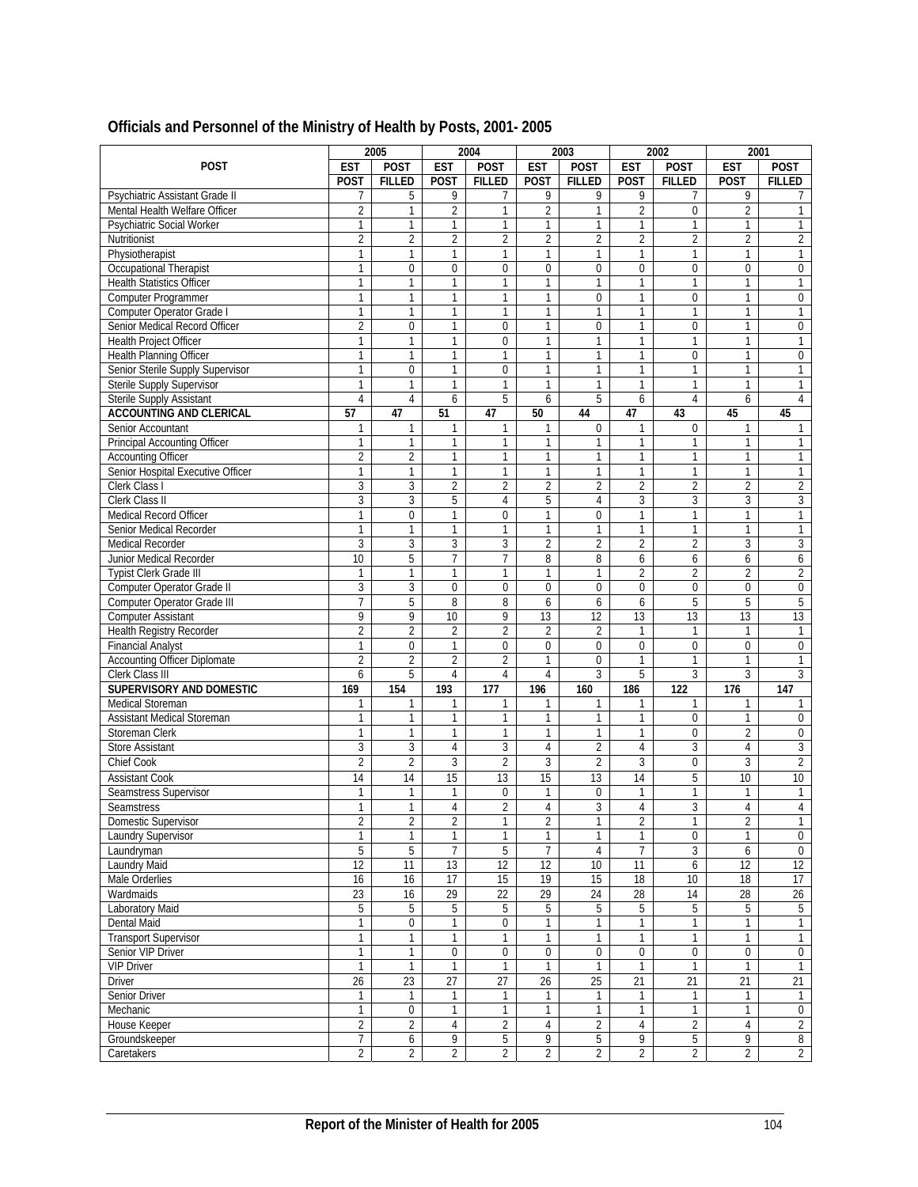## Officials and Personnel of the Ministry of Health by Posts, 2001- 2005

| POST | 2005 | | 2004 | | 2003 | | 2002 | | 2001 | |
|---|---|---|---|---|---|---|---|---|---|---|
| | EST POST | POST FILLED | EST POST | POST FILLED | EST POST | POST FILLED | EST POST | POST FILLED | EST POST | POST FILLED |
| Psychiatric Assistant Grade II | 7 | 5 | 9 | 7 | 9 | 9 | 9 | 7 | 9 | 7 |
| Mental Health Welfare Officer | 2 | 1 | 2 | 1 | 2 | 1 | 2 | 0 | 2 | 1 |
| Psychiatric Social Worker | 1 | 1 | 1 | 1 | 1 | 1 | 1 | 1 | 1 | 1 |
| Nutritionist | 2 | 2 | 2 | 2 | 2 | 2 | 2 | 2 | 2 | 2 |
| Physiotherapist | 1 | 1 | 1 | 1 | 1 | 1 | 1 | 1 | 1 | 1 |
| Occupational Therapist | 1 | 0 | 0 | 0 | 0 | 0 | 0 | 0 | 0 | 0 |
| Health Statistics Officer | 1 | 1 | 1 | 1 | 1 | 1 | 1 | 1 | 1 | 1 |
| Computer Programmer | 1 | 1 | 1 | 1 | 1 | 0 | 1 | 0 | 1 | 0 |
| Computer Operator Grade I | 1 | 1 | 1 | 1 | 1 | 1 | 1 | 1 | 1 | 1 |
| Senior Medical Record Officer | 2 | 0 | 1 | 0 | 1 | 0 | 1 | 0 | 1 | 0 |
| Health Project Officer | 1 | 1 | 1 | 0 | 1 | 1 | 1 | 1 | 1 | 1 |
| Health Planning Officer | 1 | 1 | 1 | 1 | 1 | 1 | 1 | 0 | 1 | 0 |
| Senior Sterile Supply Supervisor | 1 | 0 | 1 | 0 | 1 | 1 | 1 | 1 | 1 | 1 |
| Sterile Supply Supervisor | 1 | 1 | 1 | 1 | 1 | 1 | 1 | 1 | 1 | 1 |
| Sterile Supply Assistant | 4 | 4 | 6 | 5 | 6 | 5 | 6 | 4 | 6 | 4 |
| **ACCOUNTING AND CLERICAL** | **57** | **47** | **51** | **47** | **50** | **44** | **47** | **43** | **45** | **45** |
| Senior Accountant | 1 | 1 | 1 | 1 | 1 | 0 | 1 | 0 | 1 | 1 |
| Principal Accounting Officer | 1 | 1 | 1 | 1 | 1 | 1 | 1 | 1 | 1 | 1 |
| Accounting Officer | 2 | 2 | 1 | 1 | 1 | 1 | 1 | 1 | 1 | 1 |
| Senior Hospital Executive Officer | 1 | 1 | 1 | 1 | 1 | 1 | 1 | 1 | 1 | 1 |
| Clerk Class I | 3 | 3 | 2 | 2 | 2 | 2 | 2 | 2 | 2 | 2 |
| Clerk Class II | 3 | 3 | 5 | 4 | 5 | 4 | 3 | 3 | 3 | 3 |
| Medical Record Officer | 1 | 0 | 1 | 0 | 1 | 0 | 1 | 1 | 1 | 1 |
| Senior Medical Recorder | 1 | 1 | 1 | 1 | 1 | 1 | 1 | 1 | 1 | 1 |
| Medical Recorder | 3 | 3 | 3 | 3 | 2 | 2 | 2 | 2 | 3 | 3 |
| Junior Medical Recorder | 10 | 5 | 7 | 7 | 8 | 8 | 6 | 6 | 6 | 6 |
| Typist Clerk Grade III | 1 | 1 | 1 | 1 | 1 | 1 | 2 | 2 | 2 | 2 |
| Computer Operator Grade II | 3 | 3 | 0 | 0 | 0 | 0 | 0 | 0 | 0 | 0 |
| Computer Operator Grade III | 7 | 5 | 8 | 8 | 6 | 6 | 6 | 5 | 5 | 5 |
| Computer Assistant | 9 | 9 | 10 | 9 | 13 | 12 | 13 | 13 | 13 | 13 |
| Health Registry Recorder | 2 | 2 | 2 | 2 | 2 | 2 | 1 | 1 | 1 | 1 |
| Financial Analyst | 1 | 0 | 1 | 0 | 0 | 0 | 0 | 0 | 0 | 0 |
| Accounting Officer Diplomate | 2 | 2 | 2 | 2 | 1 | 0 | 1 | 1 | 1 | 1 |
| Clerk Class III | 6 | 5 | 4 | 4 | 4 | 3 | 5 | 3 | 3 | 3 |
| **SUPERVISORY AND DOMESTIC** | **169** | **154** | **193** | **177** | **196** | **160** | **186** | **122** | **176** | **147** |
| Medical Storeman | 1 | 1 | 1 | 1 | 1 | 1 | 1 | 1 | 1 | 1 |
| Assistant Medical Storeman | 1 | 1 | 1 | 1 | 1 | 1 | 1 | 0 | 1 | 0 |
| Storeman Clerk | 1 | 1 | 1 | 1 | 1 | 1 | 1 | 0 | 2 | 0 |
| Store Assistant | 3 | 3 | 4 | 3 | 4 | 2 | 4 | 3 | 4 | 3 |
| Chief Cook | 2 | 2 | 3 | 2 | 3 | 2 | 3 | 0 | 3 | 2 |
| Assistant Cook | 14 | 14 | 15 | 13 | 15 | 13 | 14 | 5 | 10 | 10 |
| Seamstress Supervisor | 1 | 1 | 1 | 0 | 1 | 0 | 1 | 1 | 1 | 1 |
| Seamstress | 1 | 1 | 4 | 2 | 4 | 3 | 4 | 3 | 4 | 4 |
| Domestic Supervisor | 2 | 2 | 2 | 1 | 2 | 1 | 2 | 1 | 2 | 1 |
| Laundry Supervisor | 1 | 1 | 1 | 1 | 1 | 1 | 1 | 0 | 1 | 0 |
| Laundryman | 5 | 5 | 7 | 5 | 7 | 4 | 7 | 3 | 6 | 0 |
| Laundry Maid | 12 | 11 | 13 | 12 | 12 | 10 | 11 | 6 | 12 | 12 |
| Male Orderlies | 16 | 16 | 17 | 15 | 19 | 15 | 18 | 10 | 18 | 17 |
| Wardmaids | 23 | 16 | 29 | 22 | 29 | 24 | 28 | 14 | 28 | 26 |
| Laboratory Maid | 5 | 5 | 5 | 5 | 5 | 5 | 5 | 5 | 5 | 5 |
| Dental Maid | 1 | 0 | 1 | 0 | 1 | 1 | 1 | 1 | 1 | 1 |
| Transport Supervisor | 1 | 1 | 1 | 1 | 1 | 1 | 1 | 1 | 1 | 1 |
| Senior VIP Driver | 1 | 1 | 0 | 0 | 0 | 0 | 0 | 0 | 0 | 0 |
| VIP Driver | 1 | 1 | 1 | 1 | 1 | 1 | 1 | 1 | 1 | 1 |
| Driver | 26 | 23 | 27 | 27 | 26 | 25 | 21 | 21 | 21 | 21 |
| Senior Driver | 1 | 1 | 1 | 1 | 1 | 1 | 1 | 1 | 1 | 1 |
| Mechanic | 1 | 0 | 1 | 1 | 1 | 1 | 1 | 1 | 1 | 0 |
| House Keeper | 2 | 2 | 4 | 2 | 4 | 2 | 4 | 2 | 4 | 2 |
| Groundskeeper | 7 | 6 | 9 | 5 | 9 | 5 | 9 | 5 | 9 | 8 |
| Caretakers | 2 | 2 | 2 | 2 | 2 | 2 | 2 | 2 | 2 | 2 |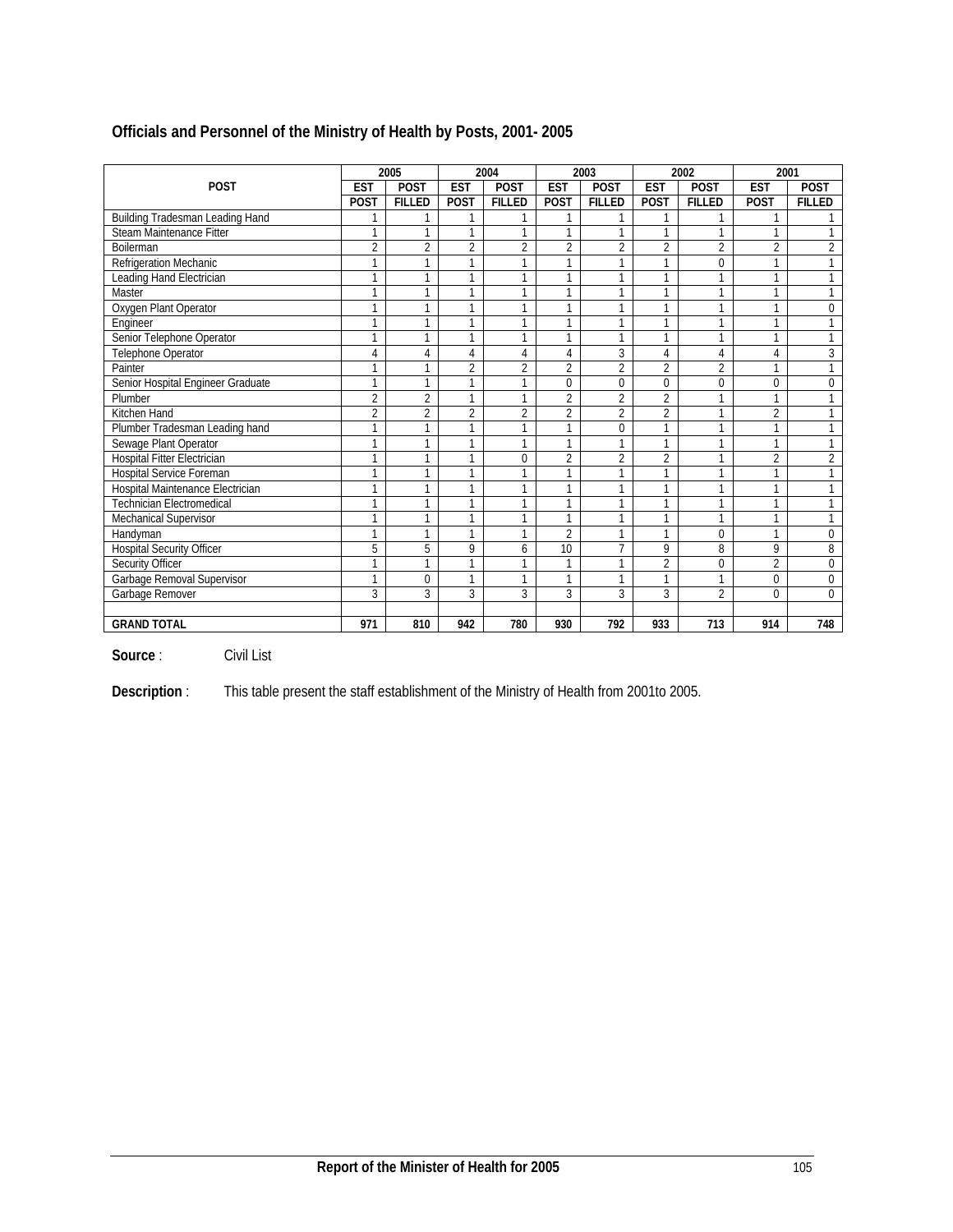## Officials and Personnel of the Ministry of Health by Posts, 2001- 2005

| POST | 2005 | | 2004 | | 2003 | | 2002 | | 2001 | |
|---|---|---|---|---|---|---|---|---|---|---|
| | EST POST | POST FILLED | EST POST | POST FILLED | EST POST | POST FILLED | EST POST | POST FILLED | EST POST | POST FILLED |
| Building Tradesman Leading Hand | 1 | 1 | 1 | 1 | 1 | 1 | 1 | 1 | 1 | 1 |
| Steam Maintenance Fitter | 1 | 1 | 1 | 1 | 1 | 1 | 1 | 1 | 1 | 1 |
| Boilerman | 2 | 2 | 2 | 2 | 2 | 2 | 2 | 2 | 2 | 2 |
| Refrigeration Mechanic | 1 | 1 | 1 | 1 | 1 | 1 | 1 | 0 | 1 | 1 |
| Leading Hand Electrician | 1 | 1 | 1 | 1 | 1 | 1 | 1 | 1 | 1 | 1 |
| Master | 1 | 1 | 1 | 1 | 1 | 1 | 1 | 1 | 1 | 1 |
| Oxygen Plant Operator | 1 | 1 | 1 | 1 | 1 | 1 | 1 | 1 | 1 | 0 |
| Engineer | 1 | 1 | 1 | 1 | 1 | 1 | 1 | 1 | 1 | 1 |
| Senior Telephone Operator | 1 | 1 | 1 | 1 | 1 | 1 | 1 | 1 | 1 | 1 |
| Telephone Operator | 4 | 4 | 4 | 4 | 4 | 3 | 4 | 4 | 4 | 3 |
| Painter | 1 | 1 | 2 | 2 | 2 | 2 | 2 | 2 | 1 | 1 |
| Senior Hospital Engineer Graduate | 1 | 1 | 1 | 1 | 0 | 0 | 0 | 0 | 0 | 0 |
| Plumber | 2 | 2 | 1 | 1 | 2 | 2 | 2 | 1 | 1 | 1 |
| Kitchen Hand | 2 | 2 | 2 | 2 | 2 | 2 | 2 | 1 | 2 | 1 |
| Plumber Tradesman Leading hand | 1 | 1 | 1 | 1 | 1 | 0 | 1 | 1 | 1 | 1 |
| Sewage Plant Operator | 1 | 1 | 1 | 1 | 1 | 1 | 1 | 1 | 1 | 1 |
| Hospital Fitter Electrician | 1 | 1 | 1 | 0 | 2 | 2 | 2 | 1 | 2 | 2 |
| Hospital Service Foreman | 1 | 1 | 1 | 1 | 1 | 1 | 1 | 1 | 1 | 1 |
| Hospital Maintenance Electrician | 1 | 1 | 1 | 1 | 1 | 1 | 1 | 1 | 1 | 1 |
| Technician Electromedical | 1 | 1 | 1 | 1 | 1 | 1 | 1 | 1 | 1 | 1 |
| Mechanical Supervisor | 1 | 1 | 1 | 1 | 1 | 1 | 1 | 1 | 1 | 1 |
| Handyman | 1 | 1 | 1 | 1 | 2 | 1 | 1 | 0 | 1 | 0 |
| Hospital Security Officer | 5 | 5 | 9 | 6 | 10 | 7 | 9 | 8 | 9 | 8 |
| Security Officer | 1 | 1 | 1 | 1 | 1 | 1 | 2 | 0 | 2 | 0 |
| Garbage Removal Supervisor | 1 | 0 | 1 | 1 | 1 | 1 | 1 | 1 | 0 | 0 |
| Garbage Remover | 3 | 3 | 3 | 3 | 3 | 3 | 3 | 2 | 0 | 0 |
| | | | | | | | | | | |
| **GRAND TOTAL** | **971** | **810** | **942** | **780** | **930** | **792** | **933** | **713** | **914** | **748** |

**Source** : Civil List

**Description** : This table present the staff establishment of the Ministry of Health from 2001to 2005.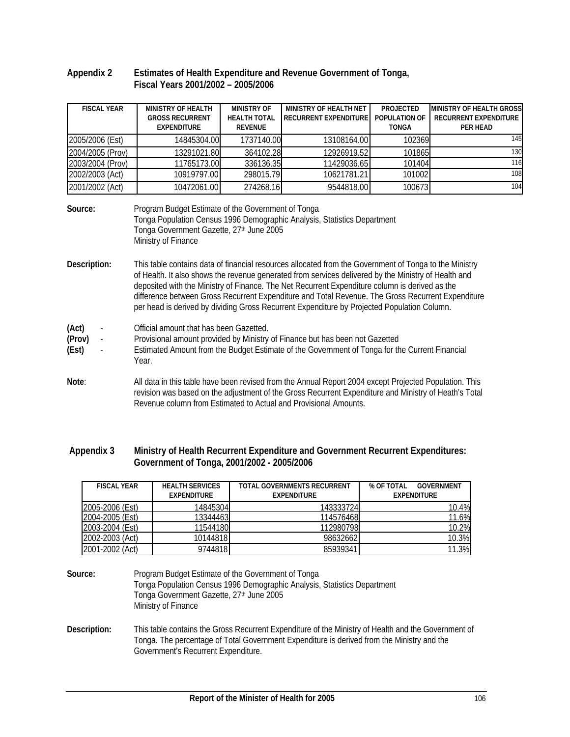## Appendix 2 Estimates of Health Expenditure and Revenue Government of Tonga, Fiscal Years 2001/2002 – 2005/2006

| FISCAL YEAR | MINISTRY OF HEALTH GROSS RECURRENT EXPENDITURE | MINISTRY OF HEALTH TOTAL REVENUE | MINISTRY OF HEALTH NET RECURRENT EXPENDITURE | PROJECTED POPULATION OF TONGA | MINISTRY OF HEALTH GROSS RECURRENT EXPENDITURE PER HEAD |
|---|---|---|---|---|---|
| 2005/2006 (Est) | 14845304.00 | 1737140.00 | 13108164.00 | 102369 | 145 |
| 2004/2005 (Prov) | 13291021.80 | 364102.28 | 12926919.52 | 101865 | 130 |
| 2003/2004 (Prov) | 11765173.00 | 336136.35 | 11429036.65 | 101404 | 116 |
| 2002/2003 (Act) | 10919797.00 | 298015.79 | 10621781.21 | 101002 | 108 |
| 2001/2002 (Act) | 10472061.00 | 274268.16 | 9544818.00 | 100673 | 104 |

**Source:** Program Budget Estimate of the Government of Tonga
Tonga Population Census 1996 Demographic Analysis, Statistics Department
Tonga Government Gazette, 27th June 2005
Ministry of Finance

**Description:** This table contains data of financial resources allocated from the Government of Tonga to the Ministry of Health. It also shows the revenue generated from services delivered by the Ministry of Health and deposited with the Ministry of Finance. The Net Recurrent Expenditure column is derived as the difference between Gross Recurrent Expenditure and Total Revenue. The Gross Recurrent Expenditure per head is derived by dividing Gross Recurrent Expenditure by Projected Population Column.

**(Act)** - Official amount that has been Gazetted.
**(Prov)** - Provisional amount provided by Ministry of Finance but has been not Gazetted
**(Est)** - Estimated Amount from the Budget Estimate of the Government of Tonga for the Current Financial Year.

**Note**: All data in this table have been revised from the Annual Report 2004 except Projected Population. This revision was based on the adjustment of the Gross Recurrent Expenditure and Ministry of Heath's Total Revenue column from Estimated to Actual and Provisional Amounts.

## Appendix 3 Ministry of Health Recurrent Expenditure and Government Recurrent Expenditures: Government of Tonga, 2001/2002 - 2005/2006

| FISCAL YEAR | HEALTH SERVICES EXPENDITURE | TOTAL GOVERNMENTS RECURRENT EXPENDITURE | % OF TOTAL GOVERNMENT EXPENDITURE |
|---|---|---|---|
| 2005-2006 (Est) | 14845304 | 143333724 | 10.4% |
| 2004-2005 (Est) | 13344463 | 114576468 | 11.6% |
| 2003-2004 (Est) | 11544180 | 112980798 | 10.2% |
| 2002-2003 (Act) | 10144818 | 98632662 | 10.3% |
| 2001-2002 (Act) | 9744818 | 85939341 | 11.3% |

**Source:** Program Budget Estimate of the Government of Tonga
Tonga Population Census 1996 Demographic Analysis, Statistics Department
Tonga Government Gazette, 27th June 2005
Ministry of Finance

**Description:** This table contains the Gross Recurrent Expenditure of the Ministry of Health and the Government of Tonga. The percentage of Total Government Expenditure is derived from the Ministry and the Government's Recurrent Expenditure.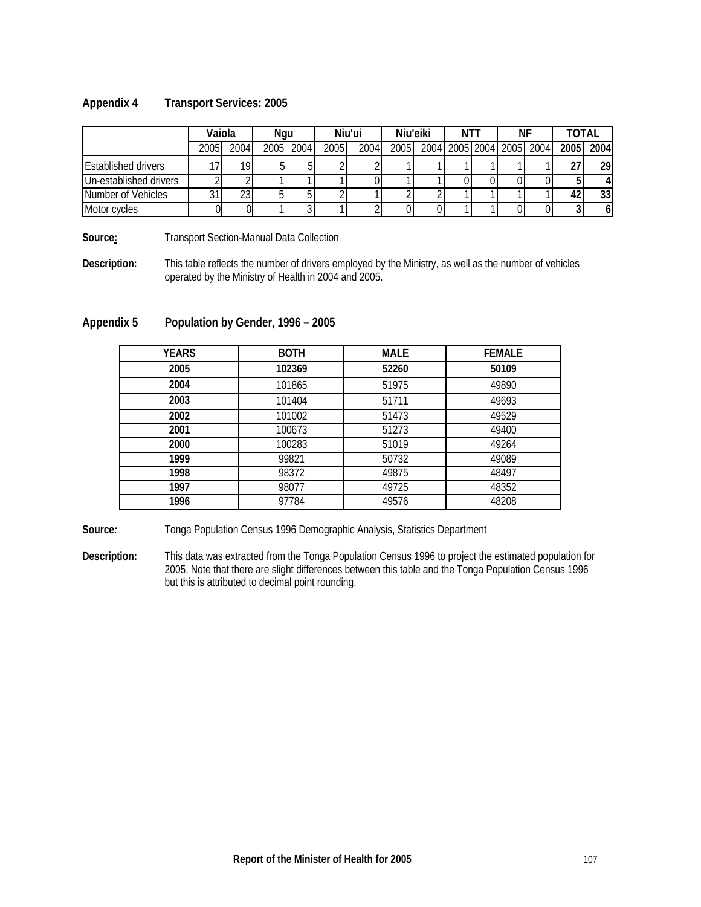## Appendix 4 Transport Services: 2005

| | Vaiola | | Ngu | | Niu'ui | | Niu'eiki | | NTT | | NF | | TOTAL | |
|---|---|---|---|---|---|---|---|---|---|---|---|---|---|---|
| | 2005 | 2004 | 2005 | 2004 | 2005 | 2004 | 2005 | 2004 | 2005 | 2004 | 2005 | 2004 | **2005** | **2004** |
| Established drivers | 17 | 19 | 5 | 5 | 2 | 2 | 1 | 1 | 1 | 1 | 1 | 1 | **27** | **29** |
| Un-established drivers | 2 | 2 | 1 | 1 | 1 | 0 | 1 | 1 | 0 | 0 | 0 | 0 | **5** | **4** |
| Number of Vehicles | 31 | 23 | 5 | 5 | 2 | 1 | 2 | 2 | 1 | 1 | 1 | 1 | **42** | **33** |
| Motor cycles | 0 | 0 | 1 | 3 | 1 | 2 | 0 | 0 | 1 | 1 | 0 | 0 | **3** | **6** |

**Source:** Transport Section-Manual Data Collection

**Description:** This table reflects the number of drivers employed by the Ministry, as well as the number of vehicles operated by the Ministry of Health in 2004 and 2005.

## Appendix 5 Population by Gender, 1996 – 2005

| YEARS | BOTH | MALE | FEMALE |
|---|---|---|---|
| **2005** | **102369** | **52260** | **50109** |
| **2004** | 101865 | 51975 | 49890 |
| **2003** | 101404 | 51711 | 49693 |
| **2002** | 101002 | 51473 | 49529 |
| **2001** | 100673 | 51273 | 49400 |
| **2000** | 100283 | 51019 | 49264 |
| **1999** | 99821 | 50732 | 49089 |
| **1998** | 98372 | 49875 | 48497 |
| **1997** | 98077 | 49725 | 48352 |
| **1996** | 97784 | 49576 | 48208 |

**Source:** Tonga Population Census 1996 Demographic Analysis, Statistics Department

**Description:** This data was extracted from the Tonga Population Census 1996 to project the estimated population for 2005. Note that there are slight differences between this table and the Tonga Population Census 1996 but this is attributed to decimal point rounding.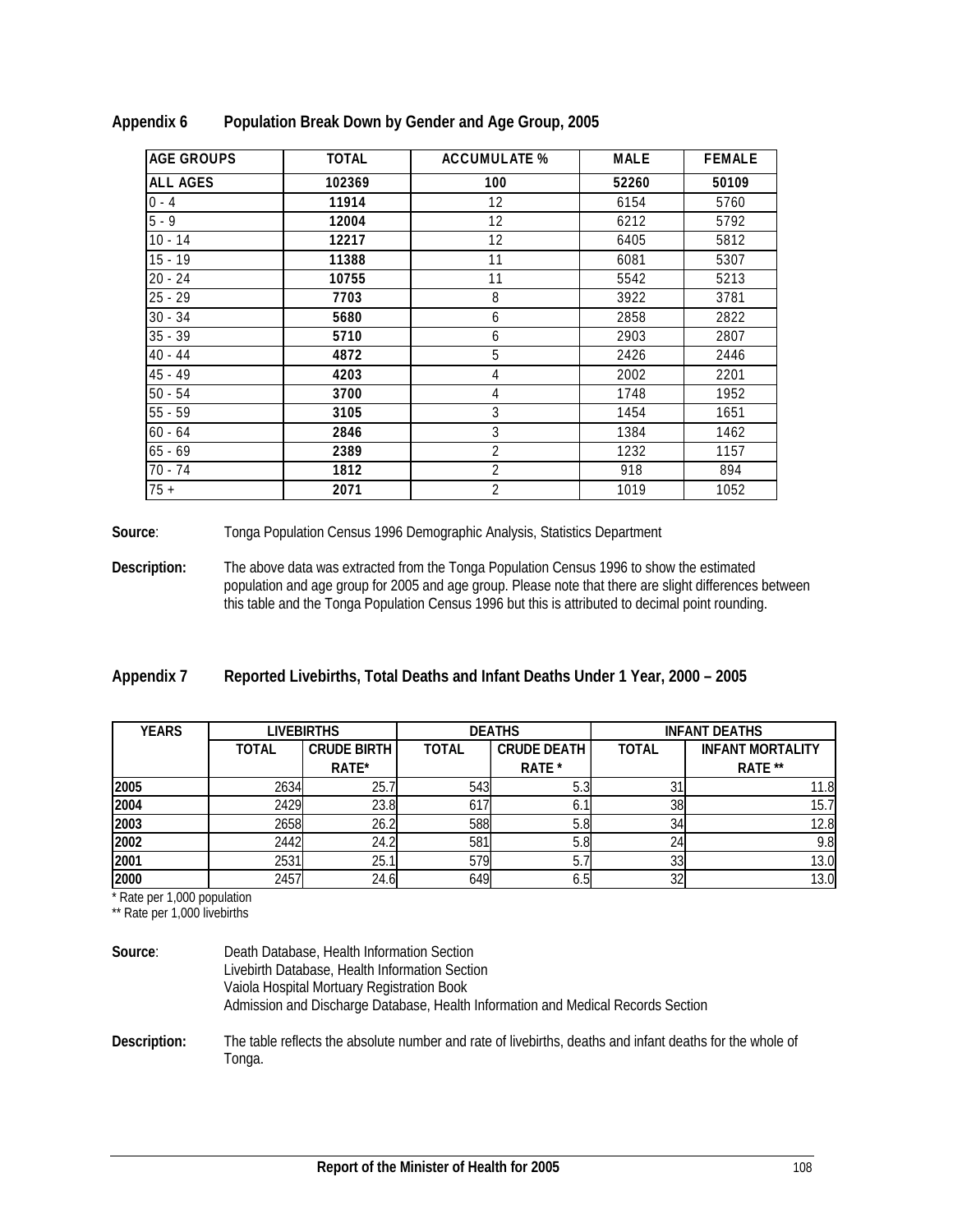## Appendix 6 Population Break Down by Gender and Age Group, 2005

| AGE GROUPS | TOTAL | ACCUMULATE % | MALE | FEMALE |
|---|---|---|---|---|
| ALL AGES | 102369 | 100 | 52260 | 50109 |
| 0 - 4 | 11914 | 12 | 6154 | 5760 |
| 5 - 9 | 12004 | 12 | 6212 | 5792 |
| 10 - 14 | 12217 | 12 | 6405 | 5812 |
| 15 - 19 | 11388 | 11 | 6081 | 5307 |
| 20 - 24 | 10755 | 11 | 5542 | 5213 |
| 25 - 29 | 7703 | 8 | 3922 | 3781 |
| 30 - 34 | 5680 | 6 | 2858 | 2822 |
| 35 - 39 | 5710 | 6 | 2903 | 2807 |
| 40 - 44 | 4872 | 5 | 2426 | 2446 |
| 45 - 49 | 4203 | 4 | 2002 | 2201 |
| 50 - 54 | 3700 | 4 | 1748 | 1952 |
| 55 - 59 | 3105 | 3 | 1454 | 1651 |
| 60 - 64 | 2846 | 3 | 1384 | 1462 |
| 65 - 69 | 2389 | 2 | 1232 | 1157 |
| 70 - 74 | 1812 | 2 | 918 | 894 |
| 75 + | 2071 | 2 | 1019 | 1052 |

**Source**: Tonga Population Census 1996 Demographic Analysis, Statistics Department

**Description:** The above data was extracted from the Tonga Population Census 1996 to show the estimated population and age group for 2005 and age group. Please note that there are slight differences between this table and the Tonga Population Census 1996 but this is attributed to decimal point rounding.

## Appendix 7 Reported Livebirths, Total Deaths and Infant Deaths Under 1 Year, 2000 – 2005

| YEARS | LIVEBIRTHS | | DEATHS | | INFANT DEATHS | |
|---|---|---|---|---|---|---|
| | TOTAL | CRUDE BIRTH RATE* | TOTAL | CRUDE DEATH RATE * | TOTAL | INFANT MORTALITY RATE ** |
| 2005 | 2634 | 25.7 | 543 | 5.3 | 31 | 11.8 |
| 2004 | 2429 | 23.8 | 617 | 6.1 | 38 | 15.7 |
| 2003 | 2658 | 26.2 | 588 | 5.8 | 34 | 12.8 |
| 2002 | 2442 | 24.2 | 581 | 5.8 | 24 | 9.8 |
| 2001 | 2531 | 25.1 | 579 | 5.7 | 33 | 13.0 |
| 2000 | 2457 | 24.6 | 649 | 6.5 | 32 | 13.0 |

\* Rate per 1,000 population

\*\* Rate per 1,000 livebirths

**Source**: Death Database, Health Information Section
Livebirth Database, Health Information Section
Vaiola Hospital Mortuary Registration Book
Admission and Discharge Database, Health Information and Medical Records Section

**Description:** The table reflects the absolute number and rate of livebirths, deaths and infant deaths for the whole of Tonga.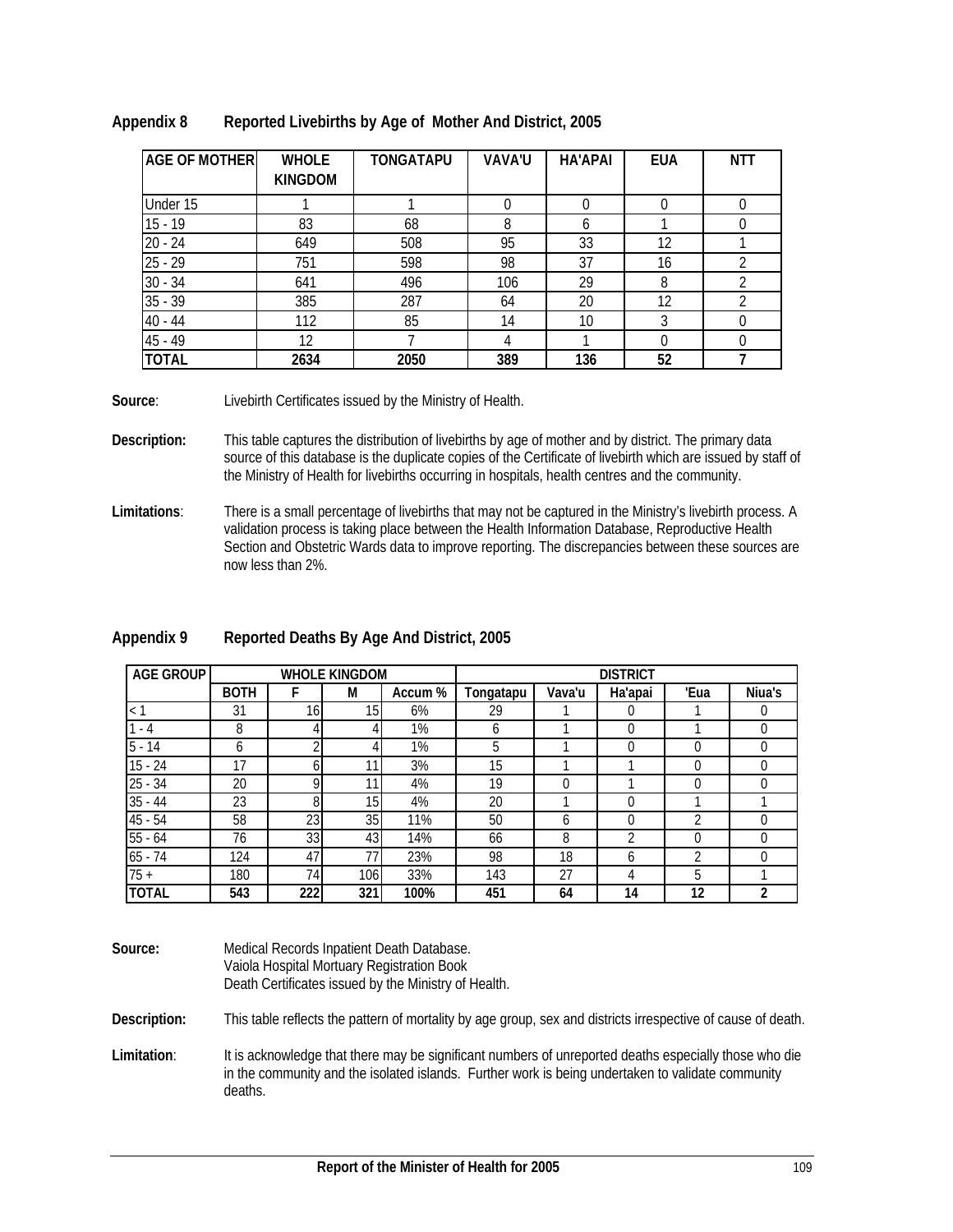## Appendix 8 Reported Livebirths by Age of Mother And District, 2005

| AGE OF MOTHER | WHOLE KINGDOM | TONGATAPU | VAVA'U | HA'APAI | EUA | NTT |
|---|---|---|---|---|---|---|
| Under 15 | 1 | 1 | 0 | 0 | 0 | 0 |
| 15 - 19 | 83 | 68 | 8 | 6 | 1 | 0 |
| 20 - 24 | 649 | 508 | 95 | 33 | 12 | 1 |
| 25 - 29 | 751 | 598 | 98 | 37 | 16 | 2 |
| 30 - 34 | 641 | 496 | 106 | 29 | 8 | 2 |
| 35 - 39 | 385 | 287 | 64 | 20 | 12 | 2 |
| 40 - 44 | 112 | 85 | 14 | 10 | 3 | 0 |
| 45 - 49 | 12 | 7 | 4 | 1 | 0 | 0 |
| **TOTAL** | **2634** | **2050** | **389** | **136** | **52** | **7** |

**Source**: Livebirth Certificates issued by the Ministry of Health.

**Description:** This table captures the distribution of livebirths by age of mother and by district. The primary data source of this database is the duplicate copies of the Certificate of livebirth which are issued by staff of the Ministry of Health for livebirths occurring in hospitals, health centres and the community.

**Limitations**: There is a small percentage of livebirths that may not be captured in the Ministry's livebirth process. A validation process is taking place between the Health Information Database, Reproductive Health Section and Obstetric Wards data to improve reporting. The discrepancies between these sources are now less than 2%.

## Appendix 9 Reported Deaths By Age And District, 2005

| AGE GROUP | WHOLE KINGDOM | | | | DISTRICT | | | | |
|---|---|---|---|---|---|---|---|---|---|
| | BOTH | F | M | Accum % | Tongatapu | Vava'u | Ha'apai | 'Eua | Niua's |
| < 1 | 31 | 16 | 15 | 6% | 29 | 1 | 0 | 1 | 0 |
| 1 - 4 | 8 | 4 | 4 | 1% | 6 | 1 | 0 | 1 | 0 |
| 5 - 14 | 6 | 2 | 4 | 1% | 5 | 1 | 0 | 0 | 0 |
| 15 - 24 | 17 | 6 | 11 | 3% | 15 | 1 | 1 | 0 | 0 |
| 25 - 34 | 20 | 9 | 11 | 4% | 19 | 0 | 1 | 0 | 0 |
| 35 - 44 | 23 | 8 | 15 | 4% | 20 | 1 | 0 | 1 | 1 |
| 45 - 54 | 58 | 23 | 35 | 11% | 50 | 6 | 0 | 2 | 0 |
| 55 - 64 | 76 | 33 | 43 | 14% | 66 | 8 | 2 | 0 | 0 |
| 65 - 74 | 124 | 47 | 77 | 23% | 98 | 18 | 6 | 2 | 0 |
| 75 + | 180 | 74 | 106 | 33% | 143 | 27 | 4 | 5 | 1 |
| **TOTAL** | **543** | **222** | **321** | **100%** | **451** | **64** | **14** | **12** | **2** |

**Source:** Medical Records Inpatient Death Database.
Vaiola Hospital Mortuary Registration Book
Death Certificates issued by the Ministry of Health.

**Description:** This table reflects the pattern of mortality by age group, sex and districts irrespective of cause of death.

**Limitation**: It is acknowledge that there may be significant numbers of unreported deaths especially those who die in the community and the isolated islands. Further work is being undertaken to validate community deaths.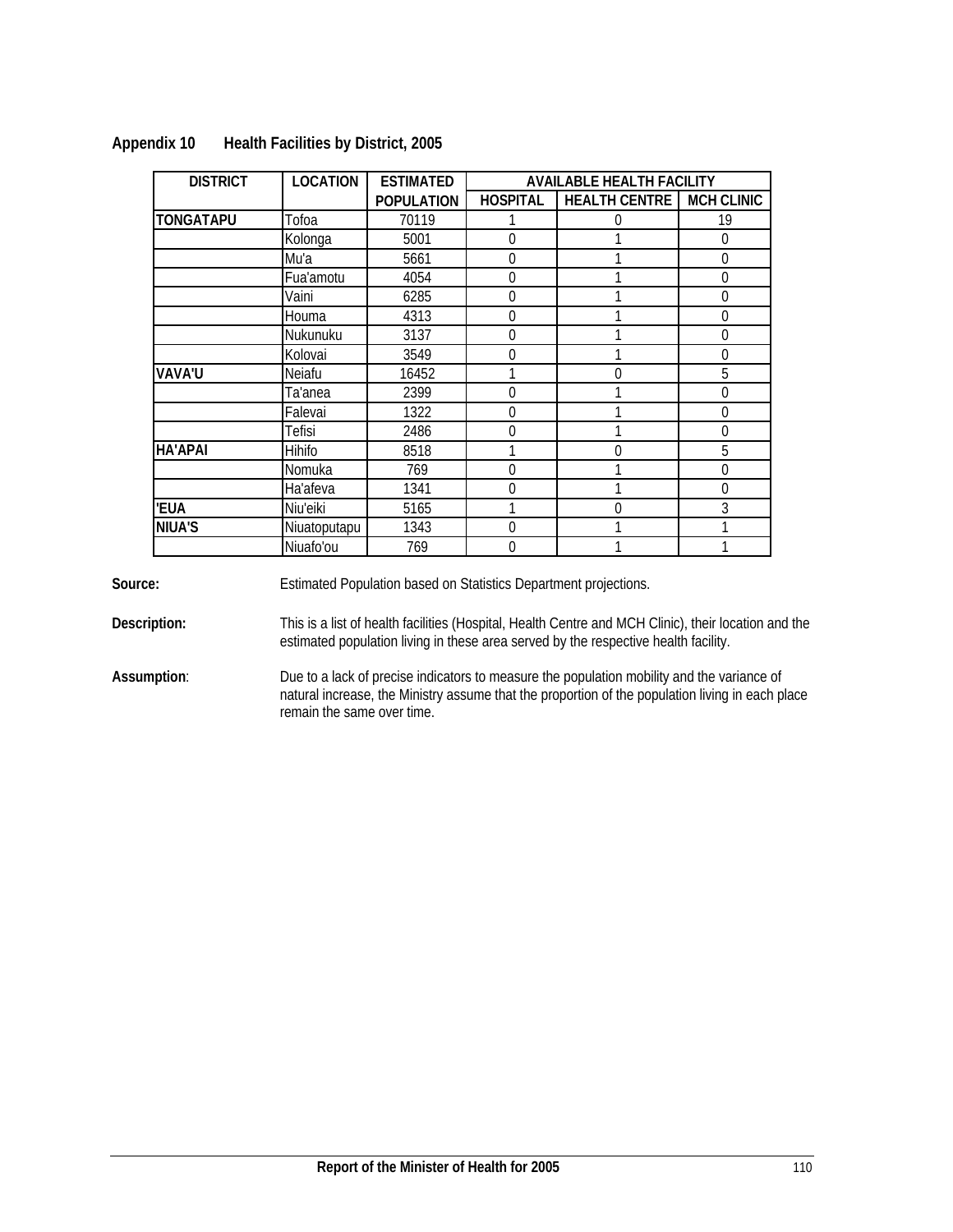## Appendix 10 Health Facilities by District, 2005

| DISTRICT | LOCATION | ESTIMATED POPULATION | AVAILABLE HEALTH FACILITY | | |
|---|---|---|---|---|---|
| | | | HOSPITAL | HEALTH CENTRE | MCH CLINIC |
| **TONGATAPU** | Tofoa | 70119 | 1 | 0 | 19 |
| | Kolonga | 5001 | 0 | 1 | 0 |
| | Mu'a | 5661 | 0 | 1 | 0 |
| | Fua'amotu | 4054 | 0 | 1 | 0 |
| | Vaini | 6285 | 0 | 1 | 0 |
| | Houma | 4313 | 0 | 1 | 0 |
| | Nukunuku | 3137 | 0 | 1 | 0 |
| | Kolovai | 3549 | 0 | 1 | 0 |
| **VAVA'U** | Neiafu | 16452 | 1 | 0 | 5 |
| | Ta'anea | 2399 | 0 | 1 | 0 |
| | Falevai | 1322 | 0 | 1 | 0 |
| | Tefisi | 2486 | 0 | 1 | 0 |
| **HA'APAI** | Hihifo | 8518 | 1 | 0 | 5 |
| | Nomuka | 769 | 0 | 1 | 0 |
| | Ha'afeva | 1341 | 0 | 1 | 0 |
| **'EUA** | Niu'eiki | 5165 | 1 | 0 | 3 |
| **NIUA'S** | Niuatoputapu | 1343 | 0 | 1 | 1 |
| | Niuafo'ou | 769 | 0 | 1 | 1 |

**Source:** Estimated Population based on Statistics Department projections.

**Description:** This is a list of health facilities (Hospital, Health Centre and MCH Clinic), their location and the estimated population living in these area served by the respective health facility.

**Assumption**: Due to a lack of precise indicators to measure the population mobility and the variance of natural increase, the Ministry assume that the proportion of the population living in each place remain the same over time.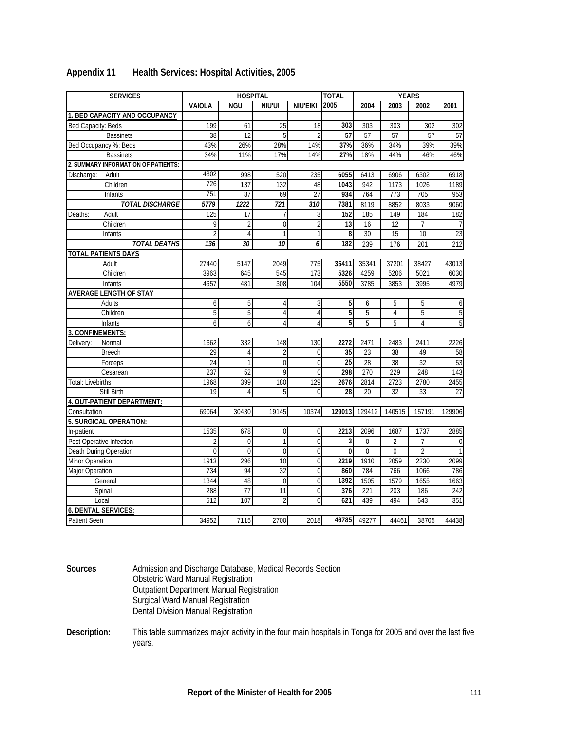## Appendix 11 Health Services: Hospital Activities, 2005

| SERVICES | HOSPITAL | | | | TOTAL | YEARS | | | |
|---|---|---|---|---|---|---|---|---|---|
| | VAIOLA | NGU | NIU'UI | NIU'EIKI | 2005 | 2004 | 2003 | 2002 | 2001 |
| **1. BED CAPACITY AND OCCUPANCY** | | | | | | | | | |
| Bed Capacity: Beds | 199 | 61 | 25 | 18 | **303** | 303 | 303 | 302 | 302 |
| Bassinets | 38 | 12 | 5 | 2 | **57** | 57 | 57 | 57 | 57 |
| Bed Occupancy %: Beds | 43% | 26% | 28% | 14% | **37%** | 36% | 34% | 39% | 39% |
| Bassinets | 34% | 11% | 17% | 14% | **27%** | 18% | 44% | 46% | 46% |
| **2. SUMMARY INFORMATION OF PATIENTS:** | | | | | | | | | |
| Discharge: Adult | 4302 | 998 | 520 | 235 | **6055** | 6413 | 6906 | 6302 | 6918 |
| Children | 726 | 137 | 132 | 48 | **1043** | 942 | 1173 | 1026 | 1189 |
| Infants | 751 | 87 | 69 | 27 | **934** | 764 | 773 | 705 | 953 |
| ***TOTAL DISCHARGE*** | ***5779*** | ***1222*** | ***721*** | ***310*** | **7381** | 8119 | 8852 | 8033 | 9060 |
| Deaths: Adult | 125 | 17 | 7 | 3 | **152** | 185 | 149 | 184 | 182 |
| Children | 9 | 2 | 0 | 2 | **13** | 16 | 12 | 7 | 7 |
| Infants | 2 | 4 | 1 | 1 | **8** | 30 | 15 | 10 | 23 |
| ***TOTAL DEATHS*** | ***136*** | ***30*** | ***10*** | ***6*** | **182** | 239 | 176 | 201 | 212 |
| **TOTAL PATIENTS DAYS** | | | | | | | | | |
| Adult | 27440 | 5147 | 2049 | 775 | **35411** | 35341 | 37201 | 38427 | 43013 |
| Children | 3963 | 645 | 545 | 173 | **5326** | 4259 | 5206 | 5021 | 6030 |
| Infants | 4657 | 481 | 308 | 104 | **5550** | 3785 | 3853 | 3995 | 4979 |
| **AVERAGE LENGTH OF STAY** | | | | | | | | | |
| Adults | 6 | 5 | 4 | 3 | **5** | 6 | 5 | 5 | 6 |
| Children | 5 | 5 | 4 | 4 | **5** | 5 | 4 | 5 | 5 |
| Infants | 6 | 6 | 4 | 4 | **5** | 5 | 5 | 4 | 5 |
| **3. CONFINEMENTS:** | | | | | | | | | |
| Delivery: Normal | 1662 | 332 | 148 | 130 | **2272** | 2471 | 2483 | 2411 | 2226 |
| Breech | 29 | 4 | 2 | 0 | **35** | 23 | 38 | 49 | 58 |
| Forceps | 24 | 1 | 0 | 0 | **25** | 28 | 38 | 32 | 53 |
| Cesarean | 237 | 52 | 9 | 0 | **298** | 270 | 229 | 248 | 143 |
| Total: Livebirths | 1968 | 399 | 180 | 129 | **2676** | 2814 | 2723 | 2780 | 2455 |
| Still Birth | 19 | 4 | 5 | 0 | **28** | 20 | 32 | 33 | 27 |
| **4. OUT-PATIENT DEPARTMENT:** | | | | | | | | | |
| Consultation | 69064 | 30430 | 19145 | 10374 | **129013** | 129412 | 140515 | 157191 | 129906 |
| **5. SURGICAL OPERATION:** | | | | | | | | | |
| In-patient | 1535 | 678 | 0 | 0 | **2213** | 2096 | 1687 | 1737 | 2885 |
| Post Operative Infection | 2 | 0 | 1 | 0 | **3** | 0 | 2 | 7 | 0 |
| Death During Operation | 0 | 0 | 0 | 0 | **0** | 0 | 0 | 2 | 1 |
| Minor Operation | 1913 | 296 | 10 | 0 | **2219** | 1910 | 2059 | 2230 | 2099 |
| Major Operation | 734 | 94 | 32 | 0 | **860** | 784 | 766 | 1066 | 786 |
| General | 1344 | 48 | 0 | 0 | **1392** | 1505 | 1579 | 1655 | 1663 |
| Spinal | 288 | 77 | 11 | 0 | **376** | 221 | 203 | 186 | 242 |
| Local | 512 | 107 | 2 | 0 | **621** | 439 | 494 | 643 | 351 |
| **6. DENTAL SERVICES:** | | | | | | | | | |
| Patient Seen | 34952 | 7115 | 2700 | 2018 | **46785** | 49277 | 44461 | 38705 | 44438 |

**Sources** Admission and Discharge Database, Medical Records Section
Obstetric Ward Manual Registration
Outpatient Department Manual Registration
Surgical Ward Manual Registration
Dental Division Manual Registration

**Description:** This table summarizes major activity in the four main hospitals in Tonga for 2005 and over the last five years.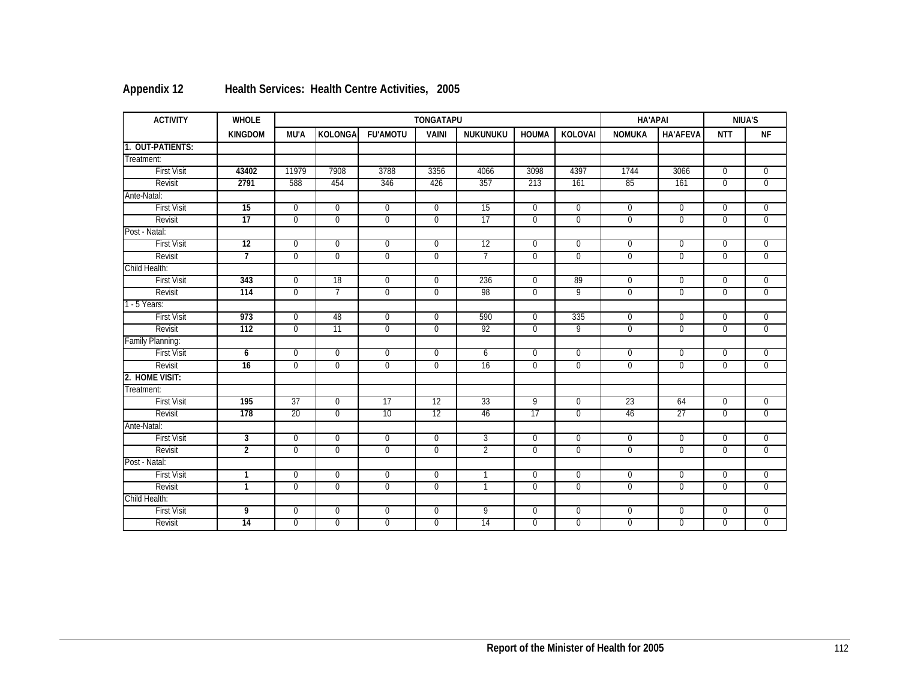## Appendix 12 Health Services: Health Centre Activities, 2005

| ACTIVITY | WHOLE | TONGATAPU | | | | | | | HA'APAI | | NIUA'S | |
|---|---|---|---|---|---|---|---|---|---|---|---|---|
| | KINGDOM | MU'A | KOLONGA | FU'AMOTU | VAINI | NUKUNUKU | HOUMA | KOLOVAI | NOMUKA | HA'AFEVA | NTT | NF |
| **1. OUT-PATIENTS:** | | | | | | | | | | | | |
| Treatment: | | | | | | | | | | | | |
| First Visit | **43402** | 11979 | 7908 | 3788 | 3356 | 4066 | 3098 | 4397 | 1744 | 3066 | 0 | 0 |
| Revisit | **2791** | 588 | 454 | 346 | 426 | 357 | 213 | 161 | 85 | 161 | 0 | 0 |
| Ante-Natal: | | | | | | | | | | | | |
| First Visit | **15** | 0 | 0 | 0 | 0 | 15 | 0 | 0 | 0 | 0 | 0 | 0 |
| Revisit | **17** | 0 | 0 | 0 | 0 | 17 | 0 | 0 | 0 | 0 | 0 | 0 |
| Post - Natal: | | | | | | | | | | | | |
| First Visit | **12** | 0 | 0 | 0 | 0 | 12 | 0 | 0 | 0 | 0 | 0 | 0 |
| Revisit | **7** | 0 | 0 | 0 | 0 | 7 | 0 | 0 | 0 | 0 | 0 | 0 |
| Child Health: | | | | | | | | | | | | |
| First Visit | **343** | 0 | 18 | 0 | 0 | 236 | 0 | 89 | 0 | 0 | 0 | 0 |
| Revisit | **114** | 0 | 7 | 0 | 0 | 98 | 0 | 9 | 0 | 0 | 0 | 0 |
| 1 - 5 Years: | | | | | | | | | | | | |
| First Visit | **973** | 0 | 48 | 0 | 0 | 590 | 0 | 335 | 0 | 0 | 0 | 0 |
| Revisit | **112** | 0 | 11 | 0 | 0 | 92 | 0 | 9 | 0 | 0 | 0 | 0 |
| Family Planning: | | | | | | | | | | | | |
| First Visit | **6** | 0 | 0 | 0 | 0 | 6 | 0 | 0 | 0 | 0 | 0 | 0 |
| Revisit | **16** | 0 | 0 | 0 | 0 | 16 | 0 | 0 | 0 | 0 | 0 | 0 |
| **2. HOME VISIT:** | | | | | | | | | | | | |
| Treatment: | | | | | | | | | | | | |
| First Visit | **195** | 37 | 0 | 17 | 12 | 33 | 9 | 0 | 23 | 64 | 0 | 0 |
| Revisit | **178** | 20 | 0 | 10 | 12 | 46 | 17 | 0 | 46 | 27 | 0 | 0 |
| Ante-Natal: | | | | | | | | | | | | |
| First Visit | **3** | 0 | 0 | 0 | 0 | 3 | 0 | 0 | 0 | 0 | 0 | 0 |
| Revisit | **2** | 0 | 0 | 0 | 0 | 2 | 0 | 0 | 0 | 0 | 0 | 0 |
| Post - Natal: | | | | | | | | | | | | |
| First Visit | **1** | 0 | 0 | 0 | 0 | 1 | 0 | 0 | 0 | 0 | 0 | 0 |
| Revisit | **1** | 0 | 0 | 0 | 0 | 1 | 0 | 0 | 0 | 0 | 0 | 0 |
| Child Health: | | | | | | | | | | | | |
| First Visit | **9** | 0 | 0 | 0 | 0 | 9 | 0 | 0 | 0 | 0 | 0 | 0 |
| Revisit | **14** | 0 | 0 | 0 | 0 | 14 | 0 | 0 | 0 | 0 | 0 | 0 |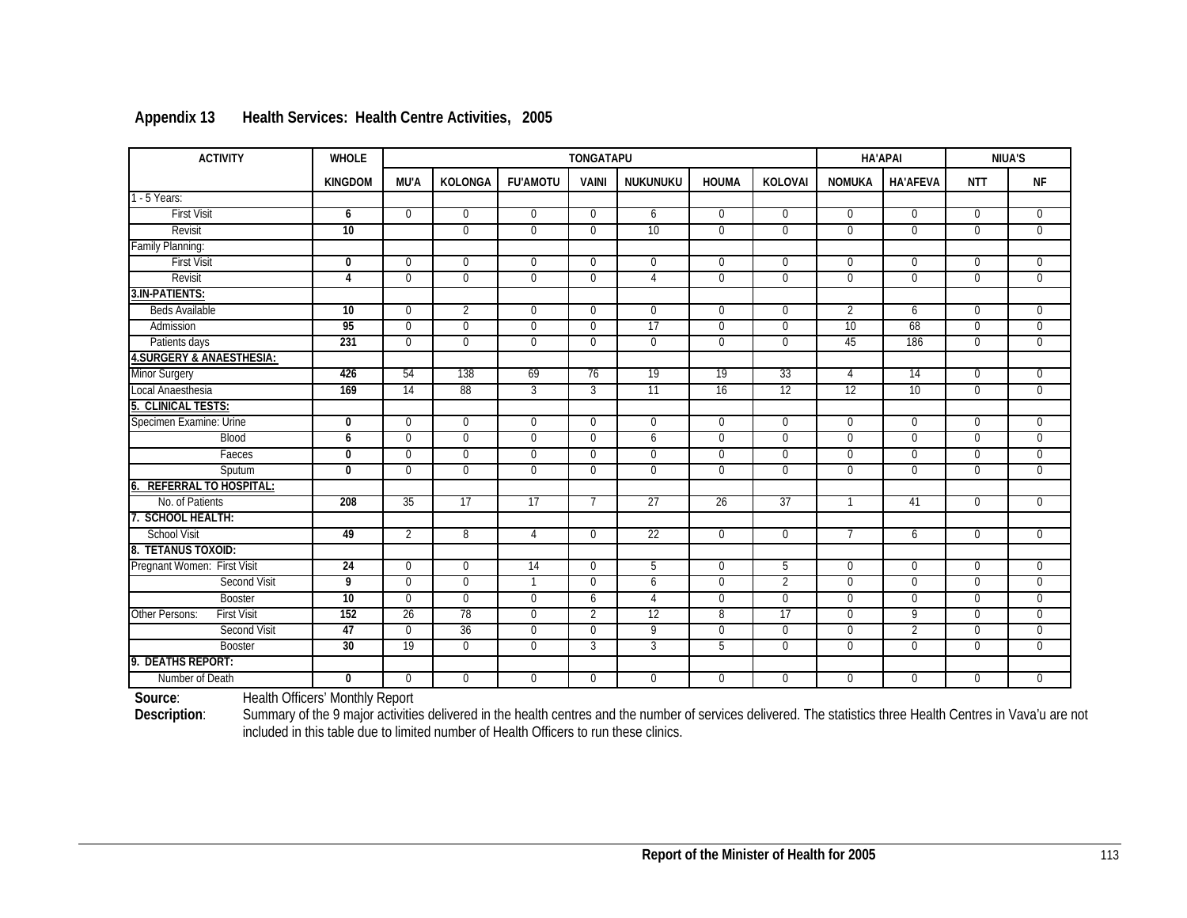## Appendix 13 Health Services: Health Centre Activities, 2005

| ACTIVITY | WHOLE | TONGATAPU | | | | | | | HA'APAI | | NIUA'S | |
|---|---|---|---|---|---|---|---|---|---|---|---|---|
| | KINGDOM | MU'A | KOLONGA | FU'AMOTU | VAINI | NUKUNUKU | HOUMA | KOLOVAI | NOMUKA | HA'AFEVA | NTT | NF |
| 1 - 5 Years: | | | | | | | | | | | | |
| First Visit | **6** | 0 | 0 | 0 | 0 | 6 | 0 | 0 | 0 | 0 | 0 | 0 |
| Revisit | **10** | | 0 | 0 | 0 | 10 | 0 | 0 | 0 | 0 | 0 | 0 |
| Family Planning: | | | | | | | | | | | | |
| First Visit | **0** | 0 | 0 | 0 | 0 | 0 | 0 | 0 | 0 | 0 | 0 | 0 |
| Revisit | **4** | 0 | 0 | 0 | 0 | 4 | 0 | 0 | 0 | 0 | 0 | 0 |
| **3.IN-PATIENTS:** | | | | | | | | | | | | |
| Beds Available | **10** | 0 | 2 | 0 | 0 | 0 | 0 | 0 | 2 | 6 | 0 | 0 |
| Admission | **95** | 0 | 0 | 0 | 0 | 17 | 0 | 0 | 10 | 68 | 0 | 0 |
| Patients days | **231** | 0 | 0 | 0 | 0 | 0 | 0 | 0 | 45 | 186 | 0 | 0 |
| **4.SURGERY & ANAESTHESIA:** | | | | | | | | | | | | |
| Minor Surgery | **426** | 54 | 138 | 69 | 76 | 19 | 19 | 33 | 4 | 14 | 0 | 0 |
| Local Anaesthesia | **169** | 14 | 88 | 3 | 3 | 11 | 16 | 12 | 12 | 10 | 0 | 0 |
| **5. CLINICAL TESTS:** | | | | | | | | | | | | |
| Specimen Examine: Urine | **0** | 0 | 0 | 0 | 0 | 0 | 0 | 0 | 0 | 0 | 0 | 0 |
| Blood | **6** | 0 | 0 | 0 | 0 | 6 | 0 | 0 | 0 | 0 | 0 | 0 |
| Faeces | **0** | 0 | 0 | 0 | 0 | 0 | 0 | 0 | 0 | 0 | 0 | 0 |
| Sputum | **0** | 0 | 0 | 0 | 0 | 0 | 0 | 0 | 0 | 0 | 0 | 0 |
| **6. REFERRAL TO HOSPITAL:** | | | | | | | | | | | | |
| No. of Patients | **208** | 35 | 17 | 17 | 7 | 27 | 26 | 37 | 1 | 41 | 0 | 0 |
| **7. SCHOOL HEALTH:** | | | | | | | | | | | | |
| School Visit | **49** | 2 | 8 | 4 | 0 | 22 | 0 | 0 | 7 | 6 | 0 | 0 |
| **8. TETANUS TOXOID:** | | | | | | | | | | | | |
| Pregnant Women: First Visit | **24** | 0 | 0 | 14 | 0 | 5 | 0 | 5 | 0 | 0 | 0 | 0 |
| Second Visit | **9** | 0 | 0 | 1 | 0 | 6 | 0 | 2 | 0 | 0 | 0 | 0 |
| Booster | **10** | 0 | 0 | 0 | 6 | 4 | 0 | 0 | 0 | 0 | 0 | 0 |
| Other Persons: First Visit | **152** | 26 | 78 | 0 | 2 | 12 | 8 | 17 | 0 | 9 | 0 | 0 |
| Second Visit | **47** | 0 | 36 | 0 | 0 | 9 | 0 | 0 | 0 | 2 | 0 | 0 |
| Booster | **30** | 19 | 0 | 0 | 3 | 3 | 5 | 0 | 0 | 0 | 0 | 0 |
| **9. DEATHS REPORT:** | | | | | | | | | | | | |
| Number of Death | **0** | 0 | 0 | 0 | 0 | 0 | 0 | 0 | 0 | 0 | 0 | 0 |

**Source**: Health Officers' Monthly Report

**Description**: Summary of the 9 major activities delivered in the health centres and the number of services delivered. The statistics three Health Centres in Vava'u are not included in this table due to limited number of Health Officers to run these clinics.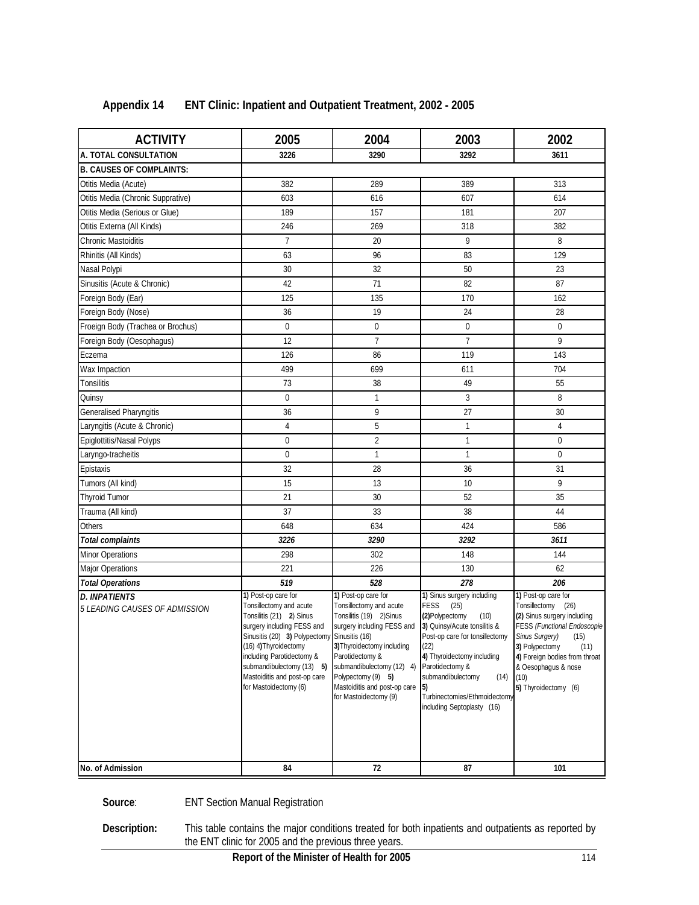## Appendix 14 ENT Clinic: Inpatient and Outpatient Treatment, 2002 - 2005

| ACTIVITY | 2005 | 2004 | 2003 | 2002 |
|---|---|---|---|---|
| **A. TOTAL CONSULTATION** | **3226** | **3290** | **3292** | **3611** |
| **B. CAUSES OF COMPLAINTS:** | | | | |
| Otitis Media (Acute) | 382 | 289 | 389 | 313 |
| Otitis Media (Chronic Supprative) | 603 | 616 | 607 | 614 |
| Otitis Media (Serious or Glue) | 189 | 157 | 181 | 207 |
| Otitis Externa (All Kinds) | 246 | 269 | 318 | 382 |
| Chronic Mastoiditis | 7 | 20 | 9 | 8 |
| Rhinitis (All Kinds) | 63 | 96 | 83 | 129 |
| Nasal Polypi | 30 | 32 | 50 | 23 |
| Sinusitis (Acute & Chronic) | 42 | 71 | 82 | 87 |
| Foreign Body (Ear) | 125 | 135 | 170 | 162 |
| Foreign Body (Nose) | 36 | 19 | 24 | 28 |
| Froeign Body (Trachea or Brochus) | 0 | 0 | 0 | 0 |
| Foreign Body (Oesophagus) | 12 | 7 | 7 | 9 |
| Eczema | 126 | 86 | 119 | 143 |
| Wax Impaction | 499 | 699 | 611 | 704 |
| Tonsilitis | 73 | 38 | 49 | 55 |
| Quinsy | 0 | 1 | 3 | 8 |
| Generalised Pharyngitis | 36 | 9 | 27 | 30 |
| Laryngitis (Acute & Chronic) | 4 | 5 | 1 | 4 |
| Epiglottitis/Nasal Polyps | 0 | 2 | 1 | 0 |
| Laryngo-tracheitis | 0 | 1 | 1 | 0 |
| Epistaxis | 32 | 28 | 36 | 31 |
| Tumors (All kind) | 15 | 13 | 10 | 9 |
| Thyroid Tumor | 21 | 30 | 52 | 35 |
| Trauma (All kind) | 37 | 33 | 38 | 44 |
| Others | 648 | 634 | 424 | 586 |
| ***Total complaints*** | ***3226*** | ***3290*** | ***3292*** | ***3611*** |
| Minor Operations | 298 | 302 | 148 | 144 |
| Major Operations | 221 | 226 | 130 | 62 |
| ***Total Operations*** | ***519*** | ***528*** | ***278*** | ***206*** |
| ***D. INPATIENTS*** *5 LEADING CAUSES OF ADMISSION* | **1)** Post-op care for Tonsillectomy and acute Tonsilitis (21) **2**) Sinus surgery including FESS and Sinusitis (20) **3)** Polypectomy (16) 4)Thyroidectomy including Parotidectomy & submandibulectomy (13) **5)** Mastoiditis and post-op care for Mastoidectomy (6) | **1)** Post-op care for Tonsillectomy and acute Tonsilitis (19) 2)Sinus surgery including FESS and Sinusitis (16) **3)**Thyroidectomy including Parotidectomy & submandibulectomy (12) 4) Polypectomy (9) **5)** Mastoiditis and post-op care for Mastoidectomy (9) | **1)** Sinus surgery including FESS (25) **(2)**Polypectomy (10) **3)** Quinsy/Acute tonsilitis & Post-op care for tonsillectomy (22) **4)** Thyroidectomy including Parotidectomy & submandibulectomy (14) **5)** Turbinectomies/Ethmoidectomy including Septoplasty (16) | **1)** Post-op care for Tonsillectomy (26) **(2)** Sinus surgery including FESS *(Functional Endoscopie Sinus Surgery)* (15) **3)** Polypectomy (11) **4)** Foreign bodies from throat & Oesophagus & nose (10) **5)** Thyroidectomy (6) |
| **No. of Admission** | **84** | **72** | **87** | **101** |

**Source**: ENT Section Manual Registration

**Description:** This table contains the major conditions treated for both inpatients and outpatients as reported by the ENT clinic for 2005 and the previous three years.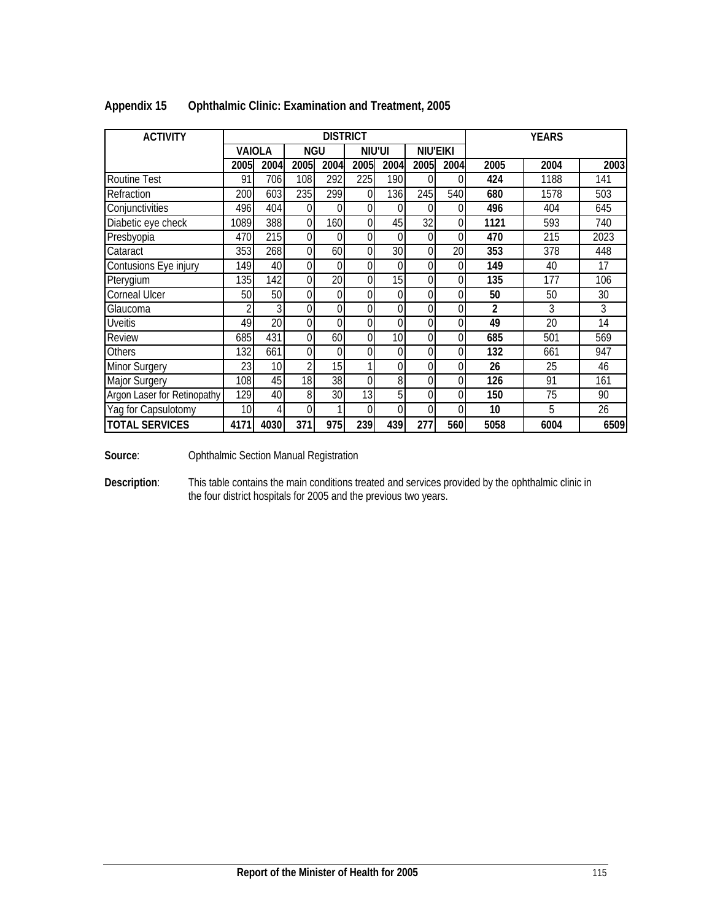## Appendix 15 Ophthalmic Clinic: Examination and Treatment, 2005

| ACTIVITY | DISTRICT | | | | | | | | YEARS | | |
|---|---|---|---|---|---|---|---|---|---|---|---|
| | VAIOLA | | NGU | | NIU'UI | | NIU'EIKI | | | | |
| | 2005 | 2004 | 2005 | 2004 | 2005 | 2004 | 2005 | 2004 | 2005 | 2004 | 2003 |
| Routine Test | 91 | 706 | 108 | 292 | 225 | 190 | 0 | 0 | **424** | 1188 | 141 |
| Refraction | 200 | 603 | 235 | 299 | 0 | 136 | 245 | 540 | **680** | 1578 | 503 |
| Conjunctivities | 496 | 404 | 0 | 0 | 0 | 0 | 0 | 0 | **496** | 404 | 645 |
| Diabetic eye check | 1089 | 388 | 0 | 160 | 0 | 45 | 32 | 0 | **1121** | 593 | 740 |
| Presbyopia | 470 | 215 | 0 | 0 | 0 | 0 | 0 | 0 | **470** | 215 | 2023 |
| Cataract | 353 | 268 | 0 | 60 | 0 | 30 | 0 | 20 | **353** | 378 | 448 |
| Contusions Eye injury | 149 | 40 | 0 | 0 | 0 | 0 | 0 | 0 | **149** | 40 | 17 |
| Pterygium | 135 | 142 | 0 | 20 | 0 | 15 | 0 | 0 | **135** | 177 | 106 |
| Corneal Ulcer | 50 | 50 | 0 | 0 | 0 | 0 | 0 | 0 | **50** | 50 | 30 |
| Glaucoma | 2 | 3 | 0 | 0 | 0 | 0 | 0 | 0 | **2** | 3 | 3 |
| Uveitis | 49 | 20 | 0 | 0 | 0 | 0 | 0 | 0 | **49** | 20 | 14 |
| Review | 685 | 431 | 0 | 60 | 0 | 10 | 0 | 0 | **685** | 501 | 569 |
| Others | 132 | 661 | 0 | 0 | 0 | 0 | 0 | 0 | **132** | 661 | 947 |
| Minor Surgery | 23 | 10 | 2 | 15 | 1 | 0 | 0 | 0 | **26** | 25 | 46 |
| Major Surgery | 108 | 45 | 18 | 38 | 0 | 8 | 0 | 0 | **126** | 91 | 161 |
| Argon Laser for Retinopathy | 129 | 40 | 8 | 30 | 13 | 5 | 0 | 0 | **150** | 75 | 90 |
| Yag for Capsulotomy | 10 | 4 | 0 | 1 | 0 | 0 | 0 | 0 | **10** | 5 | 26 |
| **TOTAL SERVICES** | **4171** | **4030** | **371** | **975** | **239** | **439** | **277** | **560** | **5058** | **6004** | **6509** |

**Source**: Ophthalmic Section Manual Registration

**Description**: This table contains the main conditions treated and services provided by the ophthalmic clinic in the four district hospitals for 2005 and the previous two years.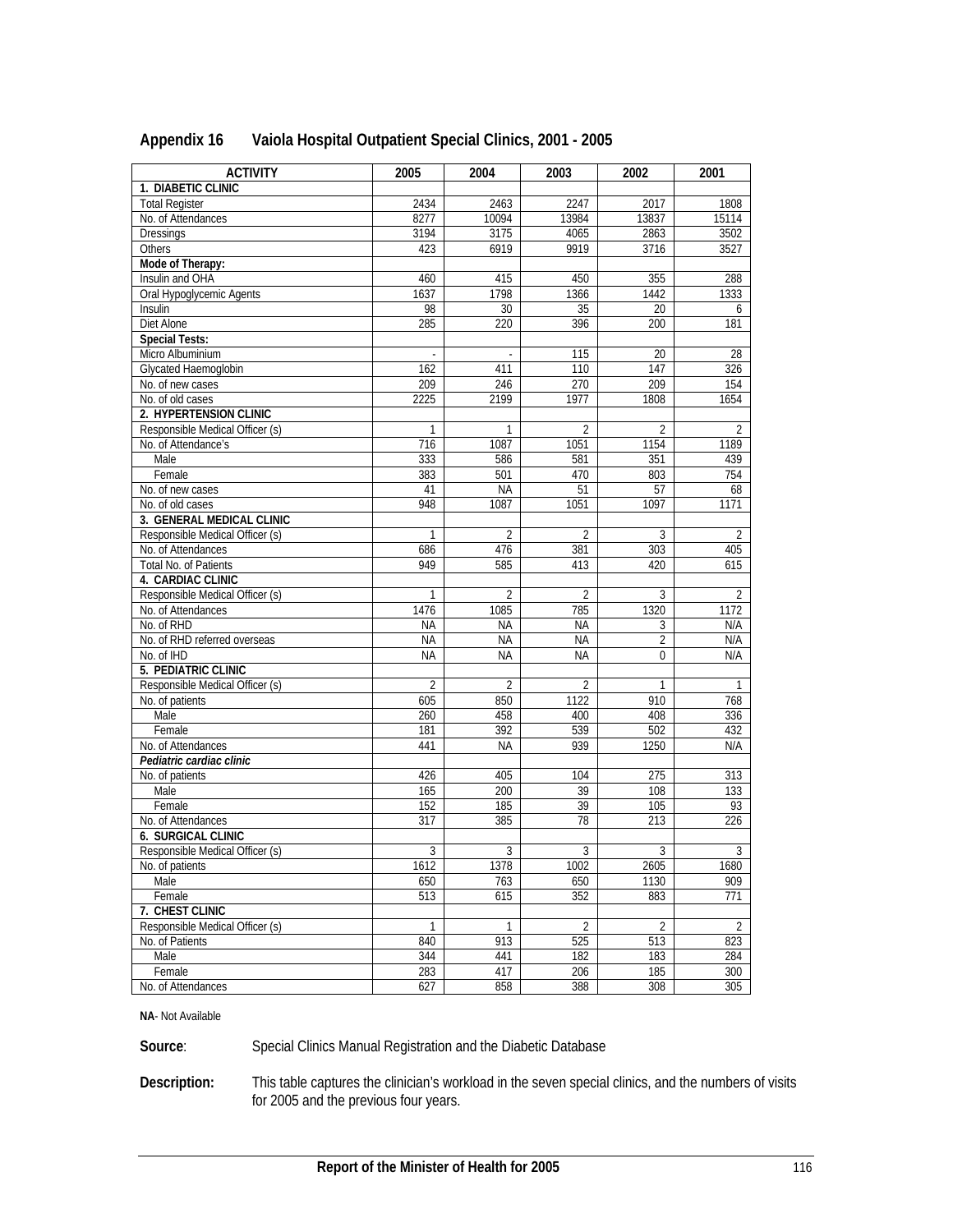## Appendix 16 Vaiola Hospital Outpatient Special Clinics, 2001 - 2005

| ACTIVITY | 2005 | 2004 | 2003 | 2002 | 2001 |
|---|---|---|---|---|---|
| **1. DIABETIC CLINIC** | | | | | |
| Total Register | 2434 | 2463 | 2247 | 2017 | 1808 |
| No. of Attendances | 8277 | 10094 | 13984 | 13837 | 15114 |
| Dressings | 3194 | 3175 | 4065 | 2863 | 3502 |
| Others | 423 | 6919 | 9919 | 3716 | 3527 |
| **Mode of Therapy:** | | | | | |
| Insulin and OHA | 460 | 415 | 450 | 355 | 288 |
| Oral Hypoglycemic Agents | 1637 | 1798 | 1366 | 1442 | 1333 |
| Insulin | 98 | 30 | 35 | 20 | 6 |
| Diet Alone | 285 | 220 | 396 | 200 | 181 |
| **Special Tests:** | | | | | |
| Micro Albuminium | - | - | 115 | 20 | 28 |
| Glycated Haemoglobin | 162 | 411 | 110 | 147 | 326 |
| No. of new cases | 209 | 246 | 270 | 209 | 154 |
| No. of old cases | 2225 | 2199 | 1977 | 1808 | 1654 |
| **2. HYPERTENSION CLINIC** | | | | | |
| Responsible Medical Officer (s) | 1 | 1 | 2 | 2 | 2 |
| No. of Attendance's | 716 | 1087 | 1051 | 1154 | 1189 |
| Male | 333 | 586 | 581 | 351 | 439 |
| Female | 383 | 501 | 470 | 803 | 754 |
| No. of new cases | 41 | NA | 51 | 57 | 68 |
| No. of old cases | 948 | 1087 | 1051 | 1097 | 1171 |
| **3. GENERAL MEDICAL CLINIC** | | | | | |
| Responsible Medical Officer (s) | 1 | 2 | 2 | 3 | 2 |
| No. of Attendances | 686 | 476 | 381 | 303 | 405 |
| Total No. of Patients | 949 | 585 | 413 | 420 | 615 |
| **4. CARDIAC CLINIC** | | | | | |
| Responsible Medical Officer (s) | 1 | 2 | 2 | 3 | 2 |
| No. of Attendances | 1476 | 1085 | 785 | 1320 | 1172 |
| No. of RHD | NA | NA | NA | 3 | N/A |
| No. of RHD referred overseas | NA | NA | NA | 2 | N/A |
| No. of IHD | NA | NA | NA | 0 | N/A |
| **5. PEDIATRIC CLINIC** | | | | | |
| Responsible Medical Officer (s) | 2 | 2 | 2 | 1 | 1 |
| No. of patients | 605 | 850 | 1122 | 910 | 768 |
| Male | 260 | 458 | 400 | 408 | 336 |
| Female | 181 | 392 | 539 | 502 | 432 |
| No. of Attendances | 441 | NA | 939 | 1250 | N/A |
| ***Pediatric cardiac clinic*** | | | | | |
| No. of patients | 426 | 405 | 104 | 275 | 313 |
| Male | 165 | 200 | 39 | 108 | 133 |
| Female | 152 | 185 | 39 | 105 | 93 |
| No. of Attendances | 317 | 385 | 78 | 213 | 226 |
| **6. SURGICAL CLINIC** | | | | | |
| Responsible Medical Officer (s) | 3 | 3 | 3 | 3 | 3 |
| No. of patients | 1612 | 1378 | 1002 | 2605 | 1680 |
| Male | 650 | 763 | 650 | 1130 | 909 |
| Female | 513 | 615 | 352 | 883 | 771 |
| **7. CHEST CLINIC** | | | | | |
| Responsible Medical Officer (s) | 1 | 1 | 2 | 2 | 2 |
| No. of Patients | 840 | 913 | 525 | 513 | 823 |
| Male | 344 | 441 | 182 | 183 | 284 |
| Female | 283 | 417 | 206 | 185 | 300 |
| No. of Attendances | 627 | 858 | 388 | 308 | 305 |

**NA**- Not Available

**Source**: Special Clinics Manual Registration and the Diabetic Database

**Description:** This table captures the clinician's workload in the seven special clinics, and the numbers of visits for 2005 and the previous four years.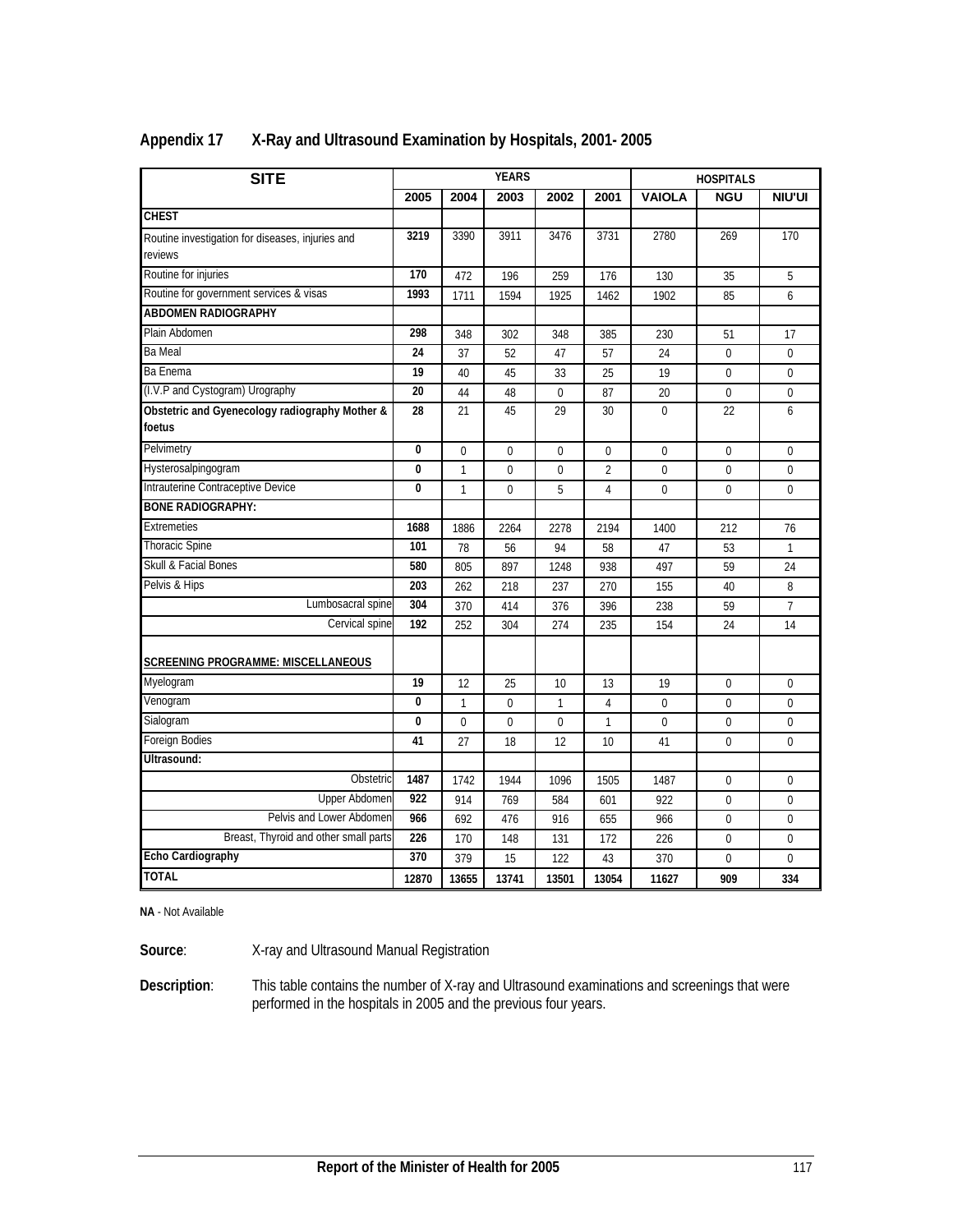## Appendix 17 X-Ray and Ultrasound Examination by Hospitals, 2001- 2005

| SITE | YEARS | | | | | HOSPITALS | | |
|---|---|---|---|---|---|---|---|---|
| | 2005 | 2004 | 2003 | 2002 | 2001 | VAIOLA | NGU | NIU'UI |
| **CHEST** | | | | | | | | |
| Routine investigation for diseases, injuries and reviews | 3219 | 3390 | 3911 | 3476 | 3731 | 2780 | 269 | 170 |
| Routine for injuries | 170 | 472 | 196 | 259 | 176 | 130 | 35 | 5 |
| Routine for government services & visas | 1993 | 1711 | 1594 | 1925 | 1462 | 1902 | 85 | 6 |
| **ABDOMEN RADIOGRAPHY** | | | | | | | | |
| Plain Abdomen | 298 | 348 | 302 | 348 | 385 | 230 | 51 | 17 |
| Ba Meal | 24 | 37 | 52 | 47 | 57 | 24 | 0 | 0 |
| Ba Enema | 19 | 40 | 45 | 33 | 25 | 19 | 0 | 0 |
| (I.V.P and Cystogram) Urography | 20 | 44 | 48 | 0 | 87 | 20 | 0 | 0 |
| **Obstetric and Gyenecology radiography Mother & foetus** | 28 | 21 | 45 | 29 | 30 | 0 | 22 | 6 |
| Pelvimetry | 0 | 0 | 0 | 0 | 0 | 0 | 0 | 0 |
| Hysterosalpingogram | 0 | 1 | 0 | 0 | 2 | 0 | 0 | 0 |
| Intrauterine Contraceptive Device | 0 | 1 | 0 | 5 | 4 | 0 | 0 | 0 |
| **BONE RADIOGRAPHY:** | | | | | | | | |
| Extremeties | 1688 | 1886 | 2264 | 2278 | 2194 | 1400 | 212 | 76 |
| Thoracic Spine | 101 | 78 | 56 | 94 | 58 | 47 | 53 | 1 |
| Skull & Facial Bones | 580 | 805 | 897 | 1248 | 938 | 497 | 59 | 24 |
| Pelvis & Hips | 203 | 262 | 218 | 237 | 270 | 155 | 40 | 8 |
| Lumbosacral spine | 304 | 370 | 414 | 376 | 396 | 238 | 59 | 7 |
| Cervical spine | 192 | 252 | 304 | 274 | 235 | 154 | 24 | 14 |
| **SCREENING PROGRAMME: MISCELLANEOUS** | | | | | | | | |
| Myelogram | 19 | 12 | 25 | 10 | 13 | 19 | 0 | 0 |
| Venogram | 0 | 1 | 0 | 1 | 4 | 0 | 0 | 0 |
| Sialogram | 0 | 0 | 0 | 0 | 1 | 0 | 0 | 0 |
| Foreign Bodies | 41 | 27 | 18 | 12 | 10 | 41 | 0 | 0 |
| **Ultrasound:** | | | | | | | | |
| Obstetric | 1487 | 1742 | 1944 | 1096 | 1505 | 1487 | 0 | 0 |
| Upper Abdomen | 922 | 914 | 769 | 584 | 601 | 922 | 0 | 0 |
| Pelvis and Lower Abdomen | 966 | 692 | 476 | 916 | 655 | 966 | 0 | 0 |
| Breast, Thyroid and other small parts | 226 | 170 | 148 | 131 | 172 | 226 | 0 | 0 |
| **Echo Cardiography** | 370 | 379 | 15 | 122 | 43 | 370 | 0 | 0 |
| **TOTAL** | 12870 | 13655 | 13741 | 13501 | 13054 | 11627 | 909 | 334 |

**NA** - Not Available

**Source**: X-ray and Ultrasound Manual Registration

**Description**: This table contains the number of X-ray and Ultrasound examinations and screenings that were performed in the hospitals in 2005 and the previous four years.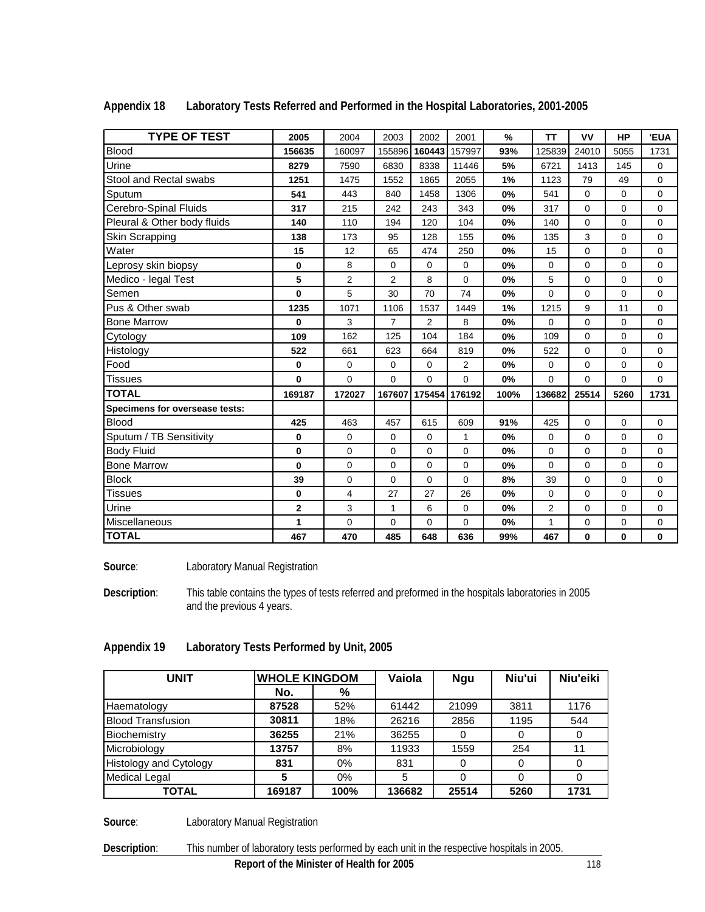## Appendix 18 Laboratory Tests Referred and Performed in the Hospital Laboratories, 2001-2005

| TYPE OF TEST | 2005 | 2004 | 2003 | 2002 | 2001 | % | TT | VV | HP | 'EUA |
|---|---|---|---|---|---|---|---|---|---|---|
| Blood | **156635** | 160097 | 155896 | **160443** | 157997 | **93%** | 125839 | 24010 | 5055 | 1731 |
| Urine | **8279** | 7590 | 6830 | 8338 | 11446 | **5%** | 6721 | 1413 | 145 | 0 |
| Stool and Rectal swabs | **1251** | 1475 | 1552 | 1865 | 2055 | **1%** | 1123 | 79 | 49 | 0 |
| Sputum | **541** | 443 | 840 | 1458 | 1306 | **0%** | 541 | 0 | 0 | 0 |
| Cerebro-Spinal Fluids | **317** | 215 | 242 | 243 | 343 | **0%** | 317 | 0 | 0 | 0 |
| Pleural & Other body fluids | **140** | 110 | 194 | 120 | 104 | **0%** | 140 | 0 | 0 | 0 |
| Skin Scrapping | **138** | 173 | 95 | 128 | 155 | **0%** | 135 | 3 | 0 | 0 |
| Water | **15** | 12 | 65 | 474 | 250 | **0%** | 15 | 0 | 0 | 0 |
| Leprosy skin biopsy | **0** | 8 | 0 | 0 | 0 | **0%** | 0 | 0 | 0 | 0 |
| Medico - legal Test | **5** | 2 | 2 | 8 | 0 | **0%** | 5 | 0 | 0 | 0 |
| Semen | **0** | 5 | 30 | 70 | 74 | **0%** | 0 | 0 | 0 | 0 |
| Pus & Other swab | **1235** | 1071 | 1106 | 1537 | 1449 | **1%** | 1215 | 9 | 11 | 0 |
| Bone Marrow | **0** | 3 | 7 | 2 | 8 | **0%** | 0 | 0 | 0 | 0 |
| Cytology | **109** | 162 | 125 | 104 | 184 | **0%** | 109 | 0 | 0 | 0 |
| Histology | **522** | 661 | 623 | 664 | 819 | **0%** | 522 | 0 | 0 | 0 |
| Food | **0** | 0 | 0 | 0 | 2 | **0%** | 0 | 0 | 0 | 0 |
| Tissues | **0** | 0 | 0 | 0 | 0 | **0%** | 0 | 0 | 0 | 0 |
| **TOTAL** | **169187** | **172027** | **167607** | **175454** | **176192** | **100%** | **136682** | **25514** | **5260** | **1731** |
| **Specimens for oversease tests:** | | | | | | | | | | |
| Blood | **425** | 463 | 457 | 615 | 609 | **91%** | 425 | 0 | 0 | 0 |
| Sputum / TB Sensitivity | **0** | 0 | 0 | 0 | 1 | **0%** | 0 | 0 | 0 | 0 |
| Body Fluid | **0** | 0 | 0 | 0 | 0 | **0%** | 0 | 0 | 0 | 0 |
| Bone Marrow | **0** | 0 | 0 | 0 | 0 | **0%** | 0 | 0 | 0 | 0 |
| Block | **39** | 0 | 0 | 0 | 0 | **8%** | 39 | 0 | 0 | 0 |
| Tissues | **0** | 4 | 27 | 27 | 26 | **0%** | 0 | 0 | 0 | 0 |
| Urine | **2** | 3 | 1 | 6 | 0 | **0%** | 2 | 0 | 0 | 0 |
| Miscellaneous | **1** | 0 | 0 | 0 | 0 | **0%** | 1 | 0 | 0 | 0 |
| **TOTAL** | **467** | **470** | **485** | **648** | **636** | **99%** | **467** | **0** | **0** | **0** |

**Source**: Laboratory Manual Registration

**Description**: This table contains the types of tests referred and preformed in the hospitals laboratories in 2005 and the previous 4 years.

## Appendix 19 Laboratory Tests Performed by Unit, 2005

| UNIT | WHOLE KINGDOM | | Vaiola | Ngu | Niu'ui | Niu'eiki |
|---|---|---|---|---|---|---|
| | No. | % | | | | |
| Haematology | **87528** | 52% | 61442 | 21099 | 3811 | 1176 |
| Blood Transfusion | **30811** | 18% | 26216 | 2856 | 1195 | 544 |
| Biochemistry | **36255** | 21% | 36255 | 0 | 0 | 0 |
| Microbiology | **13757** | 8% | 11933 | 1559 | 254 | 11 |
| Histology and Cytology | **831** | 0% | 831 | 0 | 0 | 0 |
| Medical Legal | **5** | 0% | 5 | 0 | 0 | 0 |
| **TOTAL** | **169187** | **100%** | **136682** | **25514** | **5260** | **1731** |

**Source**: Laboratory Manual Registration

**Description**: This number of laboratory tests performed by each unit in the respective hospitals in 2005.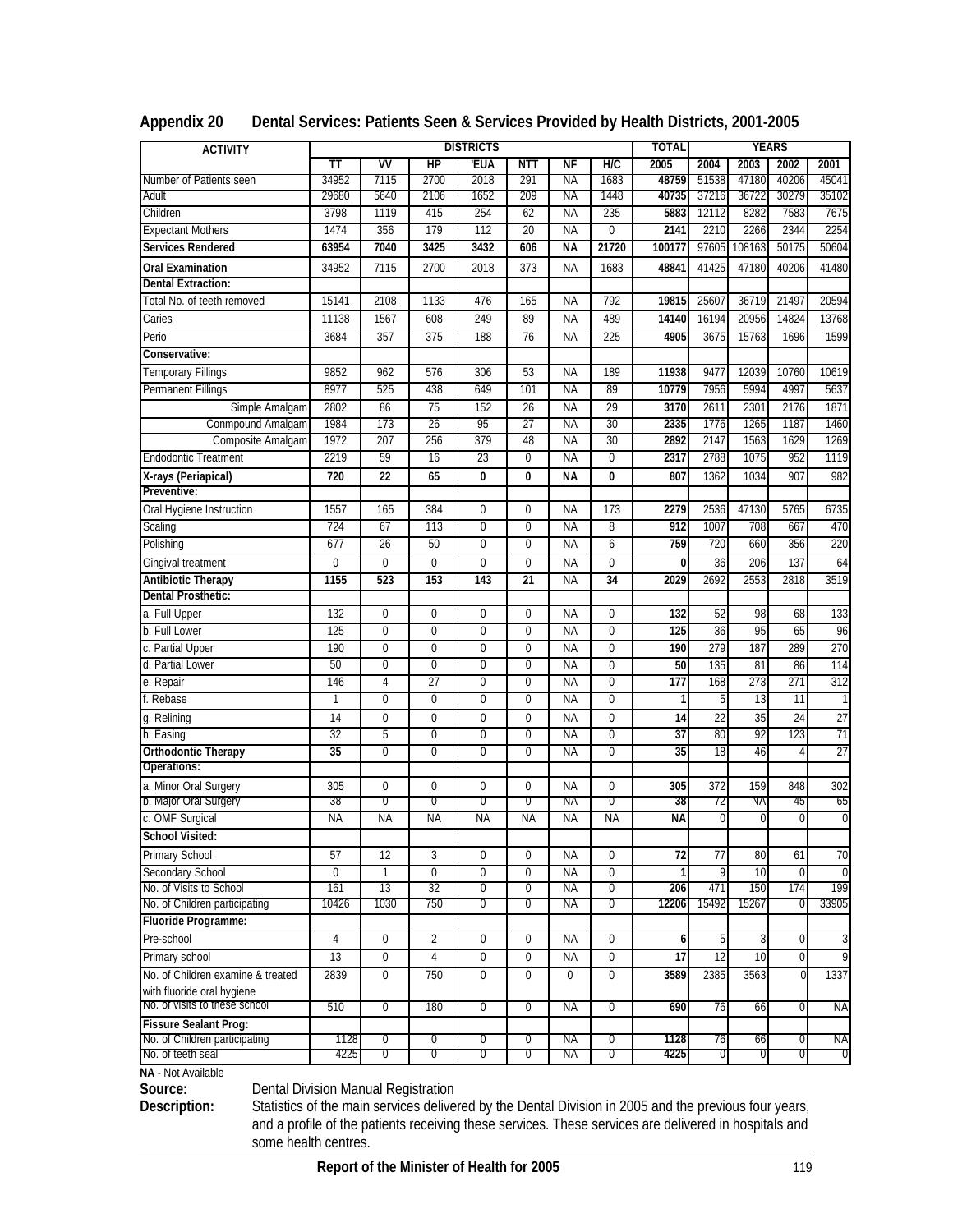## Appendix 20 Dental Services: Patients Seen & Services Provided by Health Districts, 2001-2005

| ACTIVITY | DISTRICTS | | | | | | | TOTAL | YEARS | | | |
|---|---|---|---|---|---|---|---|---|---|---|---|---|
| | TT | VV | HP | 'EUA | NTT | NF | H/C | 2005 | 2004 | 2003 | 2002 | 2001 |
| Number of Patients seen | 34952 | 7115 | 2700 | 2018 | 291 | NA | 1683 | 48759 | 51538 | 47180 | 40206 | 45041 |
| Adult | 29680 | 5640 | 2106 | 1652 | 209 | NA | 1448 | 40735 | 37216 | 36722 | 30279 | 35102 |
| Children | 3798 | 1119 | 415 | 254 | 62 | NA | 235 | 5883 | 12112 | 8282 | 7583 | 7675 |
| Expectant Mothers | 1474 | 356 | 179 | 112 | 20 | NA | 0 | 2141 | 2210 | 2266 | 2344 | 2254 |
| **Services Rendered** | **63954** | **7040** | **3425** | **3432** | **606** | **NA** | **21720** | **100177** | 97605 | 108163 | 50175 | 50604 |
| **Oral Examination** | 34952 | 7115 | 2700 | 2018 | 373 | NA | 1683 | **48841** | 41425 | 47180 | 40206 | 41480 |
| **Dental Extraction:** | | | | | | | | | | | | |
| Total No. of teeth removed | 15141 | 2108 | 1133 | 476 | 165 | NA | 792 | **19815** | 25607 | 36719 | 21497 | 20594 |
| Caries | 11138 | 1567 | 608 | 249 | 89 | NA | 489 | **14140** | 16194 | 20956 | 14824 | 13768 |
| Perio | 3684 | 357 | 375 | 188 | 76 | NA | 225 | **4905** | 3675 | 15763 | 1696 | 1599 |
| **Conservative:** | | | | | | | | | | | | |
| Temporary Fillings | 9852 | 962 | 576 | 306 | 53 | NA | 189 | **11938** | 9477 | 12039 | 10760 | 10619 |
| Permanent Fillings | 8977 | 525 | 438 | 649 | 101 | NA | 89 | **10779** | 7956 | 5994 | 4997 | 5637 |
| Simple Amalgam | 2802 | 86 | 75 | 152 | 26 | NA | 29 | **3170** | 2611 | 2301 | 2176 | 1871 |
| Conmpound Amalgam | 1984 | 173 | 26 | 95 | 27 | NA | 30 | **2335** | 1776 | 1265 | 1187 | 1460 |
| Composite Amalgam | 1972 | 207 | 256 | 379 | 48 | NA | 30 | **2892** | 2147 | 1563 | 1629 | 1269 |
| Endodontic Treatment | 2219 | 59 | 16 | 23 | 0 | NA | 0 | **2317** | 2788 | 1075 | 952 | 1119 |
| **X-rays (Periapical)** | **720** | **22** | **65** | **0** | **0** | **NA** | **0** | **807** | 1362 | 1034 | 907 | 982 |
| **Preventive:** | | | | | | | | | | | | |
| Oral Hygiene Instruction | 1557 | 165 | 384 | 0 | 0 | NA | 173 | **2279** | 2536 | 47130 | 5765 | 6735 |
| Scaling | 724 | 67 | 113 | 0 | 0 | NA | 8 | **912** | 1007 | 708 | 667 | 470 |
| Polishing | 677 | 26 | 50 | 0 | 0 | NA | 6 | **759** | 720 | 660 | 356 | 220 |
| Gingival treatment | 0 | 0 | 0 | 0 | 0 | NA | 0 | **0** | 36 | 206 | 137 | 64 |
| **Antibiotic Therapy** | **1155** | **523** | **153** | **143** | **21** | NA | **34** | **2029** | 2692 | 2553 | 2818 | 3519 |
| **Dental Prosthetic:** | | | | | | | | | | | | |
| a. Full Upper | 132 | 0 | 0 | 0 | 0 | NA | 0 | **132** | 52 | 98 | 68 | 133 |
| b. Full Lower | 125 | 0 | 0 | 0 | 0 | NA | 0 | **125** | 36 | 95 | 65 | 96 |
| c. Partial Upper | 190 | 0 | 0 | 0 | 0 | NA | 0 | **190** | 279 | 187 | 289 | 270 |
| d. Partial Lower | 50 | 0 | 0 | 0 | 0 | NA | 0 | **50** | 135 | 81 | 86 | 114 |
| e. Repair | 146 | 4 | 27 | 0 | 0 | NA | 0 | **177** | 168 | 273 | 271 | 312 |
| f. Rebase | 1 | 0 | 0 | 0 | 0 | NA | 0 | **1** | 5 | 13 | 11 | 1 |
| g. Relining | 14 | 0 | 0 | 0 | 0 | NA | 0 | **14** | 22 | 35 | 24 | 27 |
| h. Easing | 32 | 5 | 0 | 0 | 0 | NA | 0 | **37** | 80 | 92 | 123 | 71 |
| **Orthodontic Therapy** | **35** | 0 | 0 | 0 | 0 | NA | 0 | **35** | 18 | 46 | 4 | 27 |
| **Operations:** | | | | | | | | | | | | |
| a. Minor Oral Surgery | 305 | 0 | 0 | 0 | 0 | NA | 0 | **305** | 372 | 159 | 848 | 302 |
| b. Major Oral Surgery | 38 | 0 | 0 | 0 | 0 | NA | 0 | **38** | 72 | NA | 45 | 65 |
| c. OMF Surgical | NA | NA | NA | NA | NA | NA | NA | **NA** | 0 | 0 | 0 | 0 |
| **School Visited:** | | | | | | | | | | | | |
| Primary School | 57 | 12 | 3 | 0 | 0 | NA | 0 | **72** | 77 | 80 | 61 | 70 |
| Secondary School | 0 | 1 | 0 | 0 | 0 | NA | 0 | **1** | 9 | 10 | 0 | 0 |
| No. of Visits to School | 161 | 13 | 32 | 0 | 0 | NA | 0 | **206** | 471 | 150 | 174 | 199 |
| No. of Children participating | 10426 | 1030 | 750 | 0 | 0 | NA | 0 | **12206** | 15492 | 15267 | 0 | 33905 |
| **Fluoride Programme:** | | | | | | | | | | | | |
| Pre-school | 4 | 0 | 2 | 0 | 0 | NA | 0 | **6** | 5 | 3 | 0 | 3 |
| Primary school | 13 | 0 | 4 | 0 | 0 | NA | 0 | **17** | 12 | 10 | 0 | 9 |
| No. of Children examine & treated with fluoride oral hygiene | 2839 | 0 | 750 | 0 | 0 | 0 | 0 | **3589** | 2385 | 3563 | 0 | 1337 |
| No. of visits to these school | 510 | 0 | 180 | 0 | 0 | NA | 0 | **690** | 76 | 66 | 0 | NA |
| **Fissure Sealant Prog:** | | | | | | | | | | | | |
| No. of Children participating | 1128 | 0 | 0 | 0 | 0 | NA | 0 | **1128** | 76 | 66 | 0 | NA |
| No. of teeth seal | 4225 | 0 | 0 | 0 | 0 | NA | 0 | **4225** | 0 | 0 | 0 | 0 |

**NA** - Not Available

**Source:** Dental Division Manual Registration

**Description:** Statistics of the main services delivered by the Dental Division in 2005 and the previous four years, and a profile of the patients receiving these services. These services are delivered in hospitals and some health centres.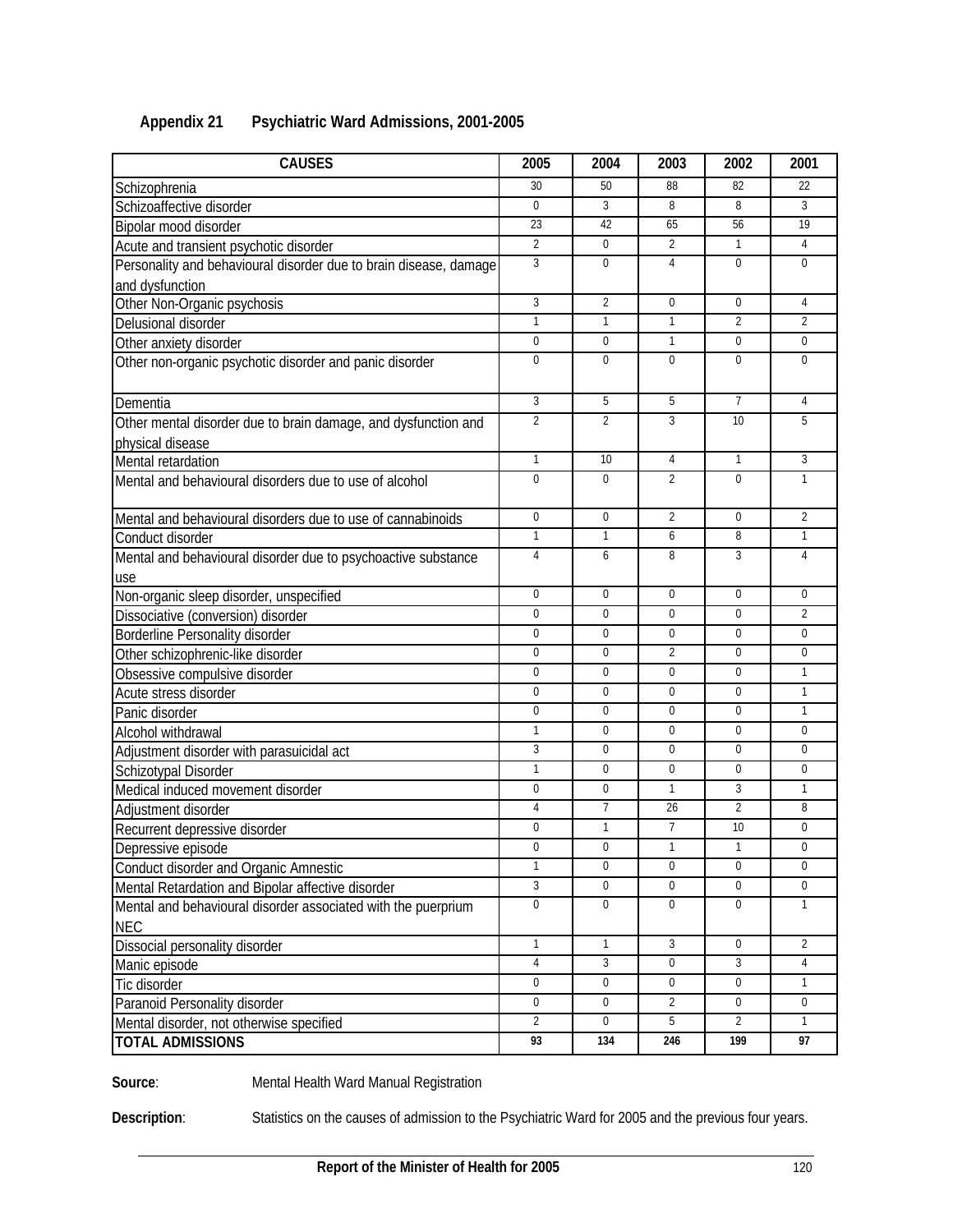## Appendix 21 Psychiatric Ward Admissions, 2001-2005

| CAUSES | 2005 | 2004 | 2003 | 2002 | 2001 |
|---|---|---|---|---|---|
| Schizophrenia | 30 | 50 | 88 | 82 | 22 |
| Schizoaffective disorder | 0 | 3 | 8 | 8 | 3 |
| Bipolar mood disorder | 23 | 42 | 65 | 56 | 19 |
| Acute and transient psychotic disorder | 2 | 0 | 2 | 1 | 4 |
| Personality and behavioural disorder due to brain disease, damage and dysfunction | 3 | 0 | 4 | 0 | 0 |
| Other Non-Organic psychosis | 3 | 2 | 0 | 0 | 4 |
| Delusional disorder | 1 | 1 | 1 | 2 | 2 |
| Other anxiety disorder | 0 | 0 | 1 | 0 | 0 |
| Other non-organic psychotic disorder and panic disorder | 0 | 0 | 0 | 0 | 0 |
| Dementia | 3 | 5 | 5 | 7 | 4 |
| Other mental disorder due to brain damage, and dysfunction and physical disease | 2 | 2 | 3 | 10 | 5 |
| Mental retardation | 1 | 10 | 4 | 1 | 3 |
| Mental and behavioural disorders due to use of alcohol | 0 | 0 | 2 | 0 | 1 |
| Mental and behavioural disorders due to use of cannabinoids | 0 | 0 | 2 | 0 | 2 |
| Conduct disorder | 1 | 1 | 6 | 8 | 1 |
| Mental and behavioural disorder due to psychoactive substance use | 4 | 6 | 8 | 3 | 4 |
| Non-organic sleep disorder, unspecified | 0 | 0 | 0 | 0 | 0 |
| Dissociative (conversion) disorder | 0 | 0 | 0 | 0 | 2 |
| Borderline Personality disorder | 0 | 0 | 0 | 0 | 0 |
| Other schizophrenic-like disorder | 0 | 0 | 2 | 0 | 0 |
| Obsessive compulsive disorder | 0 | 0 | 0 | 0 | 1 |
| Acute stress disorder | 0 | 0 | 0 | 0 | 1 |
| Panic disorder | 0 | 0 | 0 | 0 | 1 |
| Alcohol withdrawal | 1 | 0 | 0 | 0 | 0 |
| Adjustment disorder with parasuicidal act | 3 | 0 | 0 | 0 | 0 |
| Schizotypal Disorder | 1 | 0 | 0 | 0 | 0 |
| Medical induced movement disorder | 0 | 0 | 1 | 3 | 1 |
| Adjustment disorder | 4 | 7 | 26 | 2 | 8 |
| Recurrent depressive disorder | 0 | 1 | 7 | 10 | 0 |
| Depressive episode | 0 | 0 | 1 | 1 | 0 |
| Conduct disorder and Organic Amnestic | 1 | 0 | 0 | 0 | 0 |
| Mental Retardation and Bipolar affective disorder | 3 | 0 | 0 | 0 | 0 |
| Mental and behavioural disorder associated with the puerprium NEC | 0 | 0 | 0 | 0 | 1 |
| Dissocial personality disorder | 1 | 1 | 3 | 0 | 2 |
| Manic episode | 4 | 3 | 0 | 3 | 4 |
| Tic disorder | 0 | 0 | 0 | 0 | 1 |
| Paranoid Personality disorder | 0 | 0 | 2 | 0 | 0 |
| Mental disorder, not otherwise specified | 2 | 0 | 5 | 2 | 1 |
| **TOTAL ADMISSIONS** | **93** | **134** | **246** | **199** | **97** |

**Source**: Mental Health Ward Manual Registration

**Description**: Statistics on the causes of admission to the Psychiatric Ward for 2005 and the previous four years.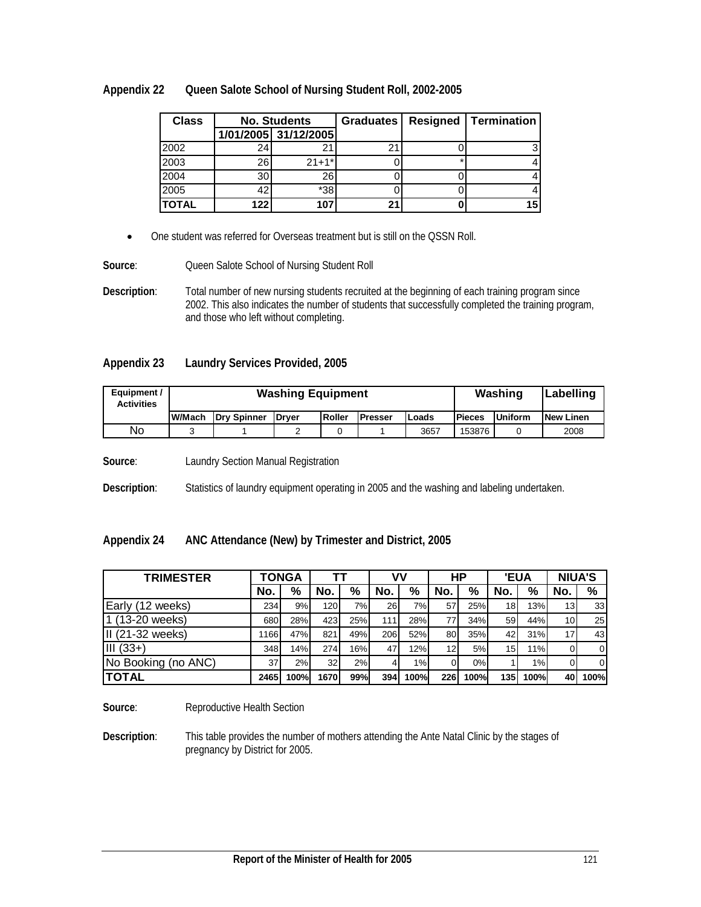## Appendix 22 Queen Salote School of Nursing Student Roll, 2002-2005

| Class | No. Students | | Graduates | Resigned | Termination |
|---|---|---|---|---|---|
| | 1/01/2005 | 31/12/2005 | | | |
| 2002 | 24 | 21 | 21 | 0 | 3 |
| 2003 | 26 | 21+1* | 0 | * | 4 |
| 2004 | 30 | 26 | 0 | 0 | 4 |
| 2005 | 42 | *38 | 0 | 0 | 4 |
| **TOTAL** | **122** | **107** | **21** | **0** | **15** |

- One student was referred for Overseas treatment but is still on the QSSN Roll.

**Source**: Queen Salote School of Nursing Student Roll

**Description**: Total number of new nursing students recruited at the beginning of each training program since 2002. This also indicates the number of students that successfully completed the training program, and those who left without completing.

## Appendix 23 Laundry Services Provided, 2005

| Equipment / Activities | Washing Equipment | | | | | | Washing | | Labelling |
|---|---|---|---|---|---|---|---|---|---|
| | W/Mach | Dry Spinner | Dryer | Roller | Presser | Loads | Pieces | Uniform | New Linen |
| No | 3 | 1 | 2 | 0 | 1 | 3657 | 153876 | 0 | 2008 |

**Source**: Laundry Section Manual Registration

**Description**: Statistics of laundry equipment operating in 2005 and the washing and labeling undertaken.

## Appendix 24 ANC Attendance (New) by Trimester and District, 2005

| TRIMESTER | TONGA | | TT | | VV | | HP | | 'EUA | | NIUA'S | |
|---|---|---|---|---|---|---|---|---|---|---|---|---|
| | No. | % | No. | % | No. | % | No. | % | No. | % | No. | % |
| Early (12 weeks) | 234 | 9% | 120 | 7% | 26 | 7% | 57 | 25% | 18 | 13% | 13 | 33 |
| 1 (13-20 weeks) | 680 | 28% | 423 | 25% | 111 | 28% | 77 | 34% | 59 | 44% | 10 | 25 |
| II (21-32 weeks) | 1166 | 47% | 821 | 49% | 206 | 52% | 80 | 35% | 42 | 31% | 17 | 43 |
| III (33+) | 348 | 14% | 274 | 16% | 47 | 12% | 12 | 5% | 15 | 11% | 0 | 0 |
| No Booking (no ANC) | 37 | 2% | 32 | 2% | 4 | 1% | 0 | 0% | 1 | 1% | 0 | 0 |
| **TOTAL** | **2465** | **100%** | **1670** | **99%** | **394** | **100%** | **226** | **100%** | **135** | **100%** | **40** | **100%** |

**Source**: Reproductive Health Section

**Description**: This table provides the number of mothers attending the Ante Natal Clinic by the stages of pregnancy by District for 2005.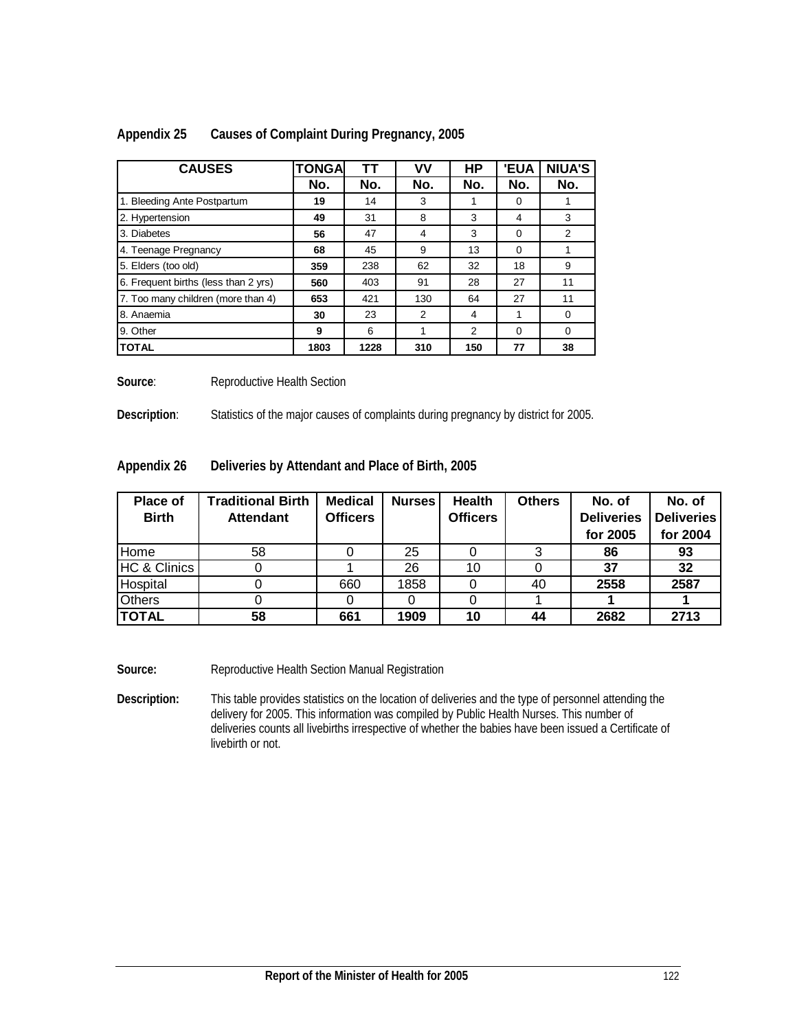## Appendix 25 Causes of Complaint During Pregnancy, 2005

| CAUSES | TONGA | TT | VV | HP | 'EUA | NIUA'S |
|---|---|---|---|---|---|---|
| | No. | No. | No. | No. | No. | No. |
| 1. Bleeding Ante Postpartum | **19** | 14 | 3 | 1 | 0 | 1 |
| 2. Hypertension | **49** | 31 | 8 | 3 | 4 | 3 |
| 3. Diabetes | **56** | 47 | 4 | 3 | 0 | 2 |
| 4. Teenage Pregnancy | **68** | 45 | 9 | 13 | 0 | 1 |
| 5. Elders (too old) | **359** | 238 | 62 | 32 | 18 | 9 |
| 6. Frequent births (less than 2 yrs) | **560** | 403 | 91 | 28 | 27 | 11 |
| 7. Too many children (more than 4) | **653** | 421 | 130 | 64 | 27 | 11 |
| 8. Anaemia | **30** | 23 | 2 | 4 | 1 | 0 |
| 9. Other | **9** | 6 | 1 | 2 | 0 | 0 |
| **TOTAL** | **1803** | **1228** | **310** | **150** | **77** | **38** |

**Source**: Reproductive Health Section

**Description**: Statistics of the major causes of complaints during pregnancy by district for 2005.

## Appendix 26 Deliveries by Attendant and Place of Birth, 2005

| Place of Birth | Traditional Birth Attendant | Medical Officers | Nurses | Health Officers | Others | No. of Deliveries for 2005 | No. of Deliveries for 2004 |
|---|---|---|---|---|---|---|---|
| Home | 58 | 0 | 25 | 0 | 3 | **86** | **93** |
| HC & Clinics | 0 | 1 | 26 | 10 | 0 | **37** | **32** |
| Hospital | 0 | 660 | 1858 | 0 | 40 | **2558** | **2587** |
| Others | 0 | 0 | 0 | 0 | 1 | **1** | **1** |
| **TOTAL** | **58** | **661** | **1909** | **10** | **44** | **2682** | **2713** |

**Source:** Reproductive Health Section Manual Registration

**Description:** This table provides statistics on the location of deliveries and the type of personnel attending the delivery for 2005. This information was compiled by Public Health Nurses. This number of deliveries counts all livebirths irrespective of whether the babies have been issued a Certificate of livebirth or not.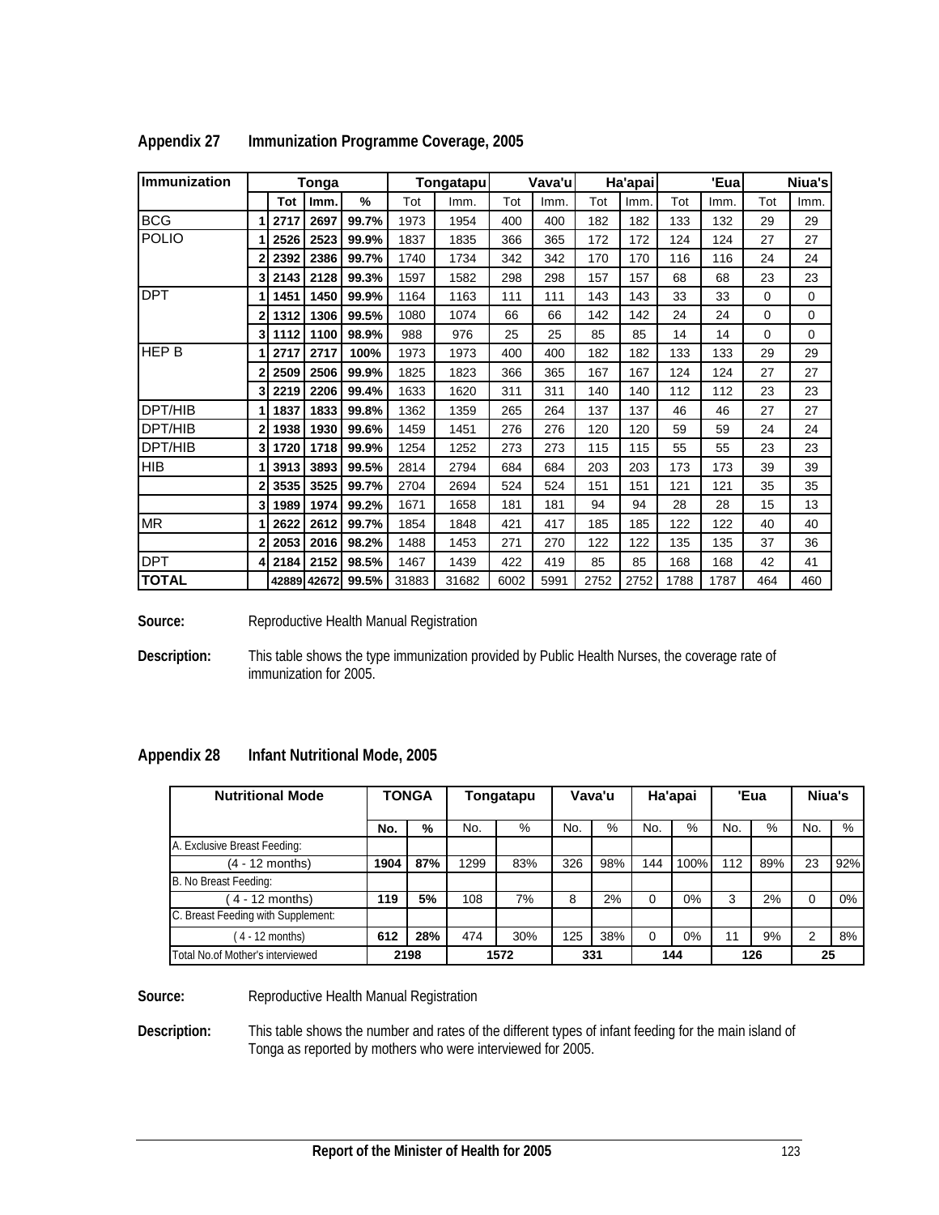## Appendix 27 Immunization Programme Coverage, 2005

| Immunization | | Tonga | | | Tongatapu | | Vava'u | | Ha'apai | | 'Eua | | Niua's | |
|---|---|---|---|---|---|---|---|---|---|---|---|---|---|---|
| | | Tot | Imm. | % | Tot | Imm. | Tot | Imm. | Tot | Imm. | Tot | Imm. | Tot | Imm. |
| BCG | 1 | 2717 | 2697 | 99.7% | 1973 | 1954 | 400 | 400 | 182 | 182 | 133 | 132 | 29 | 29 |
| POLIO | 1 | 2526 | 2523 | 99.9% | 1837 | 1835 | 366 | 365 | 172 | 172 | 124 | 124 | 27 | 27 |
| | 2 | 2392 | 2386 | 99.7% | 1740 | 1734 | 342 | 342 | 170 | 170 | 116 | 116 | 24 | 24 |
| | 3 | 2143 | 2128 | 99.3% | 1597 | 1582 | 298 | 298 | 157 | 157 | 68 | 68 | 23 | 23 |
| DPT | 1 | 1451 | 1450 | 99.9% | 1164 | 1163 | 111 | 111 | 143 | 143 | 33 | 33 | 0 | 0 |
| | 2 | 1312 | 1306 | 99.5% | 1080 | 1074 | 66 | 66 | 142 | 142 | 24 | 24 | 0 | 0 |
| | 3 | 1112 | 1100 | 98.9% | 988 | 976 | 25 | 25 | 85 | 85 | 14 | 14 | 0 | 0 |
| HEP B | 1 | 2717 | 2717 | 100% | 1973 | 1973 | 400 | 400 | 182 | 182 | 133 | 133 | 29 | 29 |
| | 2 | 2509 | 2506 | 99.9% | 1825 | 1823 | 366 | 365 | 167 | 167 | 124 | 124 | 27 | 27 |
| | 3 | 2219 | 2206 | 99.4% | 1633 | 1620 | 311 | 311 | 140 | 140 | 112 | 112 | 23 | 23 |
| DPT/HIB | 1 | 1837 | 1833 | 99.8% | 1362 | 1359 | 265 | 264 | 137 | 137 | 46 | 46 | 27 | 27 |
| DPT/HIB | 2 | 1938 | 1930 | 99.6% | 1459 | 1451 | 276 | 276 | 120 | 120 | 59 | 59 | 24 | 24 |
| DPT/HIB | 3 | 1720 | 1718 | 99.9% | 1254 | 1252 | 273 | 273 | 115 | 115 | 55 | 55 | 23 | 23 |
| HIB | 1 | 3913 | 3893 | 99.5% | 2814 | 2794 | 684 | 684 | 203 | 203 | 173 | 173 | 39 | 39 |
| | 2 | 3535 | 3525 | 99.7% | 2704 | 2694 | 524 | 524 | 151 | 151 | 121 | 121 | 35 | 35 |
| | 3 | 1989 | 1974 | 99.2% | 1671 | 1658 | 181 | 181 | 94 | 94 | 28 | 28 | 15 | 13 |
| MR | 1 | 2622 | 2612 | 99.7% | 1854 | 1848 | 421 | 417 | 185 | 185 | 122 | 122 | 40 | 40 |
| | 2 | 2053 | 2016 | 98.2% | 1488 | 1453 | 271 | 270 | 122 | 122 | 135 | 135 | 37 | 36 |
| DPT | 4 | 2184 | 2152 | 98.5% | 1467 | 1439 | 422 | 419 | 85 | 85 | 168 | 168 | 42 | 41 |
| **TOTAL** | | 42889 | 42672 | 99.5% | 31883 | 31682 | 6002 | 5991 | 2752 | 2752 | 1788 | 1787 | 464 | 460 |

**Source:** Reproductive Health Manual Registration

**Description:** This table shows the type immunization provided by Public Health Nurses, the coverage rate of immunization for 2005.

## Appendix 28 Infant Nutritional Mode, 2005

| Nutritional Mode | TONGA | | Tongatapu | | Vava'u | | Ha'apai | | 'Eua | | Niua's | |
|---|---|---|---|---|---|---|---|---|---|---|---|---|
| | No. | % | No. | % | No. | % | No. | % | No. | % | No. | % |
| A. Exclusive Breast Feeding: | | | | | | | | | | | | |
| (4 - 12 months) | 1904 | 87% | 1299 | 83% | 326 | 98% | 144 | 100% | 112 | 89% | 23 | 92% |
| B. No Breast Feeding: | | | | | | | | | | | | |
| ( 4 - 12 months) | 119 | 5% | 108 | 7% | 8 | 2% | 0 | 0% | 3 | 2% | 0 | 0% |
| C. Breast Feeding with Supplement: | | | | | | | | | | | | |
| ( 4 - 12 months) | 612 | 28% | 474 | 30% | 125 | 38% | 0 | 0% | 11 | 9% | 2 | 8% |
| Total No.of Mother's interviewed | 2198 | | 1572 | | 331 | | 144 | | 126 | | 25 | |

**Source:** Reproductive Health Manual Registration

**Description:** This table shows the number and rates of the different types of infant feeding for the main island of Tonga as reported by mothers who were interviewed for 2005.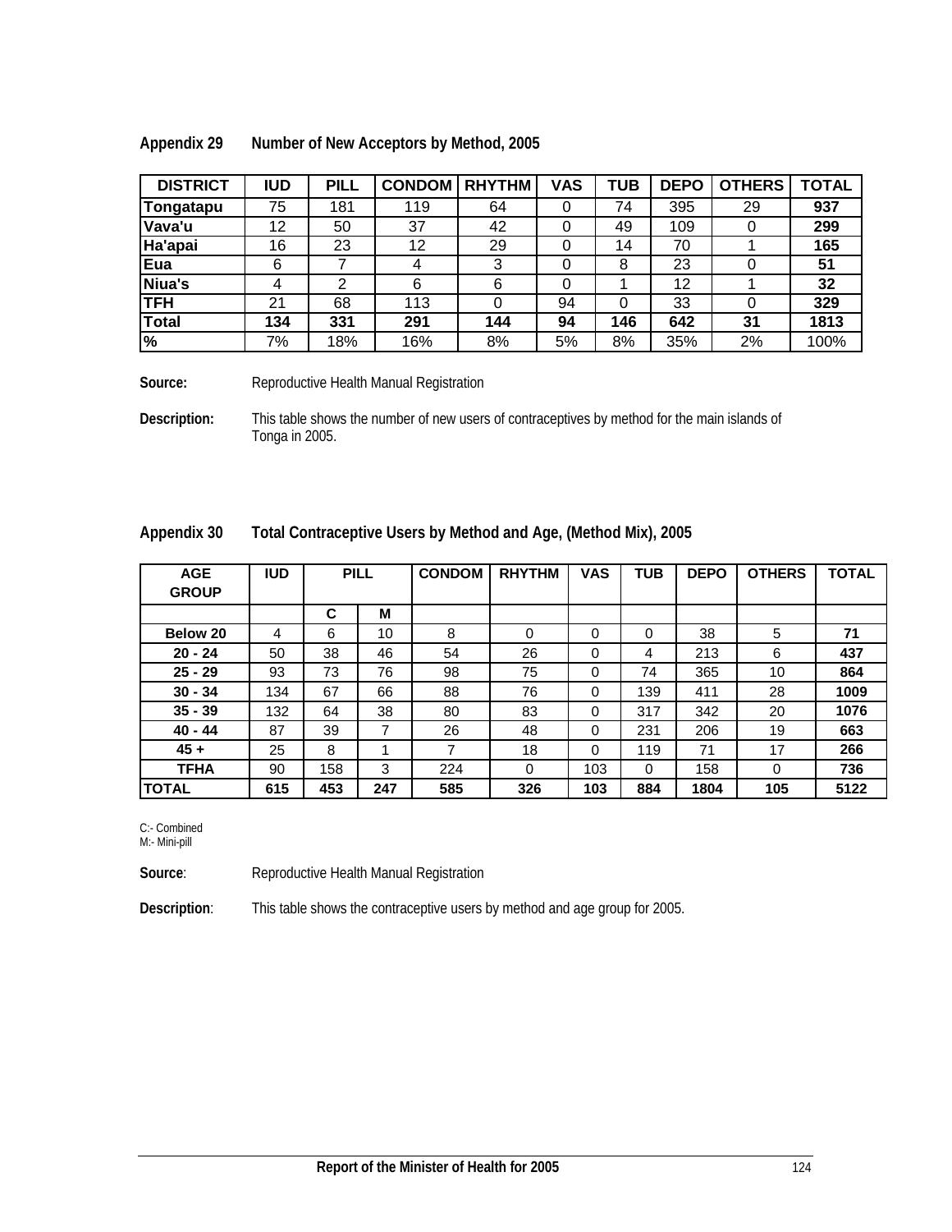## Appendix 29 Number of New Acceptors by Method, 2005

| DISTRICT | IUD | PILL | CONDOM | RHYTHM | VAS | TUB | DEPO | OTHERS | TOTAL |
|---|---|---|---|---|---|---|---|---|---|
| Tongatapu | 75 | 181 | 119 | 64 | 0 | 74 | 395 | 29 | **937** |
| Vava'u | 12 | 50 | 37 | 42 | 0 | 49 | 109 | 0 | **299** |
| Ha'apai | 16 | 23 | 12 | 29 | 0 | 14 | 70 | 1 | **165** |
| Eua | 6 | 7 | 4 | 3 | 0 | 8 | 23 | 0 | **51** |
| Niua's | 4 | 2 | 6 | 6 | 0 | 1 | 12 | 1 | **32** |
| TFH | 21 | 68 | 113 | 0 | 94 | 0 | 33 | 0 | **329** |
| **Total** | **134** | **331** | **291** | **144** | **94** | **146** | **642** | **31** | **1813** |
| **%** | 7% | 18% | 16% | 8% | 5% | 8% | 35% | 2% | 100% |

**Source:** Reproductive Health Manual Registration

**Description:** This table shows the number of new users of contraceptives by method for the main islands of Tonga in 2005.

## Appendix 30 Total Contraceptive Users by Method and Age, (Method Mix), 2005

| AGE GROUP | IUD | PILL | | CONDOM | RHYTHM | VAS | TUB | DEPO | OTHERS | TOTAL |
|---|---|---|---|---|---|---|---|---|---|---|
| | | C | M | | | | | | | |
| **Below 20** | 4 | 6 | 10 | 8 | 0 | 0 | 0 | 38 | 5 | **71** |
| **20 - 24** | 50 | 38 | 46 | 54 | 26 | 0 | 4 | 213 | 6 | **437** |
| **25 - 29** | 93 | 73 | 76 | 98 | 75 | 0 | 74 | 365 | 10 | **864** |
| **30 - 34** | 134 | 67 | 66 | 88 | 76 | 0 | 139 | 411 | 28 | **1009** |
| **35 - 39** | 132 | 64 | 38 | 80 | 83 | 0 | 317 | 342 | 20 | **1076** |
| **40 - 44** | 87 | 39 | 7 | 26 | 48 | 0 | 231 | 206 | 19 | **663** |
| **45 +** | 25 | 8 | 1 | 7 | 18 | 0 | 119 | 71 | 17 | **266** |
| **TFHA** | 90 | 158 | 3 | 224 | 0 | 103 | 0 | 158 | 0 | **736** |
| **TOTAL** | **615** | **453** | **247** | **585** | **326** | **103** | **884** | **1804** | **105** | **5122** |

C:- Combined
M:- Mini-pill

**Source**: Reproductive Health Manual Registration

**Description**: This table shows the contraceptive users by method and age group for 2005.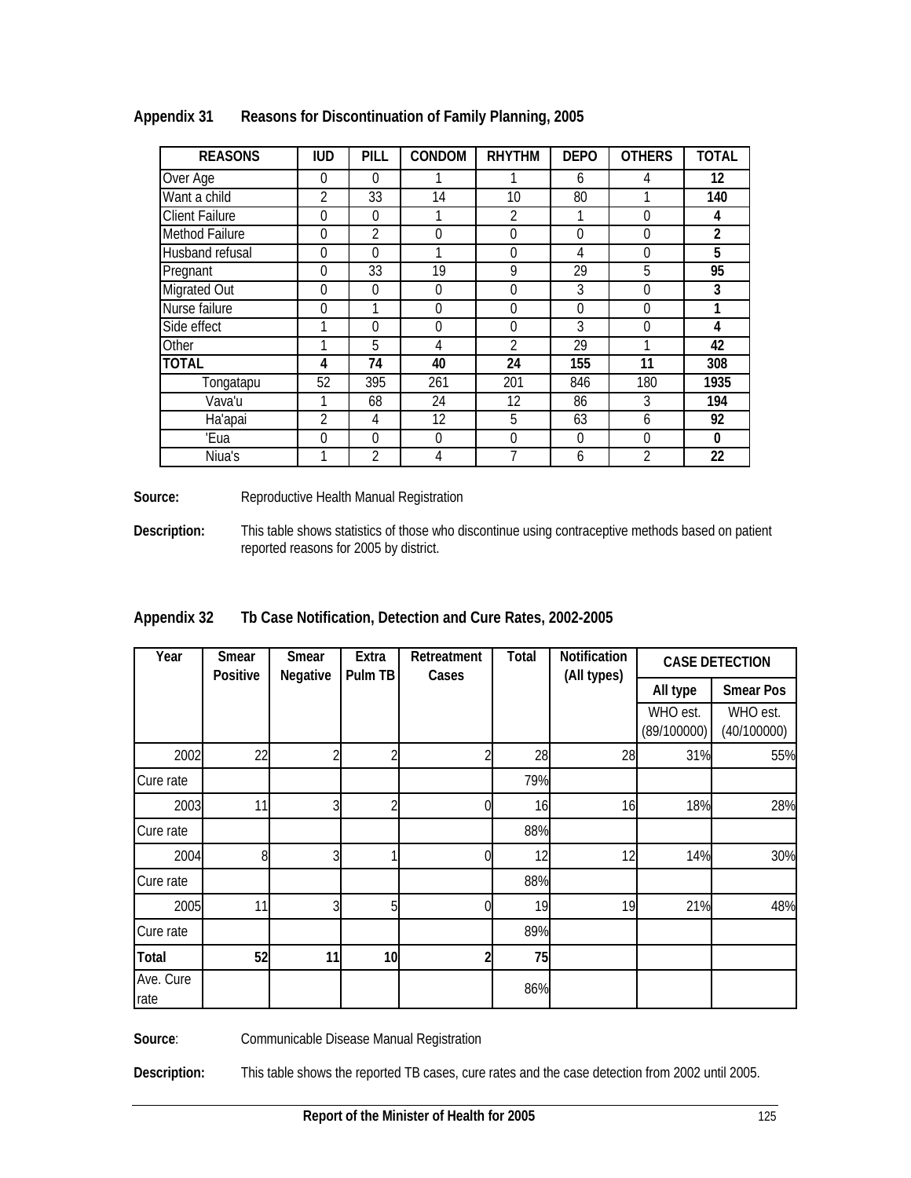## Appendix 31 Reasons for Discontinuation of Family Planning, 2005

| REASONS | IUD | PILL | CONDOM | RHYTHM | DEPO | OTHERS | TOTAL |
|---|---|---|---|---|---|---|---|
| Over Age | 0 | 0 | 1 | 1 | 6 | 4 | **12** |
| Want a child | 2 | 33 | 14 | 10 | 80 | 1 | **140** |
| Client Failure | 0 | 0 | 1 | 2 | 1 | 0 | **4** |
| Method Failure | 0 | 2 | 0 | 0 | 0 | 0 | **2** |
| Husband refusal | 0 | 0 | 1 | 0 | 4 | 0 | **5** |
| Pregnant | 0 | 33 | 19 | 9 | 29 | 5 | **95** |
| Migrated Out | 0 | 0 | 0 | 0 | 3 | 0 | **3** |
| Nurse failure | 0 | 1 | 0 | 0 | 0 | 0 | **1** |
| Side effect | 1 | 0 | 0 | 0 | 3 | 0 | **4** |
| Other | 1 | 5 | 4 | 2 | 29 | 1 | **42** |
| **TOTAL** | **4** | **74** | **40** | **24** | **155** | **11** | **308** |
| Tongatapu | 52 | 395 | 261 | 201 | 846 | 180 | **1935** |
| Vava'u | 1 | 68 | 24 | 12 | 86 | 3 | **194** |
| Ha'apai | 2 | 4 | 12 | 5 | 63 | 6 | **92** |
| 'Eua | 0 | 0 | 0 | 0 | 0 | 0 | **0** |
| Niua's | 1 | 2 | 4 | 7 | 6 | 2 | **22** |

**Source:** Reproductive Health Manual Registration

**Description:** This table shows statistics of those who discontinue using contraceptive methods based on patient reported reasons for 2005 by district.

## Appendix 32 Tb Case Notification, Detection and Cure Rates, 2002-2005

| Year | Smear Positive | Smear Negative | Extra Pulm TB | Retreatment Cases | Total | Notification (All types) | CASE DETECTION | |
|---|---|---|---|---|---|---|---|---|
| | | | | | | | All type | Smear Pos |
| | | | | | | | WHO est. (89/100000) | WHO est. (40/100000) |
| 2002 | 22 | 2 | 2 | 2 | 28 | 28 | 31% | 55% |
| Cure rate | | | | | 79% | | | |
| 2003 | 11 | 3 | 2 | 0 | 16 | 16 | 18% | 28% |
| Cure rate | | | | | 88% | | | |
| 2004 | 8 | 3 | 1 | 0 | 12 | 12 | 14% | 30% |
| Cure rate | | | | | 88% | | | |
| 2005 | 11 | 3 | 5 | 0 | 19 | 19 | 21% | 48% |
| Cure rate | | | | | 89% | | | |
| **Total** | **52** | **11** | **10** | **2** | **75** | | | |
| Ave. Cure rate | | | | | 86% | | | |

**Source**: Communicable Disease Manual Registration

**Description:** This table shows the reported TB cases, cure rates and the case detection from 2002 until 2005.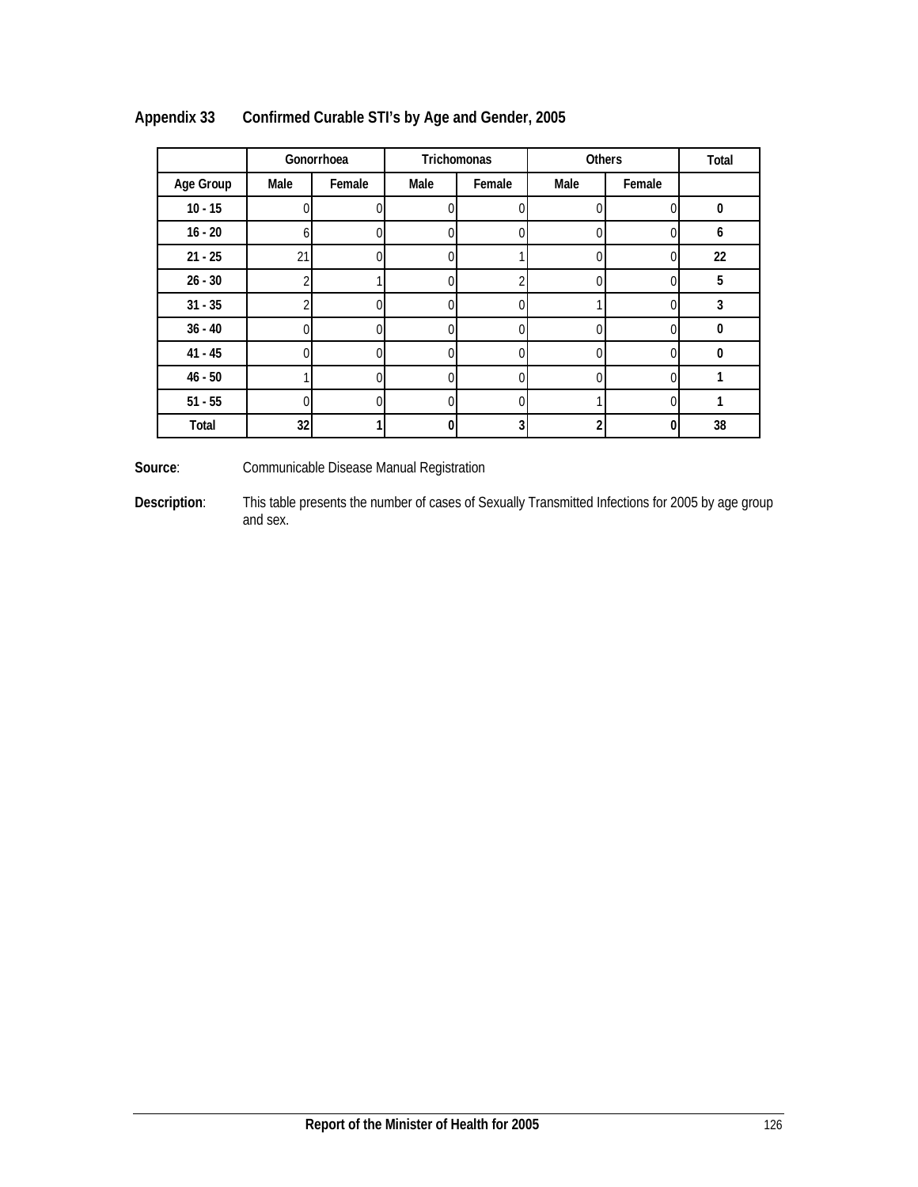## Appendix 33 Confirmed Curable STI's by Age and Gender, 2005

| | Gonorrhoea | | Trichomonas | | Others | | Total |
|---|---|---|---|---|---|---|---|
| Age Group | Male | Female | Male | Female | Male | Female | |
| 10 - 15 | 0 | 0 | 0 | 0 | 0 | 0 | **0** |
| 16 - 20 | 6 | 0 | 0 | 0 | 0 | 0 | **6** |
| 21 - 25 | 21 | 0 | 0 | 1 | 0 | 0 | **22** |
| 26 - 30 | 2 | 1 | 0 | 2 | 0 | 0 | **5** |
| 31 - 35 | 2 | 0 | 0 | 0 | 1 | 0 | **3** |
| 36 - 40 | 0 | 0 | 0 | 0 | 0 | 0 | **0** |
| 41 - 45 | 0 | 0 | 0 | 0 | 0 | 0 | **0** |
| 46 - 50 | 1 | 0 | 0 | 0 | 0 | 0 | **1** |
| 51 - 55 | 0 | 0 | 0 | 0 | 1 | 0 | **1** |
| Total | **32** | **1** | **0** | **3** | **2** | **0** | **38** |

**Source**: Communicable Disease Manual Registration

**Description**: This table presents the number of cases of Sexually Transmitted Infections for 2005 by age group and sex.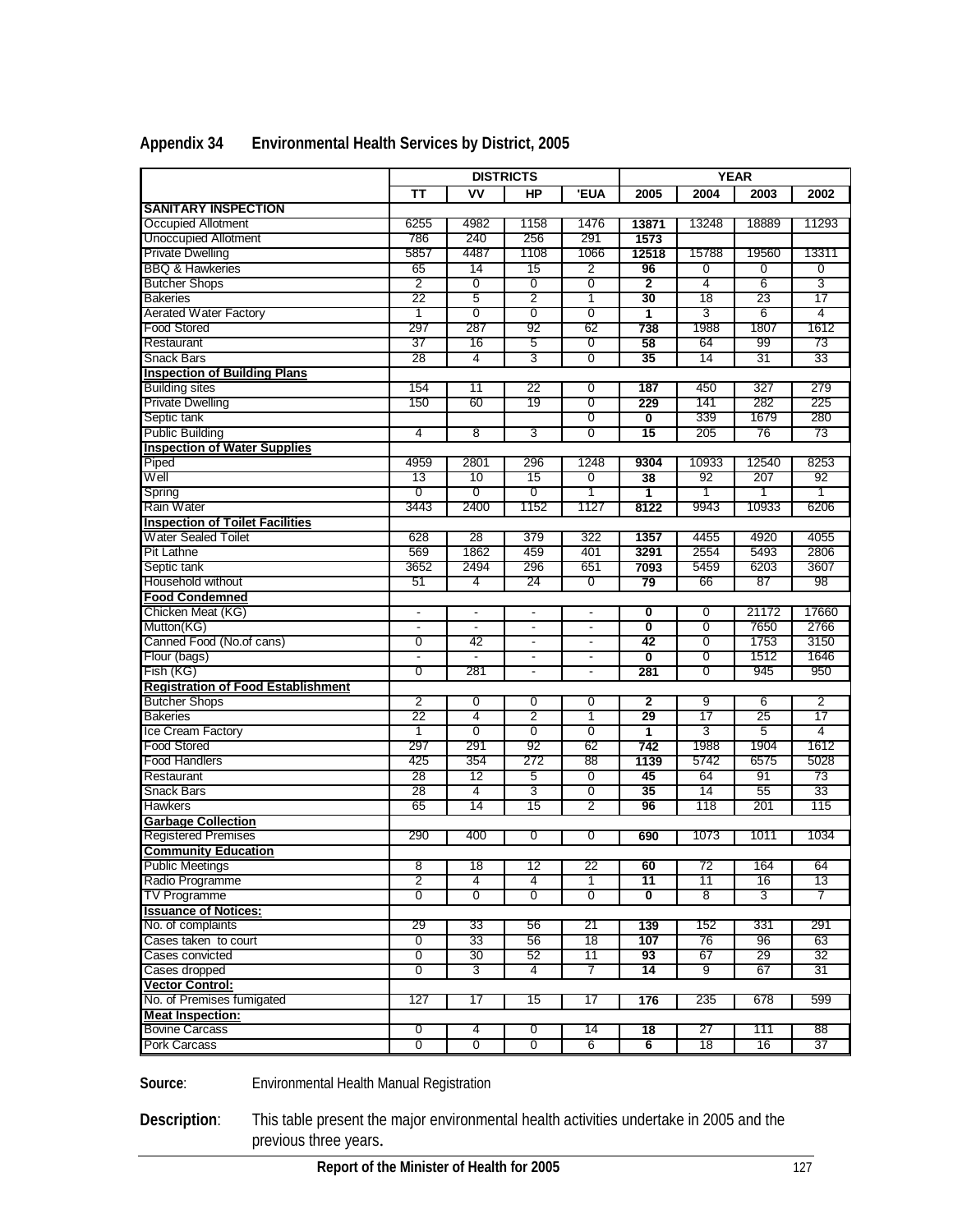## Appendix 34 Environmental Health Services by District, 2005

| | DISTRICTS | | | | YEAR | | | |
|---|---|---|---|---|---|---|---|---|
| | TT | VV | HP | 'EUA | 2005 | 2004 | 2003 | 2002 |
| **SANITARY INSPECTION** | | | | | | | | |
| Occupied Allotment | 6255 | 4982 | 1158 | 1476 | **13871** | 13248 | 18889 | 11293 |
| Unoccupied Allotment | 786 | 240 | 256 | 291 | **1573** | | | |
| Private Dwelling | 5857 | 4487 | 1108 | 1066 | **12518** | 15788 | 19560 | 13311 |
| BBQ & Hawkeries | 65 | 14 | 15 | 2 | **96** | 0 | 0 | 0 |
| Butcher Shops | 2 | 0 | 0 | 0 | **2** | 4 | 6 | 3 |
| Bakeries | 22 | 5 | 2 | 1 | **30** | 18 | 23 | 17 |
| Aerated Water Factory | 1 | 0 | 0 | 0 | **1** | 3 | 6 | 4 |
| Food Stored | 297 | 287 | 92 | 62 | **738** | 1988 | 1807 | 1612 |
| Restaurant | 37 | 16 | 5 | 0 | **58** | 64 | 99 | 73 |
| Snack Bars | 28 | 4 | 3 | 0 | **35** | 14 | 31 | 33 |
| **Inspection of Building Plans** | | | | | | | | |
| Building sites | 154 | 11 | 22 | 0 | **187** | 450 | 327 | 279 |
| Private Dwelling | 150 | 60 | 19 | 0 | **229** | 141 | 282 | 225 |
| Septic tank | | | | 0 | **0** | 339 | 1679 | 280 |
| Public Building | 4 | 8 | 3 | 0 | **15** | 205 | 76 | 73 |
| **Inspection of Water Supplies** | | | | | | | | |
| Piped | 4959 | 2801 | 296 | 1248 | **9304** | 10933 | 12540 | 8253 |
| Well | 13 | 10 | 15 | 0 | **38** | 92 | 207 | 92 |
| Spring | 0 | 0 | 0 | 1 | **1** | 1 | 1 | 1 |
| Rain Water | 3443 | 2400 | 1152 | 1127 | **8122** | 9943 | 10933 | 6206 |
| **Inspection of Toilet Facilities** | | | | | | | | |
| Water Sealed Toilet | 628 | 28 | 379 | 322 | **1357** | 4455 | 4920 | 4055 |
| Pit Lathne | 569 | 1862 | 459 | 401 | **3291** | 2554 | 5493 | 2806 |
| Septic tank | 3652 | 2494 | 296 | 651 | **7093** | 5459 | 6203 | 3607 |
| Household without | 51 | 4 | 24 | 0 | **79** | 66 | 87 | 98 |
| **Food Condemned** | | | | | | | | |
| Chicken Meat (KG) | - | - | - | - | **0** | 0 | 21172 | 17660 |
| Mutton(KG) | - | - | - | - | **0** | 0 | 7650 | 2766 |
| Canned Food (No.of cans) | 0 | 42 | - | - | **42** | 0 | 1753 | 3150 |
| Flour (bags) | - | - | - | - | **0** | 0 | 1512 | 1646 |
| Fish (KG) | 0 | 281 | - | - | **281** | 0 | 945 | 950 |
| **Registration of Food Establishment** | | | | | | | | |
| Butcher Shops | 2 | 0 | 0 | 0 | **2** | 9 | 6 | 2 |
| Bakeries | 22 | 4 | 2 | 1 | **29** | 17 | 25 | 17 |
| Ice Cream Factory | 1 | 0 | 0 | 0 | **1** | 3 | 5 | 4 |
| Food Stored | 297 | 291 | 92 | 62 | **742** | 1988 | 1904 | 1612 |
| Food Handlers | 425 | 354 | 272 | 88 | **1139** | 5742 | 6575 | 5028 |
| Restaurant | 28 | 12 | 5 | 0 | **45** | 64 | 91 | 73 |
| Snack Bars | 28 | 4 | 3 | 0 | **35** | 14 | 55 | 33 |
| Hawkers | 65 | 14 | 15 | 2 | **96** | 118 | 201 | 115 |
| **Garbage Collection** | | | | | | | | |
| Registered Premises | 290 | 400 | 0 | 0 | **690** | 1073 | 1011 | 1034 |
| **Community Education** | | | | | | | | |
| Public Meetings | 8 | 18 | 12 | 22 | **60** | 72 | 164 | 64 |
| Radio Programme | 2 | 4 | 4 | 1 | **11** | 11 | 16 | 13 |
| TV Programme | 0 | 0 | 0 | 0 | **0** | 8 | 3 | 7 |
| **Issuance of Notices:** | | | | | | | | |
| No. of complaints | 29 | 33 | 56 | 21 | **139** | 152 | 331 | 291 |
| Cases taken to court | 0 | 33 | 56 | 18 | **107** | 76 | 96 | 63 |
| Cases convicted | 0 | 30 | 52 | 11 | **93** | 67 | 29 | 32 |
| Cases dropped | 0 | 3 | 4 | 7 | **14** | 9 | 67 | 31 |
| **Vector Control:** | | | | | | | | |
| No. of Premises fumigated | 127 | 17 | 15 | 17 | **176** | 235 | 678 | 599 |
| **Meat Inspection:** | | | | | | | | |
| Bovine Carcass | 0 | 4 | 0 | 14 | **18** | 27 | 111 | 88 |
| Pork Carcass | 0 | 0 | 0 | 6 | **6** | 18 | 16 | 37 |

**Source**: Environmental Health Manual Registration

**Description**: This table present the major environmental health activities undertake in 2005 and the previous three years.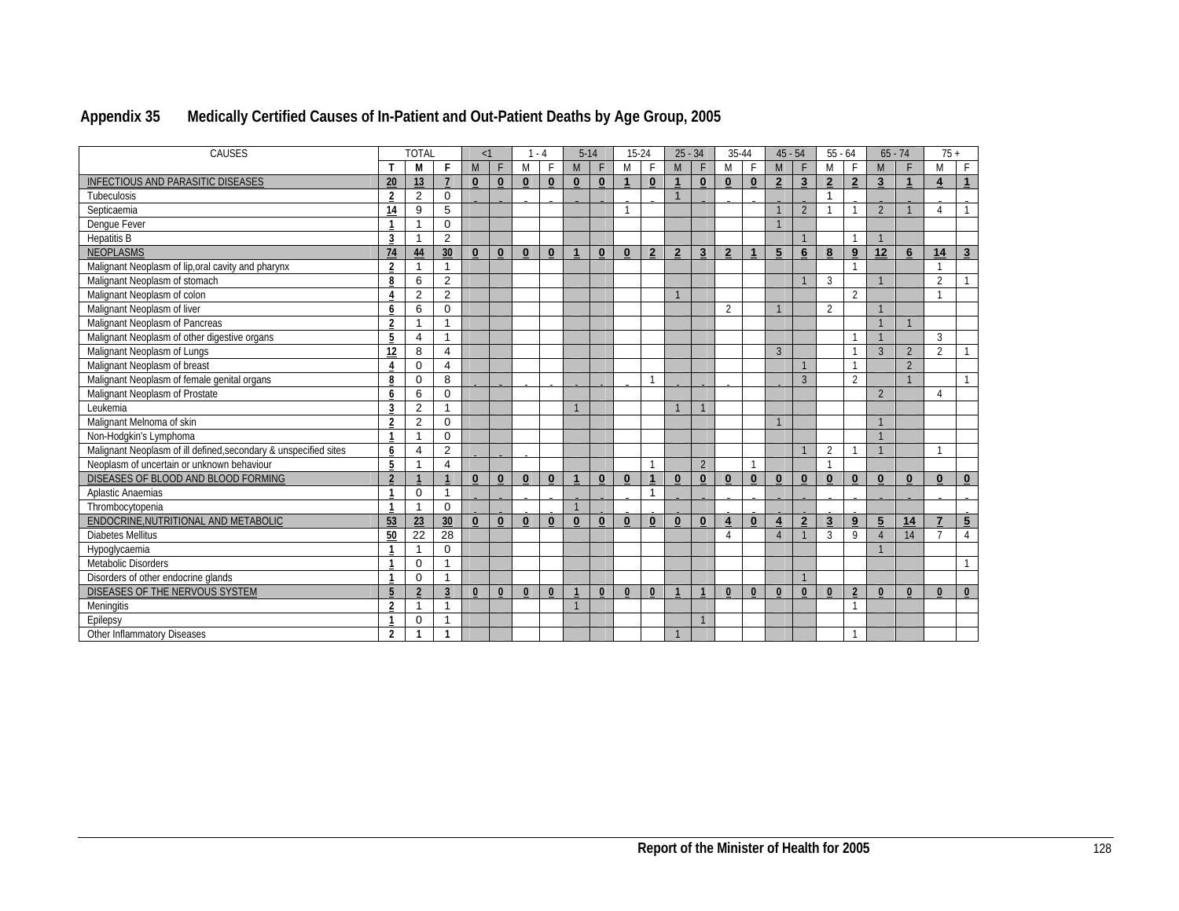## Appendix 35 Medically Certified Causes of In-Patient and Out-Patient Deaths by Age Group, 2005

| CAUSES | TOTAL | | | <1 | | 1 - 4 | | 5-14 | | 15-24 | | 25 - 34 | | 35-44 | | 45 - 54 | | 55 - 64 | | 65 - 74 | | 75 + | |
|---|---|---|---|---|---|---|---|---|---|---|---|---|---|---|---|---|---|---|---|---|---|---|---|
| | T | M | F | M | F | M | F | M | F | M | F | M | F | M | F | M | F | M | F | M | F | M | F |
| INFECTIOUS AND PARASITIC DISEASES | 20 | 13 | 7 | 0 | 0 | 0 | 0 | 0 | 0 | 1 | 0 | 1 | 0 | 0 | 0 | 2 | 3 | 2 | 2 | 3 | 1 | 4 | 1 |
| Tubeculosis | 2 | 2 | 0 | | | | | | | | | 1 | | | | | | 1 | | | | | |
| Septicaemia | 14 | 9 | 5 | | | | | | | 1 | | | | | | 1 | 2 | 1 | 1 | 2 | 1 | 4 | 1 |
| Dengue Fever | 1 | 1 | 0 | | | | | | | | | | | | | 1 | | | | | | | |
| Hepatitis B | 3 | 1 | 2 | | | | | | | | | | | | | | 1 | | 1 | 1 | | | |
| NEOPLASMS | 74 | 44 | 30 | 0 | 0 | 0 | 0 | 1 | 0 | 0 | 2 | 2 | 3 | 2 | 1 | 5 | 6 | 8 | 9 | 12 | 6 | 14 | 3 |
| Malignant Neoplasm of lip,oral cavity and pharynx | 2 | 1 | 1 | | | | | | | | | | | | | | | | 1 | | | 1 | |
| Malignant Neoplasm of stomach | 8 | 6 | 2 | | | | | | | | | | | | | | 1 | 3 | | 1 | | 2 | 1 |
| Malignant Neoplasm of colon | 4 | 2 | 2 | | | | | | | | | 1 | | | | | | | 2 | | | 1 | |
| Malignant Neoplasm of liver | 6 | 6 | 0 | | | | | | | | | | | 2 | | 1 | | 2 | | 1 | | | |
| Malignant Neoplasm of Pancreas | 2 | 1 | 1 | | | | | | | | | | | | | | | | | 1 | 1 | | |
| Malignant Neoplasm of other digestive organs | 5 | 4 | 1 | | | | | | | | | | | | | | | | 1 | 1 | | 3 | |
| Malignant Neoplasm of Lungs | 12 | 8 | 4 | | | | | | | | | | | | | 3 | | | 1 | 3 | 2 | 2 | 1 |
| Malignant Neoplasm of breast | 4 | 0 | 4 | | | | | | | | | | | | | | 1 | | 1 | | 2 | | |
| Malignant Neoplasm of female genital organs | 8 | 0 | 8 | | | | | | | | 1 | | | | | | 3 | | 2 | | 1 | | 1 |
| Malignant Neoplasm of Prostate | 6 | 6 | 0 | | | | | | | | | | | | | | | | | 2 | | 4 | |
| Leukemia | 3 | 2 | 1 | | | | | 1 | | | | 1 | 1 | | | | | | | | | | |
| Malignant Melnoma of skin | 2 | 2 | 0 | | | | | | | | | | | | | 1 | | | | 1 | | | |
| Non-Hodgkin's Lymphoma | 1 | 1 | 0 | | | | | | | | | | | | | | | | | 1 | | | |
| Malignant Neoplasm of ill defined,secondary & unspecified sites | 6 | 4 | 2 | | | | | | | | | | | | | | 1 | 2 | 1 | 1 | | 1 | |
| Neoplasm of uncertain or unknown behaviour | 5 | 1 | 4 | | | | | | | | 1 | | 2 | | 1 | | | 1 | | | | | |
| DISEASES OF BLOOD AND BLOOD FORMING | 2 | 1 | 1 | 0 | 0 | 0 | 0 | 1 | 0 | 0 | 1 | 0 | 0 | 0 | 0 | 0 | 0 | 0 | 0 | 0 | 0 | 0 | 0 |
| Aplastic Anaemias | 1 | 0 | 1 | | | | | | | | 1 | | | | | | | | | | | | |
| Thrombocytopenia | 1 | 1 | 0 | | | | | 1 | | | | | | | | | | | | | | | |
| ENDOCRINE,NUTRITIONAL AND METABOLIC | 53 | 23 | 30 | 0 | 0 | 0 | 0 | 0 | 0 | 0 | 0 | 0 | 0 | 4 | 0 | 4 | 2 | 3 | 9 | 5 | 14 | 7 | 5 |
| Diabetes Mellitus | 50 | 22 | 28 | | | | | | | | | | | 4 | | 4 | 1 | 3 | 9 | 4 | 14 | 7 | 4 |
| Hypoglycaemia | 1 | 1 | 0 | | | | | | | | | | | | | | | | | 1 | | | |
| Metabolic Disorders | 1 | 0 | 1 | | | | | | | | | | | | | | | | | | | | 1 |
| Disorders of other endocrine glands | 1 | 0 | 1 | | | | | | | | | | | | | | 1 | | | | | | |
| DISEASES OF THE NERVOUS SYSTEM | 5 | 2 | 3 | 0 | 0 | 0 | 0 | 1 | 0 | 0 | 0 | 1 | 1 | 0 | 0 | 0 | 0 | 0 | 2 | 0 | 0 | 0 | 0 |
| Meningitis | 2 | 1 | 1 | | | | | 1 | | | | | | | | | | | 1 | | | | |
| Epilepsy | 1 | 0 | 1 | | | | | | | | | | 1 | | | | | | | | | | |
| Other Inflammatory Diseases | 2 | 1 | 1 | | | | | | | | | 1 | | | | | | | 1 | | | | |

Report of the Minister of Health for 2005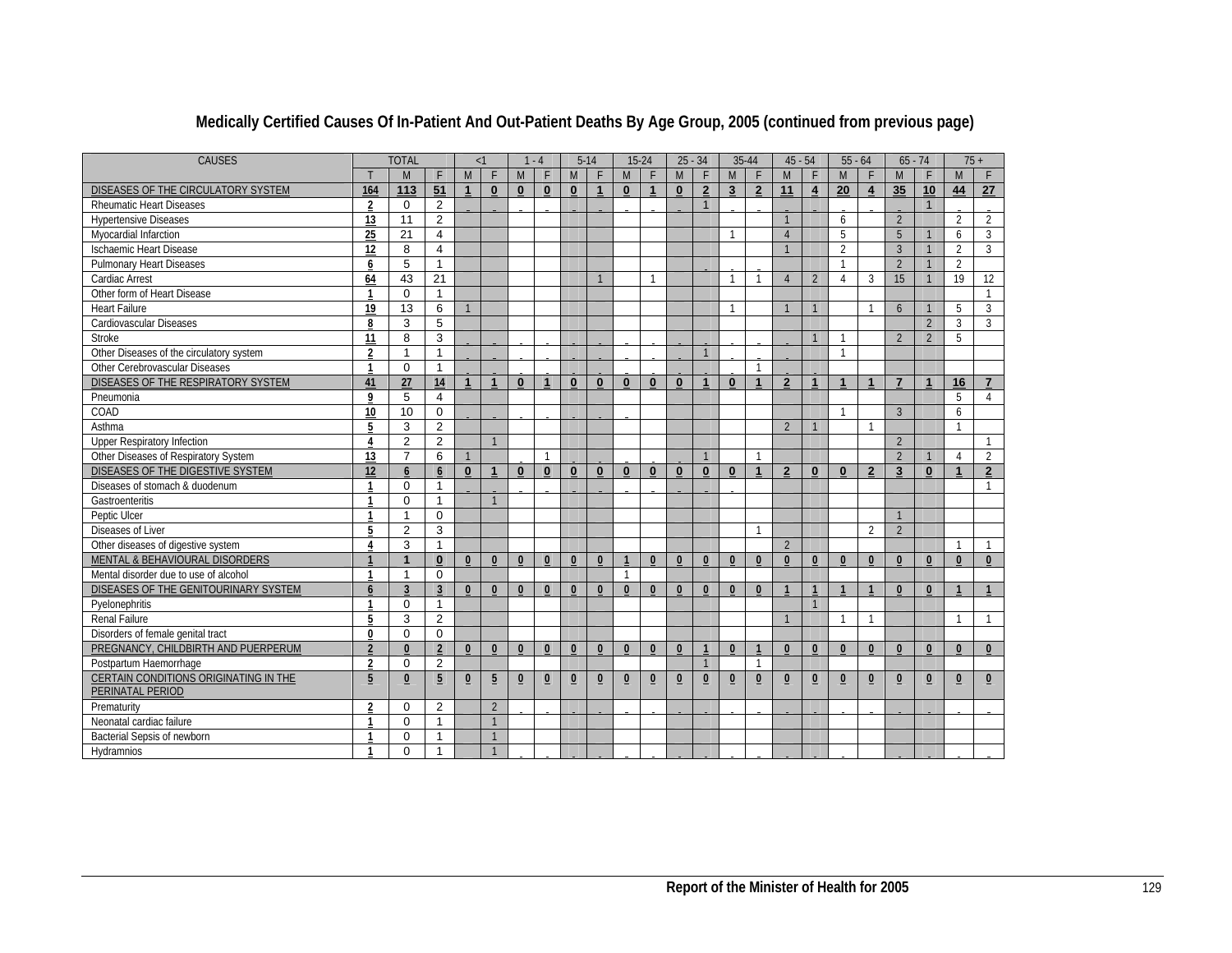## Medically Certified Causes Of In-Patient And Out-Patient Deaths By Age Group, 2005 (continued from previous page)

| CAUSES | TOTAL | | | <1 | | 1 - 4 | | 5-14 | | 15-24 | | 25 - 34 | | 35-44 | | 45 - 54 | | 55 - 64 | | 65 - 74 | | 75 + | |
|---|---|---|---|---|---|---|---|---|---|---|---|---|---|---|---|---|---|---|---|---|---|---|---|
| | T | M | F | M | F | M | F | M | F | M | F | M | F | M | F | M | F | M | F | M | F | M | F |
| DISEASES OF THE CIRCULATORY SYSTEM | 164 | 113 | 51 | 1 | 0 | 0 | 0 | 0 | 1 | 0 | 1 | 0 | 2 | 3 | 2 | 11 | 4 | 20 | 4 | 35 | 10 | 44 | 27 |
| Rheumatic Heart Diseases | 2 | 0 | 2 | | | | | | | | | | 1 | | | | | | | | 1 | | |
| Hypertensive Diseases | 13 | 11 | 2 | | | | | | | | | | | | | 1 | | 6 | | 2 | | 2 | 2 |
| Myocardial Infarction | 25 | 21 | 4 | | | | | | | | | | | 1 | | 4 | | 5 | | 5 | 1 | 6 | 3 |
| Ischaemic Heart Disease | 12 | 8 | 4 | | | | | | | | | | | | | 1 | | 2 | | 3 | 1 | 2 | 3 |
| Pulmonary Heart Diseases | 6 | 5 | 1 | | | | | | | | | | | | | | | 1 | | 2 | 1 | 2 | |
| Cardiac Arrest | 64 | 43 | 21 | | | | | | 1 | | 1 | | | 1 | 1 | 4 | 2 | 4 | 3 | 15 | 1 | 19 | 12 |
| Other form of Heart Disease | 1 | 0 | 1 | | | | | | | | | | | | | | | | | | | | 1 |
| Heart Failure | 19 | 13 | 6 | 1 | | | | | | | | | | 1 | | 1 | 1 | | 1 | 6 | 1 | 5 | 3 |
| Cardiovascular Diseases | 8 | 3 | 5 | | | | | | | | | | | | | | | | | | 2 | 3 | 3 |
| Stroke | 11 | 8 | 3 | | | | | | | | | | | | | | 1 | 1 | | 2 | 2 | 5 | |
| Other Diseases of the circulatory system | 2 | 1 | 1 | | | | | | | | | | 1 | | | | | 1 | | | | | |
| Other Cerebrovascular Diseases | 1 | 0 | 1 | | | | | | | | | | | | 1 | | | | | | | | |
| DISEASES OF THE RESPIRATORY SYSTEM | 41 | 27 | 14 | 1 | 1 | 0 | 1 | 0 | 0 | 0 | 0 | 0 | 1 | 0 | 1 | 2 | 1 | 1 | 1 | 7 | 1 | 16 | 7 |
| Pneumonia | 9 | 5 | 4 | | | | | | | | | | | | | | | | | | | 5 | 4 |
| COAD | 10 | 10 | 0 | | | | | | | | | | | | | | | 1 | | 3 | | 6 | |
| Asthma | 5 | 3 | 2 | | | | | | | | | | | | | 2 | 1 | | 1 | | | 1 | |
| Upper Respiratory Infection | 4 | 2 | 2 | | 1 | | | | | | | | | | | | | | | 2 | | | 1 |
| Other Diseases of Respiratory System | 13 | 7 | 6 | 1 | | | 1 | | | | | | 1 | | 1 | | | | | 2 | 1 | 4 | 2 |
| DISEASES OF THE DIGESTIVE SYSTEM | 12 | 6 | 6 | 0 | 1 | 0 | 0 | 0 | 0 | 0 | 0 | 0 | 0 | 0 | 1 | 2 | 0 | 0 | 2 | 3 | 0 | 1 | 2 |
| Diseases of stomach & duodenum | 1 | 0 | 1 | | | | | | | | | | | | | | | | | | | | 1 |
| Gastroenteritis | 1 | 0 | 1 | | 1 | | | | | | | | | | | | | | | | | | |
| Peptic Ulcer | 1 | 1 | 0 | | | | | | | | | | | | | | | | | 1 | | | |
| Diseases of Liver | 5 | 2 | 3 | | | | | | | | | | | | 1 | | | | 2 | 2 | | | |
| Other diseases of digestive system | 4 | 3 | 1 | | | | | | | | | | | | | 2 | | | | | | 1 | 1 |
| MENTAL & BEHAVIOURAL DISORDERS | 1 | 1 | 0 | 0 | 0 | 0 | 0 | 0 | 0 | 1 | 0 | 0 | 0 | 0 | 0 | 0 | 0 | 0 | 0 | 0 | 0 | 0 | 0 |
| Mental disorder due to use of alcohol | 1 | 1 | 0 | | | | | | | 1 | | | | | | | | | | | | | |
| DISEASES OF THE GENITOURINARY SYSTEM | 6 | 3 | 3 | 0 | 0 | 0 | 0 | 0 | 0 | 0 | 0 | 0 | 0 | 0 | 0 | 1 | 1 | 1 | 1 | 0 | 0 | 1 | 1 |
| Pyelonephritis | 1 | 0 | 1 | | | | | | | | | | | | | | 1 | | | | | | |
| Renal Failure | 5 | 3 | 2 | | | | | | | | | | | | | 1 | | 1 | 1 | | | 1 | 1 |
| Disorders of female genital tract | 0 | 0 | 0 | | | | | | | | | | | | | | | | | | | | |
| PREGNANCY, CHILDBIRTH AND PUERPERUM | 2 | 0 | 2 | 0 | 0 | 0 | 0 | 0 | 0 | 0 | 0 | 0 | 1 | 0 | 1 | 0 | 0 | 0 | 0 | 0 | 0 | 0 | 0 |
| Postpartum Haemorrhage | 2 | 0 | 2 | | | | | | | | | | 1 | | 1 | | | | | | | | |
| CERTAIN CONDITIONS ORIGINATING IN THE PERINATAL PERIOD | 5 | 0 | 5 | 0 | 5 | 0 | 0 | 0 | 0 | 0 | 0 | 0 | 0 | 0 | 0 | 0 | 0 | 0 | 0 | 0 | 0 | 0 | 0 |
| Prematurity | 2 | 0 | 2 | | 2 | | | | | | | | | | | | | | | | | | |
| Neonatal cardiac failure | 1 | 0 | 1 | | 1 | | | | | | | | | | | | | | | | | | |
| Bacterial Sepsis of newborn | 1 | 0 | 1 | | 1 | | | | | | | | | | | | | | | | | | |
| Hydramnios | 1 | 0 | 1 | | 1 | | | | | | | | | | | | | | | | | | |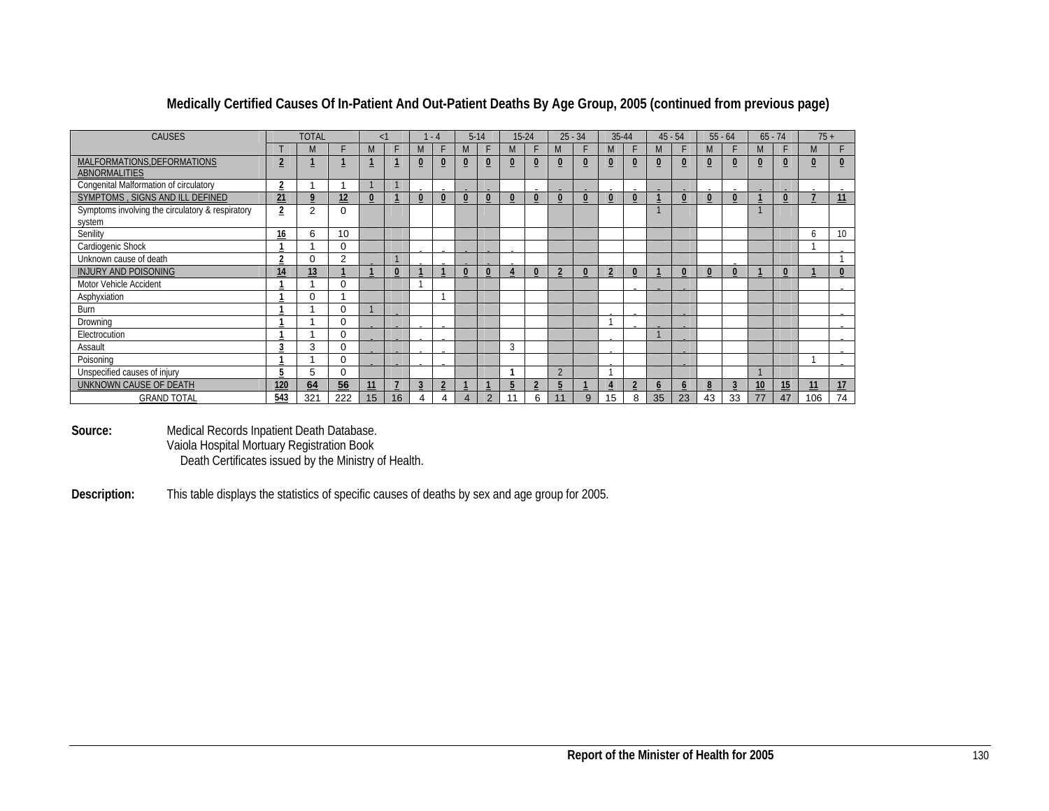## Medically Certified Causes Of In-Patient And Out-Patient Deaths By Age Group, 2005 (continued from previous page)

| CAUSES | TOTAL | | | <1 | | 1 - 4 | | 5-14 | | 15-24 | | 25 - 34 | | 35-44 | | 45 - 54 | | 55 - 64 | | 65 - 74 | | 75 + | |
|---|---|---|---|---|---|---|---|---|---|---|---|---|---|---|---|---|---|---|---|---|---|---|---|
| | T | M | F | M | F | M | F | M | F | M | F | M | F | M | F | M | F | M | F | M | F | M | F |
| MALFORMATIONS,DEFORMATIONS ABNORMALITIES | 2 | 1 | 1 | 1 | 1 | 0 | 0 | 0 | 0 | 0 | 0 | 0 | 0 | 0 | 0 | 0 | 0 | 0 | 0 | 0 | 0 | 0 | 0 |
| Congenital Malformation of circulatory | 2 | 1 | 1 | 1 | 1 | - | - | - | - | | - | - | - | - | - | - | - | - | - | - | - | - | - |
| SYMPTOMS , SIGNS AND ILL DEFINED | 21 | 9 | 12 | 0 | 1 | 0 | 0 | 0 | 0 | 0 | 0 | 0 | 0 | 0 | 0 | 1 | 0 | 0 | 0 | 1 | 0 | 7 | 11 |
| Symptoms involving the circulatory & respiratory system | 2 | 2 | 0 | | | | | | | | | | | | | 1 | | | | 1 | | | |
| Senility | 16 | 6 | 10 | | | | | | | | | | | | | | | | | | | 6 | 10 |
| Cardiogenic Shock | 1 | 1 | 0 | | | - | - | - | - | - | | | | | | | | | | | | 1 | - |
| Unknown cause of death | 2 | 0 | 2 | - | 1 | - | - | - | - | - | | | | | | | | | - | | | | 1 |
| INJURY AND POISONING | 14 | 13 | 1 | 1 | 0 | 1 | 1 | 0 | 0 | 4 | 0 | 2 | 0 | 2 | 0 | 1 | 0 | 0 | 0 | 1 | 0 | 1 | 0 |
| Motor Vehicle Accident | 1 | 1 | 0 | | | 1 | | | | | | | | | - | - | - | | | | | | - |
| Asphyxiation | 1 | 0 | 1 | | | | 1 | | | | | | | | | | | | | | | | |
| Burn | 1 | 1 | 0 | 1 | - | | | | | | | | | - | - | | - | | | | | | - |
| Drowning | 1 | 1 | 0 | - | - | - | - | | | | | | | 1 | - | - | - | | | | | | - |
| Electrocution | 1 | 1 | 0 | - | - | - | - | | | | | | | - | | 1 | - | | | | | | - |
| Assault | 3 | 3 | 0 | - | - | - | - | | | 3 | | | | - | | | - | | | | | | - |
| Poisoning | 1 | 1 | 0 | - | - | - | - | | | | | | | - | | | - | | | | | 1 | - |
| Unspecified causes of injury | 5 | 5 | 0 | | | | | | | 1 | | 2 | | 1 | | | | | | 1 | | | |
| UNKNOWN CAUSE OF DEATH | 120 | 64 | 56 | 11 | 7 | 3 | 2 | 1 | 1 | 5 | 2 | 5 | 1 | 4 | 2 | 6 | 6 | 8 | 3 | 10 | 15 | 11 | 17 |
| GRAND TOTAL | 543 | 321 | 222 | 15 | 16 | 4 | 4 | 4 | 2 | 11 | 6 | 11 | 9 | 15 | 8 | 35 | 23 | 43 | 33 | 77 | 47 | 106 | 74 |

**Source:** Medical Records Inpatient Death Database.
Vaiola Hospital Mortuary Registration Book
Death Certificates issued by the Ministry of Health.

**Description:** This table displays the statistics of specific causes of deaths by sex and age group for 2005.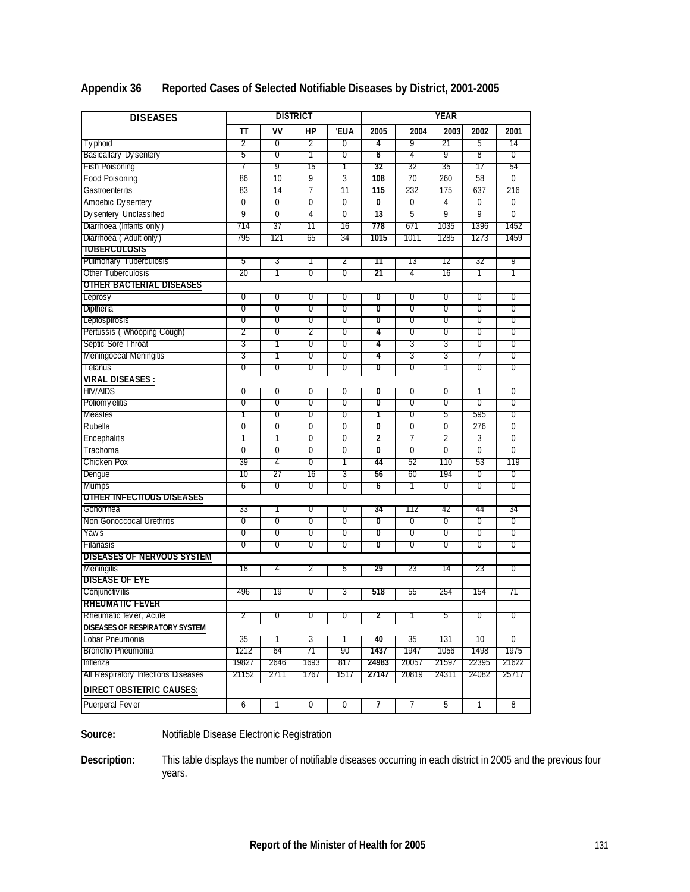## Appendix 36 Reported Cases of Selected Notifiable Diseases by District, 2001-2005

| DISEASES | DISTRICT | | | | YEAR | | | | |
|---|---|---|---|---|---|---|---|---|---|
| | TT | VV | HP | 'EUA | 2005 | 2004 | 2003 | 2002 | 2001 |
| Typhoid | 2 | 0 | 2 | 0 | **4** | 9 | 21 | 5 | 14 |
| Basicallary Dysentery | 5 | 0 | 1 | 0 | **6** | 4 | 9 | 8 | 0 |
| Fish Poisoning | 7 | 9 | 15 | 1 | **32** | 32 | 35 | 17 | 54 |
| Food Poisoning | 86 | 10 | 9 | 3 | **108** | 70 | 260 | 58 | 0 |
| Gastroenteritis | 83 | 14 | 7 | 11 | **115** | 232 | 175 | 637 | 216 |
| Amoebic Dysentery | 0 | 0 | 0 | 0 | **0** | 0 | 4 | 0 | 0 |
| Dysentery Unclassified | 9 | 0 | 4 | 0 | **13** | 5 | 9 | 9 | 0 |
| Diarrhoea (Infants only) | 714 | 37 | 11 | 16 | **778** | 671 | 1035 | 1396 | 1452 |
| Diarrhoea ( Adult only) | 795 | 121 | 65 | 34 | **1015** | 1011 | 1285 | 1273 | 1459 |
| **TUBERCULOSIS** | | | | | | | | | |
| Pulmonary Tuberculosis | 5 | 3 | 1 | 2 | **11** | 13 | 12 | 32 | 9 |
| Other Tuberculosis | 20 | 1 | 0 | 0 | **21** | 4 | 16 | 1 | 1 |
| **OTHER BACTERIAL DISEASES** | | | | | | | | | |
| Leprosy | 0 | 0 | 0 | 0 | **0** | 0 | 0 | 0 | 0 |
| Diptheria | 0 | 0 | 0 | 0 | **0** | 0 | 0 | 0 | 0 |
| Leptospirosis | 0 | 0 | 0 | 0 | **0** | 0 | 0 | 0 | 0 |
| Pertussis ( Whooping Cough) | 2 | 0 | 2 | 0 | **4** | 0 | 0 | 0 | 0 |
| Septic Sore Throat | 3 | 1 | 0 | 0 | **4** | 3 | 3 | 0 | 0 |
| Meningoccal Meningitis | 3 | 1 | 0 | 0 | **4** | 3 | 3 | 7 | 0 |
| Tetanus | 0 | 0 | 0 | 0 | **0** | 0 | 1 | 0 | 0 |
| **VIRAL DISEASES :** | | | | | | | | | |
| HIV/AIDS | 0 | 0 | 0 | 0 | **0** | 0 | 0 | 1 | 0 |
| Poliomyelitis | 0 | 0 | 0 | 0 | **0** | 0 | 0 | 0 | 0 |
| Measles | 1 | 0 | 0 | 0 | **1** | 0 | 5 | 595 | 0 |
| Rubella | 0 | 0 | 0 | 0 | **0** | 0 | 0 | 276 | 0 |
| Encephalitis | 1 | 1 | 0 | 0 | **2** | 7 | 2 | 3 | 0 |
| Trachoma | 0 | 0 | 0 | 0 | **0** | 0 | 0 | 0 | 0 |
| Chicken Pox | 39 | 4 | 0 | 1 | **44** | 52 | 110 | 53 | 119 |
| Dengue | 10 | 27 | 16 | 3 | **56** | 60 | 194 | 0 | 0 |
| Mumps | 6 | 0 | 0 | 0 | **6** | 1 | 0 | 0 | 0 |
| **OTHER INFECTIOUS DISEASES** | | | | | | | | | |
| Gonorrhea | 33 | 1 | 0 | 0 | **34** | 112 | 42 | 44 | 34 |
| Non Gonoccocal Urethritis | 0 | 0 | 0 | 0 | **0** | 0 | 0 | 0 | 0 |
| Yaws | 0 | 0 | 0 | 0 | **0** | 0 | 0 | 0 | 0 |
| Filariasis | 0 | 0 | 0 | 0 | **0** | 0 | 0 | 0 | 0 |
| **DISEASES OF NERVOUS SYSTEM** | | | | | | | | | |
| Meningitis | 18 | 4 | 2 | 5 | **29** | 23 | 14 | 23 | 0 |
| **DISEASE OF EYE** | | | | | | | | | |
| Conjunctivitis | 496 | 19 | 0 | 3 | **518** | 55 | 254 | 154 | 71 |
| **RHEUMATIC FEVER** | | | | | | | | | |
| Rheumatic fever, Acute | 2 | 0 | 0 | 0 | **2** | 1 | 5 | 0 | 0 |
| **DISEASES OF RESPIRATORY SYSTEM** | | | | | | | | | |
| Lobar Pneumonia | 35 | 1 | 3 | 1 | **40** | 35 | 131 | 10 | 0 |
| Broncho Pneumonia | 1212 | 64 | 71 | 90 | **1437** | 1947 | 1056 | 1498 | 1975 |
| Infienza | 19827 | 2646 | 1693 | 817 | **24983** | 20057 | 21597 | 22395 | 21622 |
| All Respiratory Infections Diseases | 21152 | 2711 | 1767 | 1517 | **27147** | 20819 | 24311 | 24082 | 25717 |
| **DIRECT OBSTETRIC CAUSES:** | | | | | | | | | |
| Puerperal Fever | 6 | 1 | 0 | 0 | **7** | 7 | 5 | 1 | 8 |

**Source:** Notifiable Disease Electronic Registration

**Description:** This table displays the number of notifiable diseases occurring in each district in 2005 and the previous four years.